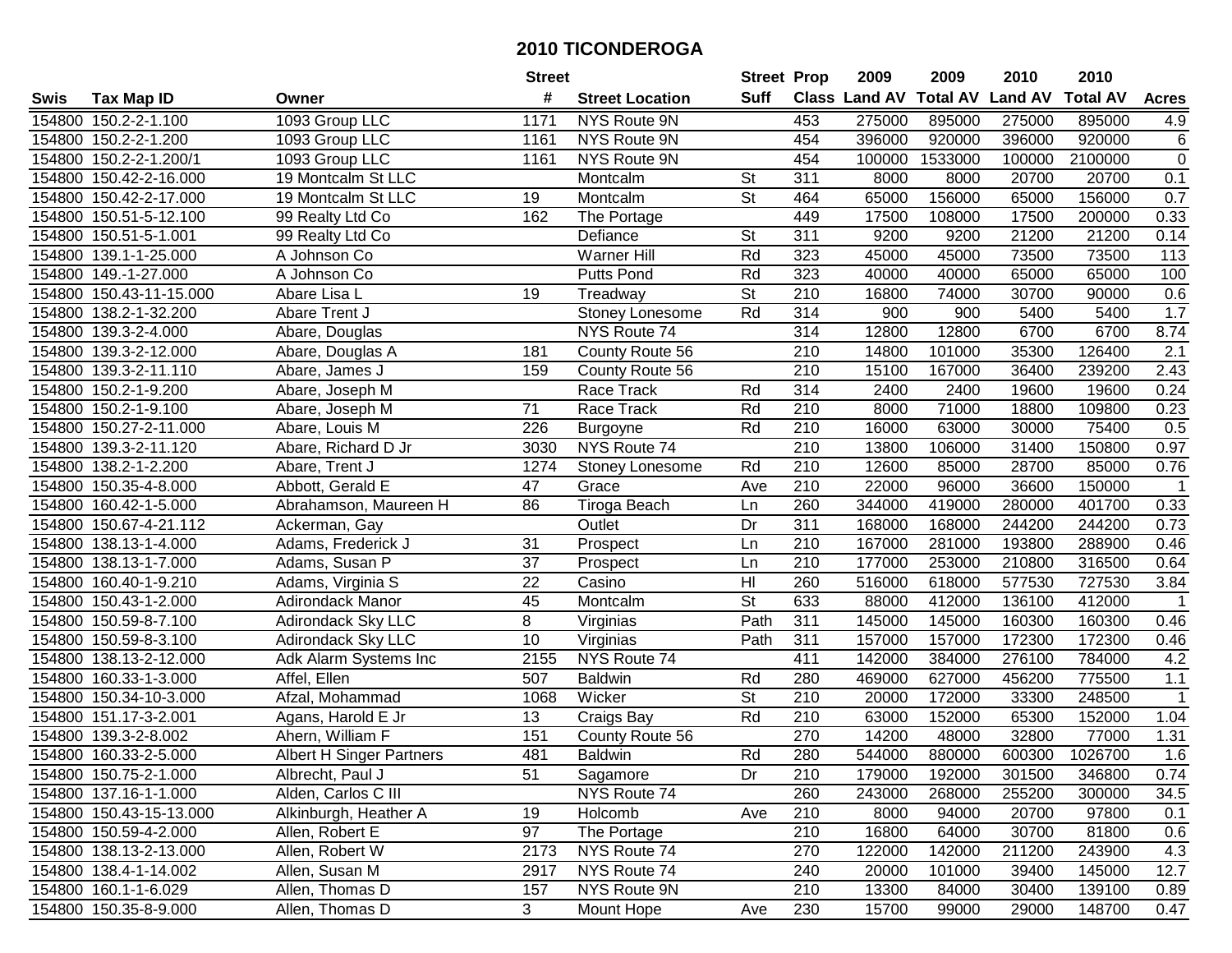# 2010 TICONDEROGA

| Swis | Tax Map ID | Owner | Street # | Street Location | Street Suff | Prop Class | 2009 Land AV | 2009 Total AV | 2010 Land AV | 2010 Total AV | Acres |
|---|---|---|---|---|---|---|---|---|---|---|---|
| 154800 | 150.2-2-1.100 | 1093 Group LLC | 1171 | NYS Route 9N | | 453 | 275000 | 895000 | 275000 | 895000 | 4.9 |
| 154800 | 150.2-2-1.200 | 1093 Group LLC | 1161 | NYS Route 9N | | 454 | 396000 | 920000 | 396000 | 920000 | 6 |
| 154800 | 150.2-2-1.200/1 | 1093 Group LLC | 1161 | NYS Route 9N | | 454 | 100000 | 1533000 | 100000 | 2100000 | 0 |
| 154800 | 150.42-2-16.000 | 19 Montcalm St LLC | | Montcalm | St | 311 | 8000 | 8000 | 20700 | 20700 | 0.1 |
| 154800 | 150.42-2-17.000 | 19 Montcalm St LLC | 19 | Montcalm | St | 464 | 65000 | 156000 | 65000 | 156000 | 0.7 |
| 154800 | 150.51-5-12.100 | 99 Realty Ltd Co | 162 | The Portage | | 449 | 17500 | 108000 | 17500 | 200000 | 0.33 |
| 154800 | 150.51-5-1.001 | 99 Realty Ltd Co | | Defiance | St | 311 | 9200 | 9200 | 21200 | 21200 | 0.14 |
| 154800 | 139.1-1-25.000 | A Johnson Co | | Warner Hill | Rd | 323 | 45000 | 45000 | 73500 | 73500 | 113 |
| 154800 | 149.-1-27.000 | A Johnson Co | | Putts Pond | Rd | 323 | 40000 | 40000 | 65000 | 65000 | 100 |
| 154800 | 150.43-11-15.000 | Abare Lisa L | 19 | Treadway | St | 210 | 16800 | 74000 | 30700 | 90000 | 0.6 |
| 154800 | 138.2-1-32.200 | Abare Trent J | | Stoney Lonesome | Rd | 314 | 900 | 900 | 5400 | 5400 | 1.7 |
| 154800 | 139.3-2-4.000 | Abare, Douglas | | NYS Route 74 | | 314 | 12800 | 12800 | 6700 | 6700 | 8.74 |
| 154800 | 139.3-2-12.000 | Abare, Douglas A | 181 | County Route 56 | | 210 | 14800 | 101000 | 35300 | 126400 | 2.1 |
| 154800 | 139.3-2-11.110 | Abare, James J | 159 | County Route 56 | | 210 | 15100 | 167000 | 36400 | 239200 | 2.43 |
| 154800 | 150.2-1-9.200 | Abare, Joseph M | | Race Track | Rd | 314 | 2400 | 2400 | 19600 | 19600 | 0.24 |
| 154800 | 150.2-1-9.100 | Abare, Joseph M | 71 | Race Track | Rd | 210 | 8000 | 71000 | 18800 | 109800 | 0.23 |
| 154800 | 150.27-2-11.000 | Abare, Louis M | 226 | Burgoyne | Rd | 210 | 16000 | 63000 | 30000 | 75400 | 0.5 |
| 154800 | 139.3-2-11.120 | Abare, Richard D Jr | 3030 | NYS Route 74 | | 210 | 13800 | 106000 | 31400 | 150800 | 0.97 |
| 154800 | 138.2-1-2.200 | Abare, Trent J | 1274 | Stoney Lonesome | Rd | 210 | 12600 | 85000 | 28700 | 85000 | 0.76 |
| 154800 | 150.35-4-8.000 | Abbott, Gerald E | 47 | Grace | Ave | 210 | 22000 | 96000 | 36600 | 150000 | 1 |
| 154800 | 160.42-1-5.000 | Abrahamson, Maureen H | 86 | Tiroga Beach | Ln | 260 | 344000 | 419000 | 280000 | 401700 | 0.33 |
| 154800 | 150.67-4-21.112 | Ackerman, Gay | | Outlet | Dr | 311 | 168000 | 168000 | 244200 | 244200 | 0.73 |
| 154800 | 138.13-1-4.000 | Adams, Frederick J | 31 | Prospect | Ln | 210 | 167000 | 281000 | 193800 | 288900 | 0.46 |
| 154800 | 138.13-1-7.000 | Adams, Susan P | 37 | Prospect | Ln | 210 | 177000 | 253000 | 210800 | 316500 | 0.64 |
| 154800 | 160.40-1-9.210 | Adams, Virginia S | 22 | Casino | Hl | 260 | 516000 | 618000 | 577530 | 727530 | 3.84 |
| 154800 | 150.43-1-2.000 | Adirondack Manor | 45 | Montcalm | St | 633 | 88000 | 412000 | 136100 | 412000 | 1 |
| 154800 | 150.59-8-7.100 | Adirondack Sky LLC | 8 | Virginias | Path | 311 | 145000 | 145000 | 160300 | 160300 | 0.46 |
| 154800 | 150.59-8-3.100 | Adirondack Sky LLC | 10 | Virginias | Path | 311 | 157000 | 157000 | 172300 | 172300 | 0.46 |
| 154800 | 138.13-2-12.000 | Adk Alarm Systems Inc | 2155 | NYS Route 74 | | 411 | 142000 | 384000 | 276100 | 784000 | 4.2 |
| 154800 | 160.33-1-3.000 | Affel, Ellen | 507 | Baldwin | Rd | 280 | 469000 | 627000 | 456200 | 775500 | 1.1 |
| 154800 | 150.34-10-3.000 | Afzal, Mohammad | 1068 | Wicker | St | 210 | 20000 | 172000 | 33300 | 248500 | 1 |
| 154800 | 151.17-3-2.001 | Agans, Harold E Jr | 13 | Craigs Bay | Rd | 210 | 63000 | 152000 | 65300 | 152000 | 1.04 |
| 154800 | 139.3-2-8.002 | Ahern, William F | 151 | County Route 56 | | 270 | 14200 | 48000 | 32800 | 77000 | 1.31 |
| 154800 | 160.33-2-5.000 | Albert H Singer Partners | 481 | Baldwin | Rd | 280 | 544000 | 880000 | 600300 | 1026700 | 1.6 |
| 154800 | 150.75-2-1.000 | Albrecht, Paul J | 51 | Sagamore | Dr | 210 | 179000 | 192000 | 301500 | 346800 | 0.74 |
| 154800 | 137.16-1-1.000 | Alden, Carlos C III | | NYS Route 74 | | 260 | 243000 | 268000 | 255200 | 300000 | 34.5 |
| 154800 | 150.43-15-13.000 | Alkinburgh, Heather A | 19 | Holcomb | Ave | 210 | 8000 | 94000 | 20700 | 97800 | 0.1 |
| 154800 | 150.59-4-2.000 | Allen, Robert E | 97 | The Portage | | 210 | 16800 | 64000 | 30700 | 81800 | 0.6 |
| 154800 | 138.13-2-13.000 | Allen, Robert W | 2173 | NYS Route 74 | | 270 | 122000 | 142000 | 211200 | 243900 | 4.3 |
| 154800 | 138.4-1-14.002 | Allen, Susan M | 2917 | NYS Route 74 | | 240 | 20000 | 101000 | 39400 | 145000 | 12.7 |
| 154800 | 160.1-1-6.029 | Allen, Thomas D | 157 | NYS Route 9N | | 210 | 13300 | 84000 | 30400 | 139100 | 0.89 |
| 154800 | 150.35-8-9.000 | Allen, Thomas D | 3 | Mount Hope | Ave | 230 | 15700 | 99000 | 29000 | 148700 | 0.47 |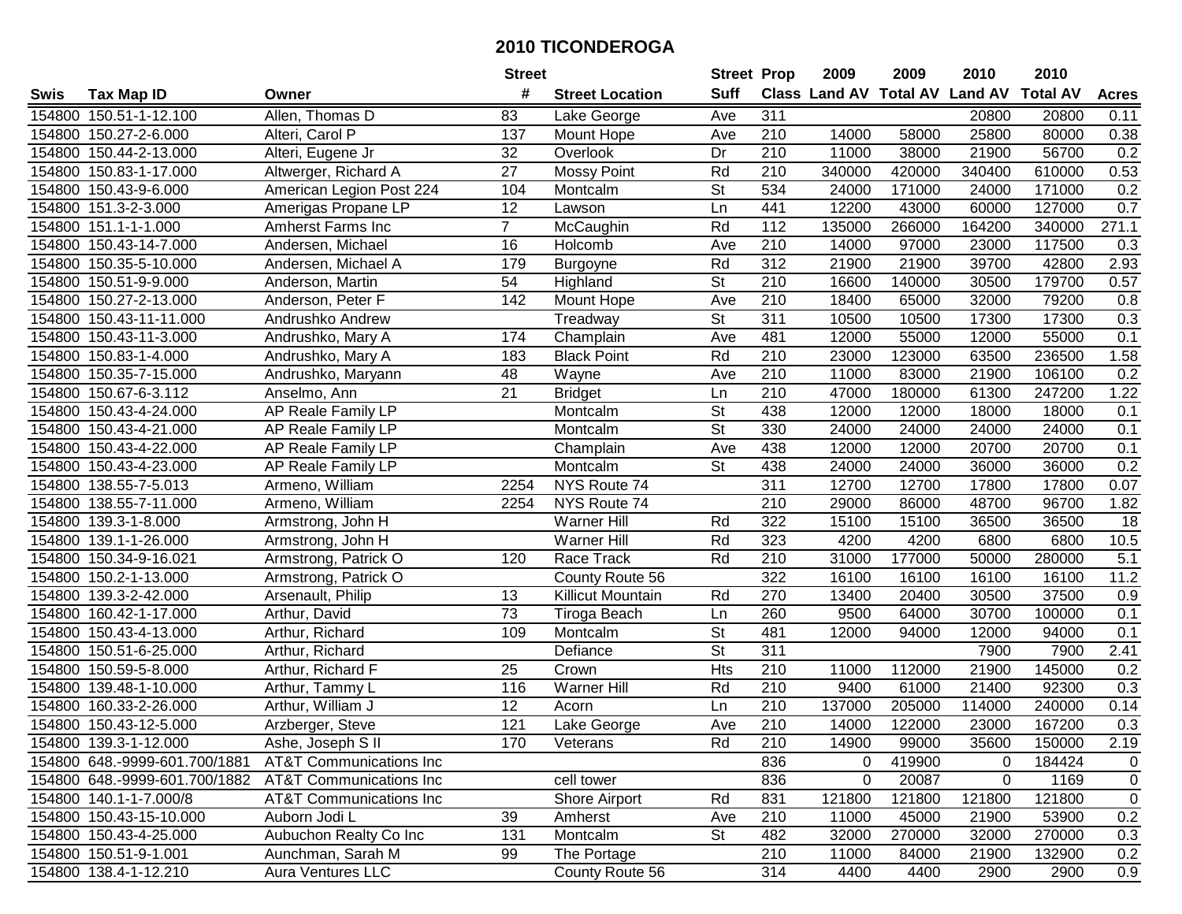# 2010 TICONDEROGA

| Swis | Tax Map ID | Owner | Street # | Street Location | Street Suff | Prop Class | 2009 Land AV | 2009 Total AV | 2010 Land AV | 2010 Total AV | Acres |
|---|---|---|---|---|---|---|---|---|---|---|---|
| 154800 | 150.51-1-12.100 | Allen, Thomas D | 83 | Lake George | Ave | 311 | | | 20800 | 20800 | 0.11 |
| 154800 | 150.27-2-6.000 | Alteri, Carol P | 137 | Mount Hope | Ave | 210 | 14000 | 58000 | 25800 | 80000 | 0.38 |
| 154800 | 150.44-2-13.000 | Alteri, Eugene Jr | 32 | Overlook | Dr | 210 | 11000 | 38000 | 21900 | 56700 | 0.2 |
| 154800 | 150.83-1-17.000 | Altwerger, Richard A | 27 | Mossy Point | Rd | 210 | 340000 | 420000 | 340400 | 610000 | 0.53 |
| 154800 | 150.43-9-6.000 | American Legion Post 224 | 104 | Montcalm | St | 534 | 24000 | 171000 | 24000 | 171000 | 0.2 |
| 154800 | 151.3-2-3.000 | Amerigas Propane LP | 12 | Lawson | Ln | 441 | 12200 | 43000 | 60000 | 127000 | 0.7 |
| 154800 | 151.1-1-1.000 | Amherst Farms Inc | 7 | McCaughin | Rd | 112 | 135000 | 266000 | 164200 | 340000 | 271.1 |
| 154800 | 150.43-14-7.000 | Andersen, Michael | 16 | Holcomb | Ave | 210 | 14000 | 97000 | 23000 | 117500 | 0.3 |
| 154800 | 150.35-5-10.000 | Andersen, Michael A | 179 | Burgoyne | Rd | 312 | 21900 | 21900 | 39700 | 42800 | 2.93 |
| 154800 | 150.51-9-9.000 | Anderson, Martin | 54 | Highland | St | 210 | 16600 | 140000 | 30500 | 179700 | 0.57 |
| 154800 | 150.27-2-13.000 | Anderson, Peter F | 142 | Mount Hope | Ave | 210 | 18400 | 65000 | 32000 | 79200 | 0.8 |
| 154800 | 150.43-11-11.000 | Andrushko Andrew | | Treadway | St | 311 | 10500 | 10500 | 17300 | 17300 | 0.3 |
| 154800 | 150.43-11-3.000 | Andrushko, Mary A | 174 | Champlain | Ave | 481 | 12000 | 55000 | 12000 | 55000 | 0.1 |
| 154800 | 150.83-1-4.000 | Andrushko, Mary A | 183 | Black Point | Rd | 210 | 23000 | 123000 | 63500 | 236500 | 1.58 |
| 154800 | 150.35-7-15.000 | Andrushko, Maryann | 48 | Wayne | Ave | 210 | 11000 | 83000 | 21900 | 106100 | 0.2 |
| 154800 | 150.67-6-3.112 | Anselmo, Ann | 21 | Bridget | Ln | 210 | 47000 | 180000 | 61300 | 247200 | 1.22 |
| 154800 | 150.43-4-24.000 | AP Reale Family LP | | Montcalm | St | 438 | 12000 | 12000 | 18000 | 18000 | 0.1 |
| 154800 | 150.43-4-21.000 | AP Reale Family LP | | Montcalm | St | 330 | 24000 | 24000 | 24000 | 24000 | 0.1 |
| 154800 | 150.43-4-22.000 | AP Reale Family LP | | Champlain | Ave | 438 | 12000 | 12000 | 20700 | 20700 | 0.1 |
| 154800 | 150.43-4-23.000 | AP Reale Family LP | | Montcalm | St | 438 | 24000 | 24000 | 36000 | 36000 | 0.2 |
| 154800 | 138.55-7-5.013 | Armeno, William | 2254 | NYS Route 74 | | 311 | 12700 | 12700 | 17800 | 17800 | 0.07 |
| 154800 | 138.55-7-11.000 | Armeno, William | 2254 | NYS Route 74 | | 210 | 29000 | 86000 | 48700 | 96700 | 1.82 |
| 154800 | 139.3-1-8.000 | Armstrong, John H | | Warner Hill | Rd | 322 | 15100 | 15100 | 36500 | 36500 | 18 |
| 154800 | 139.1-1-26.000 | Armstrong, John H | | Warner Hill | Rd | 323 | 4200 | 4200 | 6800 | 6800 | 10.5 |
| 154800 | 150.34-9-16.021 | Armstrong, Patrick O | 120 | Race Track | Rd | 210 | 31000 | 177000 | 50000 | 280000 | 5.1 |
| 154800 | 150.2-1-13.000 | Armstrong, Patrick O | | County Route 56 | | 322 | 16100 | 16100 | 16100 | 16100 | 11.2 |
| 154800 | 139.3-2-42.000 | Arsenault, Philip | 13 | Killicut Mountain | Rd | 270 | 13400 | 20400 | 30500 | 37500 | 0.9 |
| 154800 | 160.42-1-17.000 | Arthur, David | 73 | Tiroga Beach | Ln | 260 | 9500 | 64000 | 30700 | 100000 | 0.1 |
| 154800 | 150.43-4-13.000 | Arthur, Richard | 109 | Montcalm | St | 481 | 12000 | 94000 | 12000 | 94000 | 0.1 |
| 154800 | 150.51-6-25.000 | Arthur, Richard | | Defiance | St | 311 | | | 7900 | 7900 | 2.41 |
| 154800 | 150.59-5-8.000 | Arthur, Richard F | 25 | Crown | Hts | 210 | 11000 | 112000 | 21900 | 145000 | 0.2 |
| 154800 | 139.48-1-10.000 | Arthur, Tammy L | 116 | Warner Hill | Rd | 210 | 9400 | 61000 | 21400 | 92300 | 0.3 |
| 154800 | 160.33-2-26.000 | Arthur, William J | 12 | Acorn | Ln | 210 | 137000 | 205000 | 114000 | 240000 | 0.14 |
| 154800 | 150.43-12-5.000 | Arzberger, Steve | 121 | Lake George | Ave | 210 | 14000 | 122000 | 23000 | 167200 | 0.3 |
| 154800 | 139.3-1-12.000 | Ashe, Joseph S II | 170 | Veterans | Rd | 210 | 14900 | 99000 | 35600 | 150000 | 2.19 |
| 154800 | 648.-9999-601.700/1881 | AT&T Communications Inc | | | | 836 | 0 | 419900 | 0 | 184424 | 0 |
| 154800 | 648.-9999-601.700/1882 | AT&T Communications Inc | | cell tower | | 836 | 0 | 20087 | 0 | 1169 | 0 |
| 154800 | 140.1-1-7.000/8 | AT&T Communications Inc | | Shore Airport | Rd | 831 | 121800 | 121800 | 121800 | 121800 | 0 |
| 154800 | 150.43-15-10.000 | Auborn Jodi L | 39 | Amherst | Ave | 210 | 11000 | 45000 | 21900 | 53900 | 0.2 |
| 154800 | 150.43-4-25.000 | Aubuchon Realty Co Inc | 131 | Montcalm | St | 482 | 32000 | 270000 | 32000 | 270000 | 0.3 |
| 154800 | 150.51-9-1.001 | Aunchman, Sarah M | 99 | The Portage | | 210 | 11000 | 84000 | 21900 | 132900 | 0.2 |
| 154800 | 138.4-1-12.210 | Aura Ventures LLC | | County Route 56 | | 314 | 4400 | 4400 | 2900 | 2900 | 0.9 |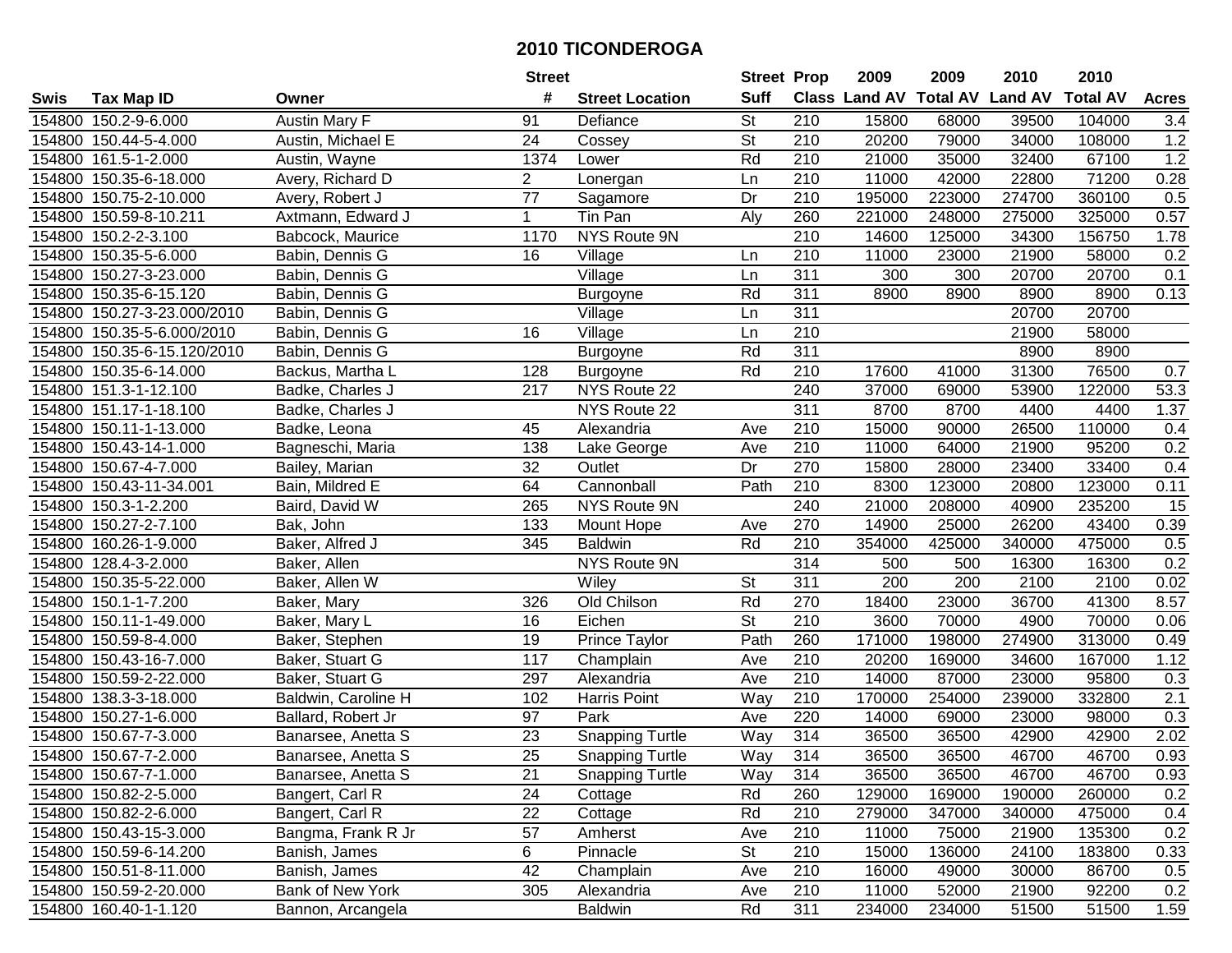# 2010 TICONDEROGA

| Swis | Tax Map ID | Owner | Street # | Street Location | Street Suff | Prop Class | 2009 Land AV | 2009 Total AV | 2010 Land AV | 2010 Total AV | Acres |
|---|---|---|---|---|---|---|---|---|---|---|---|
| 154800 | 150.2-9-6.000 | Austin Mary F | 91 | Defiance | St | 210 | 15800 | 68000 | 39500 | 104000 | 3.4 |
| 154800 | 150.44-5-4.000 | Austin, Michael E | 24 | Cossey | St | 210 | 20200 | 79000 | 34000 | 108000 | 1.2 |
| 154800 | 161.5-1-2.000 | Austin, Wayne | 1374 | Lower | Rd | 210 | 21000 | 35000 | 32400 | 67100 | 1.2 |
| 154800 | 150.35-6-18.000 | Avery, Richard D | 2 | Lonergan | Ln | 210 | 11000 | 42000 | 22800 | 71200 | 0.28 |
| 154800 | 150.75-2-10.000 | Avery, Robert J | 77 | Sagamore | Dr | 210 | 195000 | 223000 | 274700 | 360100 | 0.5 |
| 154800 | 150.59-8-10.211 | Axtmann, Edward J | 1 | Tin Pan | Aly | 260 | 221000 | 248000 | 275000 | 325000 | 0.57 |
| 154800 | 150.2-2-3.100 | Babcock, Maurice | 1170 | NYS Route 9N | | 210 | 14600 | 125000 | 34300 | 156750 | 1.78 |
| 154800 | 150.35-5-6.000 | Babin, Dennis G | 16 | Village | Ln | 210 | 11000 | 23000 | 21900 | 58000 | 0.2 |
| 154800 | 150.27-3-23.000 | Babin, Dennis G | | Village | Ln | 311 | 300 | 300 | 20700 | 20700 | 0.1 |
| 154800 | 150.35-6-15.120 | Babin, Dennis G | | Burgoyne | Rd | 311 | 8900 | 8900 | 8900 | 8900 | 0.13 |
| 154800 | 150.27-3-23.000/2010 | Babin, Dennis G | | Village | Ln | 311 | | | 20700 | 20700 | |
| 154800 | 150.35-5-6.000/2010 | Babin, Dennis G | 16 | Village | Ln | 210 | | | 21900 | 58000 | |
| 154800 | 150.35-6-15.120/2010 | Babin, Dennis G | | Burgoyne | Rd | 311 | | | 8900 | 8900 | |
| 154800 | 150.35-6-14.000 | Backus, Martha L | 128 | Burgoyne | Rd | 210 | 17600 | 41000 | 31300 | 76500 | 0.7 |
| 154800 | 151.3-1-12.100 | Badke, Charles J | 217 | NYS Route 22 | | 240 | 37000 | 69000 | 53900 | 122000 | 53.3 |
| 154800 | 151.17-1-18.100 | Badke, Charles J | | NYS Route 22 | | 311 | 8700 | 8700 | 4400 | 4400 | 1.37 |
| 154800 | 150.11-1-13.000 | Badke, Leona | 45 | Alexandria | Ave | 210 | 15000 | 90000 | 26500 | 110000 | 0.4 |
| 154800 | 150.43-14-1.000 | Bagneschi, Maria | 138 | Lake George | Ave | 210 | 11000 | 64000 | 21900 | 95200 | 0.2 |
| 154800 | 150.67-4-7.000 | Bailey, Marian | 32 | Outlet | Dr | 270 | 15800 | 28000 | 23400 | 33400 | 0.4 |
| 154800 | 150.43-11-34.001 | Bain, Mildred E | 64 | Cannonball | Path | 210 | 8300 | 123000 | 20800 | 123000 | 0.11 |
| 154800 | 150.3-1-2.200 | Baird, David W | 265 | NYS Route 9N | | 240 | 21000 | 208000 | 40900 | 235200 | 15 |
| 154800 | 150.27-2-7.100 | Bak, John | 133 | Mount Hope | Ave | 270 | 14900 | 25000 | 26200 | 43400 | 0.39 |
| 154800 | 160.26-1-9.000 | Baker, Alfred J | 345 | Baldwin | Rd | 210 | 354000 | 425000 | 340000 | 475000 | 0.5 |
| 154800 | 128.4-3-2.000 | Baker, Allen | | NYS Route 9N | | 314 | 500 | 500 | 16300 | 16300 | 0.2 |
| 154800 | 150.35-5-22.000 | Baker, Allen W | | Wiley | St | 311 | 200 | 200 | 2100 | 2100 | 0.02 |
| 154800 | 150.1-1-7.200 | Baker, Mary | 326 | Old Chilson | Rd | 270 | 18400 | 23000 | 36700 | 41300 | 8.57 |
| 154800 | 150.11-1-49.000 | Baker, Mary L | 16 | Eichen | St | 210 | 3600 | 70000 | 4900 | 70000 | 0.06 |
| 154800 | 150.59-8-4.000 | Baker, Stephen | 19 | Prince Taylor | Path | 260 | 171000 | 198000 | 274900 | 313000 | 0.49 |
| 154800 | 150.43-16-7.000 | Baker, Stuart G | 117 | Champlain | Ave | 210 | 20200 | 169000 | 34600 | 167000 | 1.12 |
| 154800 | 150.59-2-22.000 | Baker, Stuart G | 297 | Alexandria | Ave | 210 | 14000 | 87000 | 23000 | 95800 | 0.3 |
| 154800 | 138.3-3-18.000 | Baldwin, Caroline H | 102 | Harris Point | Way | 210 | 170000 | 254000 | 239000 | 332800 | 2.1 |
| 154800 | 150.27-1-6.000 | Ballard, Robert Jr | 97 | Park | Ave | 220 | 14000 | 69000 | 23000 | 98000 | 0.3 |
| 154800 | 150.67-7-3.000 | Banarsee, Anetta S | 23 | Snapping Turtle | Way | 314 | 36500 | 36500 | 42900 | 42900 | 2.02 |
| 154800 | 150.67-7-2.000 | Banarsee, Anetta S | 25 | Snapping Turtle | Way | 314 | 36500 | 36500 | 46700 | 46700 | 0.93 |
| 154800 | 150.67-7-1.000 | Banarsee, Anetta S | 21 | Snapping Turtle | Way | 314 | 36500 | 36500 | 46700 | 46700 | 0.93 |
| 154800 | 150.82-2-5.000 | Bangert, Carl R | 24 | Cottage | Rd | 260 | 129000 | 169000 | 190000 | 260000 | 0.2 |
| 154800 | 150.82-2-6.000 | Bangert, Carl R | 22 | Cottage | Rd | 210 | 279000 | 347000 | 340000 | 475000 | 0.4 |
| 154800 | 150.43-15-3.000 | Bangma, Frank R Jr | 57 | Amherst | Ave | 210 | 11000 | 75000 | 21900 | 135300 | 0.2 |
| 154800 | 150.59-6-14.200 | Banish, James | 6 | Pinnacle | St | 210 | 15000 | 136000 | 24100 | 183800 | 0.33 |
| 154800 | 150.51-8-11.000 | Banish, James | 42 | Champlain | Ave | 210 | 16000 | 49000 | 30000 | 86700 | 0.5 |
| 154800 | 150.59-2-20.000 | Bank of New York | 305 | Alexandria | Ave | 210 | 11000 | 52000 | 21900 | 92200 | 0.2 |
| 154800 | 160.40-1-1.120 | Bannon, Arcangela | | Baldwin | Rd | 311 | 234000 | 234000 | 51500 | 51500 | 1.59 |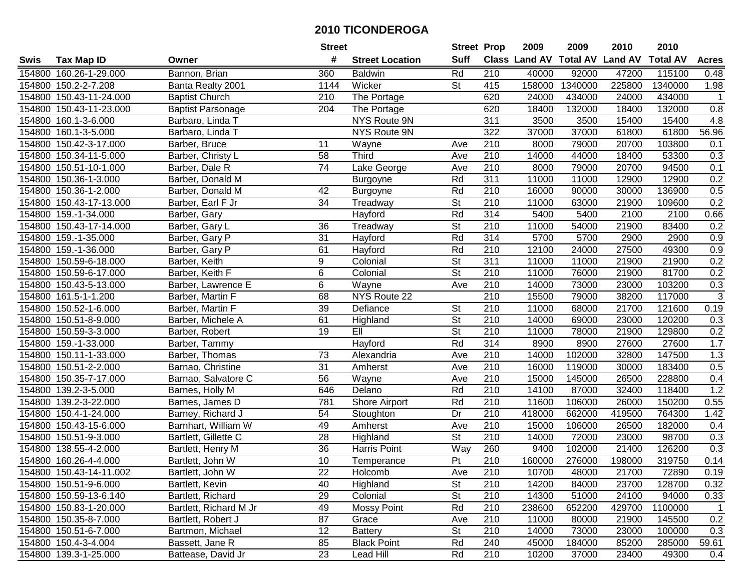# 2010 TICONDEROGA

| Swis | Tax Map ID | Owner | Street # | Street Location | Street Suff | Prop Class | 2009 Land AV | 2009 Total AV | 2010 Land AV | 2010 Total AV | Acres |
|---|---|---|---|---|---|---|---|---|---|---|---|
| 154800 | 160.26-1-29.000 | Bannon, Brian | 360 | Baldwin | Rd | 210 | 40000 | 92000 | 47200 | 115100 | 0.48 |
| 154800 | 150.2-2-7.208 | Banta Realty 2001 | 1144 | Wicker | St | 415 | 158000 | 1340000 | 225800 | 1340000 | 1.98 |
| 154800 | 150.43-11-24.000 | Baptist Church | 210 | The Portage | | 620 | 24000 | 434000 | 24000 | 434000 | 1 |
| 154800 | 150.43-11-23.000 | Baptist Parsonage | 204 | The Portage | | 620 | 18400 | 132000 | 18400 | 132000 | 0.8 |
| 154800 | 160.1-3-6.000 | Barbaro, Linda T | | NYS Route 9N | | 311 | 3500 | 3500 | 15400 | 15400 | 4.8 |
| 154800 | 160.1-3-5.000 | Barbaro, Linda T | | NYS Route 9N | | 322 | 37000 | 37000 | 61800 | 61800 | 56.96 |
| 154800 | 150.42-3-17.000 | Barber, Bruce | 11 | Wayne | Ave | 210 | 8000 | 79000 | 20700 | 103800 | 0.1 |
| 154800 | 150.34-11-5.000 | Barber, Christy L | 58 | Third | Ave | 210 | 14000 | 44000 | 18400 | 53300 | 0.3 |
| 154800 | 150.51-10-1.000 | Barber, Dale R | 74 | Lake George | Ave | 210 | 8000 | 79000 | 20700 | 94500 | 0.1 |
| 154800 | 150.36-1-3.000 | Barber, Donald M | | Burgoyne | Rd | 311 | 11000 | 11000 | 12900 | 12900 | 0.2 |
| 154800 | 150.36-1-2.000 | Barber, Donald M | 42 | Burgoyne | Rd | 210 | 16000 | 90000 | 30000 | 136900 | 0.5 |
| 154800 | 150.43-17-13.000 | Barber, Earl F Jr | 34 | Treadway | St | 210 | 11000 | 63000 | 21900 | 109600 | 0.2 |
| 154800 | 159.-1-34.000 | Barber, Gary | | Hayford | Rd | 314 | 5400 | 5400 | 2100 | 2100 | 0.66 |
| 154800 | 150.43-17-14.000 | Barber, Gary L | 36 | Treadway | St | 210 | 11000 | 54000 | 21900 | 83400 | 0.2 |
| 154800 | 159.-1-35.000 | Barber, Gary P | 31 | Hayford | Rd | 314 | 5700 | 5700 | 2900 | 2900 | 0.9 |
| 154800 | 159.-1-36.000 | Barber, Gary P | 61 | Hayford | Rd | 210 | 12100 | 24000 | 27500 | 49300 | 0.9 |
| 154800 | 150.59-6-18.000 | Barber, Keith | 9 | Colonial | St | 311 | 11000 | 11000 | 21900 | 21900 | 0.2 |
| 154800 | 150.59-6-17.000 | Barber, Keith F | 6 | Colonial | St | 210 | 11000 | 76000 | 21900 | 81700 | 0.2 |
| 154800 | 150.43-5-13.000 | Barber, Lawrence E | 6 | Wayne | Ave | 210 | 14000 | 73000 | 23000 | 103200 | 0.3 |
| 154800 | 161.5-1-1.200 | Barber, Martin F | 68 | NYS Route 22 | | 210 | 15500 | 79000 | 38200 | 117000 | 3 |
| 154800 | 150.52-1-6.000 | Barber, Martin F | 39 | Defiance | St | 210 | 11000 | 68000 | 21700 | 121600 | 0.19 |
| 154800 | 150.51-8-9.000 | Barber, Michele A | 61 | Highland | St | 210 | 14000 | 69000 | 23000 | 120200 | 0.3 |
| 154800 | 150.59-3-3.000 | Barber, Robert | 19 | Ell | St | 210 | 11000 | 78000 | 21900 | 129800 | 0.2 |
| 154800 | 159.-1-33.000 | Barber, Tammy | | Hayford | Rd | 314 | 8900 | 8900 | 27600 | 27600 | 1.7 |
| 154800 | 150.11-1-33.000 | Barber, Thomas | 73 | Alexandria | Ave | 210 | 14000 | 102000 | 32800 | 147500 | 1.3 |
| 154800 | 150.51-2-2.000 | Barnao, Christine | 31 | Amherst | Ave | 210 | 16000 | 119000 | 30000 | 183400 | 0.5 |
| 154800 | 150.35-7-17.000 | Barnao, Salvatore C | 56 | Wayne | Ave | 210 | 15000 | 145000 | 26500 | 228800 | 0.4 |
| 154800 | 139.2-3-5.000 | Barnes, Holly M | 646 | Delano | Rd | 210 | 14100 | 87000 | 32400 | 118400 | 1.2 |
| 154800 | 139.2-3-22.000 | Barnes, James D | 781 | Shore Airport | Rd | 210 | 11600 | 106000 | 26000 | 150200 | 0.55 |
| 154800 | 150.4-1-24.000 | Barney, Richard J | 54 | Stoughton | Dr | 210 | 418000 | 662000 | 419500 | 764300 | 1.42 |
| 154800 | 150.43-15-6.000 | Barnhart, William W | 49 | Amherst | Ave | 210 | 15000 | 106000 | 26500 | 182000 | 0.4 |
| 154800 | 150.51-9-3.000 | Bartlett, Gillette C | 28 | Highland | St | 210 | 14000 | 72000 | 23000 | 98700 | 0.3 |
| 154800 | 138.55-4-2.000 | Bartlett, Henry M | 36 | Harris Point | Way | 260 | 9400 | 102000 | 21400 | 126200 | 0.3 |
| 154800 | 160.26-4-4.000 | Bartlett, John W | 10 | Temperance | Pt | 210 | 160000 | 276000 | 198000 | 319750 | 0.14 |
| 154800 | 150.43-14-11.002 | Bartlett, John W | 22 | Holcomb | Ave | 210 | 10700 | 48000 | 21700 | 72890 | 0.19 |
| 154800 | 150.51-9-6.000 | Bartlett, Kevin | 40 | Highland | St | 210 | 14200 | 84000 | 23700 | 128700 | 0.32 |
| 154800 | 150.59-13-6.140 | Bartlett, Richard | 29 | Colonial | St | 210 | 14300 | 51000 | 24100 | 94000 | 0.33 |
| 154800 | 150.83-1-20.000 | Bartlett, Richard M Jr | 49 | Mossy Point | Rd | 210 | 238600 | 652200 | 429700 | 1100000 | 1 |
| 154800 | 150.35-8-7.000 | Bartlett, Robert J | 87 | Grace | Ave | 210 | 11000 | 80000 | 21900 | 145500 | 0.2 |
| 154800 | 150.51-6-7.000 | Bartmon, Michael | 12 | Battery | St | 210 | 14000 | 73000 | 23000 | 100000 | 0.3 |
| 154800 | 150.4-3-4.004 | Bassett, Jane R | 85 | Black Point | Rd | 240 | 45000 | 184000 | 85200 | 285000 | 59.61 |
| 154800 | 139.3-1-25.000 | Battease, David Jr | 23 | Lead Hill | Rd | 210 | 10200 | 37000 | 23400 | 49300 | 0.4 |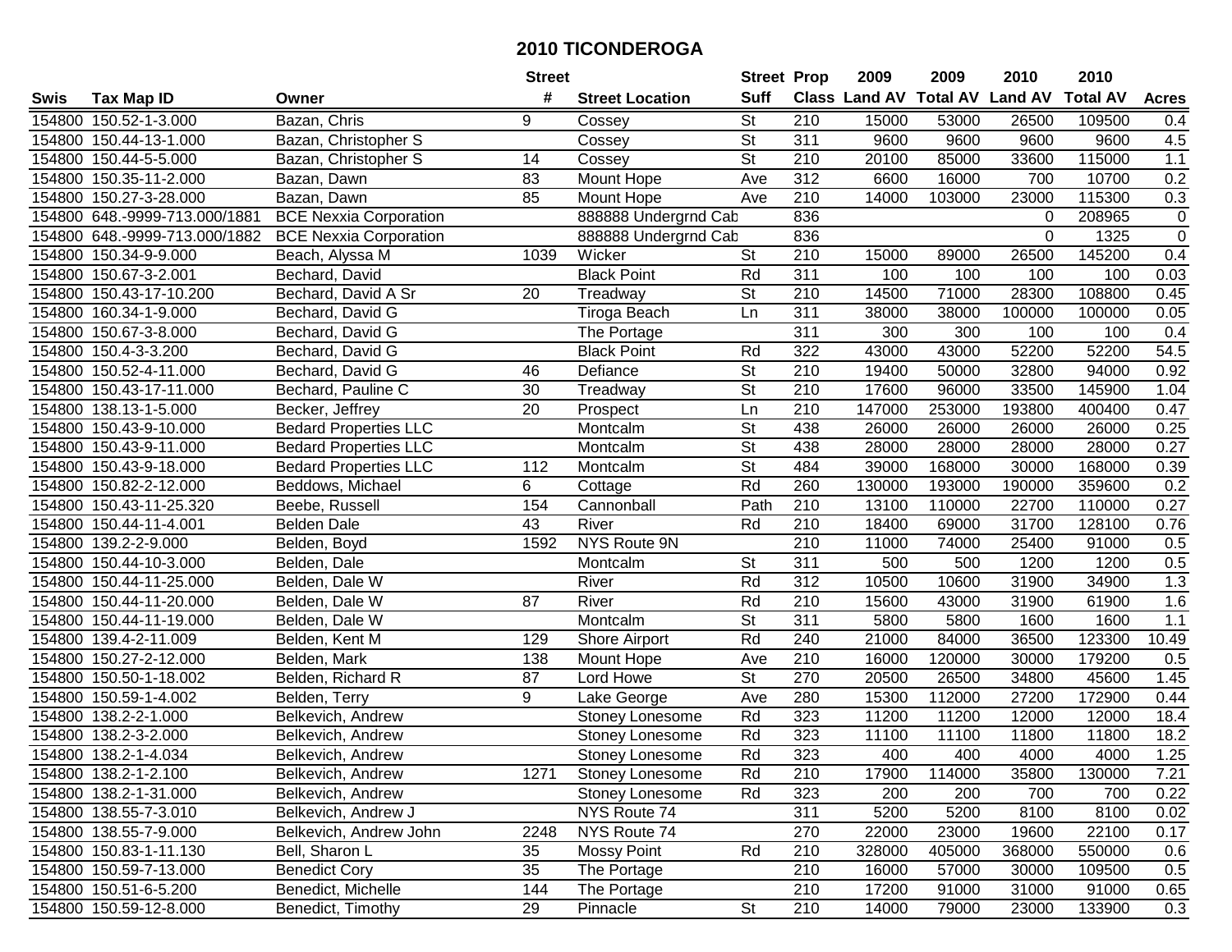# 2010 TICONDEROGA

| Swis | Tax Map ID | Owner | Street # | Street Location | Street Suff | Prop Class | 2009 Land AV | 2009 Total AV | 2010 Land AV | 2010 Total AV | Acres |
|---|---|---|---|---|---|---|---|---|---|---|---|
| 154800 | 150.52-1-3.000 | Bazan, Chris | 9 | Cossey | St | 210 | 15000 | 53000 | 26500 | 109500 | 0.4 |
| 154800 | 150.44-13-1.000 | Bazan, Christopher S | | Cossey | St | 311 | 9600 | 9600 | 9600 | 9600 | 4.5 |
| 154800 | 150.44-5-5.000 | Bazan, Christopher S | 14 | Cossey | St | 210 | 20100 | 85000 | 33600 | 115000 | 1.1 |
| 154800 | 150.35-11-2.000 | Bazan, Dawn | 83 | Mount Hope | Ave | 312 | 6600 | 16000 | 700 | 10700 | 0.2 |
| 154800 | 150.27-3-28.000 | Bazan, Dawn | 85 | Mount Hope | Ave | 210 | 14000 | 103000 | 23000 | 115300 | 0.3 |
| 154800 | 648.-9999-713.000/1881 | BCE Nexxia Corporation | | 888888 Undergrnd Cab | | 836 | | | 0 | 208965 | 0 |
| 154800 | 648.-9999-713.000/1882 | BCE Nexxia Corporation | | 888888 Undergrnd Cab | | 836 | | | 0 | 1325 | 0 |
| 154800 | 150.34-9-9.000 | Beach, Alyssa M | 1039 | Wicker | St | 210 | 15000 | 89000 | 26500 | 145200 | 0.4 |
| 154800 | 150.67-3-2.001 | Bechard, David | | Black Point | Rd | 311 | 100 | 100 | 100 | 100 | 0.03 |
| 154800 | 150.43-17-10.200 | Bechard, David A Sr | 20 | Treadway | St | 210 | 14500 | 71000 | 28300 | 108800 | 0.45 |
| 154800 | 160.34-1-9.000 | Bechard, David G | | Tiroga Beach | Ln | 311 | 38000 | 38000 | 100000 | 100000 | 0.05 |
| 154800 | 150.67-3-8.000 | Bechard, David G | | The Portage | | 311 | 300 | 300 | 100 | 100 | 0.4 |
| 154800 | 150.4-3-3.200 | Bechard, David G | | Black Point | Rd | 322 | 43000 | 43000 | 52200 | 52200 | 54.5 |
| 154800 | 150.52-4-11.000 | Bechard, David G | 46 | Defiance | St | 210 | 19400 | 50000 | 32800 | 94000 | 0.92 |
| 154800 | 150.43-17-11.000 | Bechard, Pauline C | 30 | Treadway | St | 210 | 17600 | 96000 | 33500 | 145900 | 1.04 |
| 154800 | 138.13-1-5.000 | Becker, Jeffrey | 20 | Prospect | Ln | 210 | 147000 | 253000 | 193800 | 400400 | 0.47 |
| 154800 | 150.43-9-10.000 | Bedard Properties LLC | | Montcalm | St | 438 | 26000 | 26000 | 26000 | 26000 | 0.25 |
| 154800 | 150.43-9-11.000 | Bedard Properties LLC | | Montcalm | St | 438 | 28000 | 28000 | 28000 | 28000 | 0.27 |
| 154800 | 150.43-9-18.000 | Bedard Properties LLC | 112 | Montcalm | St | 484 | 39000 | 168000 | 30000 | 168000 | 0.39 |
| 154800 | 150.82-2-12.000 | Beddows, Michael | 6 | Cottage | Rd | 260 | 130000 | 193000 | 190000 | 359600 | 0.2 |
| 154800 | 150.43-11-25.320 | Beebe, Russell | 154 | Cannonball | Path | 210 | 13100 | 110000 | 22700 | 110000 | 0.27 |
| 154800 | 150.44-11-4.001 | Belden Dale | 43 | River | Rd | 210 | 18400 | 69000 | 31700 | 128100 | 0.76 |
| 154800 | 139.2-2-9.000 | Belden, Boyd | 1592 | NYS Route 9N | | 210 | 11000 | 74000 | 25400 | 91000 | 0.5 |
| 154800 | 150.44-10-3.000 | Belden, Dale | | Montcalm | St | 311 | 500 | 500 | 1200 | 1200 | 0.5 |
| 154800 | 150.44-11-25.000 | Belden, Dale W | | River | Rd | 312 | 10500 | 10600 | 31900 | 34900 | 1.3 |
| 154800 | 150.44-11-20.000 | Belden, Dale W | 87 | River | Rd | 210 | 15600 | 43000 | 31900 | 61900 | 1.6 |
| 154800 | 150.44-11-19.000 | Belden, Dale W | | Montcalm | St | 311 | 5800 | 5800 | 1600 | 1600 | 1.1 |
| 154800 | 139.4-2-11.009 | Belden, Kent M | 129 | Shore Airport | Rd | 240 | 21000 | 84000 | 36500 | 123300 | 10.49 |
| 154800 | 150.27-2-12.000 | Belden, Mark | 138 | Mount Hope | Ave | 210 | 16000 | 120000 | 30000 | 179200 | 0.5 |
| 154800 | 150.50-1-18.002 | Belden, Richard R | 87 | Lord Howe | St | 270 | 20500 | 26500 | 34800 | 45600 | 1.45 |
| 154800 | 150.59-1-4.002 | Belden, Terry | 9 | Lake George | Ave | 280 | 15300 | 112000 | 27200 | 172900 | 0.44 |
| 154800 | 138.2-2-1.000 | Belkevich, Andrew | | Stoney Lonesome | Rd | 323 | 11200 | 11200 | 12000 | 12000 | 18.4 |
| 154800 | 138.2-3-2.000 | Belkevich, Andrew | | Stoney Lonesome | Rd | 323 | 11100 | 11100 | 11800 | 11800 | 18.2 |
| 154800 | 138.2-1-4.034 | Belkevich, Andrew | | Stoney Lonesome | Rd | 323 | 400 | 400 | 4000 | 4000 | 1.25 |
| 154800 | 138.2-1-2.100 | Belkevich, Andrew | 1271 | Stoney Lonesome | Rd | 210 | 17900 | 114000 | 35800 | 130000 | 7.21 |
| 154800 | 138.2-1-31.000 | Belkevich, Andrew | | Stoney Lonesome | Rd | 323 | 200 | 200 | 700 | 700 | 0.22 |
| 154800 | 138.55-7-3.010 | Belkevich, Andrew J | | NYS Route 74 | | 311 | 5200 | 5200 | 8100 | 8100 | 0.02 |
| 154800 | 138.55-7-9.000 | Belkevich, Andrew John | 2248 | NYS Route 74 | | 270 | 22000 | 23000 | 19600 | 22100 | 0.17 |
| 154800 | 150.83-1-11.130 | Bell, Sharon L | 35 | Mossy Point | Rd | 210 | 328000 | 405000 | 368000 | 550000 | 0.6 |
| 154800 | 150.59-7-13.000 | Benedict Cory | 35 | The Portage | | 210 | 16000 | 57000 | 30000 | 109500 | 0.5 |
| 154800 | 150.51-6-5.200 | Benedict, Michelle | 144 | The Portage | | 210 | 17200 | 91000 | 31000 | 91000 | 0.65 |
| 154800 | 150.59-12-8.000 | Benedict, Timothy | 29 | Pinnacle | St | 210 | 14000 | 79000 | 23000 | 133900 | 0.3 |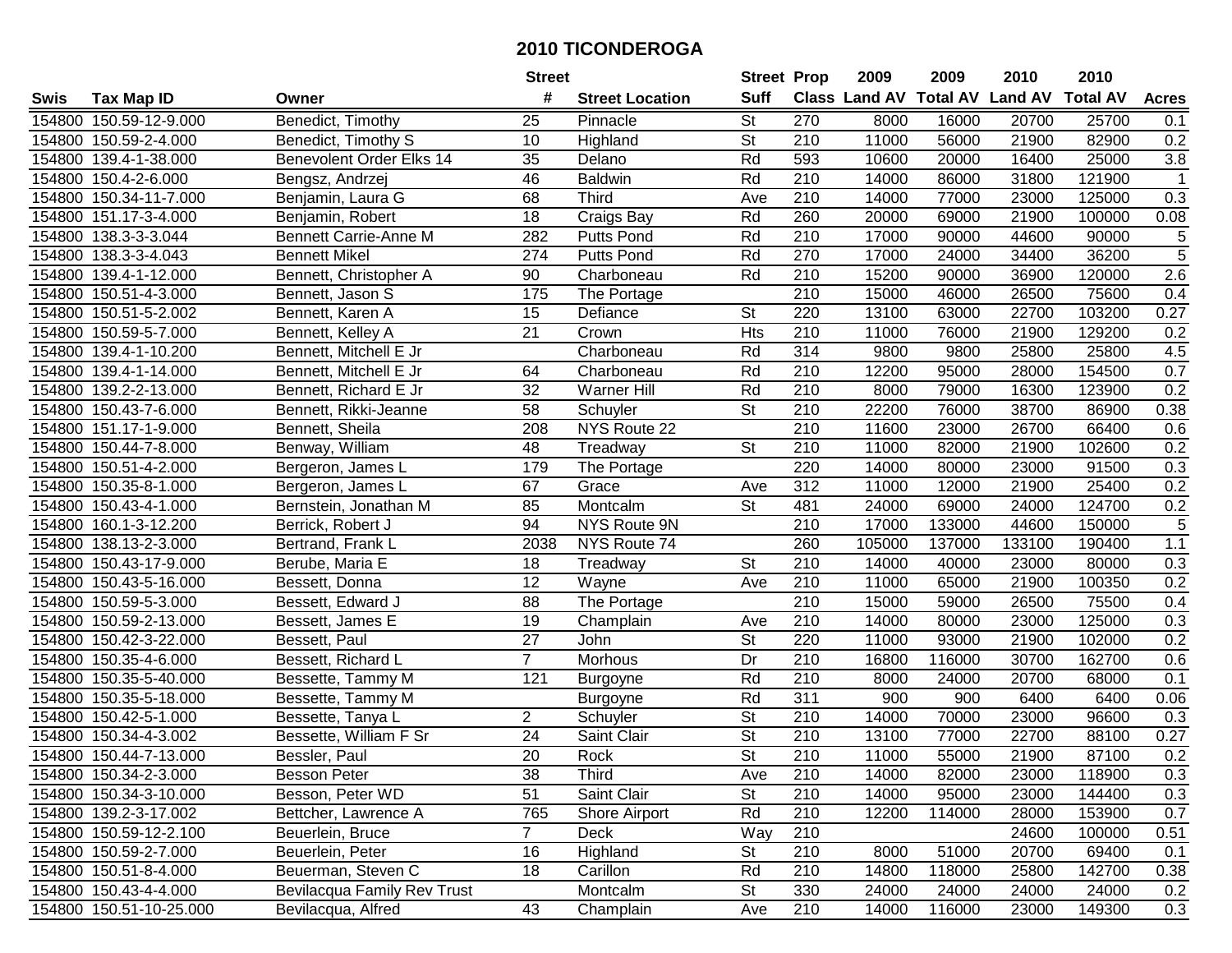# 2010 TICONDEROGA

| Swis | Tax Map ID | Owner | Street # | Street Location | Street Suff | Prop Class | 2009 Land AV | 2009 Total AV | 2010 Land AV | 2010 Total AV | Acres |
|---|---|---|---|---|---|---|---|---|---|---|---|
| 154800 | 150.59-12-9.000 | Benedict, Timothy | 25 | Pinnacle | St | 270 | 8000 | 16000 | 20700 | 25700 | 0.1 |
| 154800 | 150.59-2-4.000 | Benedict, Timothy S | 10 | Highland | St | 210 | 11000 | 56000 | 21900 | 82900 | 0.2 |
| 154800 | 139.4-1-38.000 | Benevolent Order Elks 14 | 35 | Delano | Rd | 593 | 10600 | 20000 | 16400 | 25000 | 3.8 |
| 154800 | 150.4-2-6.000 | Bengsz, Andrzej | 46 | Baldwin | Rd | 210 | 14000 | 86000 | 31800 | 121900 | 1 |
| 154800 | 150.34-11-7.000 | Benjamin, Laura G | 68 | Third | Ave | 210 | 14000 | 77000 | 23000 | 125000 | 0.3 |
| 154800 | 151.17-3-4.000 | Benjamin, Robert | 18 | Craigs Bay | Rd | 260 | 20000 | 69000 | 21900 | 100000 | 0.08 |
| 154800 | 138.3-3-3.044 | Bennett Carrie-Anne M | 282 | Putts Pond | Rd | 210 | 17000 | 90000 | 44600 | 90000 | 5 |
| 154800 | 138.3-3-4.043 | Bennett Mikel | 274 | Putts Pond | Rd | 270 | 17000 | 24000 | 34400 | 36200 | 5 |
| 154800 | 139.4-1-12.000 | Bennett, Christopher A | 90 | Charboneau | Rd | 210 | 15200 | 90000 | 36900 | 120000 | 2.6 |
| 154800 | 150.51-4-3.000 | Bennett, Jason S | 175 | The Portage | | 210 | 15000 | 46000 | 26500 | 75600 | 0.4 |
| 154800 | 150.51-5-2.002 | Bennett, Karen A | 15 | Defiance | St | 220 | 13100 | 63000 | 22700 | 103200 | 0.27 |
| 154800 | 150.59-5-7.000 | Bennett, Kelley A | 21 | Crown | Hts | 210 | 11000 | 76000 | 21900 | 129200 | 0.2 |
| 154800 | 139.4-1-10.200 | Bennett, Mitchell E Jr | | Charboneau | Rd | 314 | 9800 | 9800 | 25800 | 25800 | 4.5 |
| 154800 | 139.4-1-14.000 | Bennett, Mitchell E Jr | 64 | Charboneau | Rd | 210 | 12200 | 95000 | 28000 | 154500 | 0.7 |
| 154800 | 139.2-2-13.000 | Bennett, Richard E Jr | 32 | Warner Hill | Rd | 210 | 8000 | 79000 | 16300 | 123900 | 0.2 |
| 154800 | 150.43-7-6.000 | Bennett, Rikki-Jeanne | 58 | Schuyler | St | 210 | 22200 | 76000 | 38700 | 86900 | 0.38 |
| 154800 | 151.17-1-9.000 | Bennett, Sheila | 208 | NYS Route 22 | | 210 | 11600 | 23000 | 26700 | 66400 | 0.6 |
| 154800 | 150.44-7-8.000 | Benway, William | 48 | Treadway | St | 210 | 11000 | 82000 | 21900 | 102600 | 0.2 |
| 154800 | 150.51-4-2.000 | Bergeron, James L | 179 | The Portage | | 220 | 14000 | 80000 | 23000 | 91500 | 0.3 |
| 154800 | 150.35-8-1.000 | Bergeron, James L | 67 | Grace | Ave | 312 | 11000 | 12000 | 21900 | 25400 | 0.2 |
| 154800 | 150.43-4-1.000 | Bernstein, Jonathan M | 85 | Montcalm | St | 481 | 24000 | 69000 | 24000 | 124700 | 0.2 |
| 154800 | 160.1-3-12.200 | Berrick, Robert J | 94 | NYS Route 9N | | 210 | 17000 | 133000 | 44600 | 150000 | 5 |
| 154800 | 138.13-2-3.000 | Bertrand, Frank L | 2038 | NYS Route 74 | | 260 | 105000 | 137000 | 133100 | 190400 | 1.1 |
| 154800 | 150.43-17-9.000 | Berube, Maria E | 18 | Treadway | St | 210 | 14000 | 40000 | 23000 | 80000 | 0.3 |
| 154800 | 150.43-5-16.000 | Bessett, Donna | 12 | Wayne | Ave | 210 | 11000 | 65000 | 21900 | 100350 | 0.2 |
| 154800 | 150.59-5-3.000 | Bessett, Edward J | 88 | The Portage | | 210 | 15000 | 59000 | 26500 | 75500 | 0.4 |
| 154800 | 150.59-2-13.000 | Bessett, James E | 19 | Champlain | Ave | 210 | 14000 | 80000 | 23000 | 125000 | 0.3 |
| 154800 | 150.42-3-22.000 | Bessett, Paul | 27 | John | St | 220 | 11000 | 93000 | 21900 | 102000 | 0.2 |
| 154800 | 150.35-4-6.000 | Bessett, Richard L | 7 | Morhous | Dr | 210 | 16800 | 116000 | 30700 | 162700 | 0.6 |
| 154800 | 150.35-5-40.000 | Bessette, Tammy M | 121 | Burgoyne | Rd | 210 | 8000 | 24000 | 20700 | 68000 | 0.1 |
| 154800 | 150.35-5-18.000 | Bessette, Tammy M | | Burgoyne | Rd | 311 | 900 | 900 | 6400 | 6400 | 0.06 |
| 154800 | 150.42-5-1.000 | Bessette, Tanya L | 2 | Schuyler | St | 210 | 14000 | 70000 | 23000 | 96600 | 0.3 |
| 154800 | 150.34-4-3.002 | Bessette, William F Sr | 24 | Saint Clair | St | 210 | 13100 | 77000 | 22700 | 88100 | 0.27 |
| 154800 | 150.44-7-13.000 | Bessler, Paul | 20 | Rock | St | 210 | 11000 | 55000 | 21900 | 87100 | 0.2 |
| 154800 | 150.34-2-3.000 | Besson Peter | 38 | Third | Ave | 210 | 14000 | 82000 | 23000 | 118900 | 0.3 |
| 154800 | 150.34-3-10.000 | Besson, Peter WD | 51 | Saint Clair | St | 210 | 14000 | 95000 | 23000 | 144400 | 0.3 |
| 154800 | 139.2-3-17.002 | Bettcher, Lawrence A | 765 | Shore Airport | Rd | 210 | 12200 | 114000 | 28000 | 153900 | 0.7 |
| 154800 | 150.59-12-2.100 | Beuerlein, Bruce | 7 | Deck | Way | 210 | | | 24600 | 100000 | 0.51 |
| 154800 | 150.59-2-7.000 | Beuerlein, Peter | 16 | Highland | St | 210 | 8000 | 51000 | 20700 | 69400 | 0.1 |
| 154800 | 150.51-8-4.000 | Beuerman, Steven C | 18 | Carillon | Rd | 210 | 14800 | 118000 | 25800 | 142700 | 0.38 |
| 154800 | 150.43-4-4.000 | Bevilacqua Family Rev Trust | | Montcalm | St | 330 | 24000 | 24000 | 24000 | 24000 | 0.2 |
| 154800 | 150.51-10-25.000 | Bevilacqua, Alfred | 43 | Champlain | Ave | 210 | 14000 | 116000 | 23000 | 149300 | 0.3 |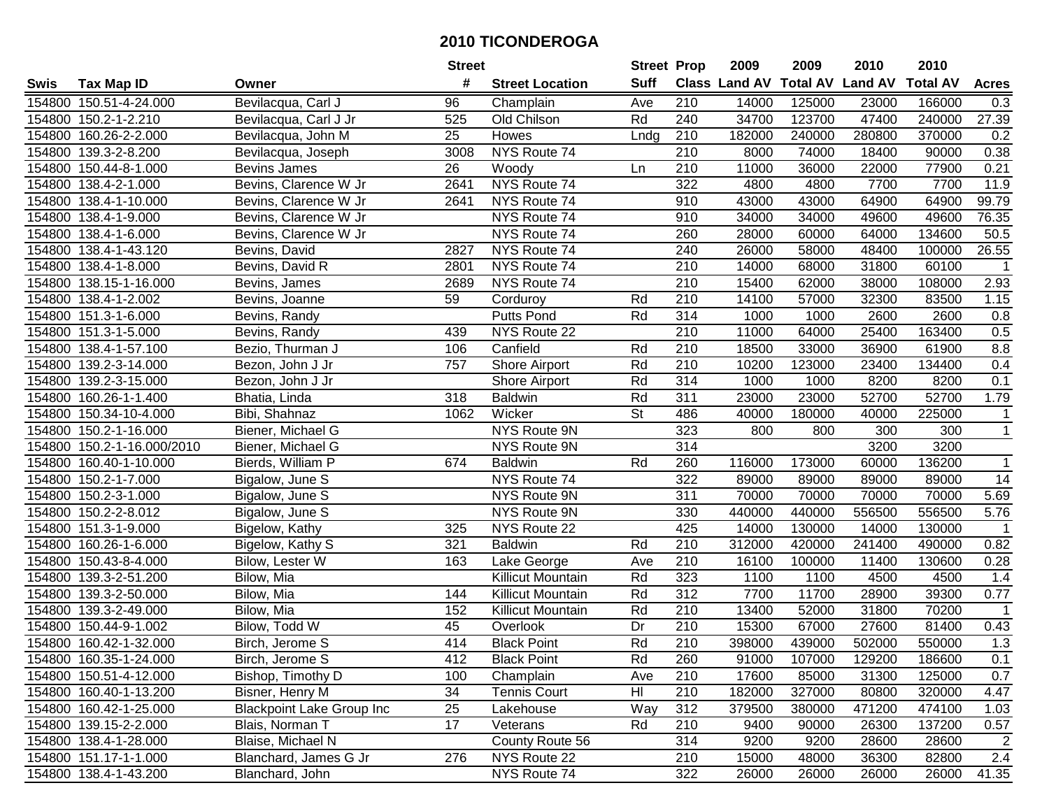# 2010 TICONDEROGA

| Swis | Tax Map ID | Owner | Street # | Street Location | Street Suff | Prop Class | 2009 Land AV | 2009 Total AV | 2010 Land AV | 2010 Total AV | Acres |
|---|---|---|---|---|---|---|---|---|---|---|---|
| 154800 | 150.51-4-24.000 | Bevilacqua, Carl J | 96 | Champlain | Ave | 210 | 14000 | 125000 | 23000 | 166000 | 0.3 |
| 154800 | 150.2-1-2.210 | Bevilacqua, Carl J Jr | 525 | Old Chilson | Rd | 240 | 34700 | 123700 | 47400 | 240000 | 27.39 |
| 154800 | 160.26-2-2.000 | Bevilacqua, John M | 25 | Howes | Lndg | 210 | 182000 | 240000 | 280800 | 370000 | 0.2 |
| 154800 | 139.3-2-8.200 | Bevilacqua, Joseph | 3008 | NYS Route 74 | | 210 | 8000 | 74000 | 18400 | 90000 | 0.38 |
| 154800 | 150.44-8-1.000 | Bevins James | 26 | Woody | Ln | 210 | 11000 | 36000 | 22000 | 77900 | 0.21 |
| 154800 | 138.4-2-1.000 | Bevins, Clarence W Jr | 2641 | NYS Route 74 | | 322 | 4800 | 4800 | 7700 | 7700 | 11.9 |
| 154800 | 138.4-1-10.000 | Bevins, Clarence W Jr | 2641 | NYS Route 74 | | 910 | 43000 | 43000 | 64900 | 64900 | 99.79 |
| 154800 | 138.4-1-9.000 | Bevins, Clarence W Jr | | NYS Route 74 | | 910 | 34000 | 34000 | 49600 | 49600 | 76.35 |
| 154800 | 138.4-1-6.000 | Bevins, Clarence W Jr | | NYS Route 74 | | 260 | 28000 | 60000 | 64000 | 134600 | 50.5 |
| 154800 | 138.4-1-43.120 | Bevins, David | 2827 | NYS Route 74 | | 240 | 26000 | 58000 | 48400 | 100000 | 26.55 |
| 154800 | 138.4-1-8.000 | Bevins, David R | 2801 | NYS Route 74 | | 210 | 14000 | 68000 | 31800 | 60100 | 1 |
| 154800 | 138.15-1-16.000 | Bevins, James | 2689 | NYS Route 74 | | 210 | 15400 | 62000 | 38000 | 108000 | 2.93 |
| 154800 | 138.4-1-2.002 | Bevins, Joanne | 59 | Corduroy | Rd | 210 | 14100 | 57000 | 32300 | 83500 | 1.15 |
| 154800 | 151.3-1-6.000 | Bevins, Randy | | Putts Pond | Rd | 314 | 1000 | 1000 | 2600 | 2600 | 0.8 |
| 154800 | 151.3-1-5.000 | Bevins, Randy | 439 | NYS Route 22 | | 210 | 11000 | 64000 | 25400 | 163400 | 0.5 |
| 154800 | 138.4-1-57.100 | Bezio, Thurman J | 106 | Canfield | Rd | 210 | 18500 | 33000 | 36900 | 61900 | 8.8 |
| 154800 | 139.2-3-14.000 | Bezon, John J Jr | 757 | Shore Airport | Rd | 210 | 10200 | 123000 | 23400 | 134400 | 0.4 |
| 154800 | 139.2-3-15.000 | Bezon, John J Jr | | Shore Airport | Rd | 314 | 1000 | 1000 | 8200 | 8200 | 0.1 |
| 154800 | 160.26-1-1.400 | Bhatia, Linda | 318 | Baldwin | Rd | 311 | 23000 | 23000 | 52700 | 52700 | 1.79 |
| 154800 | 150.34-10-4.000 | Bibi, Shahnaz | 1062 | Wicker | St | 486 | 40000 | 180000 | 40000 | 225000 | 1 |
| 154800 | 150.2-1-16.000 | Biener, Michael G | | NYS Route 9N | | 323 | 800 | 800 | 300 | 300 | 1 |
| 154800 | 150.2-1-16.000/2010 | Biener, Michael G | | NYS Route 9N | | 314 | | | 3200 | 3200 | |
| 154800 | 160.40-1-10.000 | Bierds, William P | 674 | Baldwin | Rd | 260 | 116000 | 173000 | 60000 | 136200 | 1 |
| 154800 | 150.2-1-7.000 | Bigalow, June S | | NYS Route 74 | | 322 | 89000 | 89000 | 89000 | 89000 | 14 |
| 154800 | 150.2-3-1.000 | Bigalow, June S | | NYS Route 9N | | 311 | 70000 | 70000 | 70000 | 70000 | 5.69 |
| 154800 | 150.2-2-8.012 | Bigalow, June S | | NYS Route 9N | | 330 | 440000 | 440000 | 556500 | 556500 | 5.76 |
| 154800 | 151.3-1-9.000 | Bigelow, Kathy | 325 | NYS Route 22 | | 425 | 14000 | 130000 | 14000 | 130000 | 1 |
| 154800 | 160.26-1-6.000 | Bigelow, Kathy S | 321 | Baldwin | Rd | 210 | 312000 | 420000 | 241400 | 490000 | 0.82 |
| 154800 | 150.43-8-4.000 | Bilow, Lester W | 163 | Lake George | Ave | 210 | 16100 | 100000 | 11400 | 130600 | 0.28 |
| 154800 | 139.3-2-51.200 | Bilow, Mia | | Killicut Mountain | Rd | 323 | 1100 | 1100 | 4500 | 4500 | 1.4 |
| 154800 | 139.3-2-50.000 | Bilow, Mia | 144 | Killicut Mountain | Rd | 312 | 7700 | 11700 | 28900 | 39300 | 0.77 |
| 154800 | 139.3-2-49.000 | Bilow, Mia | 152 | Killicut Mountain | Rd | 210 | 13400 | 52000 | 31800 | 70200 | 1 |
| 154800 | 150.44-9-1.002 | Bilow, Todd W | 45 | Overlook | Dr | 210 | 15300 | 67000 | 27600 | 81400 | 0.43 |
| 154800 | 160.42-1-32.000 | Birch, Jerome S | 414 | Black Point | Rd | 210 | 398000 | 439000 | 502000 | 550000 | 1.3 |
| 154800 | 160.35-1-24.000 | Birch, Jerome S | 412 | Black Point | Rd | 260 | 91000 | 107000 | 129200 | 186600 | 0.1 |
| 154800 | 150.51-4-12.000 | Bishop, Timothy D | 100 | Champlain | Ave | 210 | 17600 | 85000 | 31300 | 125000 | 0.7 |
| 154800 | 160.40-1-13.200 | Bisner, Henry M | 34 | Tennis Court | Hl | 210 | 182000 | 327000 | 80800 | 320000 | 4.47 |
| 154800 | 160.42-1-25.000 | Blackpoint Lake Group Inc | 25 | Lakehouse | Way | 312 | 379500 | 380000 | 471200 | 474100 | 1.03 |
| 154800 | 139.15-2-2.000 | Blais, Norman T | 17 | Veterans | Rd | 210 | 9400 | 90000 | 26300 | 137200 | 0.57 |
| 154800 | 138.4-1-28.000 | Blaise, Michael N | | County Route 56 | | 314 | 9200 | 9200 | 28600 | 28600 | 2 |
| 154800 | 151.17-1-1.000 | Blanchard, James G Jr | 276 | NYS Route 22 | | 210 | 15000 | 48000 | 36300 | 82800 | 2.4 |
| 154800 | 138.4-1-43.200 | Blanchard, John | | NYS Route 74 | | 322 | 26000 | 26000 | 26000 | 26000 | 41.35 |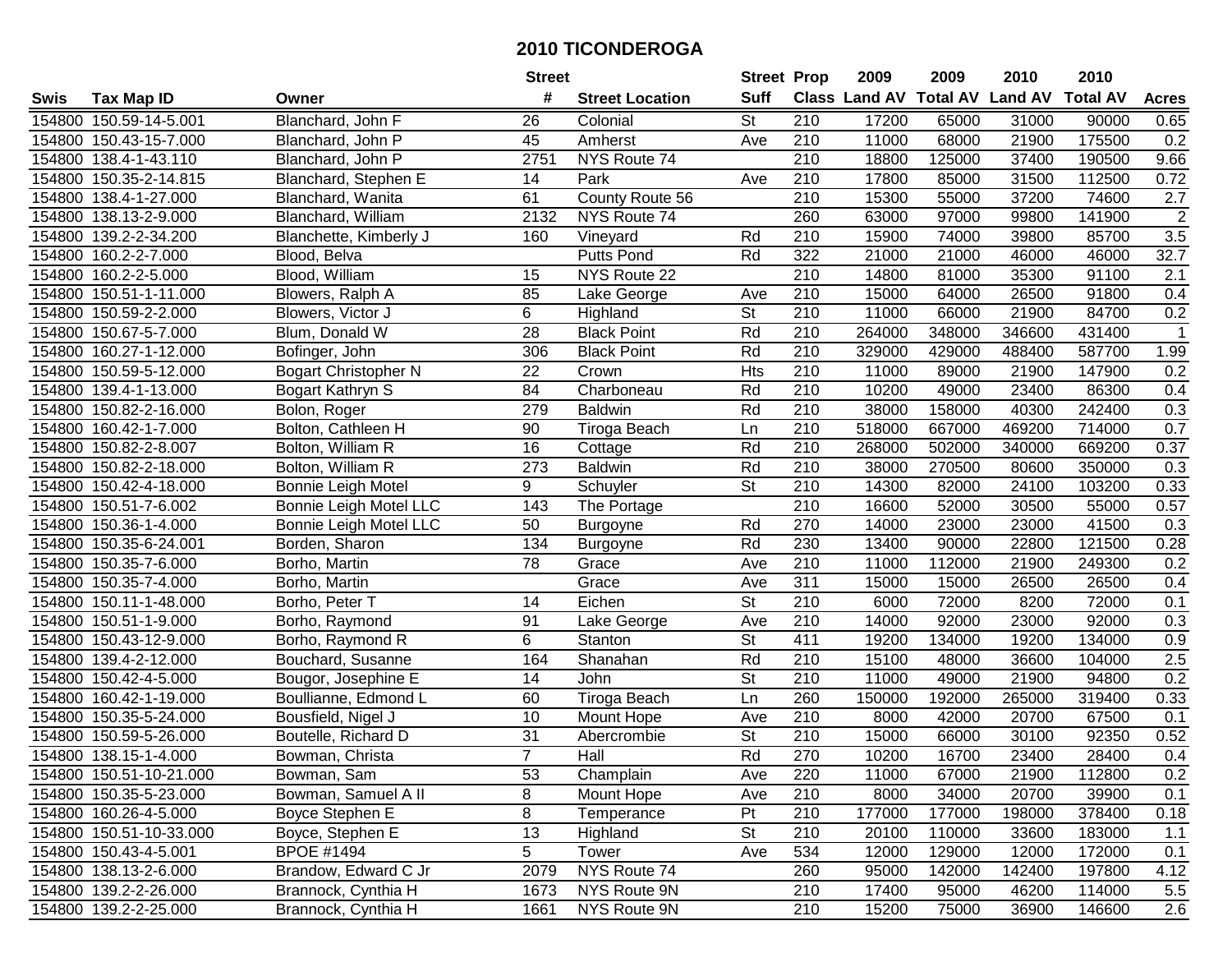# 2010 TICONDEROGA

| Swis | Tax Map ID | Owner | Street # | Street Location | Street Suff | Prop Class | 2009 Land AV | 2009 Total AV | 2010 Land AV | 2010 Total AV | Acres |
|---|---|---|---|---|---|---|---|---|---|---|---|
| 154800 | 150.59-14-5.001 | Blanchard, John F | 26 | Colonial | St | 210 | 17200 | 65000 | 31000 | 90000 | 0.65 |
| 154800 | 150.43-15-7.000 | Blanchard, John P | 45 | Amherst | Ave | 210 | 11000 | 68000 | 21900 | 175500 | 0.2 |
| 154800 | 138.4-1-43.110 | Blanchard, John P | 2751 | NYS Route 74 | | 210 | 18800 | 125000 | 37400 | 190500 | 9.66 |
| 154800 | 150.35-2-14.815 | Blanchard, Stephen E | 14 | Park | Ave | 210 | 17800 | 85000 | 31500 | 112500 | 0.72 |
| 154800 | 138.4-1-27.000 | Blanchard, Wanita | 61 | County Route 56 | | 210 | 15300 | 55000 | 37200 | 74600 | 2.7 |
| 154800 | 138.13-2-9.000 | Blanchard, William | 2132 | NYS Route 74 | | 260 | 63000 | 97000 | 99800 | 141900 | 2 |
| 154800 | 139.2-2-34.200 | Blanchette, Kimberly J | 160 | Vineyard | Rd | 210 | 15900 | 74000 | 39800 | 85700 | 3.5 |
| 154800 | 160.2-2-7.000 | Blood, Belva | | Putts Pond | Rd | 322 | 21000 | 21000 | 46000 | 46000 | 32.7 |
| 154800 | 160.2-2-5.000 | Blood, William | 15 | NYS Route 22 | | 210 | 14800 | 81000 | 35300 | 91100 | 2.1 |
| 154800 | 150.51-1-11.000 | Blowers, Ralph A | 85 | Lake George | Ave | 210 | 15000 | 64000 | 26500 | 91800 | 0.4 |
| 154800 | 150.59-2-2.000 | Blowers, Victor J | 6 | Highland | St | 210 | 11000 | 66000 | 21900 | 84700 | 0.2 |
| 154800 | 150.67-5-7.000 | Blum, Donald W | 28 | Black Point | Rd | 210 | 264000 | 348000 | 346600 | 431400 | 1 |
| 154800 | 160.27-1-12.000 | Bofinger, John | 306 | Black Point | Rd | 210 | 329000 | 429000 | 488400 | 587700 | 1.99 |
| 154800 | 150.59-5-12.000 | Bogart Christopher N | 22 | Crown | Hts | 210 | 11000 | 89000 | 21900 | 147900 | 0.2 |
| 154800 | 139.4-1-13.000 | Bogart Kathryn S | 84 | Charboneau | Rd | 210 | 10200 | 49000 | 23400 | 86300 | 0.4 |
| 154800 | 150.82-2-16.000 | Bolon, Roger | 279 | Baldwin | Rd | 210 | 38000 | 158000 | 40300 | 242400 | 0.3 |
| 154800 | 160.42-1-7.000 | Bolton, Cathleen H | 90 | Tiroga Beach | Ln | 210 | 518000 | 667000 | 469200 | 714000 | 0.7 |
| 154800 | 150.82-2-8.007 | Bolton, William R | 16 | Cottage | Rd | 210 | 268000 | 502000 | 340000 | 669200 | 0.37 |
| 154800 | 150.82-2-18.000 | Bolton, William R | 273 | Baldwin | Rd | 210 | 38000 | 270500 | 80600 | 350000 | 0.3 |
| 154800 | 150.42-4-18.000 | Bonnie Leigh Motel | 9 | Schuyler | St | 210 | 14300 | 82000 | 24100 | 103200 | 0.33 |
| 154800 | 150.51-7-6.002 | Bonnie Leigh Motel LLC | 143 | The Portage | | 210 | 16600 | 52000 | 30500 | 55000 | 0.57 |
| 154800 | 150.36-1-4.000 | Bonnie Leigh Motel LLC | 50 | Burgoyne | Rd | 270 | 14000 | 23000 | 23000 | 41500 | 0.3 |
| 154800 | 150.35-6-24.001 | Borden, Sharon | 134 | Burgoyne | Rd | 230 | 13400 | 90000 | 22800 | 121500 | 0.28 |
| 154800 | 150.35-7-6.000 | Borho, Martin | 78 | Grace | Ave | 210 | 11000 | 112000 | 21900 | 249300 | 0.2 |
| 154800 | 150.35-7-4.000 | Borho, Martin | | Grace | Ave | 311 | 15000 | 15000 | 26500 | 26500 | 0.4 |
| 154800 | 150.11-1-48.000 | Borho, Peter T | 14 | Eichen | St | 210 | 6000 | 72000 | 8200 | 72000 | 0.1 |
| 154800 | 150.51-1-9.000 | Borho, Raymond | 91 | Lake George | Ave | 210 | 14000 | 92000 | 23000 | 92000 | 0.3 |
| 154800 | 150.43-12-9.000 | Borho, Raymond R | 6 | Stanton | St | 411 | 19200 | 134000 | 19200 | 134000 | 0.9 |
| 154800 | 139.4-2-12.000 | Bouchard, Susanne | 164 | Shanahan | Rd | 210 | 15100 | 48000 | 36600 | 104000 | 2.5 |
| 154800 | 150.42-4-5.000 | Bougor, Josephine E | 14 | John | St | 210 | 11000 | 49000 | 21900 | 94800 | 0.2 |
| 154800 | 160.42-1-19.000 | Boullianne, Edmond L | 60 | Tiroga Beach | Ln | 260 | 150000 | 192000 | 265000 | 319400 | 0.33 |
| 154800 | 150.35-5-24.000 | Bousfield, Nigel J | 10 | Mount Hope | Ave | 210 | 8000 | 42000 | 20700 | 67500 | 0.1 |
| 154800 | 150.59-5-26.000 | Boutelle, Richard D | 31 | Abercrombie | St | 210 | 15000 | 66000 | 30100 | 92350 | 0.52 |
| 154800 | 138.15-1-4.000 | Bowman, Christa | 7 | Hall | Rd | 270 | 10200 | 16700 | 23400 | 28400 | 0.4 |
| 154800 | 150.51-10-21.000 | Bowman, Sam | 53 | Champlain | Ave | 220 | 11000 | 67000 | 21900 | 112800 | 0.2 |
| 154800 | 150.35-5-23.000 | Bowman, Samuel A II | 8 | Mount Hope | Ave | 210 | 8000 | 34000 | 20700 | 39900 | 0.1 |
| 154800 | 160.26-4-5.000 | Boyce Stephen E | 8 | Temperance | Pt | 210 | 177000 | 177000 | 198000 | 378400 | 0.18 |
| 154800 | 150.51-10-33.000 | Boyce, Stephen E | 13 | Highland | St | 210 | 20100 | 110000 | 33600 | 183000 | 1.1 |
| 154800 | 150.43-4-5.001 | BPOE #1494 | 5 | Tower | Ave | 534 | 12000 | 129000 | 12000 | 172000 | 0.1 |
| 154800 | 138.13-2-6.000 | Brandow, Edward C Jr | 2079 | NYS Route 74 | | 260 | 95000 | 142000 | 142400 | 197800 | 4.12 |
| 154800 | 139.2-2-26.000 | Brannock, Cynthia H | 1673 | NYS Route 9N | | 210 | 17400 | 95000 | 46200 | 114000 | 5.5 |
| 154800 | 139.2-2-25.000 | Brannock, Cynthia H | 1661 | NYS Route 9N | | 210 | 15200 | 75000 | 36900 | 146600 | 2.6 |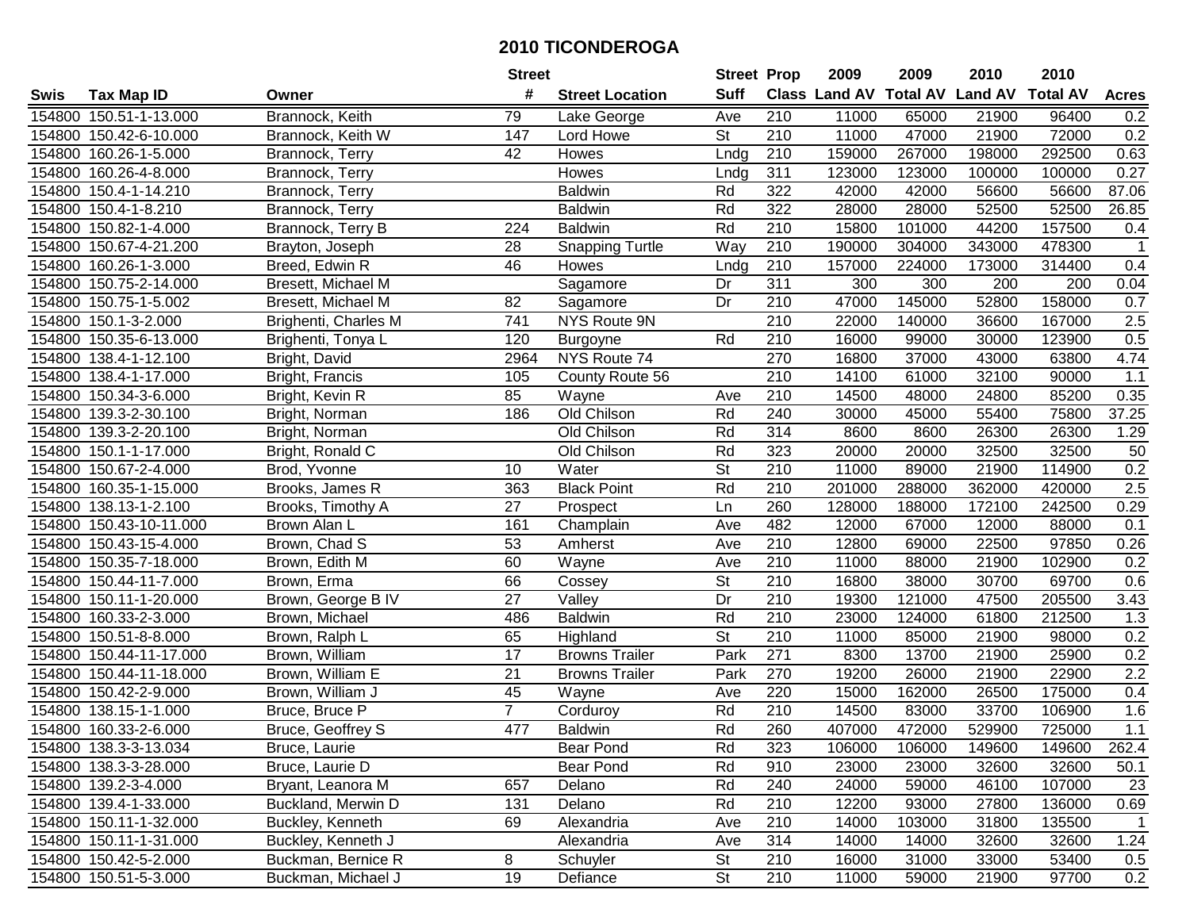# 2010 TICONDEROGA

| Swis | Tax Map ID | Owner | Street # | Street Location | Street Suff | Prop Class | 2009 Land AV | 2009 Total AV | 2010 Land AV | 2010 Total AV | Acres |
|---|---|---|---|---|---|---|---|---|---|---|---|
| 154800 | 150.51-1-13.000 | Brannock, Keith | 79 | Lake George | Ave | 210 | 11000 | 65000 | 21900 | 96400 | 0.2 |
| 154800 | 150.42-6-10.000 | Brannock, Keith W | 147 | Lord Howe | St | 210 | 11000 | 47000 | 21900 | 72000 | 0.2 |
| 154800 | 160.26-1-5.000 | Brannock, Terry | 42 | Howes | Lndg | 210 | 159000 | 267000 | 198000 | 292500 | 0.63 |
| 154800 | 160.26-4-8.000 | Brannock, Terry | | Howes | Lndg | 311 | 123000 | 123000 | 100000 | 100000 | 0.27 |
| 154800 | 150.4-1-14.210 | Brannock, Terry | | Baldwin | Rd | 322 | 42000 | 42000 | 56600 | 56600 | 87.06 |
| 154800 | 150.4-1-8.210 | Brannock, Terry | | Baldwin | Rd | 322 | 28000 | 28000 | 52500 | 52500 | 26.85 |
| 154800 | 150.82-1-4.000 | Brannock, Terry B | 224 | Baldwin | Rd | 210 | 15800 | 101000 | 44200 | 157500 | 0.4 |
| 154800 | 150.67-4-21.200 | Brayton, Joseph | 28 | Snapping Turtle | Way | 210 | 190000 | 304000 | 343000 | 478300 | 1 |
| 154800 | 160.26-1-3.000 | Breed, Edwin R | 46 | Howes | Lndg | 210 | 157000 | 224000 | 173000 | 314400 | 0.4 |
| 154800 | 150.75-2-14.000 | Bresett, Michael M | | Sagamore | Dr | 311 | 300 | 300 | 200 | 200 | 0.04 |
| 154800 | 150.75-1-5.002 | Bresett, Michael M | 82 | Sagamore | Dr | 210 | 47000 | 145000 | 52800 | 158000 | 0.7 |
| 154800 | 150.1-3-2.000 | Brighenti, Charles M | 741 | NYS Route 9N | | 210 | 22000 | 140000 | 36600 | 167000 | 2.5 |
| 154800 | 150.35-6-13.000 | Brighenti, Tonya L | 120 | Burgoyne | Rd | 210 | 16000 | 99000 | 30000 | 123900 | 0.5 |
| 154800 | 138.4-1-12.100 | Bright, David | 2964 | NYS Route 74 | | 270 | 16800 | 37000 | 43000 | 63800 | 4.74 |
| 154800 | 138.4-1-17.000 | Bright, Francis | 105 | County Route 56 | | 210 | 14100 | 61000 | 32100 | 90000 | 1.1 |
| 154800 | 150.34-3-6.000 | Bright, Kevin R | 85 | Wayne | Ave | 210 | 14500 | 48000 | 24800 | 85200 | 0.35 |
| 154800 | 139.3-2-30.100 | Bright, Norman | 186 | Old Chilson | Rd | 240 | 30000 | 45000 | 55400 | 75800 | 37.25 |
| 154800 | 139.3-2-20.100 | Bright, Norman | | Old Chilson | Rd | 314 | 8600 | 8600 | 26300 | 26300 | 1.29 |
| 154800 | 150.1-1-17.000 | Bright, Ronald C | | Old Chilson | Rd | 323 | 20000 | 20000 | 32500 | 32500 | 50 |
| 154800 | 150.67-2-4.000 | Brod, Yvonne | 10 | Water | St | 210 | 11000 | 89000 | 21900 | 114900 | 0.2 |
| 154800 | 160.35-1-15.000 | Brooks, James R | 363 | Black Point | Rd | 210 | 201000 | 288000 | 362000 | 420000 | 2.5 |
| 154800 | 138.13-1-2.100 | Brooks, Timothy A | 27 | Prospect | Ln | 260 | 128000 | 188000 | 172100 | 242500 | 0.29 |
| 154800 | 150.43-10-11.000 | Brown Alan L | 161 | Champlain | Ave | 482 | 12000 | 67000 | 12000 | 88000 | 0.1 |
| 154800 | 150.43-15-4.000 | Brown, Chad S | 53 | Amherst | Ave | 210 | 12800 | 69000 | 22500 | 97850 | 0.26 |
| 154800 | 150.35-7-18.000 | Brown, Edith M | 60 | Wayne | Ave | 210 | 11000 | 88000 | 21900 | 102900 | 0.2 |
| 154800 | 150.44-11-7.000 | Brown, Erma | 66 | Cossey | St | 210 | 16800 | 38000 | 30700 | 69700 | 0.6 |
| 154800 | 150.11-1-20.000 | Brown, George B IV | 27 | Valley | Dr | 210 | 19300 | 121000 | 47500 | 205500 | 3.43 |
| 154800 | 160.33-2-3.000 | Brown, Michael | 486 | Baldwin | Rd | 210 | 23000 | 124000 | 61800 | 212500 | 1.3 |
| 154800 | 150.51-8-8.000 | Brown, Ralph L | 65 | Highland | St | 210 | 11000 | 85000 | 21900 | 98000 | 0.2 |
| 154800 | 150.44-11-17.000 | Brown, William | 17 | Browns Trailer | Park | 271 | 8300 | 13700 | 21900 | 25900 | 0.2 |
| 154800 | 150.44-11-18.000 | Brown, William E | 21 | Browns Trailer | Park | 270 | 19200 | 26000 | 21900 | 22900 | 2.2 |
| 154800 | 150.42-2-9.000 | Brown, William J | 45 | Wayne | Ave | 220 | 15000 | 162000 | 26500 | 175000 | 0.4 |
| 154800 | 138.15-1-1.000 | Bruce, Bruce P | 7 | Corduroy | Rd | 210 | 14500 | 83000 | 33700 | 106900 | 1.6 |
| 154800 | 160.33-2-6.000 | Bruce, Geoffrey S | 477 | Baldwin | Rd | 260 | 407000 | 472000 | 529900 | 725000 | 1.1 |
| 154800 | 138.3-3-13.034 | Bruce, Laurie | | Bear Pond | Rd | 323 | 106000 | 106000 | 149600 | 149600 | 262.4 |
| 154800 | 138.3-3-28.000 | Bruce, Laurie D | | Bear Pond | Rd | 910 | 23000 | 23000 | 32600 | 32600 | 50.1 |
| 154800 | 139.2-3-4.000 | Bryant, Leanora M | 657 | Delano | Rd | 240 | 24000 | 59000 | 46100 | 107000 | 23 |
| 154800 | 139.4-1-33.000 | Buckland, Merwin D | 131 | Delano | Rd | 210 | 12200 | 93000 | 27800 | 136000 | 0.69 |
| 154800 | 150.11-1-32.000 | Buckley, Kenneth | 69 | Alexandria | Ave | 210 | 14000 | 103000 | 31800 | 135500 | 1 |
| 154800 | 150.11-1-31.000 | Buckley, Kenneth J | | Alexandria | Ave | 314 | 14000 | 14000 | 32600 | 32600 | 1.24 |
| 154800 | 150.42-5-2.000 | Buckman, Bernice R | 8 | Schuyler | St | 210 | 16000 | 31000 | 33000 | 53400 | 0.5 |
| 154800 | 150.51-5-3.000 | Buckman, Michael J | 19 | Defiance | St | 210 | 11000 | 59000 | 21900 | 97700 | 0.2 |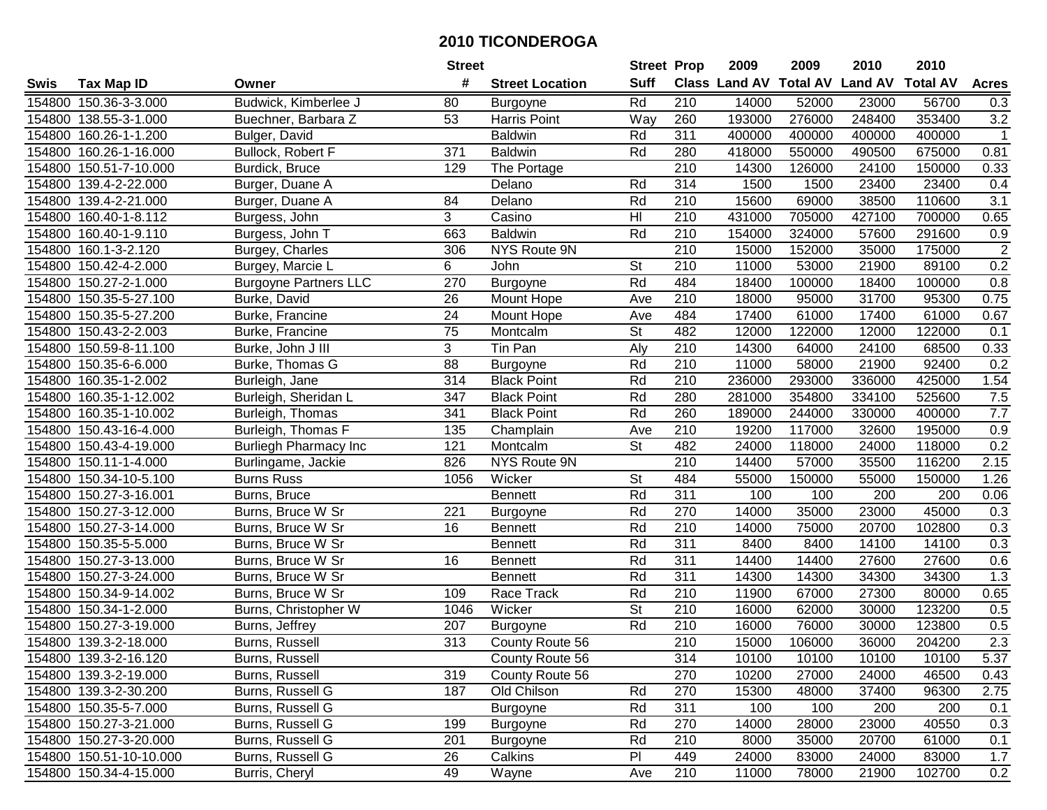# 2010 TICONDEROGA

| Swis | Tax Map ID | Owner | Street # | Street Location | Street Suff | Prop Class | 2009 Land AV | 2009 Total AV | 2010 Land AV | 2010 Total AV | Acres |
|---|---|---|---|---|---|---|---|---|---|---|---|
| 154800 | 150.36-3-3.000 | Budwick, Kimberlee J | 80 | Burgoyne | Rd | 210 | 14000 | 52000 | 23000 | 56700 | 0.3 |
| 154800 | 138.55-3-1.000 | Buechner, Barbara Z | 53 | Harris Point | Way | 260 | 193000 | 276000 | 248400 | 353400 | 3.2 |
| 154800 | 160.26-1-1.200 | Bulger, David | | Baldwin | Rd | 311 | 400000 | 400000 | 400000 | 400000 | 1 |
| 154800 | 160.26-1-16.000 | Bullock, Robert F | 371 | Baldwin | Rd | 280 | 418000 | 550000 | 490500 | 675000 | 0.81 |
| 154800 | 150.51-7-10.000 | Burdick, Bruce | 129 | The Portage | | 210 | 14300 | 126000 | 24100 | 150000 | 0.33 |
| 154800 | 139.4-2-22.000 | Burger, Duane A | | Delano | Rd | 314 | 1500 | 1500 | 23400 | 23400 | 0.4 |
| 154800 | 139.4-2-21.000 | Burger, Duane A | 84 | Delano | Rd | 210 | 15600 | 69000 | 38500 | 110600 | 3.1 |
| 154800 | 160.40-1-8.112 | Burgess, John | 3 | Casino | Hl | 210 | 431000 | 705000 | 427100 | 700000 | 0.65 |
| 154800 | 160.40-1-9.110 | Burgess, John T | 663 | Baldwin | Rd | 210 | 154000 | 324000 | 57600 | 291600 | 0.9 |
| 154800 | 160.1-3-2.120 | Burgey, Charles | 306 | NYS Route 9N | | 210 | 15000 | 152000 | 35000 | 175000 | 2 |
| 154800 | 150.42-4-2.000 | Burgey, Marcie L | 6 | John | St | 210 | 11000 | 53000 | 21900 | 89100 | 0.2 |
| 154800 | 150.27-2-1.000 | Burgoyne Partners LLC | 270 | Burgoyne | Rd | 484 | 18400 | 100000 | 18400 | 100000 | 0.8 |
| 154800 | 150.35-5-27.100 | Burke, David | 26 | Mount Hope | Ave | 210 | 18000 | 95000 | 31700 | 95300 | 0.75 |
| 154800 | 150.35-5-27.200 | Burke, Francine | 24 | Mount Hope | Ave | 484 | 17400 | 61000 | 17400 | 61000 | 0.67 |
| 154800 | 150.43-2-2.003 | Burke, Francine | 75 | Montcalm | St | 482 | 12000 | 122000 | 12000 | 122000 | 0.1 |
| 154800 | 150.59-8-11.100 | Burke, John J III | 3 | Tin Pan | Aly | 210 | 14300 | 64000 | 24100 | 68500 | 0.33 |
| 154800 | 150.35-6-6.000 | Burke, Thomas G | 88 | Burgoyne | Rd | 210 | 11000 | 58000 | 21900 | 92400 | 0.2 |
| 154800 | 160.35-1-2.002 | Burleigh, Jane | 314 | Black Point | Rd | 210 | 236000 | 293000 | 336000 | 425000 | 1.54 |
| 154800 | 160.35-1-12.002 | Burleigh, Sheridan L | 347 | Black Point | Rd | 280 | 281000 | 354800 | 334100 | 525600 | 7.5 |
| 154800 | 160.35-1-10.002 | Burleigh, Thomas | 341 | Black Point | Rd | 260 | 189000 | 244000 | 330000 | 400000 | 7.7 |
| 154800 | 150.43-16-4.000 | Burleigh, Thomas F | 135 | Champlain | Ave | 210 | 19200 | 117000 | 32600 | 195000 | 0.9 |
| 154800 | 150.43-4-19.000 | Burliegh Pharmacy Inc | 121 | Montcalm | St | 482 | 24000 | 118000 | 24000 | 118000 | 0.2 |
| 154800 | 150.11-1-4.000 | Burlingame, Jackie | 826 | NYS Route 9N | | 210 | 14400 | 57000 | 35500 | 116200 | 2.15 |
| 154800 | 150.34-10-5.100 | Burns Russ | 1056 | Wicker | St | 484 | 55000 | 150000 | 55000 | 150000 | 1.26 |
| 154800 | 150.27-3-16.001 | Burns, Bruce | | Bennett | Rd | 311 | 100 | 100 | 200 | 200 | 0.06 |
| 154800 | 150.27-3-12.000 | Burns, Bruce W Sr | 221 | Burgoyne | Rd | 270 | 14000 | 35000 | 23000 | 45000 | 0.3 |
| 154800 | 150.27-3-14.000 | Burns, Bruce W Sr | 16 | Bennett | Rd | 210 | 14000 | 75000 | 20700 | 102800 | 0.3 |
| 154800 | 150.35-5-5.000 | Burns, Bruce W Sr | | Bennett | Rd | 311 | 8400 | 8400 | 14100 | 14100 | 0.3 |
| 154800 | 150.27-3-13.000 | Burns, Bruce W Sr | 16 | Bennett | Rd | 311 | 14400 | 14400 | 27600 | 27600 | 0.6 |
| 154800 | 150.27-3-24.000 | Burns, Bruce W Sr | | Bennett | Rd | 311 | 14300 | 14300 | 34300 | 34300 | 1.3 |
| 154800 | 150.34-9-14.002 | Burns, Bruce W Sr | 109 | Race Track | Rd | 210 | 11900 | 67000 | 27300 | 80000 | 0.65 |
| 154800 | 150.34-1-2.000 | Burns, Christopher W | 1046 | Wicker | St | 210 | 16000 | 62000 | 30000 | 123200 | 0.5 |
| 154800 | 150.27-3-19.000 | Burns, Jeffrey | 207 | Burgoyne | Rd | 210 | 16000 | 76000 | 30000 | 123800 | 0.5 |
| 154800 | 139.3-2-18.000 | Burns, Russell | 313 | County Route 56 | | 210 | 15000 | 106000 | 36000 | 204200 | 2.3 |
| 154800 | 139.3-2-16.120 | Burns, Russell | | County Route 56 | | 314 | 10100 | 10100 | 10100 | 10100 | 5.37 |
| 154800 | 139.3-2-19.000 | Burns, Russell | 319 | County Route 56 | | 270 | 10200 | 27000 | 24000 | 46500 | 0.43 |
| 154800 | 139.3-2-30.200 | Burns, Russell G | 187 | Old Chilson | Rd | 270 | 15300 | 48000 | 37400 | 96300 | 2.75 |
| 154800 | 150.35-5-7.000 | Burns, Russell G | | Burgoyne | Rd | 311 | 100 | 100 | 200 | 200 | 0.1 |
| 154800 | 150.27-3-21.000 | Burns, Russell G | 199 | Burgoyne | Rd | 270 | 14000 | 28000 | 23000 | 40550 | 0.3 |
| 154800 | 150.27-3-20.000 | Burns, Russell G | 201 | Burgoyne | Rd | 210 | 8000 | 35000 | 20700 | 61000 | 0.1 |
| 154800 | 150.51-10-10.000 | Burns, Russell G | 26 | Calkins | Pl | 449 | 24000 | 83000 | 24000 | 83000 | 1.7 |
| 154800 | 150.34-4-15.000 | Burris, Cheryl | 49 | Wayne | Ave | 210 | 11000 | 78000 | 21900 | 102700 | 0.2 |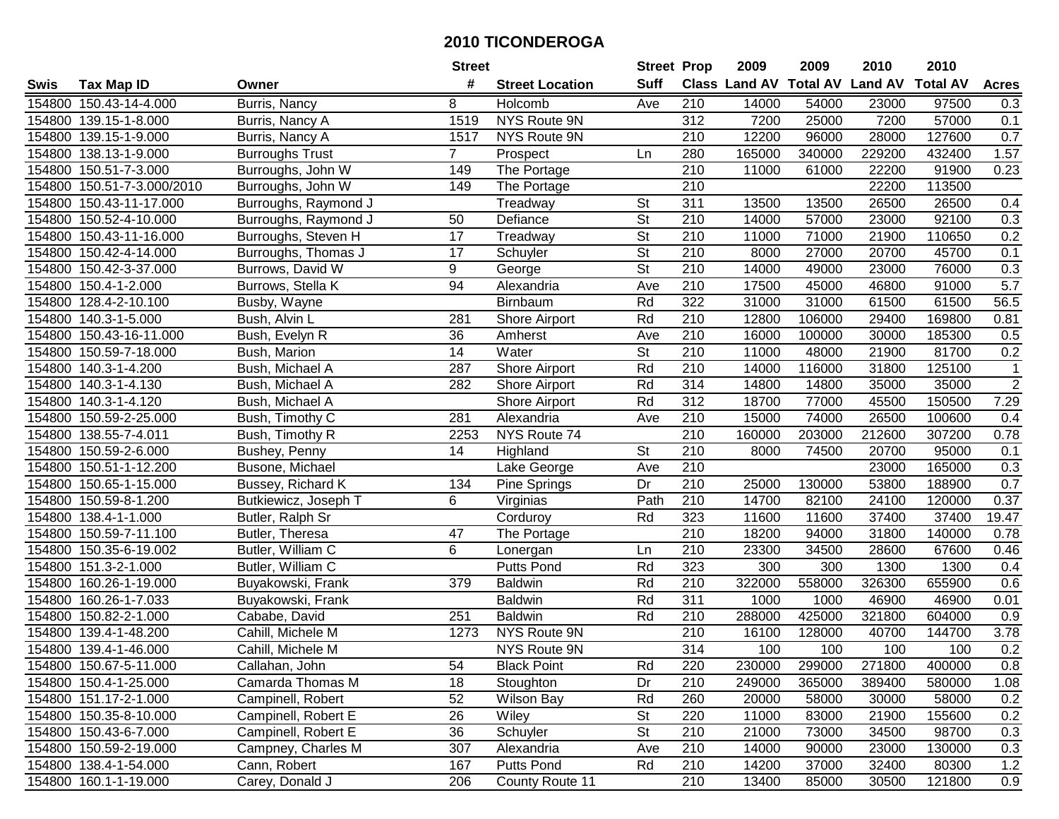# 2010 TICONDEROGA

| Swis | Tax Map ID | Owner | Street # | Street Location | Street Suff | Prop Class | 2009 Land AV | 2009 Total AV | 2010 Land AV | 2010 Total AV | Acres |
|---|---|---|---|---|---|---|---|---|---|---|---|
| 154800 | 150.43-14-4.000 | Burris, Nancy | 8 | Holcomb | Ave | 210 | 14000 | 54000 | 23000 | 97500 | 0.3 |
| 154800 | 139.15-1-8.000 | Burris, Nancy A | 1519 | NYS Route 9N | | 312 | 7200 | 25000 | 7200 | 57000 | 0.1 |
| 154800 | 139.15-1-9.000 | Burris, Nancy A | 1517 | NYS Route 9N | | 210 | 12200 | 96000 | 28000 | 127600 | 0.7 |
| 154800 | 138.13-1-9.000 | Burroughs Trust | 7 | Prospect | Ln | 280 | 165000 | 340000 | 229200 | 432400 | 1.57 |
| 154800 | 150.51-7-3.000 | Burroughs, John W | 149 | The Portage | | 210 | 11000 | 61000 | 22200 | 91900 | 0.23 |
| 154800 | 150.51-7-3.000/2010 | Burroughs, John W | 149 | The Portage | | 210 | | | 22200 | 113500 | |
| 154800 | 150.43-11-17.000 | Burroughs, Raymond J | | Treadway | St | 311 | 13500 | 13500 | 26500 | 26500 | 0.4 |
| 154800 | 150.52-4-10.000 | Burroughs, Raymond J | 50 | Defiance | St | 210 | 14000 | 57000 | 23000 | 92100 | 0.3 |
| 154800 | 150.43-11-16.000 | Burroughs, Steven H | 17 | Treadway | St | 210 | 11000 | 71000 | 21900 | 110650 | 0.2 |
| 154800 | 150.42-4-14.000 | Burroughs, Thomas J | 17 | Schuyler | St | 210 | 8000 | 27000 | 20700 | 45700 | 0.1 |
| 154800 | 150.42-3-37.000 | Burrows, David W | 9 | George | St | 210 | 14000 | 49000 | 23000 | 76000 | 0.3 |
| 154800 | 150.4-1-2.000 | Burrows, Stella K | 94 | Alexandria | Ave | 210 | 17500 | 45000 | 46800 | 91000 | 5.7 |
| 154800 | 128.4-2-10.100 | Busby, Wayne | | Birnbaum | Rd | 322 | 31000 | 31000 | 61500 | 61500 | 56.5 |
| 154800 | 140.3-1-5.000 | Bush, Alvin L | 281 | Shore Airport | Rd | 210 | 12800 | 106000 | 29400 | 169800 | 0.81 |
| 154800 | 150.43-16-11.000 | Bush, Evelyn R | 36 | Amherst | Ave | 210 | 16000 | 100000 | 30000 | 185300 | 0.5 |
| 154800 | 150.59-7-18.000 | Bush, Marion | 14 | Water | St | 210 | 11000 | 48000 | 21900 | 81700 | 0.2 |
| 154800 | 140.3-1-4.200 | Bush, Michael A | 287 | Shore Airport | Rd | 210 | 14000 | 116000 | 31800 | 125100 | 1 |
| 154800 | 140.3-1-4.130 | Bush, Michael A | 282 | Shore Airport | Rd | 314 | 14800 | 14800 | 35000 | 35000 | 2 |
| 154800 | 140.3-1-4.120 | Bush, Michael A | | Shore Airport | Rd | 312 | 18700 | 77000 | 45500 | 150500 | 7.29 |
| 154800 | 150.59-2-25.000 | Bush, Timothy C | 281 | Alexandria | Ave | 210 | 15000 | 74000 | 26500 | 100600 | 0.4 |
| 154800 | 138.55-7-4.011 | Bush, Timothy R | 2253 | NYS Route 74 | | 210 | 160000 | 203000 | 212600 | 307200 | 0.78 |
| 154800 | 150.59-2-6.000 | Bushey, Penny | 14 | Highland | St | 210 | 8000 | 74500 | 20700 | 95000 | 0.1 |
| 154800 | 150.51-1-12.200 | Busone, Michael | | Lake George | Ave | 210 | | | 23000 | 165000 | 0.3 |
| 154800 | 150.65-1-15.000 | Bussey, Richard K | 134 | Pine Springs | Dr | 210 | 25000 | 130000 | 53800 | 188900 | 0.7 |
| 154800 | 150.59-8-1.200 | Butkiewicz, Joseph T | 6 | Virginias | Path | 210 | 14700 | 82100 | 24100 | 120000 | 0.37 |
| 154800 | 138.4-1-1.000 | Butler, Ralph Sr | | Corduroy | Rd | 323 | 11600 | 11600 | 37400 | 37400 | 19.47 |
| 154800 | 150.59-7-11.100 | Butler, Theresa | 47 | The Portage | | 210 | 18200 | 94000 | 31800 | 140000 | 0.78 |
| 154800 | 150.35-6-19.002 | Butler, William C | 6 | Lonergan | Ln | 210 | 23300 | 34500 | 28600 | 67600 | 0.46 |
| 154800 | 151.3-2-1.000 | Butler, William C | | Putts Pond | Rd | 323 | 300 | 300 | 1300 | 1300 | 0.4 |
| 154800 | 160.26-1-19.000 | Buyakowski, Frank | 379 | Baldwin | Rd | 210 | 322000 | 558000 | 326300 | 655900 | 0.6 |
| 154800 | 160.26-1-7.033 | Buyakowski, Frank | | Baldwin | Rd | 311 | 1000 | 1000 | 46900 | 46900 | 0.01 |
| 154800 | 150.82-2-1.000 | Cababe, David | 251 | Baldwin | Rd | 210 | 288000 | 425000 | 321800 | 604000 | 0.9 |
| 154800 | 139.4-1-48.200 | Cahill, Michele M | 1273 | NYS Route 9N | | 210 | 16100 | 128000 | 40700 | 144700 | 3.78 |
| 154800 | 139.4-1-46.000 | Cahill, Michele M | | NYS Route 9N | | 314 | 100 | 100 | 100 | 100 | 0.2 |
| 154800 | 150.67-5-11.000 | Callahan, John | 54 | Black Point | Rd | 220 | 230000 | 299000 | 271800 | 400000 | 0.8 |
| 154800 | 150.4-1-25.000 | Camarda Thomas M | 18 | Stoughton | Dr | 210 | 249000 | 365000 | 389400 | 580000 | 1.08 |
| 154800 | 151.17-2-1.000 | Campinell, Robert | 52 | Wilson Bay | Rd | 260 | 20000 | 58000 | 30000 | 58000 | 0.2 |
| 154800 | 150.35-8-10.000 | Campinell, Robert E | 26 | Wiley | St | 220 | 11000 | 83000 | 21900 | 155600 | 0.2 |
| 154800 | 150.43-6-7.000 | Campinell, Robert E | 36 | Schuyler | St | 210 | 21000 | 73000 | 34500 | 98700 | 0.3 |
| 154800 | 150.59-2-19.000 | Campney, Charles M | 307 | Alexandria | Ave | 210 | 14000 | 90000 | 23000 | 130000 | 0.3 |
| 154800 | 138.4-1-54.000 | Cann, Robert | 167 | Putts Pond | Rd | 210 | 14200 | 37000 | 32400 | 80300 | 1.2 |
| 154800 | 160.1-1-19.000 | Carey, Donald J | 206 | County Route 11 | | 210 | 13400 | 85000 | 30500 | 121800 | 0.9 |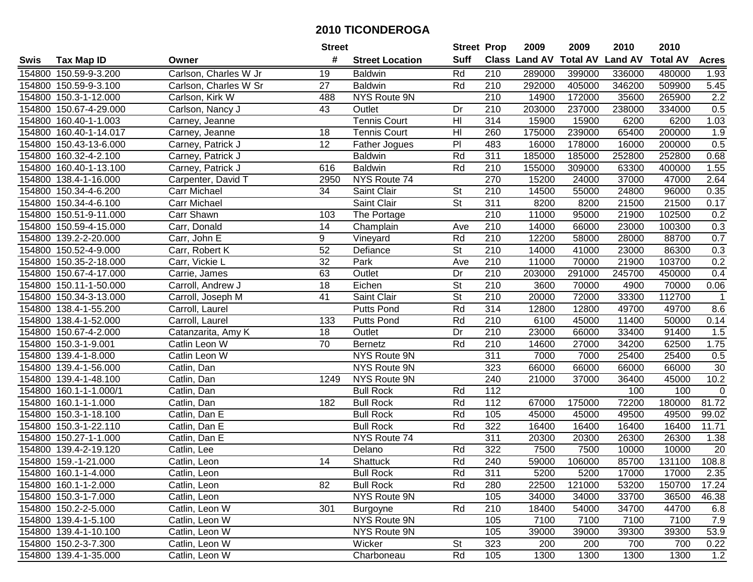# 2010 TICONDEROGA

| Swis | Tax Map ID | Owner | Street # | Street Location | Street Suff | Prop Class | 2009 Land AV | 2009 Total AV | 2010 Land AV | 2010 Total AV | Acres |
|---|---|---|---|---|---|---|---|---|---|---|---|
| 154800 | 150.59-9-3.200 | Carlson, Charles W Jr | 19 | Baldwin | Rd | 210 | 289000 | 399000 | 336000 | 480000 | 1.93 |
| 154800 | 150.59-9-3.100 | Carlson, Charles W Sr | 27 | Baldwin | Rd | 210 | 292000 | 405000 | 346200 | 509900 | 5.45 |
| 154800 | 150.3-1-12.000 | Carlson, Kirk W | 488 | NYS Route 9N | | 210 | 14900 | 172000 | 35600 | 265900 | 2.2 |
| 154800 | 150.67-4-29.000 | Carlson, Nancy J | 43 | Outlet | Dr | 210 | 203000 | 237000 | 238000 | 334000 | 0.5 |
| 154800 | 160.40-1-1.003 | Carney, Jeanne | | Tennis Court | Hl | 314 | 15900 | 15900 | 6200 | 6200 | 1.03 |
| 154800 | 160.40-1-14.017 | Carney, Jeanne | 18 | Tennis Court | Hl | 260 | 175000 | 239000 | 65400 | 200000 | 1.9 |
| 154800 | 150.43-13-6.000 | Carney, Patrick J | 12 | Father Jogues | Pl | 483 | 16000 | 178000 | 16000 | 200000 | 0.5 |
| 154800 | 160.32-4-2.100 | Carney, Patrick J | | Baldwin | Rd | 311 | 185000 | 185000 | 252800 | 252800 | 0.68 |
| 154800 | 160.40-1-13.100 | Carney, Patrick J | 616 | Baldwin | Rd | 210 | 155000 | 309000 | 63300 | 400000 | 1.55 |
| 154800 | 138.4-1-16.000 | Carpenter, David T | 2950 | NYS Route 74 | | 270 | 15200 | 24000 | 37000 | 47000 | 2.64 |
| 154800 | 150.34-4-6.200 | Carr Michael | 34 | Saint Clair | St | 210 | 14500 | 55000 | 24800 | 96000 | 0.35 |
| 154800 | 150.34-4-6.100 | Carr Michael | | Saint Clair | St | 311 | 8200 | 8200 | 21500 | 21500 | 0.17 |
| 154800 | 150.51-9-11.000 | Carr Shawn | 103 | The Portage | | 210 | 11000 | 95000 | 21900 | 102500 | 0.2 |
| 154800 | 150.59-4-15.000 | Carr, Donald | 14 | Champlain | Ave | 210 | 14000 | 66000 | 23000 | 100300 | 0.3 |
| 154800 | 139.2-2-20.000 | Carr, John E | 9 | Vineyard | Rd | 210 | 12200 | 58000 | 28000 | 88700 | 0.7 |
| 154800 | 150.52-4-9.000 | Carr, Robert K | 52 | Defiance | St | 210 | 14000 | 41000 | 23000 | 86300 | 0.3 |
| 154800 | 150.35-2-18.000 | Carr, Vickie L | 32 | Park | Ave | 210 | 11000 | 70000 | 21900 | 103700 | 0.2 |
| 154800 | 150.67-4-17.000 | Carrie, James | 63 | Outlet | Dr | 210 | 203000 | 291000 | 245700 | 450000 | 0.4 |
| 154800 | 150.11-1-50.000 | Carroll, Andrew J | 18 | Eichen | St | 210 | 3600 | 70000 | 4900 | 70000 | 0.06 |
| 154800 | 150.34-3-13.000 | Carroll, Joseph M | 41 | Saint Clair | St | 210 | 20000 | 72000 | 33300 | 112700 | 1 |
| 154800 | 138.4-1-55.200 | Carroll, Laurel | | Putts Pond | Rd | 314 | 12800 | 12800 | 49700 | 49700 | 8.6 |
| 154800 | 138.4-1-52.000 | Carroll, Laurel | 133 | Putts Pond | Rd | 210 | 6100 | 45000 | 11400 | 50000 | 0.14 |
| 154800 | 150.67-4-2.000 | Catanzarita, Amy K | 18 | Outlet | Dr | 210 | 23000 | 66000 | 33400 | 91400 | 1.5 |
| 154800 | 150.3-1-9.001 | Catlin Leon W | 70 | Bernetz | Rd | 210 | 14600 | 27000 | 34200 | 62500 | 1.75 |
| 154800 | 139.4-1-8.000 | Catlin Leon W | | NYS Route 9N | | 311 | 7000 | 7000 | 25400 | 25400 | 0.5 |
| 154800 | 139.4-1-56.000 | Catlin, Dan | | NYS Route 9N | | 323 | 66000 | 66000 | 66000 | 66000 | 30 |
| 154800 | 139.4-1-48.100 | Catlin, Dan | 1249 | NYS Route 9N | | 240 | 21000 | 37000 | 36400 | 45000 | 10.2 |
| 154800 | 160.1-1-1.000/1 | Catlin, Dan | | Bull Rock | Rd | 112 | | | 100 | 100 | 0 |
| 154800 | 160.1-1-1.000 | Catlin, Dan | 182 | Bull Rock | Rd | 112 | 67000 | 175000 | 72200 | 180000 | 81.72 |
| 154800 | 150.3-1-18.100 | Catlin, Dan E | | Bull Rock | Rd | 105 | 45000 | 45000 | 49500 | 49500 | 99.02 |
| 154800 | 150.3-1-22.110 | Catlin, Dan E | | Bull Rock | Rd | 322 | 16400 | 16400 | 16400 | 16400 | 11.71 |
| 154800 | 150.27-1-1.000 | Catlin, Dan E | | NYS Route 74 | | 311 | 20300 | 20300 | 26300 | 26300 | 1.38 |
| 154800 | 139.4-2-19.120 | Catlin, Lee | | Delano | Rd | 322 | 7500 | 7500 | 10000 | 10000 | 20 |
| 154800 | 159.-1-21.000 | Catlin, Leon | 14 | Shattuck | Rd | 240 | 59000 | 106000 | 85700 | 131100 | 108.8 |
| 154800 | 160.1-1-4.000 | Catlin, Leon | | Bull Rock | Rd | 311 | 5200 | 5200 | 17000 | 17000 | 2.35 |
| 154800 | 160.1-1-2.000 | Catlin, Leon | 82 | Bull Rock | Rd | 280 | 22500 | 121000 | 53200 | 150700 | 17.24 |
| 154800 | 150.3-1-7.000 | Catlin, Leon | | NYS Route 9N | | 105 | 34000 | 34000 | 33700 | 36500 | 46.38 |
| 154800 | 150.2-2-5.000 | Catlin, Leon W | 301 | Burgoyne | Rd | 210 | 18400 | 54000 | 34700 | 44700 | 6.8 |
| 154800 | 139.4-1-5.100 | Catlin, Leon W | | NYS Route 9N | | 105 | 7100 | 7100 | 7100 | 7100 | 7.9 |
| 154800 | 139.4-1-10.100 | Catlin, Leon W | | NYS Route 9N | | 105 | 39000 | 39000 | 39300 | 39300 | 53.9 |
| 154800 | 150.2-3-7.300 | Catlin, Leon W | | Wicker | St | 323 | 200 | 200 | 700 | 700 | 0.22 |
| 154800 | 139.4-1-35.000 | Catlin, Leon W | | Charboneau | Rd | 105 | 1300 | 1300 | 1300 | 1300 | 1.2 |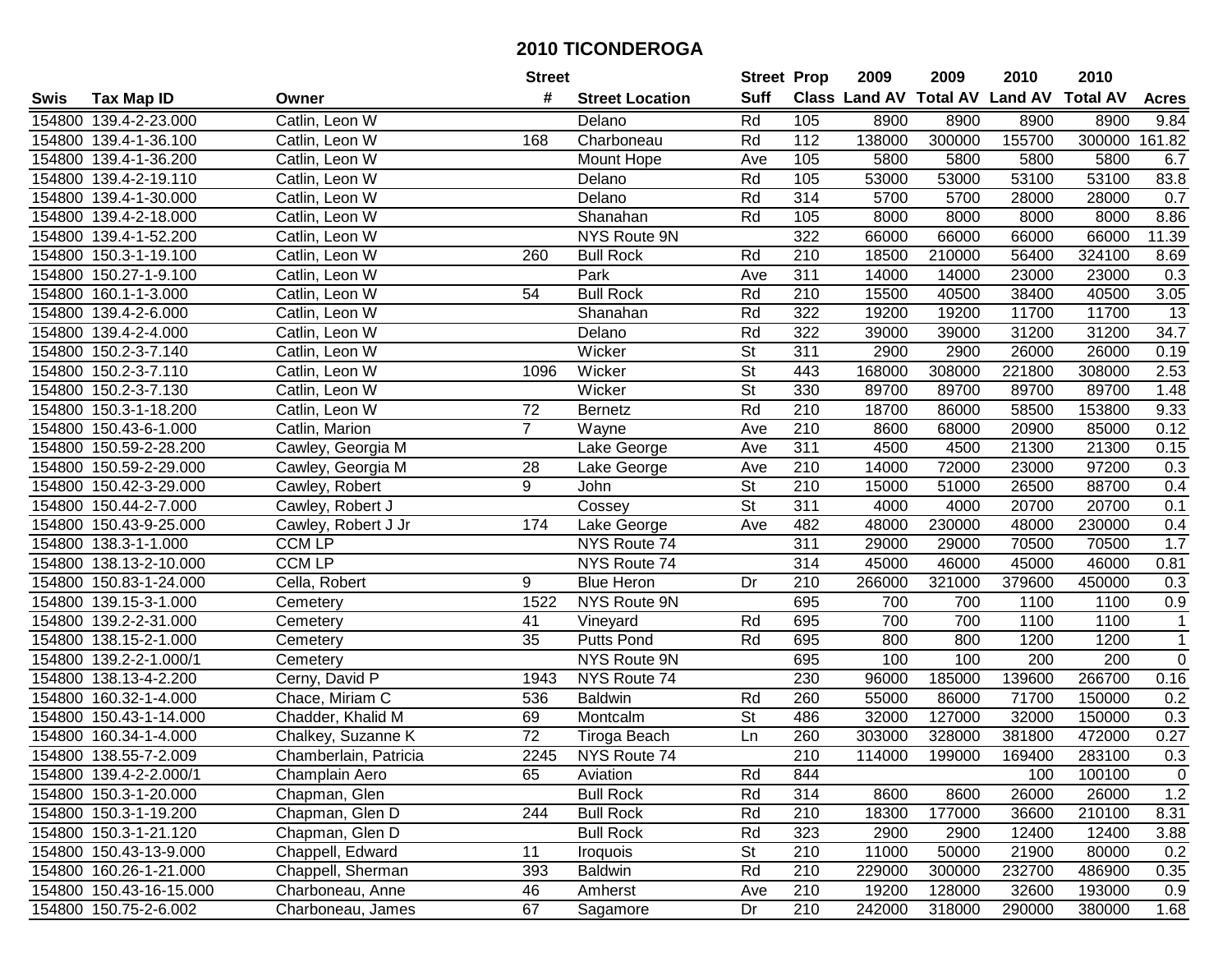# 2010 TICONDEROGA

| Swis | Tax Map ID | Owner | Street # | Street Location | Street Suff | Prop Class | 2009 Land AV | 2009 Total AV | 2010 Land AV | 2010 Total AV | Acres |
|---|---|---|---|---|---|---|---|---|---|---|---|
| 154800 | 139.4-2-23.000 | Catlin, Leon W | | Delano | Rd | 105 | 8900 | 8900 | 8900 | 8900 | 9.84 |
| 154800 | 139.4-1-36.100 | Catlin, Leon W | 168 | Charboneau | Rd | 112 | 138000 | 300000 | 155700 | 300000 | 161.82 |
| 154800 | 139.4-1-36.200 | Catlin, Leon W | | Mount Hope | Ave | 105 | 5800 | 5800 | 5800 | 5800 | 6.7 |
| 154800 | 139.4-2-19.110 | Catlin, Leon W | | Delano | Rd | 105 | 53000 | 53000 | 53100 | 53100 | 83.8 |
| 154800 | 139.4-1-30.000 | Catlin, Leon W | | Delano | Rd | 314 | 5700 | 5700 | 28000 | 28000 | 0.7 |
| 154800 | 139.4-2-18.000 | Catlin, Leon W | | Shanahan | Rd | 105 | 8000 | 8000 | 8000 | 8000 | 8.86 |
| 154800 | 139.4-1-52.200 | Catlin, Leon W | | NYS Route 9N | | 322 | 66000 | 66000 | 66000 | 66000 | 11.39 |
| 154800 | 150.3-1-19.100 | Catlin, Leon W | 260 | Bull Rock | Rd | 210 | 18500 | 210000 | 56400 | 324100 | 8.69 |
| 154800 | 150.27-1-9.100 | Catlin, Leon W | | Park | Ave | 311 | 14000 | 14000 | 23000 | 23000 | 0.3 |
| 154800 | 160.1-1-3.000 | Catlin, Leon W | 54 | Bull Rock | Rd | 210 | 15500 | 40500 | 38400 | 40500 | 3.05 |
| 154800 | 139.4-2-6.000 | Catlin, Leon W | | Shanahan | Rd | 322 | 19200 | 19200 | 11700 | 11700 | 13 |
| 154800 | 139.4-2-4.000 | Catlin, Leon W | | Delano | Rd | 322 | 39000 | 39000 | 31200 | 31200 | 34.7 |
| 154800 | 150.2-3-7.140 | Catlin, Leon W | | Wicker | St | 311 | 2900 | 2900 | 26000 | 26000 | 0.19 |
| 154800 | 150.2-3-7.110 | Catlin, Leon W | 1096 | Wicker | St | 443 | 168000 | 308000 | 221800 | 308000 | 2.53 |
| 154800 | 150.2-3-7.130 | Catlin, Leon W | | Wicker | St | 330 | 89700 | 89700 | 89700 | 89700 | 1.48 |
| 154800 | 150.3-1-18.200 | Catlin, Leon W | 72 | Bernetz | Rd | 210 | 18700 | 86000 | 58500 | 153800 | 9.33 |
| 154800 | 150.43-6-1.000 | Catlin, Marion | 7 | Wayne | Ave | 210 | 8600 | 68000 | 20900 | 85000 | 0.12 |
| 154800 | 150.59-2-28.200 | Cawley, Georgia M | | Lake George | Ave | 311 | 4500 | 4500 | 21300 | 21300 | 0.15 |
| 154800 | 150.59-2-29.000 | Cawley, Georgia M | 28 | Lake George | Ave | 210 | 14000 | 72000 | 23000 | 97200 | 0.3 |
| 154800 | 150.42-3-29.000 | Cawley, Robert | 9 | John | St | 210 | 15000 | 51000 | 26500 | 88700 | 0.4 |
| 154800 | 150.44-2-7.000 | Cawley, Robert J | | Cossey | St | 311 | 4000 | 4000 | 20700 | 20700 | 0.1 |
| 154800 | 150.43-9-25.000 | Cawley, Robert J Jr | 174 | Lake George | Ave | 482 | 48000 | 230000 | 48000 | 230000 | 0.4 |
| 154800 | 138.3-1-1.000 | CCM LP | | NYS Route 74 | | 311 | 29000 | 29000 | 70500 | 70500 | 1.7 |
| 154800 | 138.13-2-10.000 | CCM LP | | NYS Route 74 | | 314 | 45000 | 46000 | 45000 | 46000 | 0.81 |
| 154800 | 150.83-1-24.000 | Cella, Robert | 9 | Blue Heron | Dr | 210 | 266000 | 321000 | 379600 | 450000 | 0.3 |
| 154800 | 139.15-3-1.000 | Cemetery | 1522 | NYS Route 9N | | 695 | 700 | 700 | 1100 | 1100 | 0.9 |
| 154800 | 139.2-2-31.000 | Cemetery | 41 | Vineyard | Rd | 695 | 700 | 700 | 1100 | 1100 | 1 |
| 154800 | 138.15-2-1.000 | Cemetery | 35 | Putts Pond | Rd | 695 | 800 | 800 | 1200 | 1200 | 1 |
| 154800 | 139.2-2-1.000/1 | Cemetery | | NYS Route 9N | | 695 | 100 | 100 | 200 | 200 | 0 |
| 154800 | 138.13-4-2.200 | Cerny, David P | 1943 | NYS Route 74 | | 230 | 96000 | 185000 | 139600 | 266700 | 0.16 |
| 154800 | 160.32-1-4.000 | Chace, Miriam C | 536 | Baldwin | Rd | 260 | 55000 | 86000 | 71700 | 150000 | 0.2 |
| 154800 | 150.43-1-14.000 | Chadder, Khalid M | 69 | Montcalm | St | 486 | 32000 | 127000 | 32000 | 150000 | 0.3 |
| 154800 | 160.34-1-4.000 | Chalkey, Suzanne K | 72 | Tiroga Beach | Ln | 260 | 303000 | 328000 | 381800 | 472000 | 0.27 |
| 154800 | 138.55-7-2.009 | Chamberlain, Patricia | 2245 | NYS Route 74 | | 210 | 114000 | 199000 | 169400 | 283100 | 0.3 |
| 154800 | 139.4-2-2.000/1 | Champlain Aero | 65 | Aviation | Rd | 844 | | | 100 | 100100 | 0 |
| 154800 | 150.3-1-20.000 | Chapman, Glen | | Bull Rock | Rd | 314 | 8600 | 8600 | 26000 | 26000 | 1.2 |
| 154800 | 150.3-1-19.200 | Chapman, Glen D | 244 | Bull Rock | Rd | 210 | 18300 | 177000 | 36600 | 210100 | 8.31 |
| 154800 | 150.3-1-21.120 | Chapman, Glen D | | Bull Rock | Rd | 323 | 2900 | 2900 | 12400 | 12400 | 3.88 |
| 154800 | 150.43-13-9.000 | Chappell, Edward | 11 | Iroquois | St | 210 | 11000 | 50000 | 21900 | 80000 | 0.2 |
| 154800 | 160.26-1-21.000 | Chappell, Sherman | 393 | Baldwin | Rd | 210 | 229000 | 300000 | 232700 | 486900 | 0.35 |
| 154800 | 150.43-16-15.000 | Charboneau, Anne | 46 | Amherst | Ave | 210 | 19200 | 128000 | 32600 | 193000 | 0.9 |
| 154800 | 150.75-2-6.002 | Charboneau, James | 67 | Sagamore | Dr | 210 | 242000 | 318000 | 290000 | 380000 | 1.68 |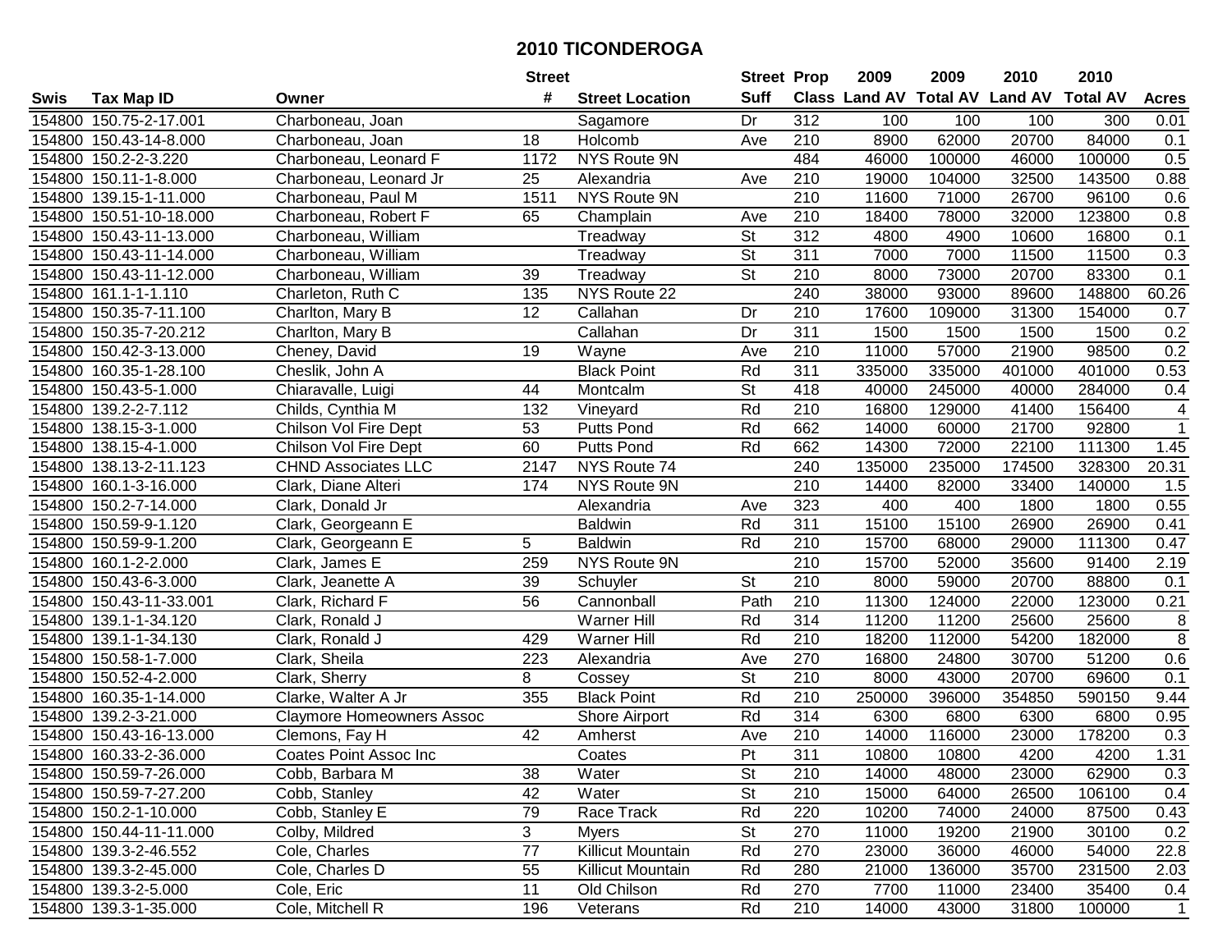# 2010 TICONDEROGA

| Swis | Tax Map ID | Owner | Street # | Street Location | Street Suff | Prop Class | 2009 Land AV | 2009 Total AV | 2010 Land AV | 2010 Total AV | Acres |
|---|---|---|---|---|---|---|---|---|---|---|---|
| 154800 | 150.75-2-17.001 | Charboneau, Joan | | Sagamore | Dr | 312 | 100 | 100 | 100 | 300 | 0.01 |
| 154800 | 150.43-14-8.000 | Charboneau, Joan | 18 | Holcomb | Ave | 210 | 8900 | 62000 | 20700 | 84000 | 0.1 |
| 154800 | 150.2-2-3.220 | Charboneau, Leonard F | 1172 | NYS Route 9N | | 484 | 46000 | 100000 | 46000 | 100000 | 0.5 |
| 154800 | 150.11-1-8.000 | Charboneau, Leonard Jr | 25 | Alexandria | Ave | 210 | 19000 | 104000 | 32500 | 143500 | 0.88 |
| 154800 | 139.15-1-11.000 | Charboneau, Paul M | 1511 | NYS Route 9N | | 210 | 11600 | 71000 | 26700 | 96100 | 0.6 |
| 154800 | 150.51-10-18.000 | Charboneau, Robert F | 65 | Champlain | Ave | 210 | 18400 | 78000 | 32000 | 123800 | 0.8 |
| 154800 | 150.43-11-13.000 | Charboneau, William | | Treadway | St | 312 | 4800 | 4900 | 10600 | 16800 | 0.1 |
| 154800 | 150.43-11-14.000 | Charboneau, William | | Treadway | St | 311 | 7000 | 7000 | 11500 | 11500 | 0.3 |
| 154800 | 150.43-11-12.000 | Charboneau, William | 39 | Treadway | St | 210 | 8000 | 73000 | 20700 | 83300 | 0.1 |
| 154800 | 161.1-1-1.110 | Charleton, Ruth C | 135 | NYS Route 22 | | 240 | 38000 | 93000 | 89600 | 148800 | 60.26 |
| 154800 | 150.35-7-11.100 | Charlton, Mary B | 12 | Callahan | Dr | 210 | 17600 | 109000 | 31300 | 154000 | 0.7 |
| 154800 | 150.35-7-20.212 | Charlton, Mary B | | Callahan | Dr | 311 | 1500 | 1500 | 1500 | 1500 | 0.2 |
| 154800 | 150.42-3-13.000 | Cheney, David | 19 | Wayne | Ave | 210 | 11000 | 57000 | 21900 | 98500 | 0.2 |
| 154800 | 160.35-1-28.100 | Cheslik, John A | | Black Point | Rd | 311 | 335000 | 335000 | 401000 | 401000 | 0.53 |
| 154800 | 150.43-5-1.000 | Chiaravalle, Luigi | 44 | Montcalm | St | 418 | 40000 | 245000 | 40000 | 284000 | 0.4 |
| 154800 | 139.2-2-7.112 | Childs, Cynthia M | 132 | Vineyard | Rd | 210 | 16800 | 129000 | 41400 | 156400 | 4 |
| 154800 | 138.15-3-1.000 | Chilson Vol Fire Dept | 53 | Putts Pond | Rd | 662 | 14000 | 60000 | 21700 | 92800 | 1 |
| 154800 | 138.15-4-1.000 | Chilson Vol Fire Dept | 60 | Putts Pond | Rd | 662 | 14300 | 72000 | 22100 | 111300 | 1.45 |
| 154800 | 138.13-2-11.123 | CHND Associates LLC | 2147 | NYS Route 74 | | 240 | 135000 | 235000 | 174500 | 328300 | 20.31 |
| 154800 | 160.1-3-16.000 | Clark, Diane Alteri | 174 | NYS Route 9N | | 210 | 14400 | 82000 | 33400 | 140000 | 1.5 |
| 154800 | 150.2-7-14.000 | Clark, Donald Jr | | Alexandria | Ave | 323 | 400 | 400 | 1800 | 1800 | 0.55 |
| 154800 | 150.59-9-1.120 | Clark, Georgeann E | | Baldwin | Rd | 311 | 15100 | 15100 | 26900 | 26900 | 0.41 |
| 154800 | 150.59-9-1.200 | Clark, Georgeann E | 5 | Baldwin | Rd | 210 | 15700 | 68000 | 29000 | 111300 | 0.47 |
| 154800 | 160.1-2-2.000 | Clark, James E | 259 | NYS Route 9N | | 210 | 15700 | 52000 | 35600 | 91400 | 2.19 |
| 154800 | 150.43-6-3.000 | Clark, Jeanette A | 39 | Schuyler | St | 210 | 8000 | 59000 | 20700 | 88800 | 0.1 |
| 154800 | 150.43-11-33.001 | Clark, Richard F | 56 | Cannonball | Path | 210 | 11300 | 124000 | 22000 | 123000 | 0.21 |
| 154800 | 139.1-1-34.120 | Clark, Ronald J | | Warner Hill | Rd | 314 | 11200 | 11200 | 25600 | 25600 | 8 |
| 154800 | 139.1-1-34.130 | Clark, Ronald J | 429 | Warner Hill | Rd | 210 | 18200 | 112000 | 54200 | 182000 | 8 |
| 154800 | 150.58-1-7.000 | Clark, Sheila | 223 | Alexandria | Ave | 270 | 16800 | 24800 | 30700 | 51200 | 0.6 |
| 154800 | 150.52-4-2.000 | Clark, Sherry | 8 | Cossey | St | 210 | 8000 | 43000 | 20700 | 69600 | 0.1 |
| 154800 | 160.35-1-14.000 | Clarke, Walter A Jr | 355 | Black Point | Rd | 210 | 250000 | 396000 | 354850 | 590150 | 9.44 |
| 154800 | 139.2-3-21.000 | Claymore Homeowners Assoc | | Shore Airport | Rd | 314 | 6300 | 6800 | 6300 | 6800 | 0.95 |
| 154800 | 150.43-16-13.000 | Clemons, Fay H | 42 | Amherst | Ave | 210 | 14000 | 116000 | 23000 | 178200 | 0.3 |
| 154800 | 160.33-2-36.000 | Coates Point Assoc Inc | | Coates | Pt | 311 | 10800 | 10800 | 4200 | 4200 | 1.31 |
| 154800 | 150.59-7-26.000 | Cobb, Barbara M | 38 | Water | St | 210 | 14000 | 48000 | 23000 | 62900 | 0.3 |
| 154800 | 150.59-7-27.200 | Cobb, Stanley | 42 | Water | St | 210 | 15000 | 64000 | 26500 | 106100 | 0.4 |
| 154800 | 150.2-1-10.000 | Cobb, Stanley E | 79 | Race Track | Rd | 220 | 10200 | 74000 | 24000 | 87500 | 0.43 |
| 154800 | 150.44-11-11.000 | Colby, Mildred | 3 | Myers | St | 270 | 11000 | 19200 | 21900 | 30100 | 0.2 |
| 154800 | 139.3-2-46.552 | Cole, Charles | 77 | Killicut Mountain | Rd | 270 | 23000 | 36000 | 46000 | 54000 | 22.8 |
| 154800 | 139.3-2-45.000 | Cole, Charles D | 55 | Killicut Mountain | Rd | 280 | 21000 | 136000 | 35700 | 231500 | 2.03 |
| 154800 | 139.3-2-5.000 | Cole, Eric | 11 | Old Chilson | Rd | 270 | 7700 | 11000 | 23400 | 35400 | 0.4 |
| 154800 | 139.3-1-35.000 | Cole, Mitchell R | 196 | Veterans | Rd | 210 | 14000 | 43000 | 31800 | 100000 | 1 |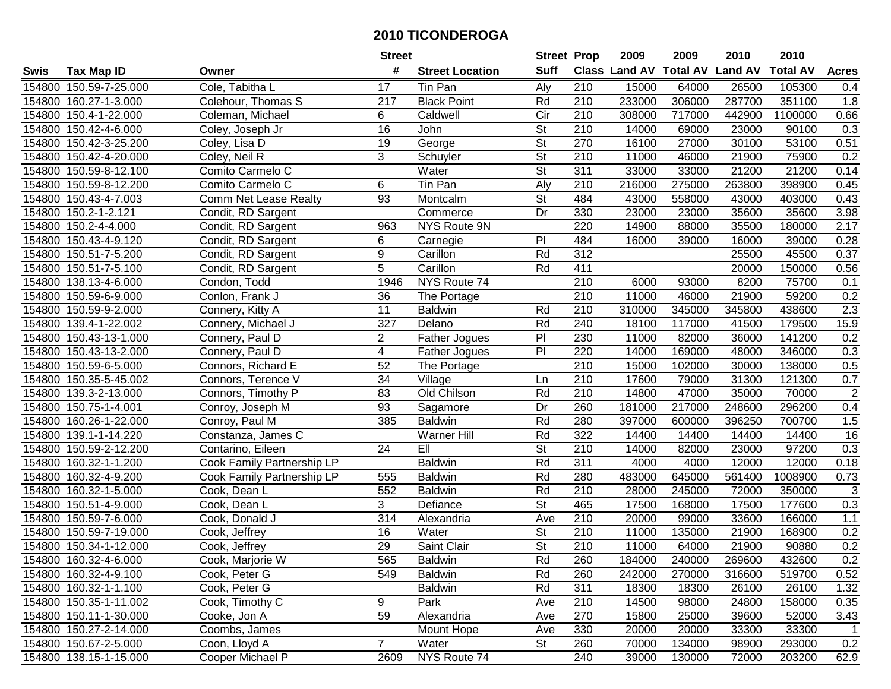# 2010 TICONDEROGA

| Swis | Tax Map ID | Owner | Street # | Street Location | Street Suff | Prop Class | 2009 Land AV | 2009 Total AV | 2010 Land AV | 2010 Total AV | Acres |
|---|---|---|---|---|---|---|---|---|---|---|---|
| 154800 | 150.59-7-25.000 | Cole, Tabitha L | 17 | Tin Pan | Aly | 210 | 15000 | 64000 | 26500 | 105300 | 0.4 |
| 154800 | 160.27-1-3.000 | Colehour, Thomas S | 217 | Black Point | Rd | 210 | 233000 | 306000 | 287700 | 351100 | 1.8 |
| 154800 | 150.4-1-22.000 | Coleman, Michael | 6 | Caldwell | Cir | 210 | 308000 | 717000 | 442900 | 1100000 | 0.66 |
| 154800 | 150.42-4-6.000 | Coley, Joseph Jr | 16 | John | St | 210 | 14000 | 69000 | 23000 | 90100 | 0.3 |
| 154800 | 150.42-3-25.200 | Coley, Lisa D | 19 | George | St | 270 | 16100 | 27000 | 30100 | 53100 | 0.51 |
| 154800 | 150.42-4-20.000 | Coley, Neil R | 3 | Schuyler | St | 210 | 11000 | 46000 | 21900 | 75900 | 0.2 |
| 154800 | 150.59-8-12.100 | Comito Carmelo C | | Water | St | 311 | 33000 | 33000 | 21200 | 21200 | 0.14 |
| 154800 | 150.59-8-12.200 | Comito Carmelo C | 6 | Tin Pan | Aly | 210 | 216000 | 275000 | 263800 | 398900 | 0.45 |
| 154800 | 150.43-4-7.003 | Comm Net Lease Realty | 93 | Montcalm | St | 484 | 43000 | 558000 | 43000 | 403000 | 0.43 |
| 154800 | 150.2-1-2.121 | Condit, RD Sargent | | Commerce | Dr | 330 | 23000 | 23000 | 35600 | 35600 | 3.98 |
| 154800 | 150.2-4-4.000 | Condit, RD Sargent | 963 | NYS Route 9N | | 220 | 14900 | 88000 | 35500 | 180000 | 2.17 |
| 154800 | 150.43-4-9.120 | Condit, RD Sargent | 6 | Carnegie | Pl | 484 | 16000 | 39000 | 16000 | 39000 | 0.28 |
| 154800 | 150.51-7-5.200 | Condit, RD Sargent | 9 | Carillon | Rd | 312 | | | 25500 | 45500 | 0.37 |
| 154800 | 150.51-7-5.100 | Condit, RD Sargent | 5 | Carillon | Rd | 411 | | | 20000 | 150000 | 0.56 |
| 154800 | 138.13-4-6.000 | Condon, Todd | 1946 | NYS Route 74 | | 210 | 6000 | 93000 | 8200 | 75700 | 0.1 |
| 154800 | 150.59-6-9.000 | Conlon, Frank J | 36 | The Portage | | 210 | 11000 | 46000 | 21900 | 59200 | 0.2 |
| 154800 | 150.59-9-2.000 | Connery, Kitty A | 11 | Baldwin | Rd | 210 | 310000 | 345000 | 345800 | 438600 | 2.3 |
| 154800 | 139.4-1-22.002 | Connery, Michael J | 327 | Delano | Rd | 240 | 18100 | 117000 | 41500 | 179500 | 15.9 |
| 154800 | 150.43-13-1.000 | Connery, Paul D | 2 | Father Jogues | Pl | 230 | 11000 | 82000 | 36000 | 141200 | 0.2 |
| 154800 | 150.43-13-2.000 | Connery, Paul D | 4 | Father Jogues | Pl | 220 | 14000 | 169000 | 48000 | 346000 | 0.3 |
| 154800 | 150.59-6-5.000 | Connors, Richard E | 52 | The Portage | | 210 | 15000 | 102000 | 30000 | 138000 | 0.5 |
| 154800 | 150.35-5-45.002 | Connors, Terence V | 34 | Village | Ln | 210 | 17600 | 79000 | 31300 | 121300 | 0.7 |
| 154800 | 139.3-2-13.000 | Connors, Timothy P | 83 | Old Chilson | Rd | 210 | 14800 | 47000 | 35000 | 70000 | 2 |
| 154800 | 150.75-1-4.001 | Conroy, Joseph M | 93 | Sagamore | Dr | 260 | 181000 | 217000 | 248600 | 296200 | 0.4 |
| 154800 | 160.26-1-22.000 | Conroy, Paul M | 385 | Baldwin | Rd | 280 | 397000 | 600000 | 396250 | 700700 | 1.5 |
| 154800 | 139.1-1-14.220 | Constanza, James C | | Warner Hill | Rd | 322 | 14400 | 14400 | 14400 | 14400 | 16 |
| 154800 | 150.59-2-12.200 | Contarino, Eileen | 24 | Ell | St | 210 | 14000 | 82000 | 23000 | 97200 | 0.3 |
| 154800 | 160.32-1-1.200 | Cook Family Partnership LP | | Baldwin | Rd | 311 | 4000 | 4000 | 12000 | 12000 | 0.18 |
| 154800 | 160.32-4-9.200 | Cook Family Partnership LP | 555 | Baldwin | Rd | 280 | 483000 | 645000 | 561400 | 1008900 | 0.73 |
| 154800 | 160.32-1-5.000 | Cook, Dean L | 552 | Baldwin | Rd | 210 | 28000 | 245000 | 72000 | 350000 | 3 |
| 154800 | 150.51-4-9.000 | Cook, Dean L | 3 | Defiance | St | 465 | 17500 | 168000 | 17500 | 177600 | 0.3 |
| 154800 | 150.59-7-6.000 | Cook, Donald J | 314 | Alexandria | Ave | 210 | 20000 | 99000 | 33600 | 166000 | 1.1 |
| 154800 | 150.59-7-19.000 | Cook, Jeffrey | 16 | Water | St | 210 | 11000 | 135000 | 21900 | 168900 | 0.2 |
| 154800 | 150.34-1-12.000 | Cook, Jeffrey | 29 | Saint Clair | St | 210 | 11000 | 64000 | 21900 | 90880 | 0.2 |
| 154800 | 160.32-4-6.000 | Cook, Marjorie W | 565 | Baldwin | Rd | 260 | 184000 | 240000 | 269600 | 432600 | 0.2 |
| 154800 | 160.32-4-9.100 | Cook, Peter G | 549 | Baldwin | Rd | 260 | 242000 | 270000 | 316600 | 519700 | 0.52 |
| 154800 | 160.32-1-1.100 | Cook, Peter G | | Baldwin | Rd | 311 | 18300 | 18300 | 26100 | 26100 | 1.32 |
| 154800 | 150.35-1-11.002 | Cook, Timothy C | 9 | Park | Ave | 210 | 14500 | 98000 | 24800 | 158000 | 0.35 |
| 154800 | 150.11-1-30.000 | Cooke, Jon A | 59 | Alexandria | Ave | 270 | 15800 | 25000 | 39600 | 52000 | 3.43 |
| 154800 | 150.27-2-14.000 | Coombs, James | | Mount Hope | Ave | 330 | 20000 | 20000 | 33300 | 33300 | 1 |
| 154800 | 150.67-2-5.000 | Coon, Lloyd A | 7 | Water | St | 260 | 70000 | 134000 | 98900 | 293000 | 0.2 |
| 154800 | 138.15-1-15.000 | Cooper Michael P | 2609 | NYS Route 74 | | 240 | 39000 | 130000 | 72000 | 203200 | 62.9 |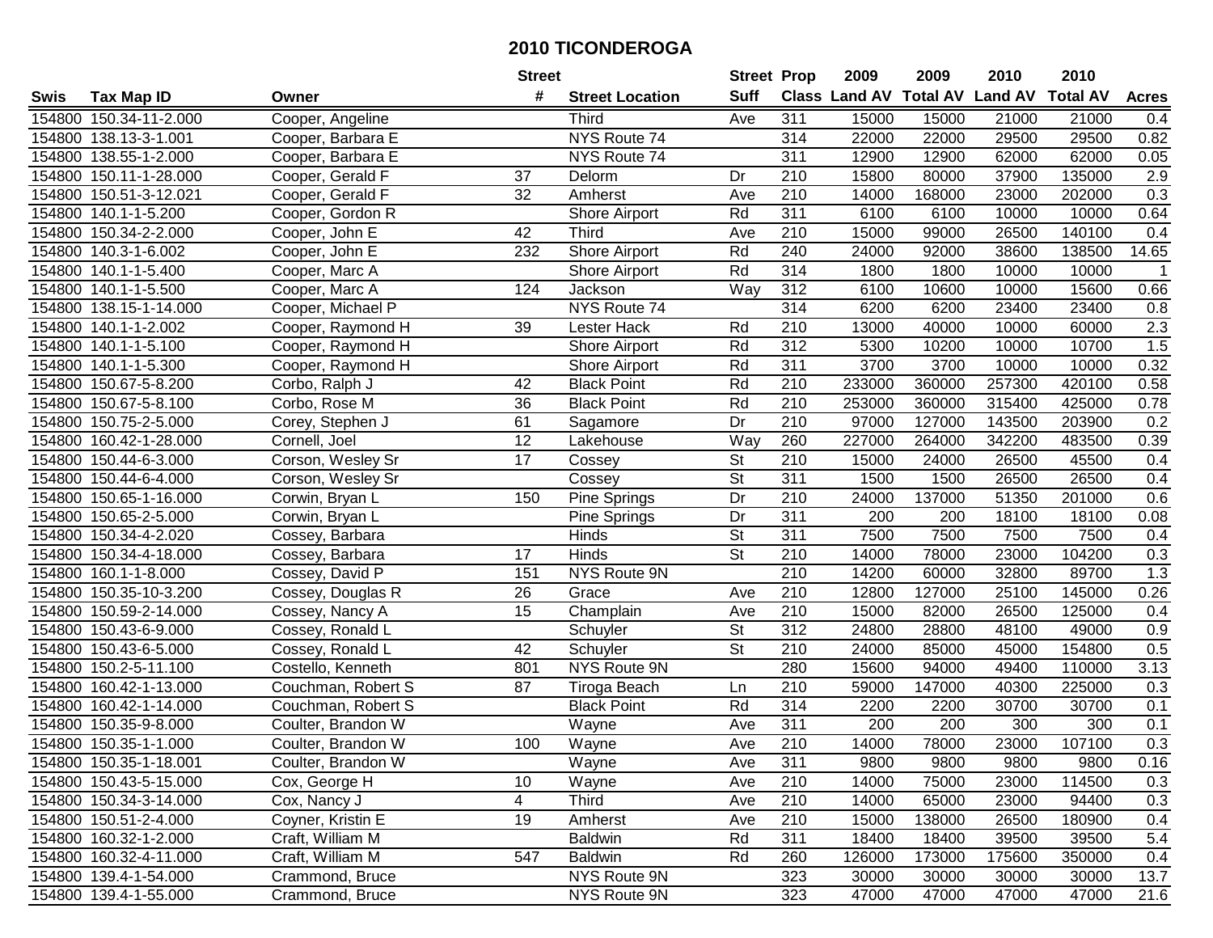# 2010 TICONDEROGA

| Swis | Tax Map ID | Owner | Street # | Street Location | Street Suff | Prop Class | 2009 Land AV | 2009 Total AV | 2010 Land AV | 2010 Total AV | Acres |
|---|---|---|---|---|---|---|---|---|---|---|---|
| 154800 | 150.34-11-2.000 | Cooper, Angeline | | Third | Ave | 311 | 15000 | 15000 | 21000 | 21000 | 0.4 |
| 154800 | 138.13-3-1.001 | Cooper, Barbara E | | NYS Route 74 | | 314 | 22000 | 22000 | 29500 | 29500 | 0.82 |
| 154800 | 138.55-1-2.000 | Cooper, Barbara E | | NYS Route 74 | | 311 | 12900 | 12900 | 62000 | 62000 | 0.05 |
| 154800 | 150.11-1-28.000 | Cooper, Gerald F | 37 | Delorm | Dr | 210 | 15800 | 80000 | 37900 | 135000 | 2.9 |
| 154800 | 150.51-3-12.021 | Cooper, Gerald F | 32 | Amherst | Ave | 210 | 14000 | 168000 | 23000 | 202000 | 0.3 |
| 154800 | 140.1-1-5.200 | Cooper, Gordon R | | Shore Airport | Rd | 311 | 6100 | 6100 | 10000 | 10000 | 0.64 |
| 154800 | 150.34-2-2.000 | Cooper, John E | 42 | Third | Ave | 210 | 15000 | 99000 | 26500 | 140100 | 0.4 |
| 154800 | 140.3-1-6.002 | Cooper, John E | 232 | Shore Airport | Rd | 240 | 24000 | 92000 | 38600 | 138500 | 14.65 |
| 154800 | 140.1-1-5.400 | Cooper, Marc A | | Shore Airport | Rd | 314 | 1800 | 1800 | 10000 | 10000 | 1 |
| 154800 | 140.1-1-5.500 | Cooper, Marc A | 124 | Jackson | Way | 312 | 6100 | 10600 | 10000 | 15600 | 0.66 |
| 154800 | 138.15-1-14.000 | Cooper, Michael P | | NYS Route 74 | | 314 | 6200 | 6200 | 23400 | 23400 | 0.8 |
| 154800 | 140.1-1-2.002 | Cooper, Raymond H | 39 | Lester Hack | Rd | 210 | 13000 | 40000 | 10000 | 60000 | 2.3 |
| 154800 | 140.1-1-5.100 | Cooper, Raymond H | | Shore Airport | Rd | 312 | 5300 | 10200 | 10000 | 10700 | 1.5 |
| 154800 | 140.1-1-5.300 | Cooper, Raymond H | | Shore Airport | Rd | 311 | 3700 | 3700 | 10000 | 10000 | 0.32 |
| 154800 | 150.67-5-8.200 | Corbo, Ralph J | 42 | Black Point | Rd | 210 | 233000 | 360000 | 257300 | 420100 | 0.58 |
| 154800 | 150.67-5-8.100 | Corbo, Rose M | 36 | Black Point | Rd | 210 | 253000 | 360000 | 315400 | 425000 | 0.78 |
| 154800 | 150.75-2-5.000 | Corey, Stephen J | 61 | Sagamore | Dr | 210 | 97000 | 127000 | 143500 | 203900 | 0.2 |
| 154800 | 160.42-1-28.000 | Cornell, Joel | 12 | Lakehouse | Way | 260 | 227000 | 264000 | 342200 | 483500 | 0.39 |
| 154800 | 150.44-6-3.000 | Corson, Wesley Sr | 17 | Cossey | St | 210 | 15000 | 24000 | 26500 | 45500 | 0.4 |
| 154800 | 150.44-6-4.000 | Corson, Wesley Sr | | Cossey | St | 311 | 1500 | 1500 | 26500 | 26500 | 0.4 |
| 154800 | 150.65-1-16.000 | Corwin, Bryan L | 150 | Pine Springs | Dr | 210 | 24000 | 137000 | 51350 | 201000 | 0.6 |
| 154800 | 150.65-2-5.000 | Corwin, Bryan L | | Pine Springs | Dr | 311 | 200 | 200 | 18100 | 18100 | 0.08 |
| 154800 | 150.34-4-2.020 | Cossey, Barbara | | Hinds | St | 311 | 7500 | 7500 | 7500 | 7500 | 0.4 |
| 154800 | 150.34-4-18.000 | Cossey, Barbara | 17 | Hinds | St | 210 | 14000 | 78000 | 23000 | 104200 | 0.3 |
| 154800 | 160.1-1-8.000 | Cossey, David P | 151 | NYS Route 9N | | 210 | 14200 | 60000 | 32800 | 89700 | 1.3 |
| 154800 | 150.35-10-3.200 | Cossey, Douglas R | 26 | Grace | Ave | 210 | 12800 | 127000 | 25100 | 145000 | 0.26 |
| 154800 | 150.59-2-14.000 | Cossey, Nancy A | 15 | Champlain | Ave | 210 | 15000 | 82000 | 26500 | 125000 | 0.4 |
| 154800 | 150.43-6-9.000 | Cossey, Ronald L | | Schuyler | St | 312 | 24800 | 28800 | 48100 | 49000 | 0.9 |
| 154800 | 150.43-6-5.000 | Cossey, Ronald L | 42 | Schuyler | St | 210 | 24000 | 85000 | 45000 | 154800 | 0.5 |
| 154800 | 150.2-5-11.100 | Costello, Kenneth | 801 | NYS Route 9N | | 280 | 15600 | 94000 | 49400 | 110000 | 3.13 |
| 154800 | 160.42-1-13.000 | Couchman, Robert S | 87 | Tiroga Beach | Ln | 210 | 59000 | 147000 | 40300 | 225000 | 0.3 |
| 154800 | 160.42-1-14.000 | Couchman, Robert S | | Black Point | Rd | 314 | 2200 | 2200 | 30700 | 30700 | 0.1 |
| 154800 | 150.35-9-8.000 | Coulter, Brandon W | | Wayne | Ave | 311 | 200 | 200 | 300 | 300 | 0.1 |
| 154800 | 150.35-1-1.000 | Coulter, Brandon W | 100 | Wayne | Ave | 210 | 14000 | 78000 | 23000 | 107100 | 0.3 |
| 154800 | 150.35-1-18.001 | Coulter, Brandon W | | Wayne | Ave | 311 | 9800 | 9800 | 9800 | 9800 | 0.16 |
| 154800 | 150.43-5-15.000 | Cox, George H | 10 | Wayne | Ave | 210 | 14000 | 75000 | 23000 | 114500 | 0.3 |
| 154800 | 150.34-3-14.000 | Cox, Nancy J | 4 | Third | Ave | 210 | 14000 | 65000 | 23000 | 94400 | 0.3 |
| 154800 | 150.51-2-4.000 | Coyner, Kristin E | 19 | Amherst | Ave | 210 | 15000 | 138000 | 26500 | 180900 | 0.4 |
| 154800 | 160.32-1-2.000 | Craft, William M | | Baldwin | Rd | 311 | 18400 | 18400 | 39500 | 39500 | 5.4 |
| 154800 | 160.32-4-11.000 | Craft, William M | 547 | Baldwin | Rd | 260 | 126000 | 173000 | 175600 | 350000 | 0.4 |
| 154800 | 139.4-1-54.000 | Crammond, Bruce | | NYS Route 9N | | 323 | 30000 | 30000 | 30000 | 30000 | 13.7 |
| 154800 | 139.4-1-55.000 | Crammond, Bruce | | NYS Route 9N | | 323 | 47000 | 47000 | 47000 | 47000 | 21.6 |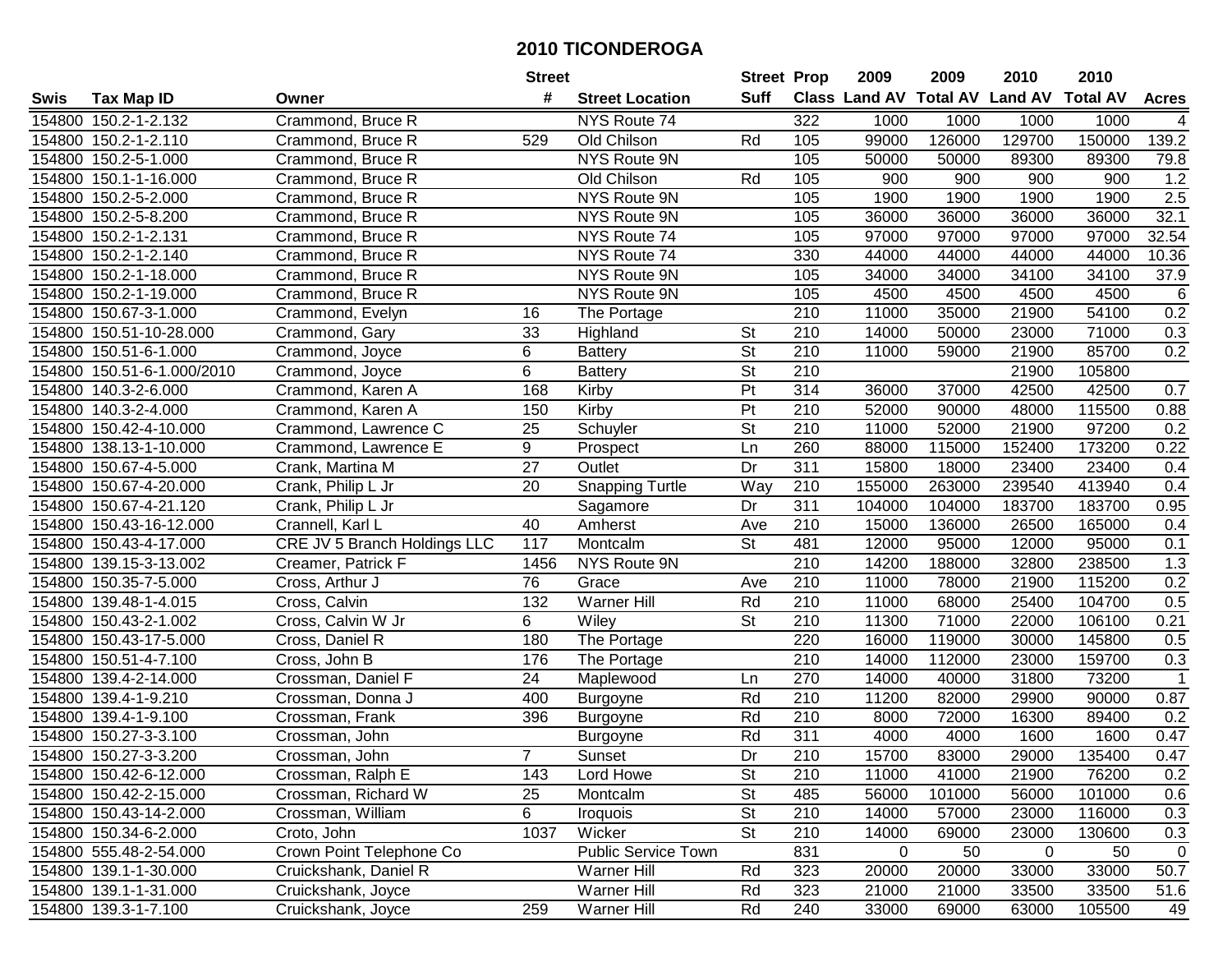# 2010 TICONDEROGA

| Swis | Tax Map ID | Owner | Street # | Street Location | Street Suff | Prop Class | 2009 Land AV | 2009 Total AV | 2010 Land AV | 2010 Total AV | Acres |
|---|---|---|---|---|---|---|---|---|---|---|---|
| 154800 | 150.2-1-2.132 | Crammond, Bruce R | | NYS Route 74 | | 322 | 1000 | 1000 | 1000 | 1000 | 4 |
| 154800 | 150.2-1-2.110 | Crammond, Bruce R | 529 | Old Chilson | Rd | 105 | 99000 | 126000 | 129700 | 150000 | 139.2 |
| 154800 | 150.2-5-1.000 | Crammond, Bruce R | | NYS Route 9N | | 105 | 50000 | 50000 | 89300 | 89300 | 79.8 |
| 154800 | 150.1-1-16.000 | Crammond, Bruce R | | Old Chilson | Rd | 105 | 900 | 900 | 900 | 900 | 1.2 |
| 154800 | 150.2-5-2.000 | Crammond, Bruce R | | NYS Route 9N | | 105 | 1900 | 1900 | 1900 | 1900 | 2.5 |
| 154800 | 150.2-5-8.200 | Crammond, Bruce R | | NYS Route 9N | | 105 | 36000 | 36000 | 36000 | 36000 | 32.1 |
| 154800 | 150.2-1-2.131 | Crammond, Bruce R | | NYS Route 74 | | 105 | 97000 | 97000 | 97000 | 97000 | 32.54 |
| 154800 | 150.2-1-2.140 | Crammond, Bruce R | | NYS Route 74 | | 330 | 44000 | 44000 | 44000 | 44000 | 10.36 |
| 154800 | 150.2-1-18.000 | Crammond, Bruce R | | NYS Route 9N | | 105 | 34000 | 34000 | 34100 | 34100 | 37.9 |
| 154800 | 150.2-1-19.000 | Crammond, Bruce R | | NYS Route 9N | | 105 | 4500 | 4500 | 4500 | 4500 | 6 |
| 154800 | 150.67-3-1.000 | Crammond, Evelyn | 16 | The Portage | | 210 | 11000 | 35000 | 21900 | 54100 | 0.2 |
| 154800 | 150.51-10-28.000 | Crammond, Gary | 33 | Highland | St | 210 | 14000 | 50000 | 23000 | 71000 | 0.3 |
| 154800 | 150.51-6-1.000 | Crammond, Joyce | 6 | Battery | St | 210 | 11000 | 59000 | 21900 | 85700 | 0.2 |
| 154800 | 150.51-6-1.000/2010 | Crammond, Joyce | 6 | Battery | St | 210 | | | 21900 | 105800 | |
| 154800 | 140.3-2-6.000 | Crammond, Karen A | 168 | Kirby | Pt | 314 | 36000 | 37000 | 42500 | 42500 | 0.7 |
| 154800 | 140.3-2-4.000 | Crammond, Karen A | 150 | Kirby | Pt | 210 | 52000 | 90000 | 48000 | 115500 | 0.88 |
| 154800 | 150.42-4-10.000 | Crammond, Lawrence C | 25 | Schuyler | St | 210 | 11000 | 52000 | 21900 | 97200 | 0.2 |
| 154800 | 138.13-1-10.000 | Crammond, Lawrence E | 9 | Prospect | Ln | 260 | 88000 | 115000 | 152400 | 173200 | 0.22 |
| 154800 | 150.67-4-5.000 | Crank, Martina M | 27 | Outlet | Dr | 311 | 15800 | 18000 | 23400 | 23400 | 0.4 |
| 154800 | 150.67-4-20.000 | Crank, Philip L Jr | 20 | Snapping Turtle | Way | 210 | 155000 | 263000 | 239540 | 413940 | 0.4 |
| 154800 | 150.67-4-21.120 | Crank, Philip L Jr | | Sagamore | Dr | 311 | 104000 | 104000 | 183700 | 183700 | 0.95 |
| 154800 | 150.43-16-12.000 | Crannell, Karl L | 40 | Amherst | Ave | 210 | 15000 | 136000 | 26500 | 165000 | 0.4 |
| 154800 | 150.43-4-17.000 | CRE JV 5 Branch Holdings LLC | 117 | Montcalm | St | 481 | 12000 | 95000 | 12000 | 95000 | 0.1 |
| 154800 | 139.15-3-13.002 | Creamer, Patrick F | 1456 | NYS Route 9N | | 210 | 14200 | 188000 | 32800 | 238500 | 1.3 |
| 154800 | 150.35-7-5.000 | Cross, Arthur J | 76 | Grace | Ave | 210 | 11000 | 78000 | 21900 | 115200 | 0.2 |
| 154800 | 139.48-1-4.015 | Cross, Calvin | 132 | Warner Hill | Rd | 210 | 11000 | 68000 | 25400 | 104700 | 0.5 |
| 154800 | 150.43-2-1.002 | Cross, Calvin W Jr | 6 | Wiley | St | 210 | 11300 | 71000 | 22000 | 106100 | 0.21 |
| 154800 | 150.43-17-5.000 | Cross, Daniel R | 180 | The Portage | | 220 | 16000 | 119000 | 30000 | 145800 | 0.5 |
| 154800 | 150.51-4-7.100 | Cross, John B | 176 | The Portage | | 210 | 14000 | 112000 | 23000 | 159700 | 0.3 |
| 154800 | 139.4-2-14.000 | Crossman, Daniel F | 24 | Maplewood | Ln | 270 | 14000 | 40000 | 31800 | 73200 | 1 |
| 154800 | 139.4-1-9.210 | Crossman, Donna J | 400 | Burgoyne | Rd | 210 | 11200 | 82000 | 29900 | 90000 | 0.87 |
| 154800 | 139.4-1-9.100 | Crossman, Frank | 396 | Burgoyne | Rd | 210 | 8000 | 72000 | 16300 | 89400 | 0.2 |
| 154800 | 150.27-3-3.100 | Crossman, John | | Burgoyne | Rd | 311 | 4000 | 4000 | 1600 | 1600 | 0.47 |
| 154800 | 150.27-3-3.200 | Crossman, John | 7 | Sunset | Dr | 210 | 15700 | 83000 | 29000 | 135400 | 0.47 |
| 154800 | 150.42-6-12.000 | Crossman, Ralph E | 143 | Lord Howe | St | 210 | 11000 | 41000 | 21900 | 76200 | 0.2 |
| 154800 | 150.42-2-15.000 | Crossman, Richard W | 25 | Montcalm | St | 485 | 56000 | 101000 | 56000 | 101000 | 0.6 |
| 154800 | 150.43-14-2.000 | Crossman, William | 6 | Iroquois | St | 210 | 14000 | 57000 | 23000 | 116000 | 0.3 |
| 154800 | 150.34-6-2.000 | Croto, John | 1037 | Wicker | St | 210 | 14000 | 69000 | 23000 | 130600 | 0.3 |
| 154800 | 555.48-2-54.000 | Crown Point Telephone Co | | Public Service Town | | 831 | 0 | 50 | 0 | 50 | 0 |
| 154800 | 139.1-1-30.000 | Cruickshank, Daniel R | | Warner Hill | Rd | 323 | 20000 | 20000 | 33000 | 33000 | 50.7 |
| 154800 | 139.1-1-31.000 | Cruickshank, Joyce | | Warner Hill | Rd | 323 | 21000 | 21000 | 33500 | 33500 | 51.6 |
| 154800 | 139.3-1-7.100 | Cruickshank, Joyce | 259 | Warner Hill | Rd | 240 | 33000 | 69000 | 63000 | 105500 | 49 |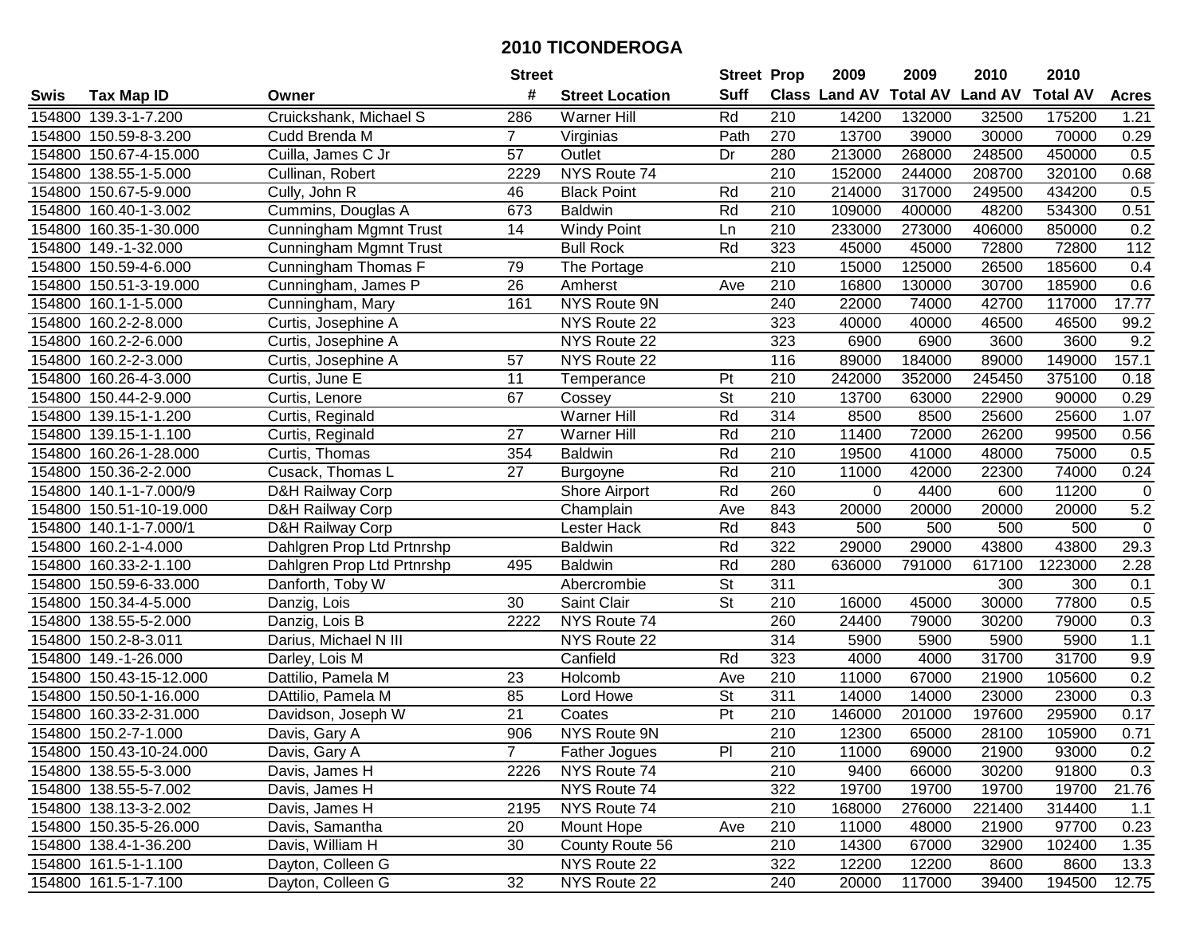# 2010 TICONDEROGA

| Swis | Tax Map ID | Owner | Street # | Street Location | Street Suff | Prop Class | 2009 Land AV | 2009 Total AV | 2010 Land AV | 2010 Total AV | Acres |
|---|---|---|---|---|---|---|---|---|---|---|---|
| 154800 | 139.3-1-7.200 | Cruickshank, Michael S | 286 | Warner Hill | Rd | 210 | 14200 | 132000 | 32500 | 175200 | 1.21 |
| 154800 | 150.59-8-3.200 | Cudd Brenda M | 7 | Virginias | Path | 270 | 13700 | 39000 | 30000 | 70000 | 0.29 |
| 154800 | 150.67-4-15.000 | Cuilla, James C Jr | 57 | Outlet | Dr | 280 | 213000 | 268000 | 248500 | 450000 | 0.5 |
| 154800 | 138.55-1-5.000 | Cullinan, Robert | 2229 | NYS Route 74 | | 210 | 152000 | 244000 | 208700 | 320100 | 0.68 |
| 154800 | 150.67-5-9.000 | Cully, John R | 46 | Black Point | Rd | 210 | 214000 | 317000 | 249500 | 434200 | 0.5 |
| 154800 | 160.40-1-3.002 | Cummins, Douglas A | 673 | Baldwin | Rd | 210 | 109000 | 400000 | 48200 | 534300 | 0.51 |
| 154800 | 160.35-1-30.000 | Cunningham Mgmnt Trust | 14 | Windy Point | Ln | 210 | 233000 | 273000 | 406000 | 850000 | 0.2 |
| 154800 | 149.-1-32.000 | Cunningham Mgmnt Trust | | Bull Rock | Rd | 323 | 45000 | 45000 | 72800 | 72800 | 112 |
| 154800 | 150.59-4-6.000 | Cunningham Thomas F | 79 | The Portage | | 210 | 15000 | 125000 | 26500 | 185600 | 0.4 |
| 154800 | 150.51-3-19.000 | Cunningham, James P | 26 | Amherst | Ave | 210 | 16800 | 130000 | 30700 | 185900 | 0.6 |
| 154800 | 160.1-1-5.000 | Cunningham, Mary | 161 | NYS Route 9N | | 240 | 22000 | 74000 | 42700 | 117000 | 17.77 |
| 154800 | 160.2-2-8.000 | Curtis, Josephine A | | NYS Route 22 | | 323 | 40000 | 40000 | 46500 | 46500 | 99.2 |
| 154800 | 160.2-2-6.000 | Curtis, Josephine A | | NYS Route 22 | | 323 | 6900 | 6900 | 3600 | 3600 | 9.2 |
| 154800 | 160.2-2-3.000 | Curtis, Josephine A | 57 | NYS Route 22 | | 116 | 89000 | 184000 | 89000 | 149000 | 157.1 |
| 154800 | 160.26-4-3.000 | Curtis, June E | 11 | Temperance | Pt | 210 | 242000 | 352000 | 245450 | 375100 | 0.18 |
| 154800 | 150.44-2-9.000 | Curtis, Lenore | 67 | Cossey | St | 210 | 13700 | 63000 | 22900 | 90000 | 0.29 |
| 154800 | 139.15-1-1.200 | Curtis, Reginald | | Warner Hill | Rd | 314 | 8500 | 8500 | 25600 | 25600 | 1.07 |
| 154800 | 139.15-1-1.100 | Curtis, Reginald | 27 | Warner Hill | Rd | 210 | 11400 | 72000 | 26200 | 99500 | 0.56 |
| 154800 | 160.26-1-28.000 | Curtis, Thomas | 354 | Baldwin | Rd | 210 | 19500 | 41000 | 48000 | 75000 | 0.5 |
| 154800 | 150.36-2-2.000 | Cusack, Thomas L | 27 | Burgoyne | Rd | 210 | 11000 | 42000 | 22300 | 74000 | 0.24 |
| 154800 | 140.1-1-7.000/9 | D&H Railway Corp | | Shore Airport | Rd | 260 | 0 | 4400 | 600 | 11200 | 0 |
| 154800 | 150.51-10-19.000 | D&H Railway Corp | | Champlain | Ave | 843 | 20000 | 20000 | 20000 | 20000 | 5.2 |
| 154800 | 140.1-1-7.000/1 | D&H Railway Corp | | Lester Hack | Rd | 843 | 500 | 500 | 500 | 500 | 0 |
| 154800 | 160.2-1-4.000 | Dahlgren Prop Ltd Prtnrshp | | Baldwin | Rd | 322 | 29000 | 29000 | 43800 | 43800 | 29.3 |
| 154800 | 160.33-2-1.100 | Dahlgren Prop Ltd Prtnrshp | 495 | Baldwin | Rd | 280 | 636000 | 791000 | 617100 | 1223000 | 2.28 |
| 154800 | 150.59-6-33.000 | Danforth, Toby W | | Abercrombie | St | 311 | | | 300 | 300 | 0.1 |
| 154800 | 150.34-4-5.000 | Danzig, Lois | 30 | Saint Clair | St | 210 | 16000 | 45000 | 30000 | 77800 | 0.5 |
| 154800 | 138.55-5-2.000 | Danzig, Lois B | 2222 | NYS Route 74 | | 260 | 24400 | 79000 | 30200 | 79000 | 0.3 |
| 154800 | 150.2-8-3.011 | Darius, Michael N III | | NYS Route 22 | | 314 | 5900 | 5900 | 5900 | 5900 | 1.1 |
| 154800 | 149.-1-26.000 | Darley, Lois M | | Canfield | Rd | 323 | 4000 | 4000 | 31700 | 31700 | 9.9 |
| 154800 | 150.43-15-12.000 | Dattilio, Pamela M | 23 | Holcomb | Ave | 210 | 11000 | 67000 | 21900 | 105600 | 0.2 |
| 154800 | 150.50-1-16.000 | DAttilio, Pamela M | 85 | Lord Howe | St | 311 | 14000 | 14000 | 23000 | 23000 | 0.3 |
| 154800 | 160.33-2-31.000 | Davidson, Joseph W | 21 | Coates | Pt | 210 | 146000 | 201000 | 197600 | 295900 | 0.17 |
| 154800 | 150.2-7-1.000 | Davis, Gary A | 906 | NYS Route 9N | | 210 | 12300 | 65000 | 28100 | 105900 | 0.71 |
| 154800 | 150.43-10-24.000 | Davis, Gary A | 7 | Father Jogues | Pl | 210 | 11000 | 69000 | 21900 | 93000 | 0.2 |
| 154800 | 138.55-5-3.000 | Davis, James H | 2226 | NYS Route 74 | | 210 | 9400 | 66000 | 30200 | 91800 | 0.3 |
| 154800 | 138.55-5-7.002 | Davis, James H | | NYS Route 74 | | 322 | 19700 | 19700 | 19700 | 19700 | 21.76 |
| 154800 | 138.13-3-2.002 | Davis, James H | 2195 | NYS Route 74 | | 210 | 168000 | 276000 | 221400 | 314400 | 1.1 |
| 154800 | 150.35-5-26.000 | Davis, Samantha | 20 | Mount Hope | Ave | 210 | 11000 | 48000 | 21900 | 97700 | 0.23 |
| 154800 | 138.4-1-36.200 | Davis, William H | 30 | County Route 56 | | 210 | 14300 | 67000 | 32900 | 102400 | 1.35 |
| 154800 | 161.5-1-1.100 | Dayton, Colleen G | | NYS Route 22 | | 322 | 12200 | 12200 | 8600 | 8600 | 13.3 |
| 154800 | 161.5-1-7.100 | Dayton, Colleen G | 32 | NYS Route 22 | | 240 | 20000 | 117000 | 39400 | 194500 | 12.75 |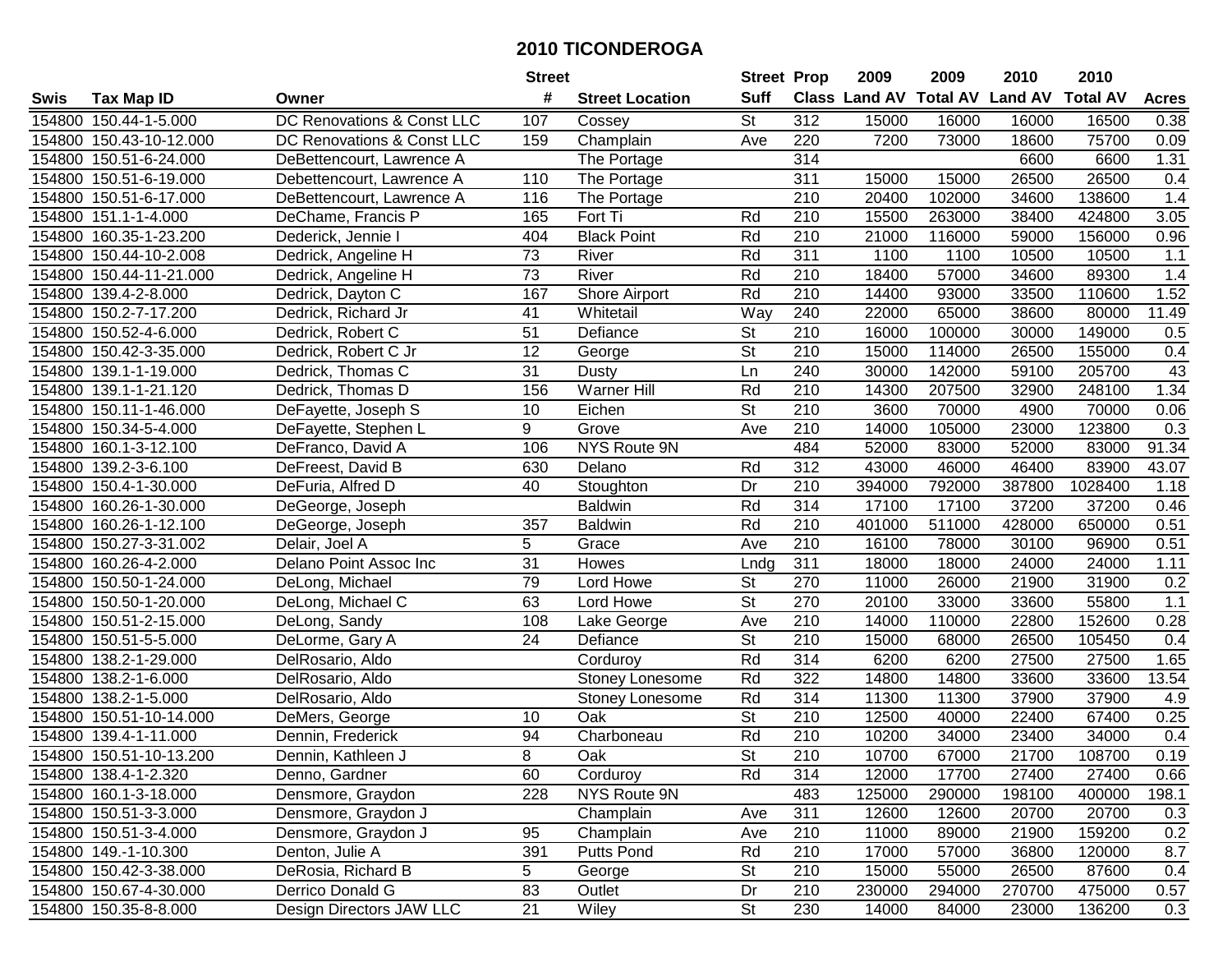# 2010 TICONDEROGA

| Swis | Tax Map ID | Owner | Street # | Street Location | Street Suff | Prop Class | 2009 Land AV | 2009 Total AV | 2010 Land AV | 2010 Total AV | Acres |
|---|---|---|---|---|---|---|---|---|---|---|---|
| 154800 | 150.44-1-5.000 | DC Renovations & Const LLC | 107 | Cossey | St | 312 | 15000 | 16000 | 16000 | 16500 | 0.38 |
| 154800 | 150.43-10-12.000 | DC Renovations & Const LLC | 159 | Champlain | Ave | 220 | 7200 | 73000 | 18600 | 75700 | 0.09 |
| 154800 | 150.51-6-24.000 | DeBettencourt, Lawrence A | | The Portage | | 314 | | | 6600 | 6600 | 1.31 |
| 154800 | 150.51-6-19.000 | Debettencourt, Lawrence A | 110 | The Portage | | 311 | 15000 | 15000 | 26500 | 26500 | 0.4 |
| 154800 | 150.51-6-17.000 | DeBettencourt, Lawrence A | 116 | The Portage | | 210 | 20400 | 102000 | 34600 | 138600 | 1.4 |
| 154800 | 151.1-1-4.000 | DeChame, Francis P | 165 | Fort Ti | Rd | 210 | 15500 | 263000 | 38400 | 424800 | 3.05 |
| 154800 | 160.35-1-23.200 | Dederick, Jennie I | 404 | Black Point | Rd | 210 | 21000 | 116000 | 59000 | 156000 | 0.96 |
| 154800 | 150.44-10-2.008 | Dedrick, Angeline H | 73 | River | Rd | 311 | 1100 | 1100 | 10500 | 10500 | 1.1 |
| 154800 | 150.44-11-21.000 | Dedrick, Angeline H | 73 | River | Rd | 210 | 18400 | 57000 | 34600 | 89300 | 1.4 |
| 154800 | 139.4-2-8.000 | Dedrick, Dayton C | 167 | Shore Airport | Rd | 210 | 14400 | 93000 | 33500 | 110600 | 1.52 |
| 154800 | 150.2-7-17.200 | Dedrick, Richard Jr | 41 | Whitetail | Way | 240 | 22000 | 65000 | 38600 | 80000 | 11.49 |
| 154800 | 150.52-4-6.000 | Dedrick, Robert C | 51 | Defiance | St | 210 | 16000 | 100000 | 30000 | 149000 | 0.5 |
| 154800 | 150.42-3-35.000 | Dedrick, Robert C Jr | 12 | George | St | 210 | 15000 | 114000 | 26500 | 155000 | 0.4 |
| 154800 | 139.1-1-19.000 | Dedrick, Thomas C | 31 | Dusty | Ln | 240 | 30000 | 142000 | 59100 | 205700 | 43 |
| 154800 | 139.1-1-21.120 | Dedrick, Thomas D | 156 | Warner Hill | Rd | 210 | 14300 | 207500 | 32900 | 248100 | 1.34 |
| 154800 | 150.11-1-46.000 | DeFayette, Joseph S | 10 | Eichen | St | 210 | 3600 | 70000 | 4900 | 70000 | 0.06 |
| 154800 | 150.34-5-4.000 | DeFayette, Stephen L | 9 | Grove | Ave | 210 | 14000 | 105000 | 23000 | 123800 | 0.3 |
| 154800 | 160.1-3-12.100 | DeFranco, David A | 106 | NYS Route 9N | | 484 | 52000 | 83000 | 52000 | 83000 | 91.34 |
| 154800 | 139.2-3-6.100 | DeFreest, David B | 630 | Delano | Rd | 312 | 43000 | 46000 | 46400 | 83900 | 43.07 |
| 154800 | 150.4-1-30.000 | DeFuria, Alfred D | 40 | Stoughton | Dr | 210 | 394000 | 792000 | 387800 | 1028400 | 1.18 |
| 154800 | 160.26-1-30.000 | DeGeorge, Joseph | | Baldwin | Rd | 314 | 17100 | 17100 | 37200 | 37200 | 0.46 |
| 154800 | 160.26-1-12.100 | DeGeorge, Joseph | 357 | Baldwin | Rd | 210 | 401000 | 511000 | 428000 | 650000 | 0.51 |
| 154800 | 150.27-3-31.002 | Delair, Joel A | 5 | Grace | Ave | 210 | 16100 | 78000 | 30100 | 96900 | 0.51 |
| 154800 | 160.26-4-2.000 | Delano Point Assoc Inc | 31 | Howes | Lndg | 311 | 18000 | 18000 | 24000 | 24000 | 1.11 |
| 154800 | 150.50-1-24.000 | DeLong, Michael | 79 | Lord Howe | St | 270 | 11000 | 26000 | 21900 | 31900 | 0.2 |
| 154800 | 150.50-1-20.000 | DeLong, Michael C | 63 | Lord Howe | St | 270 | 20100 | 33000 | 33600 | 55800 | 1.1 |
| 154800 | 150.51-2-15.000 | DeLong, Sandy | 108 | Lake George | Ave | 210 | 14000 | 110000 | 22800 | 152600 | 0.28 |
| 154800 | 150.51-5-5.000 | DeLorme, Gary A | 24 | Defiance | St | 210 | 15000 | 68000 | 26500 | 105450 | 0.4 |
| 154800 | 138.2-1-29.000 | DelRosario, Aldo | | Corduroy | Rd | 314 | 6200 | 6200 | 27500 | 27500 | 1.65 |
| 154800 | 138.2-1-6.000 | DelRosario, Aldo | | Stoney Lonesome | Rd | 322 | 14800 | 14800 | 33600 | 33600 | 13.54 |
| 154800 | 138.2-1-5.000 | DelRosario, Aldo | | Stoney Lonesome | Rd | 314 | 11300 | 11300 | 37900 | 37900 | 4.9 |
| 154800 | 150.51-10-14.000 | DeMers, George | 10 | Oak | St | 210 | 12500 | 40000 | 22400 | 67400 | 0.25 |
| 154800 | 139.4-1-11.000 | Dennin, Frederick | 94 | Charboneau | Rd | 210 | 10200 | 34000 | 23400 | 34000 | 0.4 |
| 154800 | 150.51-10-13.200 | Dennin, Kathleen J | 8 | Oak | St | 210 | 10700 | 67000 | 21700 | 108700 | 0.19 |
| 154800 | 138.4-1-2.320 | Denno, Gardner | 60 | Corduroy | Rd | 314 | 12000 | 17700 | 27400 | 27400 | 0.66 |
| 154800 | 160.1-3-18.000 | Densmore, Graydon | 228 | NYS Route 9N | | 483 | 125000 | 290000 | 198100 | 400000 | 198.1 |
| 154800 | 150.51-3-3.000 | Densmore, Graydon J | | Champlain | Ave | 311 | 12600 | 12600 | 20700 | 20700 | 0.3 |
| 154800 | 150.51-3-4.000 | Densmore, Graydon J | 95 | Champlain | Ave | 210 | 11000 | 89000 | 21900 | 159200 | 0.2 |
| 154800 | 149.-1-10.300 | Denton, Julie A | 391 | Putts Pond | Rd | 210 | 17000 | 57000 | 36800 | 120000 | 8.7 |
| 154800 | 150.42-3-38.000 | DeRosia, Richard B | 5 | George | St | 210 | 15000 | 55000 | 26500 | 87600 | 0.4 |
| 154800 | 150.67-4-30.000 | Derrico Donald G | 83 | Outlet | Dr | 210 | 230000 | 294000 | 270700 | 475000 | 0.57 |
| 154800 | 150.35-8-8.000 | Design Directors JAW LLC | 21 | Wiley | St | 230 | 14000 | 84000 | 23000 | 136200 | 0.3 |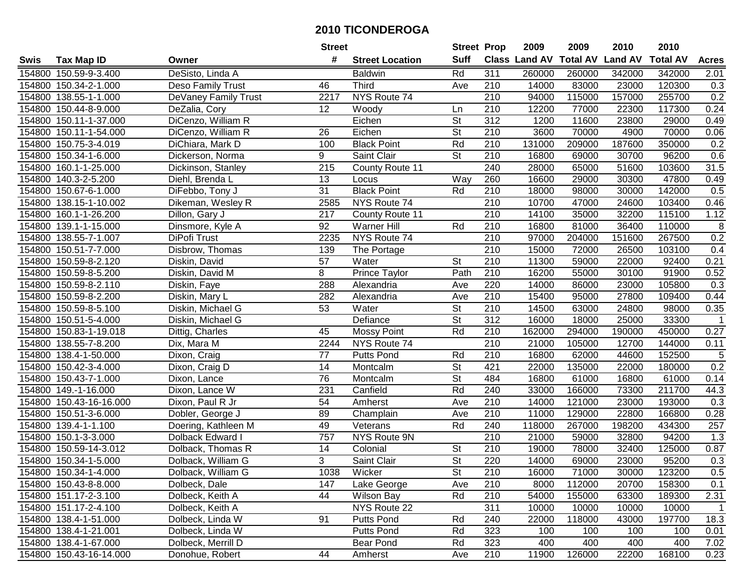# 2010 TICONDEROGA

| Swis | Tax Map ID | Owner | Street # | Street Location | Street Suff | Prop Class | 2009 Land AV | 2009 Total AV | 2010 Land AV | 2010 Total AV | Acres |
|---|---|---|---|---|---|---|---|---|---|---|---|
| 154800 | 150.59-9-3.400 | DeSisto, Linda A | | Baldwin | Rd | 311 | 260000 | 260000 | 342000 | 342000 | 2.01 |
| 154800 | 150.34-2-1.000 | Deso Family Trust | 46 | Third | Ave | 210 | 14000 | 83000 | 23000 | 120300 | 0.3 |
| 154800 | 138.55-1-1.000 | DeVaney Family Trust | 2217 | NYS Route 74 | | 210 | 94000 | 115000 | 157000 | 255700 | 0.2 |
| 154800 | 150.44-8-9.000 | DeZalia, Cory | 12 | Woody | Ln | 210 | 12200 | 77000 | 22300 | 117300 | 0.24 |
| 154800 | 150.11-1-37.000 | DiCenzo, William R | | Eichen | St | 312 | 1200 | 11600 | 23800 | 29000 | 0.49 |
| 154800 | 150.11-1-54.000 | DiCenzo, William R | 26 | Eichen | St | 210 | 3600 | 70000 | 4900 | 70000 | 0.06 |
| 154800 | 150.75-3-4.019 | DiChiara, Mark D | 100 | Black Point | Rd | 210 | 131000 | 209000 | 187600 | 350000 | 0.2 |
| 154800 | 150.34-1-6.000 | Dickerson, Norma | 9 | Saint Clair | St | 210 | 16800 | 69000 | 30700 | 96200 | 0.6 |
| 154800 | 160.1-1-25.000 | Dickinson, Stanley | 215 | County Route 11 | | 240 | 28000 | 65000 | 51600 | 103600 | 31.5 |
| 154800 | 140.3-2-5.200 | Diehl, Brenda L | 13 | Locus | Way | 260 | 16600 | 29000 | 30300 | 47800 | 0.49 |
| 154800 | 150.67-6-1.000 | DiFebbo, Tony J | 31 | Black Point | Rd | 210 | 18000 | 98000 | 30000 | 142000 | 0.5 |
| 154800 | 138.15-1-10.002 | Dikeman, Wesley R | 2585 | NYS Route 74 | | 210 | 10700 | 47000 | 24600 | 103400 | 0.46 |
| 154800 | 160.1-1-26.200 | Dillon, Gary J | 217 | County Route 11 | | 210 | 14100 | 35000 | 32200 | 115100 | 1.12 |
| 154800 | 139.1-1-15.000 | Dinsmore, Kyle A | 92 | Warner Hill | Rd | 210 | 16800 | 81000 | 36400 | 110000 | 8 |
| 154800 | 138.55-7-1.007 | DiPofi Trust | 2235 | NYS Route 74 | | 210 | 97000 | 204000 | 151600 | 267500 | 0.2 |
| 154800 | 150.51-7-7.000 | Disbrow, Thomas | 139 | The Portage | | 210 | 15000 | 72000 | 26500 | 103100 | 0.4 |
| 154800 | 150.59-8-2.120 | Diskin, David | 57 | Water | St | 210 | 11300 | 59000 | 22000 | 92400 | 0.21 |
| 154800 | 150.59-8-5.200 | Diskin, David M | 8 | Prince Taylor | Path | 210 | 16200 | 55000 | 30100 | 91900 | 0.52 |
| 154800 | 150.59-8-2.110 | Diskin, Faye | 288 | Alexandria | Ave | 220 | 14000 | 86000 | 23000 | 105800 | 0.3 |
| 154800 | 150.59-8-2.200 | Diskin, Mary L | 282 | Alexandria | Ave | 210 | 15400 | 95000 | 27800 | 109400 | 0.44 |
| 154800 | 150.59-8-5.100 | Diskin, Michael G | 53 | Water | St | 210 | 14500 | 63000 | 24800 | 98000 | 0.35 |
| 154800 | 150.51-5-4.000 | Diskin, Michael G | | Defiance | St | 312 | 16000 | 18000 | 25000 | 33300 | 1 |
| 154800 | 150.83-1-19.018 | Dittig, Charles | 45 | Mossy Point | Rd | 210 | 162000 | 294000 | 190000 | 450000 | 0.27 |
| 154800 | 138.55-7-8.200 | Dix, Mara M | 2244 | NYS Route 74 | | 210 | 21000 | 105000 | 12700 | 144000 | 0.11 |
| 154800 | 138.4-1-50.000 | Dixon, Craig | 77 | Putts Pond | Rd | 210 | 16800 | 62000 | 44600 | 152500 | 5 |
| 154800 | 150.42-3-4.000 | Dixon, Craig D | 14 | Montcalm | St | 421 | 22000 | 135000 | 22000 | 180000 | 0.2 |
| 154800 | 150.43-7-1.000 | Dixon, Lance | 76 | Montcalm | St | 484 | 16800 | 61000 | 16800 | 61000 | 0.14 |
| 154800 | 149.-1-16.000 | Dixon, Lance W | 231 | Canfield | Rd | 240 | 33000 | 166000 | 73300 | 211700 | 44.3 |
| 154800 | 150.43-16-16.000 | Dixon, Paul R Jr | 54 | Amherst | Ave | 210 | 14000 | 121000 | 23000 | 193000 | 0.3 |
| 154800 | 150.51-3-6.000 | Dobler, George J | 89 | Champlain | Ave | 210 | 11000 | 129000 | 22800 | 166800 | 0.28 |
| 154800 | 139.4-1-1.100 | Doering, Kathleen M | 49 | Veterans | Rd | 240 | 118000 | 267000 | 198200 | 434300 | 257 |
| 154800 | 150.1-3-3.000 | Dolback Edward I | 757 | NYS Route 9N | | 210 | 21000 | 59000 | 32800 | 94200 | 1.3 |
| 154800 | 150.59-14-3.012 | Dolback, Thomas R | 14 | Colonial | St | 210 | 19000 | 78000 | 32400 | 125000 | 0.87 |
| 154800 | 150.34-1-5.000 | Dolback, William G | 3 | Saint Clair | St | 220 | 14000 | 69000 | 23000 | 95200 | 0.3 |
| 154800 | 150.34-1-4.000 | Dolback, William G | 1038 | Wicker | St | 210 | 16000 | 71000 | 30000 | 123200 | 0.5 |
| 154800 | 150.43-8-8.000 | Dolbeck, Dale | 147 | Lake George | Ave | 210 | 8000 | 112000 | 20700 | 158300 | 0.1 |
| 154800 | 151.17-2-3.100 | Dolbeck, Keith A | 44 | Wilson Bay | Rd | 210 | 54000 | 155000 | 63300 | 189300 | 2.31 |
| 154800 | 151.17-2-4.100 | Dolbeck, Keith A | | NYS Route 22 | | 311 | 10000 | 10000 | 10000 | 10000 | 1 |
| 154800 | 138.4-1-51.000 | Dolbeck, Linda W | 91 | Putts Pond | Rd | 240 | 22000 | 118000 | 43000 | 197700 | 18.3 |
| 154800 | 138.4-1-21.001 | Dolbeck, Linda W | | Putts Pond | Rd | 323 | 100 | 100 | 100 | 100 | 0.01 |
| 154800 | 138.4-1-67.000 | Dolbeck, Merrill D | | Bear Pond | Rd | 323 | 400 | 400 | 400 | 400 | 7.02 |
| 154800 | 150.43-16-14.000 | Donohue, Robert | 44 | Amherst | Ave | 210 | 11900 | 126000 | 22200 | 168100 | 0.23 |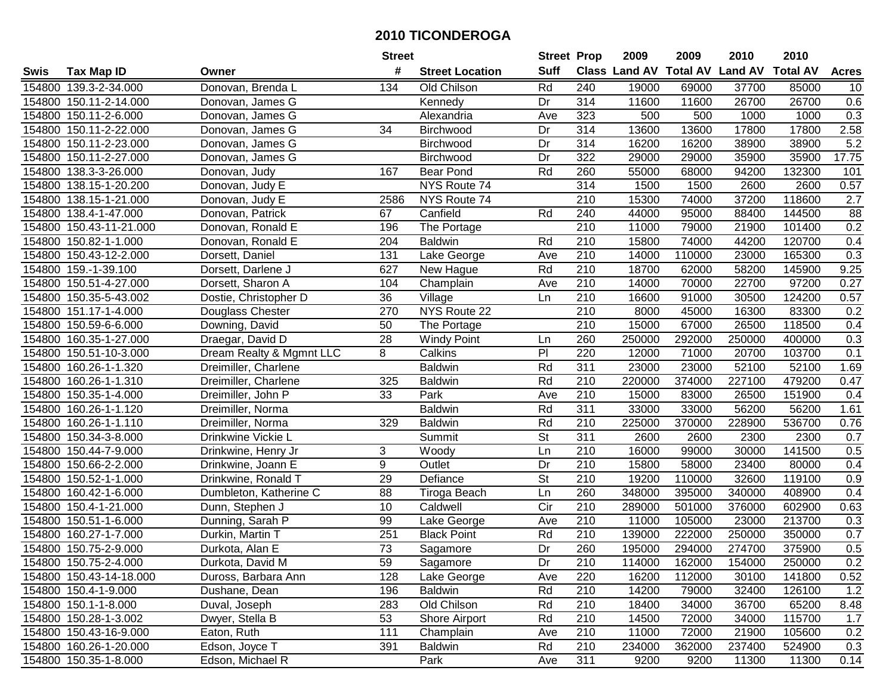# 2010 TICONDEROGA

| Swis | Tax Map ID | Owner | Street # | Street Location | Street Suff | Prop Class | 2009 Land AV | 2009 Total AV | 2010 Land AV | 2010 Total AV | Acres |
|---|---|---|---|---|---|---|---|---|---|---|---|
| 154800 | 139.3-2-34.000 | Donovan, Brenda L | 134 | Old Chilson | Rd | 240 | 19000 | 69000 | 37700 | 85000 | 10 |
| 154800 | 150.11-2-14.000 | Donovan, James G | | Kennedy | Dr | 314 | 11600 | 11600 | 26700 | 26700 | 0.6 |
| 154800 | 150.11-2-6.000 | Donovan, James G | | Alexandria | Ave | 323 | 500 | 500 | 1000 | 1000 | 0.3 |
| 154800 | 150.11-2-22.000 | Donovan, James G | 34 | Birchwood | Dr | 314 | 13600 | 13600 | 17800 | 17800 | 2.58 |
| 154800 | 150.11-2-23.000 | Donovan, James G | | Birchwood | Dr | 314 | 16200 | 16200 | 38900 | 38900 | 5.2 |
| 154800 | 150.11-2-27.000 | Donovan, James G | | Birchwood | Dr | 322 | 29000 | 29000 | 35900 | 35900 | 17.75 |
| 154800 | 138.3-3-26.000 | Donovan, Judy | 167 | Bear Pond | Rd | 260 | 55000 | 68000 | 94200 | 132300 | 101 |
| 154800 | 138.15-1-20.200 | Donovan, Judy E | | NYS Route 74 | | 314 | 1500 | 1500 | 2600 | 2600 | 0.57 |
| 154800 | 138.15-1-21.000 | Donovan, Judy E | 2586 | NYS Route 74 | | 210 | 15300 | 74000 | 37200 | 118600 | 2.7 |
| 154800 | 138.4-1-47.000 | Donovan, Patrick | 67 | Canfield | Rd | 240 | 44000 | 95000 | 88400 | 144500 | 88 |
| 154800 | 150.43-11-21.000 | Donovan, Ronald E | 196 | The Portage | | 210 | 11000 | 79000 | 21900 | 101400 | 0.2 |
| 154800 | 150.82-1-1.000 | Donovan, Ronald E | 204 | Baldwin | Rd | 210 | 15800 | 74000 | 44200 | 120700 | 0.4 |
| 154800 | 150.43-12-2.000 | Dorsett, Daniel | 131 | Lake George | Ave | 210 | 14000 | 110000 | 23000 | 165300 | 0.3 |
| 154800 | 159.-1-39.100 | Dorsett, Darlene J | 627 | New Hague | Rd | 210 | 18700 | 62000 | 58200 | 145900 | 9.25 |
| 154800 | 150.51-4-27.000 | Dorsett, Sharon A | 104 | Champlain | Ave | 210 | 14000 | 70000 | 22700 | 97200 | 0.27 |
| 154800 | 150.35-5-43.002 | Dostie, Christopher D | 36 | Village | Ln | 210 | 16600 | 91000 | 30500 | 124200 | 0.57 |
| 154800 | 151.17-1-4.000 | Douglass Chester | 270 | NYS Route 22 | | 210 | 8000 | 45000 | 16300 | 83300 | 0.2 |
| 154800 | 150.59-6-6.000 | Downing, David | 50 | The Portage | | 210 | 15000 | 67000 | 26500 | 118500 | 0.4 |
| 154800 | 160.35-1-27.000 | Draegar, David D | 28 | Windy Point | Ln | 260 | 250000 | 292000 | 250000 | 400000 | 0.3 |
| 154800 | 150.51-10-3.000 | Dream Realty & Mgmnt LLC | 8 | Calkins | Pl | 220 | 12000 | 71000 | 20700 | 103700 | 0.1 |
| 154800 | 160.26-1-1.320 | Dreimiller, Charlene | | Baldwin | Rd | 311 | 23000 | 23000 | 52100 | 52100 | 1.69 |
| 154800 | 160.26-1-1.310 | Dreimiller, Charlene | 325 | Baldwin | Rd | 210 | 220000 | 374000 | 227100 | 479200 | 0.47 |
| 154800 | 150.35-1-4.000 | Dreimiller, John P | 33 | Park | Ave | 210 | 15000 | 83000 | 26500 | 151900 | 0.4 |
| 154800 | 160.26-1-1.120 | Dreimiller, Norma | | Baldwin | Rd | 311 | 33000 | 33000 | 56200 | 56200 | 1.61 |
| 154800 | 160.26-1-1.110 | Dreimiller, Norma | 329 | Baldwin | Rd | 210 | 225000 | 370000 | 228900 | 536700 | 0.76 |
| 154800 | 150.34-3-8.000 | Drinkwine Vickie L | | Summit | St | 311 | 2600 | 2600 | 2300 | 2300 | 0.7 |
| 154800 | 150.44-7-9.000 | Drinkwine, Henry Jr | 3 | Woody | Ln | 210 | 16000 | 99000 | 30000 | 141500 | 0.5 |
| 154800 | 150.66-2-2.000 | Drinkwine, Joann E | 9 | Outlet | Dr | 210 | 15800 | 58000 | 23400 | 80000 | 0.4 |
| 154800 | 150.52-1-1.000 | Drinkwine, Ronald T | 29 | Defiance | St | 210 | 19200 | 110000 | 32600 | 119100 | 0.9 |
| 154800 | 160.42-1-6.000 | Dumbleton, Katherine C | 88 | Tiroga Beach | Ln | 260 | 348000 | 395000 | 340000 | 408900 | 0.4 |
| 154800 | 150.4-1-21.000 | Dunn, Stephen J | 10 | Caldwell | Cir | 210 | 289000 | 501000 | 376000 | 602900 | 0.63 |
| 154800 | 150.51-1-6.000 | Dunning, Sarah P | 99 | Lake George | Ave | 210 | 11000 | 105000 | 23000 | 213700 | 0.3 |
| 154800 | 160.27-1-7.000 | Durkin, Martin T | 251 | Black Point | Rd | 210 | 139000 | 222000 | 250000 | 350000 | 0.7 |
| 154800 | 150.75-2-9.000 | Durkota, Alan E | 73 | Sagamore | Dr | 260 | 195000 | 294000 | 274700 | 375900 | 0.5 |
| 154800 | 150.75-2-4.000 | Durkota, David M | 59 | Sagamore | Dr | 210 | 114000 | 162000 | 154000 | 250000 | 0.2 |
| 154800 | 150.43-14-18.000 | Duross, Barbara Ann | 128 | Lake George | Ave | 220 | 16200 | 112000 | 30100 | 141800 | 0.52 |
| 154800 | 150.4-1-9.000 | Dushane, Dean | 196 | Baldwin | Rd | 210 | 14200 | 79000 | 32400 | 126100 | 1.2 |
| 154800 | 150.1-1-8.000 | Duval, Joseph | 283 | Old Chilson | Rd | 210 | 18400 | 34000 | 36700 | 65200 | 8.48 |
| 154800 | 150.28-1-3.002 | Dwyer, Stella B | 53 | Shore Airport | Rd | 210 | 14500 | 72000 | 34000 | 115700 | 1.7 |
| 154800 | 150.43-16-9.000 | Eaton, Ruth | 111 | Champlain | Ave | 210 | 11000 | 72000 | 21900 | 105600 | 0.2 |
| 154800 | 160.26-1-20.000 | Edson, Joyce T | 391 | Baldwin | Rd | 210 | 234000 | 362000 | 237400 | 524900 | 0.3 |
| 154800 | 150.35-1-8.000 | Edson, Michael R | | Park | Ave | 311 | 9200 | 9200 | 11300 | 11300 | 0.14 |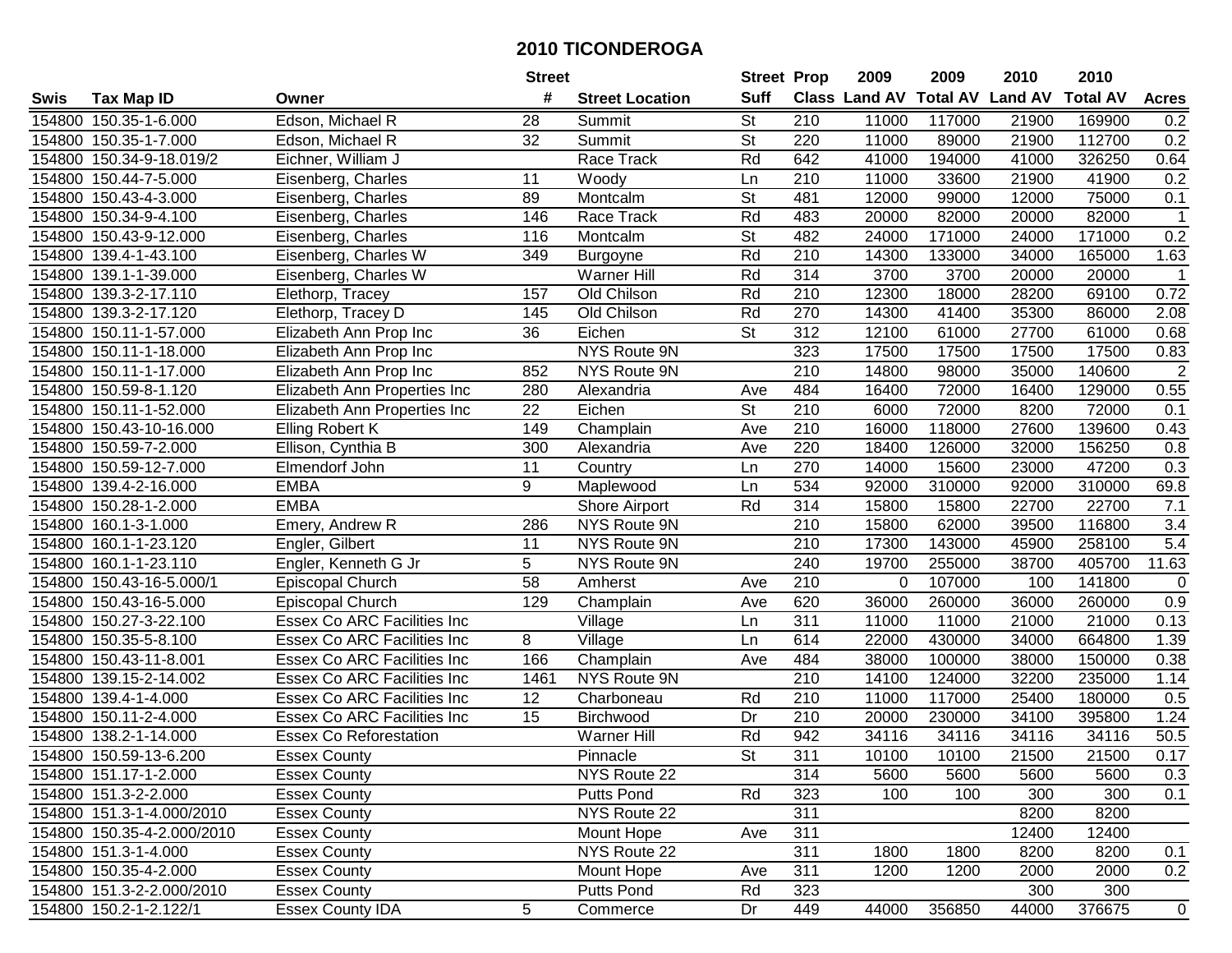# 2010 TICONDEROGA

| Swis | Tax Map ID | Owner | Street # | Street Location | Street Suff | Prop Class | 2009 Land AV | 2009 Total AV | 2010 Land AV | 2010 Total AV | Acres |
|---|---|---|---|---|---|---|---|---|---|---|---|
| 154800 | 150.35-1-6.000 | Edson, Michael R | 28 | Summit | St | 210 | 11000 | 117000 | 21900 | 169900 | 0.2 |
| 154800 | 150.35-1-7.000 | Edson, Michael R | 32 | Summit | St | 220 | 11000 | 89000 | 21900 | 112700 | 0.2 |
| 154800 | 150.34-9-18.019/2 | Eichner, William J | | Race Track | Rd | 642 | 41000 | 194000 | 41000 | 326250 | 0.64 |
| 154800 | 150.44-7-5.000 | Eisenberg, Charles | 11 | Woody | Ln | 210 | 11000 | 33600 | 21900 | 41900 | 0.2 |
| 154800 | 150.43-4-3.000 | Eisenberg, Charles | 89 | Montcalm | St | 481 | 12000 | 99000 | 12000 | 75000 | 0.1 |
| 154800 | 150.34-9-4.100 | Eisenberg, Charles | 146 | Race Track | Rd | 483 | 20000 | 82000 | 20000 | 82000 | 1 |
| 154800 | 150.43-9-12.000 | Eisenberg, Charles | 116 | Montcalm | St | 482 | 24000 | 171000 | 24000 | 171000 | 0.2 |
| 154800 | 139.4-1-43.100 | Eisenberg, Charles W | 349 | Burgoyne | Rd | 210 | 14300 | 133000 | 34000 | 165000 | 1.63 |
| 154800 | 139.1-1-39.000 | Eisenberg, Charles W | | Warner Hill | Rd | 314 | 3700 | 3700 | 20000 | 20000 | 1 |
| 154800 | 139.3-2-17.110 | Elethorp, Tracey | 157 | Old Chilson | Rd | 210 | 12300 | 18000 | 28200 | 69100 | 0.72 |
| 154800 | 139.3-2-17.120 | Elethorp, Tracey D | 145 | Old Chilson | Rd | 270 | 14300 | 41400 | 35300 | 86000 | 2.08 |
| 154800 | 150.11-1-57.000 | Elizabeth Ann Prop Inc | 36 | Eichen | St | 312 | 12100 | 61000 | 27700 | 61000 | 0.68 |
| 154800 | 150.11-1-18.000 | Elizabeth Ann Prop Inc | | NYS Route 9N | | 323 | 17500 | 17500 | 17500 | 17500 | 0.83 |
| 154800 | 150.11-1-17.000 | Elizabeth Ann Prop Inc | 852 | NYS Route 9N | | 210 | 14800 | 98000 | 35000 | 140600 | 2 |
| 154800 | 150.59-8-1.120 | Elizabeth Ann Properties Inc | 280 | Alexandria | Ave | 484 | 16400 | 72000 | 16400 | 129000 | 0.55 |
| 154800 | 150.11-1-52.000 | Elizabeth Ann Properties Inc | 22 | Eichen | St | 210 | 6000 | 72000 | 8200 | 72000 | 0.1 |
| 154800 | 150.43-10-16.000 | Elling Robert K | 149 | Champlain | Ave | 210 | 16000 | 118000 | 27600 | 139600 | 0.43 |
| 154800 | 150.59-7-2.000 | Ellison, Cynthia B | 300 | Alexandria | Ave | 220 | 18400 | 126000 | 32000 | 156250 | 0.8 |
| 154800 | 150.59-12-7.000 | Elmendorf John | 11 | Country | Ln | 270 | 14000 | 15600 | 23000 | 47200 | 0.3 |
| 154800 | 139.4-2-16.000 | EMBA | 9 | Maplewood | Ln | 534 | 92000 | 310000 | 92000 | 310000 | 69.8 |
| 154800 | 150.28-1-2.000 | EMBA | | Shore Airport | Rd | 314 | 15800 | 15800 | 22700 | 22700 | 7.1 |
| 154800 | 160.1-3-1.000 | Emery, Andrew R | 286 | NYS Route 9N | | 210 | 15800 | 62000 | 39500 | 116800 | 3.4 |
| 154800 | 160.1-1-23.120 | Engler, Gilbert | 11 | NYS Route 9N | | 210 | 17300 | 143000 | 45900 | 258100 | 5.4 |
| 154800 | 160.1-1-23.110 | Engler, Kenneth G Jr | 5 | NYS Route 9N | | 240 | 19700 | 255000 | 38700 | 405700 | 11.63 |
| 154800 | 150.43-16-5.000/1 | Episcopal Church | 58 | Amherst | Ave | 210 | 0 | 107000 | 100 | 141800 | 0 |
| 154800 | 150.43-16-5.000 | Episcopal Church | 129 | Champlain | Ave | 620 | 36000 | 260000 | 36000 | 260000 | 0.9 |
| 154800 | 150.27-3-22.100 | Essex Co ARC Facilities Inc | | Village | Ln | 311 | 11000 | 11000 | 21000 | 21000 | 0.13 |
| 154800 | 150.35-5-8.100 | Essex Co ARC Facilities Inc | 8 | Village | Ln | 614 | 22000 | 430000 | 34000 | 664800 | 1.39 |
| 154800 | 150.43-11-8.001 | Essex Co ARC Facilities Inc | 166 | Champlain | Ave | 484 | 38000 | 100000 | 38000 | 150000 | 0.38 |
| 154800 | 139.15-2-14.002 | Essex Co ARC Facilities Inc | 1461 | NYS Route 9N | | 210 | 14100 | 124000 | 32200 | 235000 | 1.14 |
| 154800 | 139.4-1-4.000 | Essex Co ARC Facilities Inc | 12 | Charboneau | Rd | 210 | 11000 | 117000 | 25400 | 180000 | 0.5 |
| 154800 | 150.11-2-4.000 | Essex Co ARC Facilities Inc | 15 | Birchwood | Dr | 210 | 20000 | 230000 | 34100 | 395800 | 1.24 |
| 154800 | 138.2-1-14.000 | Essex Co Reforestation | | Warner Hill | Rd | 942 | 34116 | 34116 | 34116 | 34116 | 50.5 |
| 154800 | 150.59-13-6.200 | Essex County | | Pinnacle | St | 311 | 10100 | 10100 | 21500 | 21500 | 0.17 |
| 154800 | 151.17-1-2.000 | Essex County | | NYS Route 22 | | 314 | 5600 | 5600 | 5600 | 5600 | 0.3 |
| 154800 | 151.3-2-2.000 | Essex County | | Putts Pond | Rd | 323 | 100 | 100 | 300 | 300 | 0.1 |
| 154800 | 151.3-1-4.000/2010 | Essex County | | NYS Route 22 | | 311 | | | 8200 | 8200 | |
| 154800 | 150.35-4-2.000/2010 | Essex County | | Mount Hope | Ave | 311 | | | 12400 | 12400 | |
| 154800 | 151.3-1-4.000 | Essex County | | NYS Route 22 | | 311 | 1800 | 1800 | 8200 | 8200 | 0.1 |
| 154800 | 150.35-4-2.000 | Essex County | | Mount Hope | Ave | 311 | 1200 | 1200 | 2000 | 2000 | 0.2 |
| 154800 | 151.3-2-2.000/2010 | Essex County | | Putts Pond | Rd | 323 | | | 300 | 300 | |
| 154800 | 150.2-1-2.122/1 | Essex County IDA | 5 | Commerce | Dr | 449 | 44000 | 356850 | 44000 | 376675 | 0 |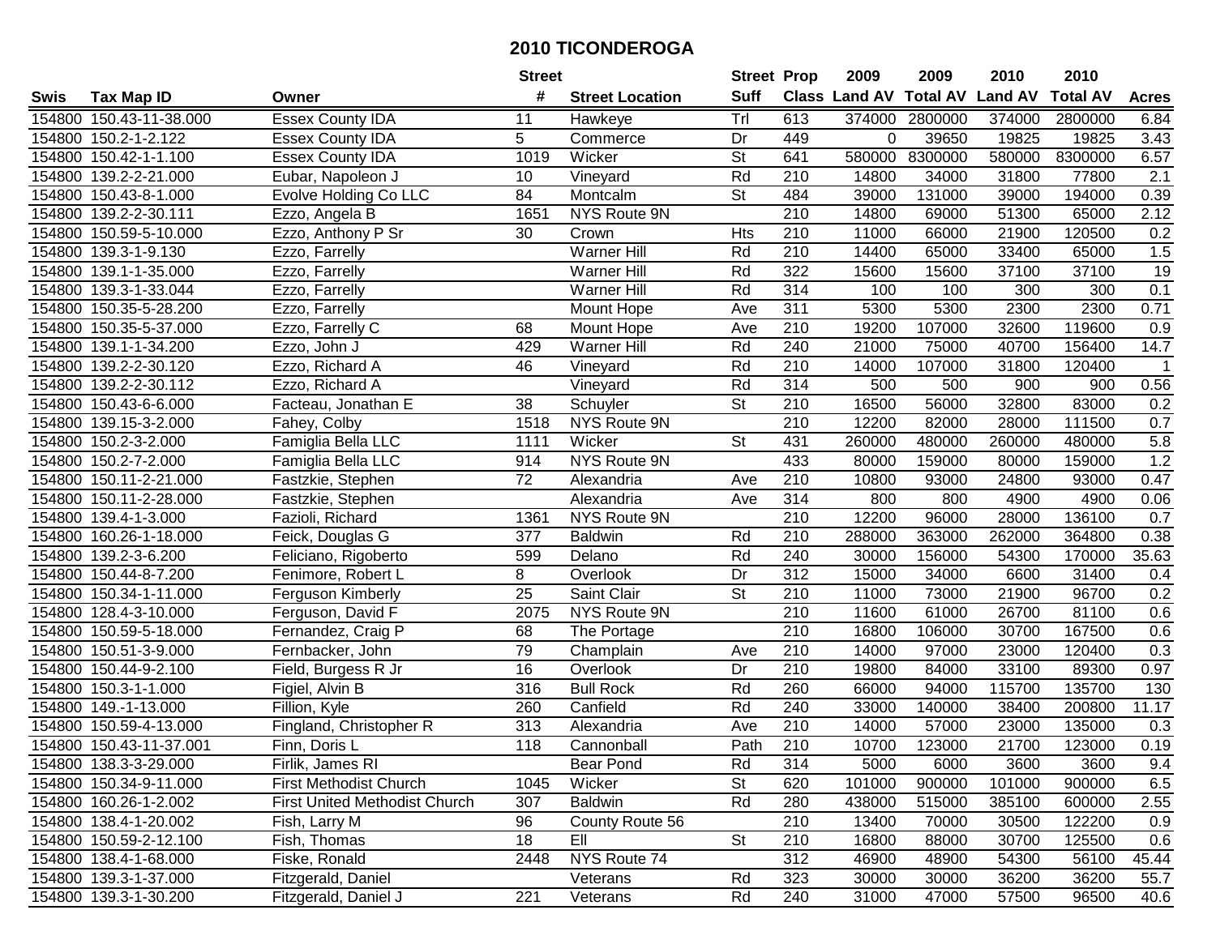# 2010 TICONDEROGA

| Swis | Tax Map ID | Owner | Street # | Street Location | Street Suff | Prop Class | 2009 Land AV | 2009 Total AV | 2010 Land AV | 2010 Total AV | Acres |
|---|---|---|---|---|---|---|---|---|---|---|---|
| 154800 | 150.43-11-38.000 | Essex County IDA | 11 | Hawkeye | Trl | 613 | 374000 | 2800000 | 374000 | 2800000 | 6.84 |
| 154800 | 150.2-1-2.122 | Essex County IDA | 5 | Commerce | Dr | 449 | 0 | 39650 | 19825 | 19825 | 3.43 |
| 154800 | 150.42-1-1.100 | Essex County IDA | 1019 | Wicker | St | 641 | 580000 | 8300000 | 580000 | 8300000 | 6.57 |
| 154800 | 139.2-2-21.000 | Eubar, Napoleon J | 10 | Vineyard | Rd | 210 | 14800 | 34000 | 31800 | 77800 | 2.1 |
| 154800 | 150.43-8-1.000 | Evolve Holding Co LLC | 84 | Montcalm | St | 484 | 39000 | 131000 | 39000 | 194000 | 0.39 |
| 154800 | 139.2-2-30.111 | Ezzo, Angela B | 1651 | NYS Route 9N | | 210 | 14800 | 69000 | 51300 | 65000 | 2.12 |
| 154800 | 150.59-5-10.000 | Ezzo, Anthony P Sr | 30 | Crown | Hts | 210 | 11000 | 66000 | 21900 | 120500 | 0.2 |
| 154800 | 139.3-1-9.130 | Ezzo, Farrelly | | Warner Hill | Rd | 210 | 14400 | 65000 | 33400 | 65000 | 1.5 |
| 154800 | 139.1-1-35.000 | Ezzo, Farrelly | | Warner Hill | Rd | 322 | 15600 | 15600 | 37100 | 37100 | 19 |
| 154800 | 139.3-1-33.044 | Ezzo, Farrelly | | Warner Hill | Rd | 314 | 100 | 100 | 300 | 300 | 0.1 |
| 154800 | 150.35-5-28.200 | Ezzo, Farrelly | | Mount Hope | Ave | 311 | 5300 | 5300 | 2300 | 2300 | 0.71 |
| 154800 | 150.35-5-37.000 | Ezzo, Farrelly C | 68 | Mount Hope | Ave | 210 | 19200 | 107000 | 32600 | 119600 | 0.9 |
| 154800 | 139.1-1-34.200 | Ezzo, John J | 429 | Warner Hill | Rd | 240 | 21000 | 75000 | 40700 | 156400 | 14.7 |
| 154800 | 139.2-2-30.120 | Ezzo, Richard A | 46 | Vineyard | Rd | 210 | 14000 | 107000 | 31800 | 120400 | 1 |
| 154800 | 139.2-2-30.112 | Ezzo, Richard A | | Vineyard | Rd | 314 | 500 | 500 | 900 | 900 | 0.56 |
| 154800 | 150.43-6-6.000 | Facteau, Jonathan E | 38 | Schuyler | St | 210 | 16500 | 56000 | 32800 | 83000 | 0.2 |
| 154800 | 139.15-3-2.000 | Fahey, Colby | 1518 | NYS Route 9N | | 210 | 12200 | 82000 | 28000 | 111500 | 0.7 |
| 154800 | 150.2-3-2.000 | Famiglia Bella LLC | 1111 | Wicker | St | 431 | 260000 | 480000 | 260000 | 480000 | 5.8 |
| 154800 | 150.2-7-2.000 | Famiglia Bella LLC | 914 | NYS Route 9N | | 433 | 80000 | 159000 | 80000 | 159000 | 1.2 |
| 154800 | 150.11-2-21.000 | Fastzkie, Stephen | 72 | Alexandria | Ave | 210 | 10800 | 93000 | 24800 | 93000 | 0.47 |
| 154800 | 150.11-2-28.000 | Fastzkie, Stephen | | Alexandria | Ave | 314 | 800 | 800 | 4900 | 4900 | 0.06 |
| 154800 | 139.4-1-3.000 | Fazioli, Richard | 1361 | NYS Route 9N | | 210 | 12200 | 96000 | 28000 | 136100 | 0.7 |
| 154800 | 160.26-1-18.000 | Feick, Douglas G | 377 | Baldwin | Rd | 210 | 288000 | 363000 | 262000 | 364800 | 0.38 |
| 154800 | 139.2-3-6.200 | Feliciano, Rigoberto | 599 | Delano | Rd | 240 | 30000 | 156000 | 54300 | 170000 | 35.63 |
| 154800 | 150.44-8-7.200 | Fenimore, Robert L | 8 | Overlook | Dr | 312 | 15000 | 34000 | 6600 | 31400 | 0.4 |
| 154800 | 150.34-1-11.000 | Ferguson Kimberly | 25 | Saint Clair | St | 210 | 11000 | 73000 | 21900 | 96700 | 0.2 |
| 154800 | 128.4-3-10.000 | Ferguson, David F | 2075 | NYS Route 9N | | 210 | 11600 | 61000 | 26700 | 81100 | 0.6 |
| 154800 | 150.59-5-18.000 | Fernandez, Craig P | 68 | The Portage | | 210 | 16800 | 106000 | 30700 | 167500 | 0.6 |
| 154800 | 150.51-3-9.000 | Fernbacker, John | 79 | Champlain | Ave | 210 | 14000 | 97000 | 23000 | 120400 | 0.3 |
| 154800 | 150.44-9-2.100 | Field, Burgess R Jr | 16 | Overlook | Dr | 210 | 19800 | 84000 | 33100 | 89300 | 0.97 |
| 154800 | 150.3-1-1.000 | Figiel, Alvin B | 316 | Bull Rock | Rd | 260 | 66000 | 94000 | 115700 | 135700 | 130 |
| 154800 | 149.-1-13.000 | Fillion, Kyle | 260 | Canfield | Rd | 240 | 33000 | 140000 | 38400 | 200800 | 11.17 |
| 154800 | 150.59-4-13.000 | Fingland, Christopher R | 313 | Alexandria | Ave | 210 | 14000 | 57000 | 23000 | 135000 | 0.3 |
| 154800 | 150.43-11-37.001 | Finn, Doris L | 118 | Cannonball | Path | 210 | 10700 | 123000 | 21700 | 123000 | 0.19 |
| 154800 | 138.3-3-29.000 | Firlik, James RI | | Bear Pond | Rd | 314 | 5000 | 6000 | 3600 | 3600 | 9.4 |
| 154800 | 150.34-9-11.000 | First Methodist Church | 1045 | Wicker | St | 620 | 101000 | 900000 | 101000 | 900000 | 6.5 |
| 154800 | 160.26-1-2.002 | First United Methodist Church | 307 | Baldwin | Rd | 280 | 438000 | 515000 | 385100 | 600000 | 2.55 |
| 154800 | 138.4-1-20.002 | Fish, Larry M | 96 | County Route 56 | | 210 | 13400 | 70000 | 30500 | 122200 | 0.9 |
| 154800 | 150.59-2-12.100 | Fish, Thomas | 18 | Ell | St | 210 | 16800 | 88000 | 30700 | 125500 | 0.6 |
| 154800 | 138.4-1-68.000 | Fiske, Ronald | 2448 | NYS Route 74 | | 312 | 46900 | 48900 | 54300 | 56100 | 45.44 |
| 154800 | 139.3-1-37.000 | Fitzgerald, Daniel | | Veterans | Rd | 323 | 30000 | 30000 | 36200 | 36200 | 55.7 |
| 154800 | 139.3-1-30.200 | Fitzgerald, Daniel J | 221 | Veterans | Rd | 240 | 31000 | 47000 | 57500 | 96500 | 40.6 |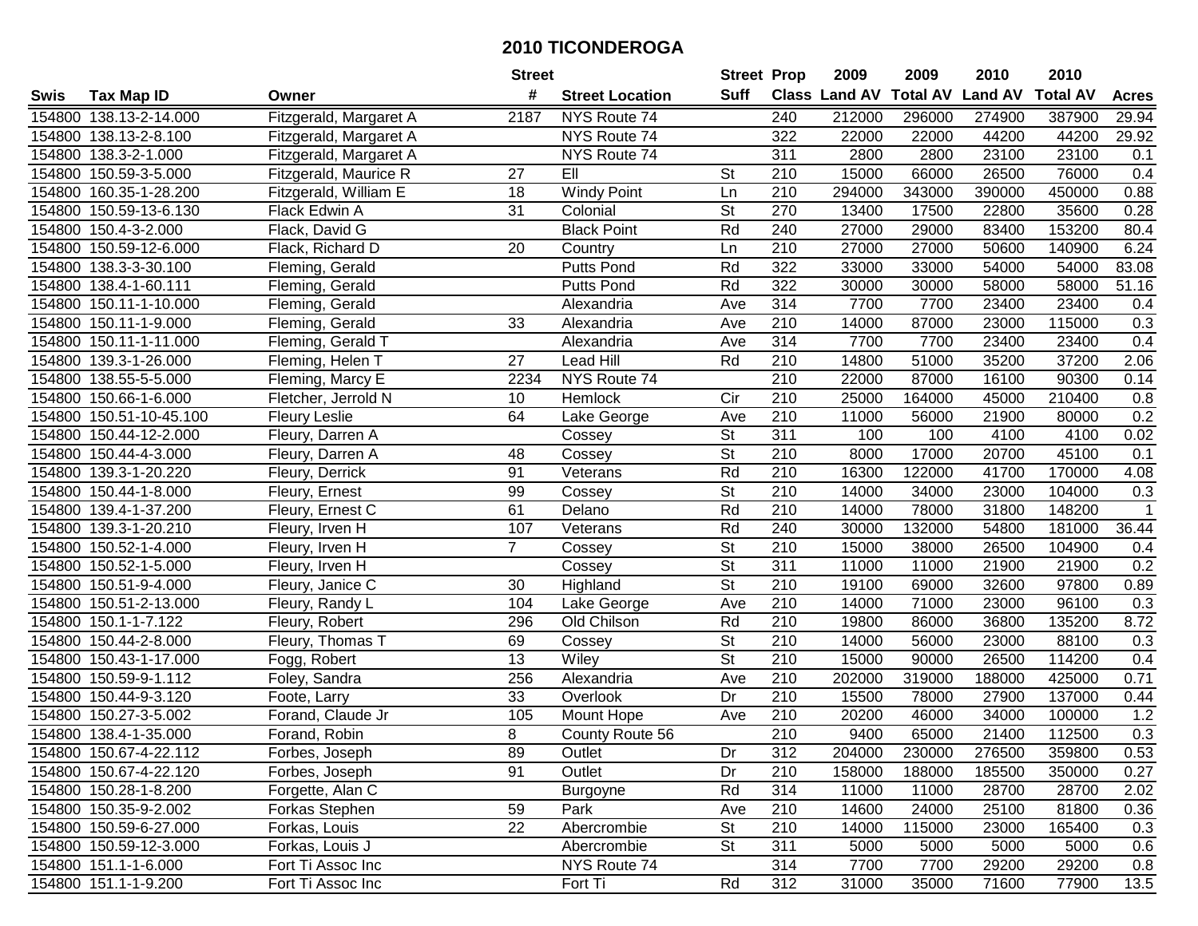# 2010 TICONDEROGA

| Swis | Tax Map ID | Owner | Street # | Street Location | Street Suff | Prop Class | 2009 Land AV | 2009 Total AV | 2010 Land AV | 2010 Total AV | Acres |
|---|---|---|---|---|---|---|---|---|---|---|---|
| 154800 | 138.13-2-14.000 | Fitzgerald, Margaret A | 2187 | NYS Route 74 | | 240 | 212000 | 296000 | 274900 | 387900 | 29.94 |
| 154800 | 138.13-2-8.100 | Fitzgerald, Margaret A | | NYS Route 74 | | 322 | 22000 | 22000 | 44200 | 44200 | 29.92 |
| 154800 | 138.3-2-1.000 | Fitzgerald, Margaret A | | NYS Route 74 | | 311 | 2800 | 2800 | 23100 | 23100 | 0.1 |
| 154800 | 150.59-3-5.000 | Fitzgerald, Maurice R | 27 | Ell | St | 210 | 15000 | 66000 | 26500 | 76000 | 0.4 |
| 154800 | 160.35-1-28.200 | Fitzgerald, William E | 18 | Windy Point | Ln | 210 | 294000 | 343000 | 390000 | 450000 | 0.88 |
| 154800 | 150.59-13-6.130 | Flack Edwin A | 31 | Colonial | St | 270 | 13400 | 17500 | 22800 | 35600 | 0.28 |
| 154800 | 150.4-3-2.000 | Flack, David G | | Black Point | Rd | 240 | 27000 | 29000 | 83400 | 153200 | 80.4 |
| 154800 | 150.59-12-6.000 | Flack, Richard D | 20 | Country | Ln | 210 | 27000 | 27000 | 50600 | 140900 | 6.24 |
| 154800 | 138.3-3-30.100 | Fleming, Gerald | | Putts Pond | Rd | 322 | 33000 | 33000 | 54000 | 54000 | 83.08 |
| 154800 | 138.4-1-60.111 | Fleming, Gerald | | Putts Pond | Rd | 322 | 30000 | 30000 | 58000 | 58000 | 51.16 |
| 154800 | 150.11-1-10.000 | Fleming, Gerald | | Alexandria | Ave | 314 | 7700 | 7700 | 23400 | 23400 | 0.4 |
| 154800 | 150.11-1-9.000 | Fleming, Gerald | 33 | Alexandria | Ave | 210 | 14000 | 87000 | 23000 | 115000 | 0.3 |
| 154800 | 150.11-1-11.000 | Fleming, Gerald T | | Alexandria | Ave | 314 | 7700 | 7700 | 23400 | 23400 | 0.4 |
| 154800 | 139.3-1-26.000 | Fleming, Helen T | 27 | Lead Hill | Rd | 210 | 14800 | 51000 | 35200 | 37200 | 2.06 |
| 154800 | 138.55-5-5.000 | Fleming, Marcy E | 2234 | NYS Route 74 | | 210 | 22000 | 87000 | 16100 | 90300 | 0.14 |
| 154800 | 150.66-1-6.000 | Fletcher, Jerrold N | 10 | Hemlock | Cir | 210 | 25000 | 164000 | 45000 | 210400 | 0.8 |
| 154800 | 150.51-10-45.100 | Fleury Leslie | 64 | Lake George | Ave | 210 | 11000 | 56000 | 21900 | 80000 | 0.2 |
| 154800 | 150.44-12-2.000 | Fleury, Darren A | | Cossey | St | 311 | 100 | 100 | 4100 | 4100 | 0.02 |
| 154800 | 150.44-4-3.000 | Fleury, Darren A | 48 | Cossey | St | 210 | 8000 | 17000 | 20700 | 45100 | 0.1 |
| 154800 | 139.3-1-20.220 | Fleury, Derrick | 91 | Veterans | Rd | 210 | 16300 | 122000 | 41700 | 170000 | 4.08 |
| 154800 | 150.44-1-8.000 | Fleury, Ernest | 99 | Cossey | St | 210 | 14000 | 34000 | 23000 | 104000 | 0.3 |
| 154800 | 139.4-1-37.200 | Fleury, Ernest C | 61 | Delano | Rd | 210 | 14000 | 78000 | 31800 | 148200 | 1 |
| 154800 | 139.3-1-20.210 | Fleury, Irven H | 107 | Veterans | Rd | 240 | 30000 | 132000 | 54800 | 181000 | 36.44 |
| 154800 | 150.52-1-4.000 | Fleury, Irven H | 7 | Cossey | St | 210 | 15000 | 38000 | 26500 | 104900 | 0.4 |
| 154800 | 150.52-1-5.000 | Fleury, Irven H | | Cossey | St | 311 | 11000 | 11000 | 21900 | 21900 | 0.2 |
| 154800 | 150.51-9-4.000 | Fleury, Janice C | 30 | Highland | St | 210 | 19100 | 69000 | 32600 | 97800 | 0.89 |
| 154800 | 150.51-2-13.000 | Fleury, Randy L | 104 | Lake George | Ave | 210 | 14000 | 71000 | 23000 | 96100 | 0.3 |
| 154800 | 150.1-1-7.122 | Fleury, Robert | 296 | Old Chilson | Rd | 210 | 19800 | 86000 | 36800 | 135200 | 8.72 |
| 154800 | 150.44-2-8.000 | Fleury, Thomas T | 69 | Cossey | St | 210 | 14000 | 56000 | 23000 | 88100 | 0.3 |
| 154800 | 150.43-1-17.000 | Fogg, Robert | 13 | Wiley | St | 210 | 15000 | 90000 | 26500 | 114200 | 0.4 |
| 154800 | 150.59-9-1.112 | Foley, Sandra | 256 | Alexandria | Ave | 210 | 202000 | 319000 | 188000 | 425000 | 0.71 |
| 154800 | 150.44-9-3.120 | Foote, Larry | 33 | Overlook | Dr | 210 | 15500 | 78000 | 27900 | 137000 | 0.44 |
| 154800 | 150.27-3-5.002 | Forand, Claude Jr | 105 | Mount Hope | Ave | 210 | 20200 | 46000 | 34000 | 100000 | 1.2 |
| 154800 | 138.4-1-35.000 | Forand, Robin | 8 | County Route 56 | | 210 | 9400 | 65000 | 21400 | 112500 | 0.3 |
| 154800 | 150.67-4-22.112 | Forbes, Joseph | 89 | Outlet | Dr | 312 | 204000 | 230000 | 276500 | 359800 | 0.53 |
| 154800 | 150.67-4-22.120 | Forbes, Joseph | 91 | Outlet | Dr | 210 | 158000 | 188000 | 185500 | 350000 | 0.27 |
| 154800 | 150.28-1-8.200 | Forgette, Alan C | | Burgoyne | Rd | 314 | 11000 | 11000 | 28700 | 28700 | 2.02 |
| 154800 | 150.35-9-2.002 | Forkas Stephen | 59 | Park | Ave | 210 | 14600 | 24000 | 25100 | 81800 | 0.36 |
| 154800 | 150.59-6-27.000 | Forkas, Louis | 22 | Abercrombie | St | 210 | 14000 | 115000 | 23000 | 165400 | 0.3 |
| 154800 | 150.59-12-3.000 | Forkas, Louis J | | Abercrombie | St | 311 | 5000 | 5000 | 5000 | 5000 | 0.6 |
| 154800 | 151.1-1-6.000 | Fort Ti Assoc Inc | | NYS Route 74 | | 314 | 7700 | 7700 | 29200 | 29200 | 0.8 |
| 154800 | 151.1-1-9.200 | Fort Ti Assoc Inc | | Fort Ti | Rd | 312 | 31000 | 35000 | 71600 | 77900 | 13.5 |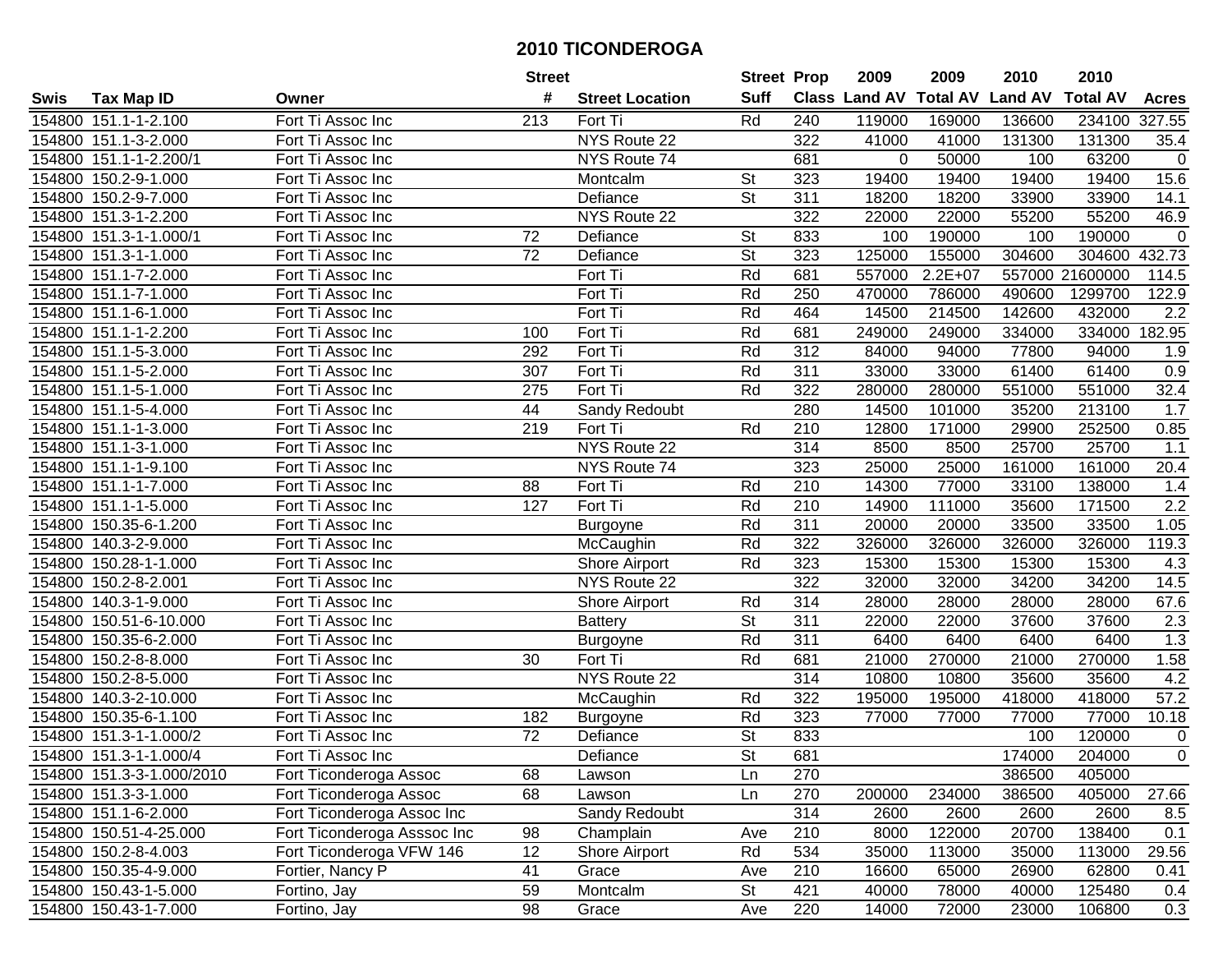# 2010 TICONDEROGA

| Swis | Tax Map ID | Owner | Street # | Street Location | Street Suff | Prop Class | 2009 Land AV | 2009 Total AV | 2010 Land AV | 2010 Total AV | Acres |
|---|---|---|---|---|---|---|---|---|---|---|---|
| 154800 | 151.1-1-2.100 | Fort Ti Assoc Inc | 213 | Fort Ti | Rd | 240 | 119000 | 169000 | 136600 | 234100 | 327.55 |
| 154800 | 151.1-3-2.000 | Fort Ti Assoc Inc | | NYS Route 22 | | 322 | 41000 | 41000 | 131300 | 131300 | 35.4 |
| 154800 | 151.1-1-2.200/1 | Fort Ti Assoc Inc | | NYS Route 74 | | 681 | 0 | 50000 | 100 | 63200 | 0 |
| 154800 | 150.2-9-1.000 | Fort Ti Assoc Inc | | Montcalm | St | 323 | 19400 | 19400 | 19400 | 19400 | 15.6 |
| 154800 | 150.2-9-7.000 | Fort Ti Assoc Inc | | Defiance | St | 311 | 18200 | 18200 | 33900 | 33900 | 14.1 |
| 154800 | 151.3-1-2.200 | Fort Ti Assoc Inc | | NYS Route 22 | | 322 | 22000 | 22000 | 55200 | 55200 | 46.9 |
| 154800 | 151.3-1-1.000/1 | Fort Ti Assoc Inc | 72 | Defiance | St | 833 | 100 | 190000 | 100 | 190000 | 0 |
| 154800 | 151.3-1-1.000 | Fort Ti Assoc Inc | 72 | Defiance | St | 323 | 125000 | 155000 | 304600 | 304600 | 432.73 |
| 154800 | 151.1-7-2.000 | Fort Ti Assoc Inc | | Fort Ti | Rd | 681 | 557000 | 2.2E+07 | 557000 | 21600000 | 114.5 |
| 154800 | 151.1-7-1.000 | Fort Ti Assoc Inc | | Fort Ti | Rd | 250 | 470000 | 786000 | 490600 | 1299700 | 122.9 |
| 154800 | 151.1-6-1.000 | Fort Ti Assoc Inc | | Fort Ti | Rd | 464 | 14500 | 214500 | 142600 | 432000 | 2.2 |
| 154800 | 151.1-1-2.200 | Fort Ti Assoc Inc | 100 | Fort Ti | Rd | 681 | 249000 | 249000 | 334000 | 334000 | 182.95 |
| 154800 | 151.1-5-3.000 | Fort Ti Assoc Inc | 292 | Fort Ti | Rd | 312 | 84000 | 94000 | 77800 | 94000 | 1.9 |
| 154800 | 151.1-5-2.000 | Fort Ti Assoc Inc | 307 | Fort Ti | Rd | 311 | 33000 | 33000 | 61400 | 61400 | 0.9 |
| 154800 | 151.1-5-1.000 | Fort Ti Assoc Inc | 275 | Fort Ti | Rd | 322 | 280000 | 280000 | 551000 | 551000 | 32.4 |
| 154800 | 151.1-5-4.000 | Fort Ti Assoc Inc | 44 | Sandy Redoubt | | 280 | 14500 | 101000 | 35200 | 213100 | 1.7 |
| 154800 | 151.1-1-3.000 | Fort Ti Assoc Inc | 219 | Fort Ti | Rd | 210 | 12800 | 171000 | 29900 | 252500 | 0.85 |
| 154800 | 151.1-3-1.000 | Fort Ti Assoc Inc | | NYS Route 22 | | 314 | 8500 | 8500 | 25700 | 25700 | 1.1 |
| 154800 | 151.1-1-9.100 | Fort Ti Assoc Inc | | NYS Route 74 | | 323 | 25000 | 25000 | 161000 | 161000 | 20.4 |
| 154800 | 151.1-1-7.000 | Fort Ti Assoc Inc | 88 | Fort Ti | Rd | 210 | 14300 | 77000 | 33100 | 138000 | 1.4 |
| 154800 | 151.1-1-5.000 | Fort Ti Assoc Inc | 127 | Fort Ti | Rd | 210 | 14900 | 111000 | 35600 | 171500 | 2.2 |
| 154800 | 150.35-6-1.200 | Fort Ti Assoc Inc | | Burgoyne | Rd | 311 | 20000 | 20000 | 33500 | 33500 | 1.05 |
| 154800 | 140.3-2-9.000 | Fort Ti Assoc Inc | | McCaughin | Rd | 322 | 326000 | 326000 | 326000 | 326000 | 119.3 |
| 154800 | 150.28-1-1.000 | Fort Ti Assoc Inc | | Shore Airport | Rd | 323 | 15300 | 15300 | 15300 | 15300 | 4.3 |
| 154800 | 150.2-8-2.001 | Fort Ti Assoc Inc | | NYS Route 22 | | 322 | 32000 | 32000 | 34200 | 34200 | 14.5 |
| 154800 | 140.3-1-9.000 | Fort Ti Assoc Inc | | Shore Airport | Rd | 314 | 28000 | 28000 | 28000 | 28000 | 67.6 |
| 154800 | 150.51-6-10.000 | Fort Ti Assoc Inc | | Battery | St | 311 | 22000 | 22000 | 37600 | 37600 | 2.3 |
| 154800 | 150.35-6-2.000 | Fort Ti Assoc Inc | | Burgoyne | Rd | 311 | 6400 | 6400 | 6400 | 6400 | 1.3 |
| 154800 | 150.2-8-8.000 | Fort Ti Assoc Inc | 30 | Fort Ti | Rd | 681 | 21000 | 270000 | 21000 | 270000 | 1.58 |
| 154800 | 150.2-8-5.000 | Fort Ti Assoc Inc | | NYS Route 22 | | 314 | 10800 | 10800 | 35600 | 35600 | 4.2 |
| 154800 | 140.3-2-10.000 | Fort Ti Assoc Inc | | McCaughin | Rd | 322 | 195000 | 195000 | 418000 | 418000 | 57.2 |
| 154800 | 150.35-6-1.100 | Fort Ti Assoc Inc | 182 | Burgoyne | Rd | 323 | 77000 | 77000 | 77000 | 77000 | 10.18 |
| 154800 | 151.3-1-1.000/2 | Fort Ti Assoc Inc | 72 | Defiance | St | 833 | | | 100 | 120000 | 0 |
| 154800 | 151.3-1-1.000/4 | Fort Ti Assoc Inc | | Defiance | St | 681 | | | 174000 | 204000 | 0 |
| 154800 | 151.3-3-1.000/2010 | Fort Ticonderoga Assoc | 68 | Lawson | Ln | 270 | | | 386500 | 405000 | |
| 154800 | 151.3-3-1.000 | Fort Ticonderoga Assoc | 68 | Lawson | Ln | 270 | 200000 | 234000 | 386500 | 405000 | 27.66 |
| 154800 | 151.1-6-2.000 | Fort Ticonderoga Assoc Inc | | Sandy Redoubt | | 314 | 2600 | 2600 | 2600 | 2600 | 8.5 |
| 154800 | 150.51-4-25.000 | Fort Ticonderoga Asssoc Inc | 98 | Champlain | Ave | 210 | 8000 | 122000 | 20700 | 138400 | 0.1 |
| 154800 | 150.2-8-4.003 | Fort Ticonderoga VFW 146 | 12 | Shore Airport | Rd | 534 | 35000 | 113000 | 35000 | 113000 | 29.56 |
| 154800 | 150.35-4-9.000 | Fortier, Nancy P | 41 | Grace | Ave | 210 | 16600 | 65000 | 26900 | 62800 | 0.41 |
| 154800 | 150.43-1-5.000 | Fortino, Jay | 59 | Montcalm | St | 421 | 40000 | 78000 | 40000 | 125480 | 0.4 |
| 154800 | 150.43-1-7.000 | Fortino, Jay | 98 | Grace | Ave | 220 | 14000 | 72000 | 23000 | 106800 | 0.3 |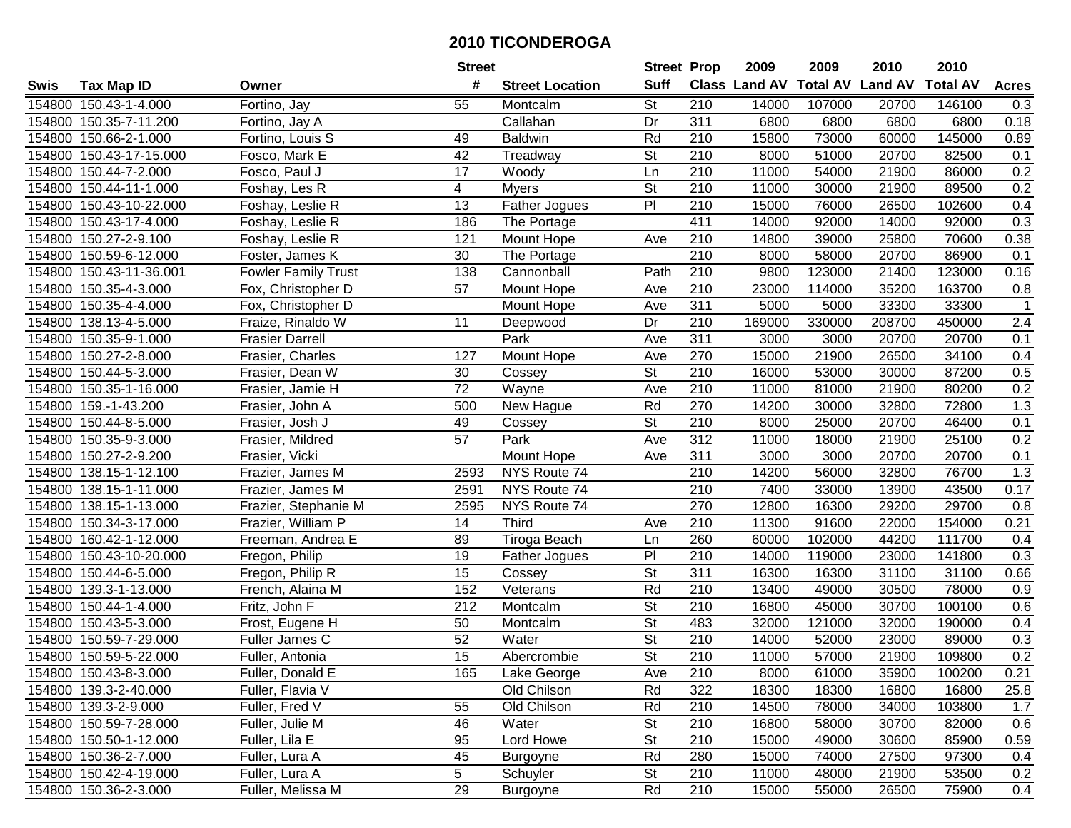# 2010 TICONDEROGA

| Swis | Tax Map ID | Owner | Street # | Street Location | Street Suff | Prop Class | 2009 Land AV | 2009 Total AV | 2010 Land AV | 2010 Total AV | Acres |
|---|---|---|---|---|---|---|---|---|---|---|---|
| 154800 | 150.43-1-4.000 | Fortino, Jay | 55 | Montcalm | St | 210 | 14000 | 107000 | 20700 | 146100 | 0.3 |
| 154800 | 150.35-7-11.200 | Fortino, Jay A | | Callahan | Dr | 311 | 6800 | 6800 | 6800 | 6800 | 0.18 |
| 154800 | 150.66-2-1.000 | Fortino, Louis S | 49 | Baldwin | Rd | 210 | 15800 | 73000 | 60000 | 145000 | 0.89 |
| 154800 | 150.43-17-15.000 | Fosco, Mark E | 42 | Treadway | St | 210 | 8000 | 51000 | 20700 | 82500 | 0.1 |
| 154800 | 150.44-7-2.000 | Fosco, Paul J | 17 | Woody | Ln | 210 | 11000 | 54000 | 21900 | 86000 | 0.2 |
| 154800 | 150.44-11-1.000 | Foshay, Les R | 4 | Myers | St | 210 | 11000 | 30000 | 21900 | 89500 | 0.2 |
| 154800 | 150.43-10-22.000 | Foshay, Leslie R | 13 | Father Jogues | Pl | 210 | 15000 | 76000 | 26500 | 102600 | 0.4 |
| 154800 | 150.43-17-4.000 | Foshay, Leslie R | 186 | The Portage | | 411 | 14000 | 92000 | 14000 | 92000 | 0.3 |
| 154800 | 150.27-2-9.100 | Foshay, Leslie R | 121 | Mount Hope | Ave | 210 | 14800 | 39000 | 25800 | 70600 | 0.38 |
| 154800 | 150.59-6-12.000 | Foster, James K | 30 | The Portage | | 210 | 8000 | 58000 | 20700 | 86900 | 0.1 |
| 154800 | 150.43-11-36.001 | Fowler Family Trust | 138 | Cannonball | Path | 210 | 9800 | 123000 | 21400 | 123000 | 0.16 |
| 154800 | 150.35-4-3.000 | Fox, Christopher D | 57 | Mount Hope | Ave | 210 | 23000 | 114000 | 35200 | 163700 | 0.8 |
| 154800 | 150.35-4-4.000 | Fox, Christopher D | | Mount Hope | Ave | 311 | 5000 | 5000 | 33300 | 33300 | 1 |
| 154800 | 138.13-4-5.000 | Fraize, Rinaldo W | 11 | Deepwood | Dr | 210 | 169000 | 330000 | 208700 | 450000 | 2.4 |
| 154800 | 150.35-9-1.000 | Frasier Darrell | | Park | Ave | 311 | 3000 | 3000 | 20700 | 20700 | 0.1 |
| 154800 | 150.27-2-8.000 | Frasier, Charles | 127 | Mount Hope | Ave | 270 | 15000 | 21900 | 26500 | 34100 | 0.4 |
| 154800 | 150.44-5-3.000 | Frasier, Dean W | 30 | Cossey | St | 210 | 16000 | 53000 | 30000 | 87200 | 0.5 |
| 154800 | 150.35-1-16.000 | Frasier, Jamie H | 72 | Wayne | Ave | 210 | 11000 | 81000 | 21900 | 80200 | 0.2 |
| 154800 | 159.-1-43.200 | Frasier, John A | 500 | New Hague | Rd | 270 | 14200 | 30000 | 32800 | 72800 | 1.3 |
| 154800 | 150.44-8-5.000 | Frasier, Josh J | 49 | Cossey | St | 210 | 8000 | 25000 | 20700 | 46400 | 0.1 |
| 154800 | 150.35-9-3.000 | Frasier, Mildred | 57 | Park | Ave | 312 | 11000 | 18000 | 21900 | 25100 | 0.2 |
| 154800 | 150.27-2-9.200 | Frasier, Vicki | | Mount Hope | Ave | 311 | 3000 | 3000 | 20700 | 20700 | 0.1 |
| 154800 | 138.15-1-12.100 | Frazier, James M | 2593 | NYS Route 74 | | 210 | 14200 | 56000 | 32800 | 76700 | 1.3 |
| 154800 | 138.15-1-11.000 | Frazier, James M | 2591 | NYS Route 74 | | 210 | 7400 | 33000 | 13900 | 43500 | 0.17 |
| 154800 | 138.15-1-13.000 | Frazier, Stephanie M | 2595 | NYS Route 74 | | 270 | 12800 | 16300 | 29200 | 29700 | 0.8 |
| 154800 | 150.34-3-17.000 | Frazier, William P | 14 | Third | Ave | 210 | 11300 | 91600 | 22000 | 154000 | 0.21 |
| 154800 | 160.42-1-12.000 | Freeman, Andrea E | 89 | Tiroga Beach | Ln | 260 | 60000 | 102000 | 44200 | 111700 | 0.4 |
| 154800 | 150.43-10-20.000 | Fregon, Philip | 19 | Father Jogues | Pl | 210 | 14000 | 119000 | 23000 | 141800 | 0.3 |
| 154800 | 150.44-6-5.000 | Fregon, Philip R | 15 | Cossey | St | 311 | 16300 | 16300 | 31100 | 31100 | 0.66 |
| 154800 | 139.3-1-13.000 | French, Alaina M | 152 | Veterans | Rd | 210 | 13400 | 49000 | 30500 | 78000 | 0.9 |
| 154800 | 150.44-1-4.000 | Fritz, John F | 212 | Montcalm | St | 210 | 16800 | 45000 | 30700 | 100100 | 0.6 |
| 154800 | 150.43-5-3.000 | Frost, Eugene H | 50 | Montcalm | St | 483 | 32000 | 121000 | 32000 | 190000 | 0.4 |
| 154800 | 150.59-7-29.000 | Fuller James C | 52 | Water | St | 210 | 14000 | 52000 | 23000 | 89000 | 0.3 |
| 154800 | 150.59-5-22.000 | Fuller, Antonia | 15 | Abercrombie | St | 210 | 11000 | 57000 | 21900 | 109800 | 0.2 |
| 154800 | 150.43-8-3.000 | Fuller, Donald E | 165 | Lake George | Ave | 210 | 8000 | 61000 | 35900 | 100200 | 0.21 |
| 154800 | 139.3-2-40.000 | Fuller, Flavia V | | Old Chilson | Rd | 322 | 18300 | 18300 | 16800 | 16800 | 25.8 |
| 154800 | 139.3-2-9.000 | Fuller, Fred V | 55 | Old Chilson | Rd | 210 | 14500 | 78000 | 34000 | 103800 | 1.7 |
| 154800 | 150.59-7-28.000 | Fuller, Julie M | 46 | Water | St | 210 | 16800 | 58000 | 30700 | 82000 | 0.6 |
| 154800 | 150.50-1-12.000 | Fuller, Lila E | 95 | Lord Howe | St | 210 | 15000 | 49000 | 30600 | 85900 | 0.59 |
| 154800 | 150.36-2-7.000 | Fuller, Lura A | 45 | Burgoyne | Rd | 280 | 15000 | 74000 | 27500 | 97300 | 0.4 |
| 154800 | 150.42-4-19.000 | Fuller, Lura A | 5 | Schuyler | St | 210 | 11000 | 48000 | 21900 | 53500 | 0.2 |
| 154800 | 150.36-2-3.000 | Fuller, Melissa M | 29 | Burgoyne | Rd | 210 | 15000 | 55000 | 26500 | 75900 | 0.4 |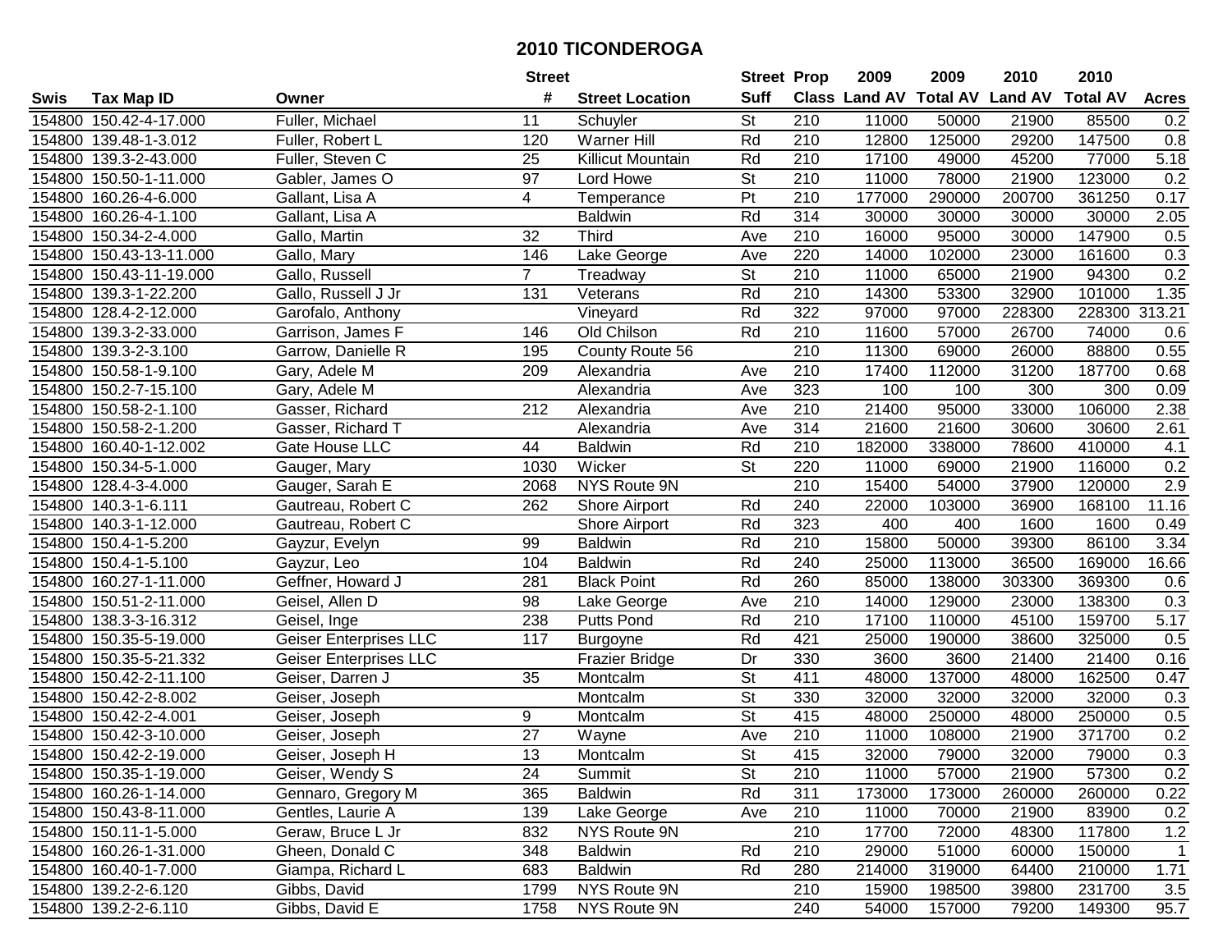# 2010 TICONDEROGA

| Swis | Tax Map ID | Owner | Street # | Street Location | Street Suff | Prop Class | 2009 Land AV | 2009 Total AV | 2010 Land AV | 2010 Total AV | Acres |
|---|---|---|---|---|---|---|---|---|---|---|---|
| 154800 | 150.42-4-17.000 | Fuller, Michael | 11 | Schuyler | St | 210 | 11000 | 50000 | 21900 | 85500 | 0.2 |
| 154800 | 139.48-1-3.012 | Fuller, Robert L | 120 | Warner Hill | Rd | 210 | 12800 | 125000 | 29200 | 147500 | 0.8 |
| 154800 | 139.3-2-43.000 | Fuller, Steven C | 25 | Killicut Mountain | Rd | 210 | 17100 | 49000 | 45200 | 77000 | 5.18 |
| 154800 | 150.50-1-11.000 | Gabler, James O | 97 | Lord Howe | St | 210 | 11000 | 78000 | 21900 | 123000 | 0.2 |
| 154800 | 160.26-4-6.000 | Gallant, Lisa A | 4 | Temperance | Pt | 210 | 177000 | 290000 | 200700 | 361250 | 0.17 |
| 154800 | 160.26-4-1.100 | Gallant, Lisa A | | Baldwin | Rd | 314 | 30000 | 30000 | 30000 | 30000 | 2.05 |
| 154800 | 150.34-2-4.000 | Gallo, Martin | 32 | Third | Ave | 210 | 16000 | 95000 | 30000 | 147900 | 0.5 |
| 154800 | 150.43-13-11.000 | Gallo, Mary | 146 | Lake George | Ave | 220 | 14000 | 102000 | 23000 | 161600 | 0.3 |
| 154800 | 150.43-11-19.000 | Gallo, Russell | 7 | Treadway | St | 210 | 11000 | 65000 | 21900 | 94300 | 0.2 |
| 154800 | 139.3-1-22.200 | Gallo, Russell J Jr | 131 | Veterans | Rd | 210 | 14300 | 53300 | 32900 | 101000 | 1.35 |
| 154800 | 128.4-2-12.000 | Garofalo, Anthony | | Vineyard | Rd | 322 | 97000 | 97000 | 228300 | 228300 | 313.21 |
| 154800 | 139.3-2-33.000 | Garrison, James F | 146 | Old Chilson | Rd | 210 | 11600 | 57000 | 26700 | 74000 | 0.6 |
| 154800 | 139.3-2-3.100 | Garrow, Danielle R | 195 | County Route 56 | | 210 | 11300 | 69000 | 26000 | 88800 | 0.55 |
| 154800 | 150.58-1-9.100 | Gary, Adele M | 209 | Alexandria | Ave | 210 | 17400 | 112000 | 31200 | 187700 | 0.68 |
| 154800 | 150.2-7-15.100 | Gary, Adele M | | Alexandria | Ave | 323 | 100 | 100 | 300 | 300 | 0.09 |
| 154800 | 150.58-2-1.100 | Gasser, Richard | 212 | Alexandria | Ave | 210 | 21400 | 95000 | 33000 | 106000 | 2.38 |
| 154800 | 150.58-2-1.200 | Gasser, Richard T | | Alexandria | Ave | 314 | 21600 | 21600 | 30600 | 30600 | 2.61 |
| 154800 | 160.40-1-12.002 | Gate House LLC | 44 | Baldwin | Rd | 210 | 182000 | 338000 | 78600 | 410000 | 4.1 |
| 154800 | 150.34-5-1.000 | Gauger, Mary | 1030 | Wicker | St | 220 | 11000 | 69000 | 21900 | 116000 | 0.2 |
| 154800 | 128.4-3-4.000 | Gauger, Sarah E | 2068 | NYS Route 9N | | 210 | 15400 | 54000 | 37900 | 120000 | 2.9 |
| 154800 | 140.3-1-6.111 | Gautreau, Robert C | 262 | Shore Airport | Rd | 240 | 22000 | 103000 | 36900 | 168100 | 11.16 |
| 154800 | 140.3-1-12.000 | Gautreau, Robert C | | Shore Airport | Rd | 323 | 400 | 400 | 1600 | 1600 | 0.49 |
| 154800 | 150.4-1-5.200 | Gayzur, Evelyn | 99 | Baldwin | Rd | 210 | 15800 | 50000 | 39300 | 86100 | 3.34 |
| 154800 | 150.4-1-5.100 | Gayzur, Leo | 104 | Baldwin | Rd | 240 | 25000 | 113000 | 36500 | 169000 | 16.66 |
| 154800 | 160.27-1-11.000 | Geffner, Howard J | 281 | Black Point | Rd | 260 | 85000 | 138000 | 303300 | 369300 | 0.6 |
| 154800 | 150.51-2-11.000 | Geisel, Allen D | 98 | Lake George | Ave | 210 | 14000 | 129000 | 23000 | 138300 | 0.3 |
| 154800 | 138.3-3-16.312 | Geisel, Inge | 238 | Putts Pond | Rd | 210 | 17100 | 110000 | 45100 | 159700 | 5.17 |
| 154800 | 150.35-5-19.000 | Geiser Enterprises LLC | 117 | Burgoyne | Rd | 421 | 25000 | 190000 | 38600 | 325000 | 0.5 |
| 154800 | 150.35-5-21.332 | Geiser Enterprises LLC | | Frazier Bridge | Dr | 330 | 3600 | 3600 | 21400 | 21400 | 0.16 |
| 154800 | 150.42-2-11.100 | Geiser, Darren J | 35 | Montcalm | St | 411 | 48000 | 137000 | 48000 | 162500 | 0.47 |
| 154800 | 150.42-2-8.002 | Geiser, Joseph | | Montcalm | St | 330 | 32000 | 32000 | 32000 | 32000 | 0.3 |
| 154800 | 150.42-2-4.001 | Geiser, Joseph | 9 | Montcalm | St | 415 | 48000 | 250000 | 48000 | 250000 | 0.5 |
| 154800 | 150.42-3-10.000 | Geiser, Joseph | 27 | Wayne | Ave | 210 | 11000 | 108000 | 21900 | 371700 | 0.2 |
| 154800 | 150.42-2-19.000 | Geiser, Joseph H | 13 | Montcalm | St | 415 | 32000 | 79000 | 32000 | 79000 | 0.3 |
| 154800 | 150.35-1-19.000 | Geiser, Wendy S | 24 | Summit | St | 210 | 11000 | 57000 | 21900 | 57300 | 0.2 |
| 154800 | 160.26-1-14.000 | Gennaro, Gregory M | 365 | Baldwin | Rd | 311 | 173000 | 173000 | 260000 | 260000 | 0.22 |
| 154800 | 150.43-8-11.000 | Gentles, Laurie A | 139 | Lake George | Ave | 210 | 11000 | 70000 | 21900 | 83900 | 0.2 |
| 154800 | 150.11-1-5.000 | Geraw, Bruce L Jr | 832 | NYS Route 9N | | 210 | 17700 | 72000 | 48300 | 117800 | 1.2 |
| 154800 | 160.26-1-31.000 | Gheen, Donald C | 348 | Baldwin | Rd | 210 | 29000 | 51000 | 60000 | 150000 | 1 |
| 154800 | 160.40-1-7.000 | Giampa, Richard L | 683 | Baldwin | Rd | 280 | 214000 | 319000 | 64400 | 210000 | 1.71 |
| 154800 | 139.2-2-6.120 | Gibbs, David | 1799 | NYS Route 9N | | 210 | 15900 | 198500 | 39800 | 231700 | 3.5 |
| 154800 | 139.2-2-6.110 | Gibbs, David E | 1758 | NYS Route 9N | | 240 | 54000 | 157000 | 79200 | 149300 | 95.7 |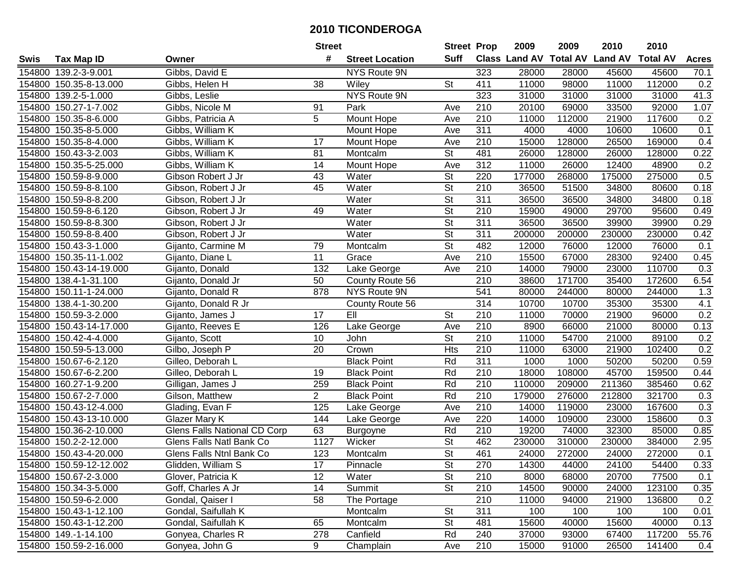# 2010 TICONDEROGA

| Swis | Tax Map ID | Owner | Street # | Street Location | Street Suff | Prop Class | 2009 Land AV | 2009 Total AV | 2010 Land AV | 2010 Total AV | Acres |
|---|---|---|---|---|---|---|---|---|---|---|---|
| 154800 | 139.2-3-9.001 | Gibbs, David E | | NYS Route 9N | | 323 | 28000 | 28000 | 45600 | 45600 | 70.1 |
| 154800 | 150.35-8-13.000 | Gibbs, Helen H | 38 | Wiley | St | 411 | 11000 | 98000 | 11000 | 112000 | 0.2 |
| 154800 | 139.2-5-1.000 | Gibbs, Leslie | | NYS Route 9N | | 323 | 31000 | 31000 | 31000 | 31000 | 41.3 |
| 154800 | 150.27-1-7.002 | Gibbs, Nicole M | 91 | Park | Ave | 210 | 20100 | 69000 | 33500 | 92000 | 1.07 |
| 154800 | 150.35-8-6.000 | Gibbs, Patricia A | 5 | Mount Hope | Ave | 210 | 11000 | 112000 | 21900 | 117600 | 0.2 |
| 154800 | 150.35-8-5.000 | Gibbs, William K | | Mount Hope | Ave | 311 | 4000 | 4000 | 10600 | 10600 | 0.1 |
| 154800 | 150.35-8-4.000 | Gibbs, William K | 17 | Mount Hope | Ave | 210 | 15000 | 128000 | 26500 | 169000 | 0.4 |
| 154800 | 150.43-3-2.003 | Gibbs, William K | 81 | Montcalm | St | 481 | 26000 | 128000 | 26000 | 128000 | 0.22 |
| 154800 | 150.35-5-25.000 | Gibbs, William K | 14 | Mount Hope | Ave | 312 | 11000 | 26000 | 12400 | 48900 | 0.2 |
| 154800 | 150.59-8-9.000 | Gibson Robert J Jr | 43 | Water | St | 220 | 177000 | 268000 | 175000 | 275000 | 0.5 |
| 154800 | 150.59-8-8.100 | Gibson, Robert J Jr | 45 | Water | St | 210 | 36500 | 51500 | 34800 | 80600 | 0.18 |
| 154800 | 150.59-8-8.200 | Gibson, Robert J Jr | | Water | St | 311 | 36500 | 36500 | 34800 | 34800 | 0.18 |
| 154800 | 150.59-8-6.120 | Gibson, Robert J Jr | 49 | Water | St | 210 | 15900 | 49000 | 29700 | 95600 | 0.49 |
| 154800 | 150.59-8-8.300 | Gibson, Robert J Jr | | Water | St | 311 | 36500 | 36500 | 39900 | 39900 | 0.29 |
| 154800 | 150.59-8-8.400 | Gibson, Robert J Jr | | Water | St | 311 | 200000 | 200000 | 230000 | 230000 | 0.42 |
| 154800 | 150.43-3-1.000 | Gijanto, Carmine M | 79 | Montcalm | St | 482 | 12000 | 76000 | 12000 | 76000 | 0.1 |
| 154800 | 150.35-11-1.002 | Gijanto, Diane L | 11 | Grace | Ave | 210 | 15500 | 67000 | 28300 | 92400 | 0.45 |
| 154800 | 150.43-14-19.000 | Gijanto, Donald | 132 | Lake George | Ave | 210 | 14000 | 79000 | 23000 | 110700 | 0.3 |
| 154800 | 138.4-1-31.100 | Gijanto, Donald Jr | 50 | County Route 56 | | 210 | 38600 | 171700 | 35400 | 172600 | 6.54 |
| 154800 | 150.11-1-24.000 | Gijanto, Donald R | 878 | NYS Route 9N | | 541 | 80000 | 244000 | 80000 | 244000 | 1.3 |
| 154800 | 138.4-1-30.200 | Gijanto, Donald R Jr | | County Route 56 | | 314 | 10700 | 10700 | 35300 | 35300 | 4.1 |
| 154800 | 150.59-3-2.000 | Gijanto, James J | 17 | Ell | St | 210 | 11000 | 70000 | 21900 | 96000 | 0.2 |
| 154800 | 150.43-14-17.000 | Gijanto, Reeves E | 126 | Lake George | Ave | 210 | 8900 | 66000 | 21000 | 80000 | 0.13 |
| 154800 | 150.42-4-4.000 | Gijanto, Scott | 10 | John | St | 210 | 11000 | 54700 | 21000 | 89100 | 0.2 |
| 154800 | 150.59-5-13.000 | Gilbo, Joseph P | 20 | Crown | Hts | 210 | 11000 | 63000 | 21900 | 102400 | 0.2 |
| 154800 | 150.67-6-2.120 | Gilleo, Deborah L | | Black Point | Rd | 311 | 1000 | 1000 | 50200 | 50200 | 0.59 |
| 154800 | 150.67-6-2.200 | Gilleo, Deborah L | 19 | Black Point | Rd | 210 | 18000 | 108000 | 45700 | 159500 | 0.44 |
| 154800 | 160.27-1-9.200 | Gilligan, James J | 259 | Black Point | Rd | 210 | 110000 | 209000 | 211360 | 385460 | 0.62 |
| 154800 | 150.67-2-7.000 | Gilson, Matthew | 2 | Black Point | Rd | 210 | 179000 | 276000 | 212800 | 321700 | 0.3 |
| 154800 | 150.43-12-4.000 | Glading, Evan F | 125 | Lake George | Ave | 210 | 14000 | 119000 | 23000 | 167600 | 0.3 |
| 154800 | 150.43-13-10.000 | Glazer Mary K | 144 | Lake George | Ave | 220 | 14000 | 109000 | 23000 | 158600 | 0.3 |
| 154800 | 150.36-2-10.000 | Glens Falls National CD Corp | 63 | Burgoyne | Rd | 210 | 19200 | 74000 | 32300 | 85000 | 0.85 |
| 154800 | 150.2-2-12.000 | Glens Falls Natl Bank Co | 1127 | Wicker | St | 462 | 230000 | 310000 | 230000 | 384000 | 2.95 |
| 154800 | 150.43-4-20.000 | Glens Falls Ntnl Bank Co | 123 | Montcalm | St | 461 | 24000 | 272000 | 24000 | 272000 | 0.1 |
| 154800 | 150.59-12-12.002 | Glidden, William S | 17 | Pinnacle | St | 270 | 14300 | 44000 | 24100 | 54400 | 0.33 |
| 154800 | 150.67-2-3.000 | Glover, Patricia K | 12 | Water | St | 210 | 8000 | 68000 | 20700 | 77500 | 0.1 |
| 154800 | 150.34-3-5.000 | Goff, Charles A Jr | 14 | Summit | St | 210 | 14500 | 90000 | 24000 | 123100 | 0.35 |
| 154800 | 150.59-6-2.000 | Gondal, Qaiser I | 58 | The Portage | | 210 | 11000 | 94000 | 21900 | 136800 | 0.2 |
| 154800 | 150.43-1-12.100 | Gondal, Saifullah K | | Montcalm | St | 311 | 100 | 100 | 100 | 100 | 0.01 |
| 154800 | 150.43-1-12.200 | Gondal, Saifullah K | 65 | Montcalm | St | 481 | 15600 | 40000 | 15600 | 40000 | 0.13 |
| 154800 | 149.-1-14.100 | Gonyea, Charles R | 278 | Canfield | Rd | 240 | 37000 | 93000 | 67400 | 117200 | 55.76 |
| 154800 | 150.59-2-16.000 | Gonyea, John G | 9 | Champlain | Ave | 210 | 15000 | 91000 | 26500 | 141400 | 0.4 |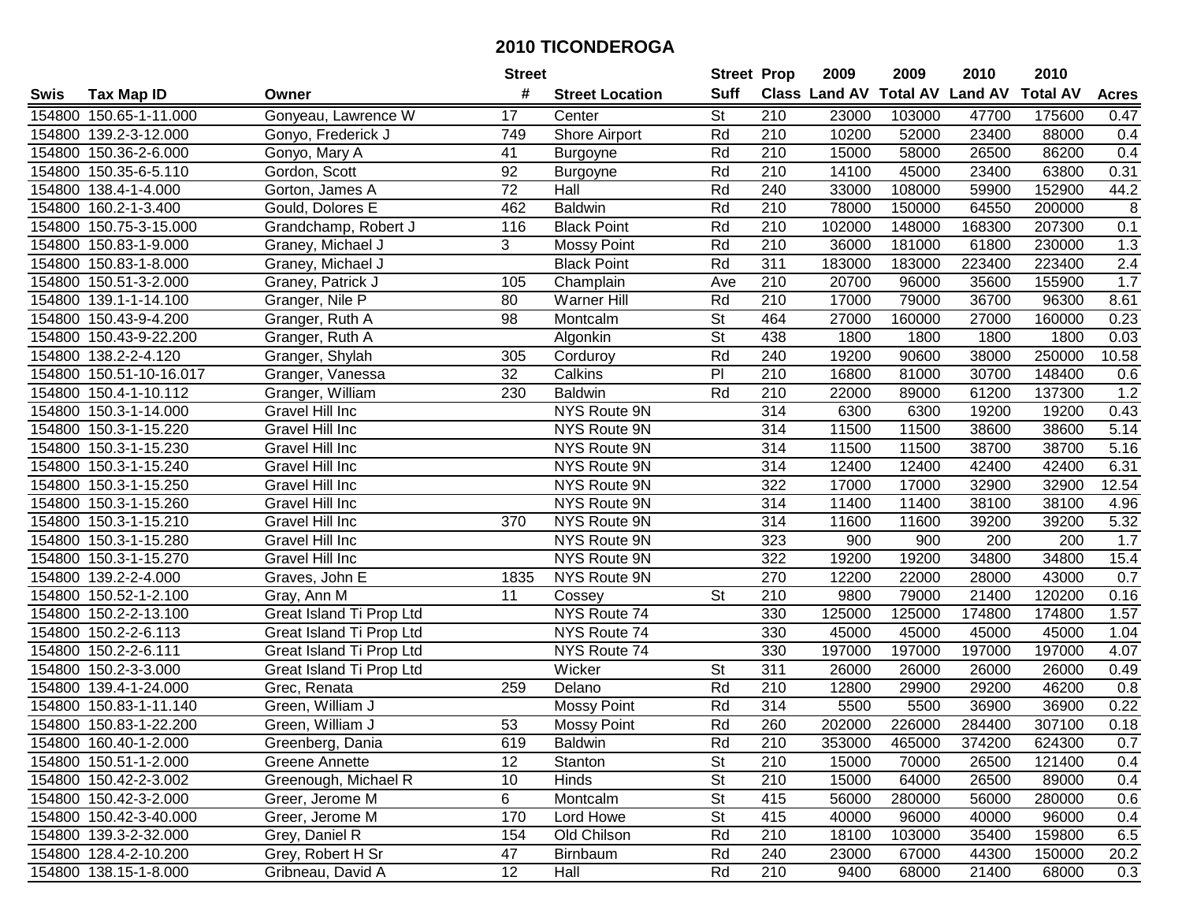# 2010 TICONDEROGA

| Swis | Tax Map ID | Owner | Street # | Street Location | Street Suff | Prop Class | 2009 Land AV | 2009 Total AV | 2010 Land AV | 2010 Total AV | Acres |
|---|---|---|---|---|---|---|---|---|---|---|---|
| 154800 | 150.65-1-11.000 | Gonyeau, Lawrence W | 17 | Center | St | 210 | 23000 | 103000 | 47700 | 175600 | 0.47 |
| 154800 | 139.2-3-12.000 | Gonyo, Frederick J | 749 | Shore Airport | Rd | 210 | 10200 | 52000 | 23400 | 88000 | 0.4 |
| 154800 | 150.36-2-6.000 | Gonyo, Mary A | 41 | Burgoyne | Rd | 210 | 15000 | 58000 | 26500 | 86200 | 0.4 |
| 154800 | 150.35-6-5.110 | Gordon, Scott | 92 | Burgoyne | Rd | 210 | 14100 | 45000 | 23400 | 63800 | 0.31 |
| 154800 | 138.4-1-4.000 | Gorton, James A | 72 | Hall | Rd | 240 | 33000 | 108000 | 59900 | 152900 | 44.2 |
| 154800 | 160.2-1-3.400 | Gould, Dolores E | 462 | Baldwin | Rd | 210 | 78000 | 150000 | 64550 | 200000 | 8 |
| 154800 | 150.75-3-15.000 | Grandchamp, Robert J | 116 | Black Point | Rd | 210 | 102000 | 148000 | 168300 | 207300 | 0.1 |
| 154800 | 150.83-1-9.000 | Graney, Michael J | 3 | Mossy Point | Rd | 210 | 36000 | 181000 | 61800 | 230000 | 1.3 |
| 154800 | 150.83-1-8.000 | Graney, Michael J | | Black Point | Rd | 311 | 183000 | 183000 | 223400 | 223400 | 2.4 |
| 154800 | 150.51-3-2.000 | Graney, Patrick J | 105 | Champlain | Ave | 210 | 20700 | 96000 | 35600 | 155900 | 1.7 |
| 154800 | 139.1-1-14.100 | Granger, Nile P | 80 | Warner Hill | Rd | 210 | 17000 | 79000 | 36700 | 96300 | 8.61 |
| 154800 | 150.43-9-4.200 | Granger, Ruth A | 98 | Montcalm | St | 464 | 27000 | 160000 | 27000 | 160000 | 0.23 |
| 154800 | 150.43-9-22.200 | Granger, Ruth A | | Algonkin | St | 438 | 1800 | 1800 | 1800 | 1800 | 0.03 |
| 154800 | 138.2-2-4.120 | Granger, Shylah | 305 | Corduroy | Rd | 240 | 19200 | 90600 | 38000 | 250000 | 10.58 |
| 154800 | 150.51-10-16.017 | Granger, Vanessa | 32 | Calkins | Pl | 210 | 16800 | 81000 | 30700 | 148400 | 0.6 |
| 154800 | 150.4-1-10.112 | Granger, William | 230 | Baldwin | Rd | 210 | 22000 | 89000 | 61200 | 137300 | 1.2 |
| 154800 | 150.3-1-14.000 | Gravel Hill Inc | | NYS Route 9N | | 314 | 6300 | 6300 | 19200 | 19200 | 0.43 |
| 154800 | 150.3-1-15.220 | Gravel Hill Inc | | NYS Route 9N | | 314 | 11500 | 11500 | 38600 | 38600 | 5.14 |
| 154800 | 150.3-1-15.230 | Gravel Hill Inc | | NYS Route 9N | | 314 | 11500 | 11500 | 38700 | 38700 | 5.16 |
| 154800 | 150.3-1-15.240 | Gravel Hill Inc | | NYS Route 9N | | 314 | 12400 | 12400 | 42400 | 42400 | 6.31 |
| 154800 | 150.3-1-15.250 | Gravel Hill Inc | | NYS Route 9N | | 322 | 17000 | 17000 | 32900 | 32900 | 12.54 |
| 154800 | 150.3-1-15.260 | Gravel Hill Inc | | NYS Route 9N | | 314 | 11400 | 11400 | 38100 | 38100 | 4.96 |
| 154800 | 150.3-1-15.210 | Gravel Hill Inc | 370 | NYS Route 9N | | 314 | 11600 | 11600 | 39200 | 39200 | 5.32 |
| 154800 | 150.3-1-15.280 | Gravel Hill Inc | | NYS Route 9N | | 323 | 900 | 900 | 200 | 200 | 1.7 |
| 154800 | 150.3-1-15.270 | Gravel Hill Inc | | NYS Route 9N | | 322 | 19200 | 19200 | 34800 | 34800 | 15.4 |
| 154800 | 139.2-2-4.000 | Graves, John E | 1835 | NYS Route 9N | | 270 | 12200 | 22000 | 28000 | 43000 | 0.7 |
| 154800 | 150.52-1-2.100 | Gray, Ann M | 11 | Cossey | St | 210 | 9800 | 79000 | 21400 | 120200 | 0.16 |
| 154800 | 150.2-2-13.100 | Great Island Ti Prop Ltd | | NYS Route 74 | | 330 | 125000 | 125000 | 174800 | 174800 | 1.57 |
| 154800 | 150.2-2-6.113 | Great Island Ti Prop Ltd | | NYS Route 74 | | 330 | 45000 | 45000 | 45000 | 45000 | 1.04 |
| 154800 | 150.2-2-6.111 | Great Island Ti Prop Ltd | | NYS Route 74 | | 330 | 197000 | 197000 | 197000 | 197000 | 4.07 |
| 154800 | 150.2-3-3.000 | Great Island Ti Prop Ltd | | Wicker | St | 311 | 26000 | 26000 | 26000 | 26000 | 0.49 |
| 154800 | 139.4-1-24.000 | Grec, Renata | 259 | Delano | Rd | 210 | 12800 | 29900 | 29200 | 46200 | 0.8 |
| 154800 | 150.83-1-11.140 | Green, William J | | Mossy Point | Rd | 314 | 5500 | 5500 | 36900 | 36900 | 0.22 |
| 154800 | 150.83-1-22.200 | Green, William J | 53 | Mossy Point | Rd | 260 | 202000 | 226000 | 284400 | 307100 | 0.18 |
| 154800 | 160.40-1-2.000 | Greenberg, Dania | 619 | Baldwin | Rd | 210 | 353000 | 465000 | 374200 | 624300 | 0.7 |
| 154800 | 150.51-1-2.000 | Greene Annette | 12 | Stanton | St | 210 | 15000 | 70000 | 26500 | 121400 | 0.4 |
| 154800 | 150.42-2-3.002 | Greenough, Michael R | 10 | Hinds | St | 210 | 15000 | 64000 | 26500 | 89000 | 0.4 |
| 154800 | 150.42-3-2.000 | Greer, Jerome M | 6 | Montcalm | St | 415 | 56000 | 280000 | 56000 | 280000 | 0.6 |
| 154800 | 150.42-3-40.000 | Greer, Jerome M | 170 | Lord Howe | St | 415 | 40000 | 96000 | 40000 | 96000 | 0.4 |
| 154800 | 139.3-2-32.000 | Grey, Daniel R | 154 | Old Chilson | Rd | 210 | 18100 | 103000 | 35400 | 159800 | 6.5 |
| 154800 | 128.4-2-10.200 | Grey, Robert H Sr | 47 | Birnbaum | Rd | 240 | 23000 | 67000 | 44300 | 150000 | 20.2 |
| 154800 | 138.15-1-8.000 | Gribneau, David A | 12 | Hall | Rd | 210 | 9400 | 68000 | 21400 | 68000 | 0.3 |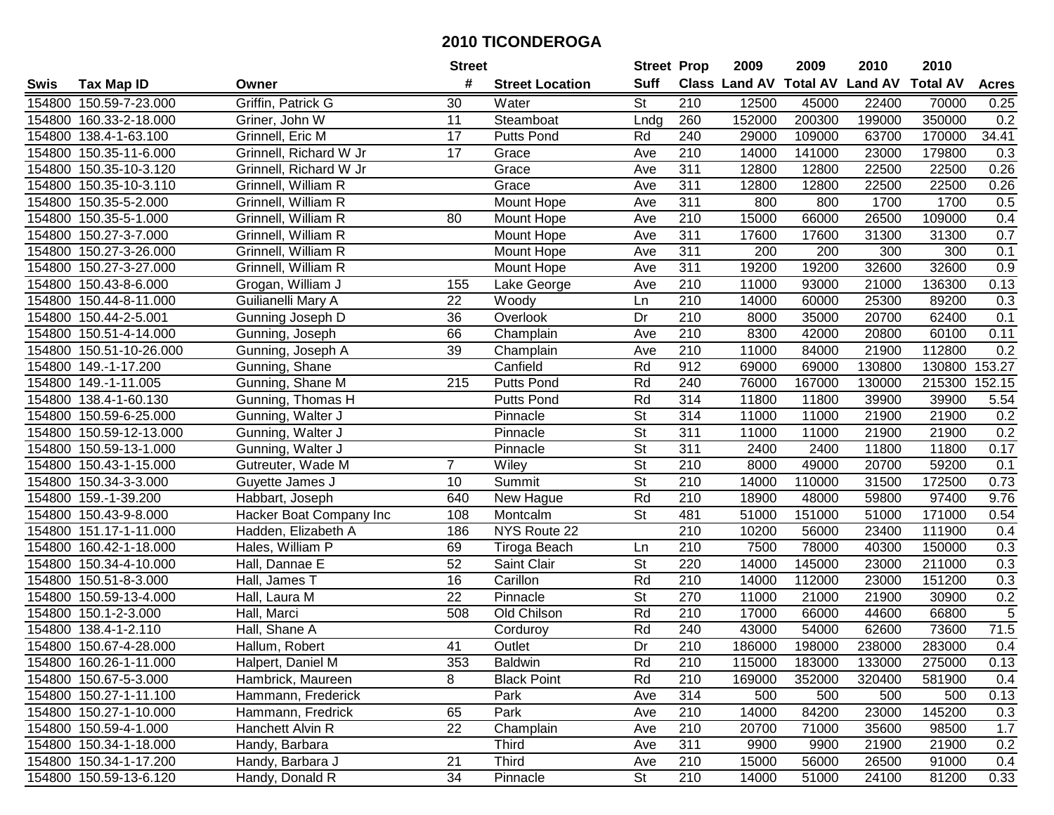# 2010 TICONDEROGA

| Swis | Tax Map ID | Owner | Street # | Street Location | Street Suff | Prop Class | 2009 Land AV | 2009 Total AV | 2010 Land AV | 2010 Total AV | Acres |
|---|---|---|---|---|---|---|---|---|---|---|---|
| 154800 | 150.59-7-23.000 | Griffin, Patrick G | 30 | Water | St | 210 | 12500 | 45000 | 22400 | 70000 | 0.25 |
| 154800 | 160.33-2-18.000 | Griner, John W | 11 | Steamboat | Lndg | 260 | 152000 | 200300 | 199000 | 350000 | 0.2 |
| 154800 | 138.4-1-63.100 | Grinnell, Eric M | 17 | Putts Pond | Rd | 240 | 29000 | 109000 | 63700 | 170000 | 34.41 |
| 154800 | 150.35-11-6.000 | Grinnell, Richard W Jr | 17 | Grace | Ave | 210 | 14000 | 141000 | 23000 | 179800 | 0.3 |
| 154800 | 150.35-10-3.120 | Grinnell, Richard W Jr | | Grace | Ave | 311 | 12800 | 12800 | 22500 | 22500 | 0.26 |
| 154800 | 150.35-10-3.110 | Grinnell, William R | | Grace | Ave | 311 | 12800 | 12800 | 22500 | 22500 | 0.26 |
| 154800 | 150.35-5-2.000 | Grinnell, William R | | Mount Hope | Ave | 311 | 800 | 800 | 1700 | 1700 | 0.5 |
| 154800 | 150.35-5-1.000 | Grinnell, William R | 80 | Mount Hope | Ave | 210 | 15000 | 66000 | 26500 | 109000 | 0.4 |
| 154800 | 150.27-3-7.000 | Grinnell, William R | | Mount Hope | Ave | 311 | 17600 | 17600 | 31300 | 31300 | 0.7 |
| 154800 | 150.27-3-26.000 | Grinnell, William R | | Mount Hope | Ave | 311 | 200 | 200 | 300 | 300 | 0.1 |
| 154800 | 150.27-3-27.000 | Grinnell, William R | | Mount Hope | Ave | 311 | 19200 | 19200 | 32600 | 32600 | 0.9 |
| 154800 | 150.43-8-6.000 | Grogan, William J | 155 | Lake George | Ave | 210 | 11000 | 93000 | 21000 | 136300 | 0.13 |
| 154800 | 150.44-8-11.000 | Guilianelli Mary A | 22 | Woody | Ln | 210 | 14000 | 60000 | 25300 | 89200 | 0.3 |
| 154800 | 150.44-2-5.001 | Gunning Joseph D | 36 | Overlook | Dr | 210 | 8000 | 35000 | 20700 | 62400 | 0.1 |
| 154800 | 150.51-4-14.000 | Gunning, Joseph | 66 | Champlain | Ave | 210 | 8300 | 42000 | 20800 | 60100 | 0.11 |
| 154800 | 150.51-10-26.000 | Gunning, Joseph A | 39 | Champlain | Ave | 210 | 11000 | 84000 | 21900 | 112800 | 0.2 |
| 154800 | 149.-1-17.200 | Gunning, Shane | | Canfield | Rd | 912 | 69000 | 69000 | 130800 | 130800 | 153.27 |
| 154800 | 149.-1-11.005 | Gunning, Shane M | 215 | Putts Pond | Rd | 240 | 76000 | 167000 | 130000 | 215300 | 152.15 |
| 154800 | 138.4-1-60.130 | Gunning, Thomas H | | Putts Pond | Rd | 314 | 11800 | 11800 | 39900 | 39900 | 5.54 |
| 154800 | 150.59-6-25.000 | Gunning, Walter J | | Pinnacle | St | 314 | 11000 | 11000 | 21900 | 21900 | 0.2 |
| 154800 | 150.59-12-13.000 | Gunning, Walter J | | Pinnacle | St | 311 | 11000 | 11000 | 21900 | 21900 | 0.2 |
| 154800 | 150.59-13-1.000 | Gunning, Walter J | | Pinnacle | St | 311 | 2400 | 2400 | 11800 | 11800 | 0.17 |
| 154800 | 150.43-1-15.000 | Gutreuter, Wade M | 7 | Wiley | St | 210 | 8000 | 49000 | 20700 | 59200 | 0.1 |
| 154800 | 150.34-3-3.000 | Guyette James J | 10 | Summit | St | 210 | 14000 | 110000 | 31500 | 172500 | 0.73 |
| 154800 | 159.-1-39.200 | Habbart, Joseph | 640 | New Hague | Rd | 210 | 18900 | 48000 | 59800 | 97400 | 9.76 |
| 154800 | 150.43-9-8.000 | Hacker Boat Company Inc | 108 | Montcalm | St | 481 | 51000 | 151000 | 51000 | 171000 | 0.54 |
| 154800 | 151.17-1-11.000 | Hadden, Elizabeth A | 186 | NYS Route 22 | | 210 | 10200 | 56000 | 23400 | 111900 | 0.4 |
| 154800 | 160.42-1-18.000 | Hales, William P | 69 | Tiroga Beach | Ln | 210 | 7500 | 78000 | 40300 | 150000 | 0.3 |
| 154800 | 150.34-4-10.000 | Hall, Dannae E | 52 | Saint Clair | St | 220 | 14000 | 145000 | 23000 | 211000 | 0.3 |
| 154800 | 150.51-8-3.000 | Hall, James T | 16 | Carillon | Rd | 210 | 14000 | 112000 | 23000 | 151200 | 0.3 |
| 154800 | 150.59-13-4.000 | Hall, Laura M | 22 | Pinnacle | St | 270 | 11000 | 21000 | 21900 | 30900 | 0.2 |
| 154800 | 150.1-2-3.000 | Hall, Marci | 508 | Old Chilson | Rd | 210 | 17000 | 66000 | 44600 | 66800 | 5 |
| 154800 | 138.4-1-2.110 | Hall, Shane A | | Corduroy | Rd | 240 | 43000 | 54000 | 62600 | 73600 | 71.5 |
| 154800 | 150.67-4-28.000 | Hallum, Robert | 41 | Outlet | Dr | 210 | 186000 | 198000 | 238000 | 283000 | 0.4 |
| 154800 | 160.26-1-11.000 | Halpert, Daniel M | 353 | Baldwin | Rd | 210 | 115000 | 183000 | 133000 | 275000 | 0.13 |
| 154800 | 150.67-5-3.000 | Hambrick, Maureen | 8 | Black Point | Rd | 210 | 169000 | 352000 | 320400 | 581900 | 0.4 |
| 154800 | 150.27-1-11.100 | Hammann, Frederick | | Park | Ave | 314 | 500 | 500 | 500 | 500 | 0.13 |
| 154800 | 150.27-1-10.000 | Hammann, Fredrick | 65 | Park | Ave | 210 | 14000 | 84200 | 23000 | 145200 | 0.3 |
| 154800 | 150.59-4-1.000 | Hanchett Alvin R | 22 | Champlain | Ave | 210 | 20700 | 71000 | 35600 | 98500 | 1.7 |
| 154800 | 150.34-1-18.000 | Handy, Barbara | | Third | Ave | 311 | 9900 | 9900 | 21900 | 21900 | 0.2 |
| 154800 | 150.34-1-17.200 | Handy, Barbara J | 21 | Third | Ave | 210 | 15000 | 56000 | 26500 | 91000 | 0.4 |
| 154800 | 150.59-13-6.120 | Handy, Donald R | 34 | Pinnacle | St | 210 | 14000 | 51000 | 24100 | 81200 | 0.33 |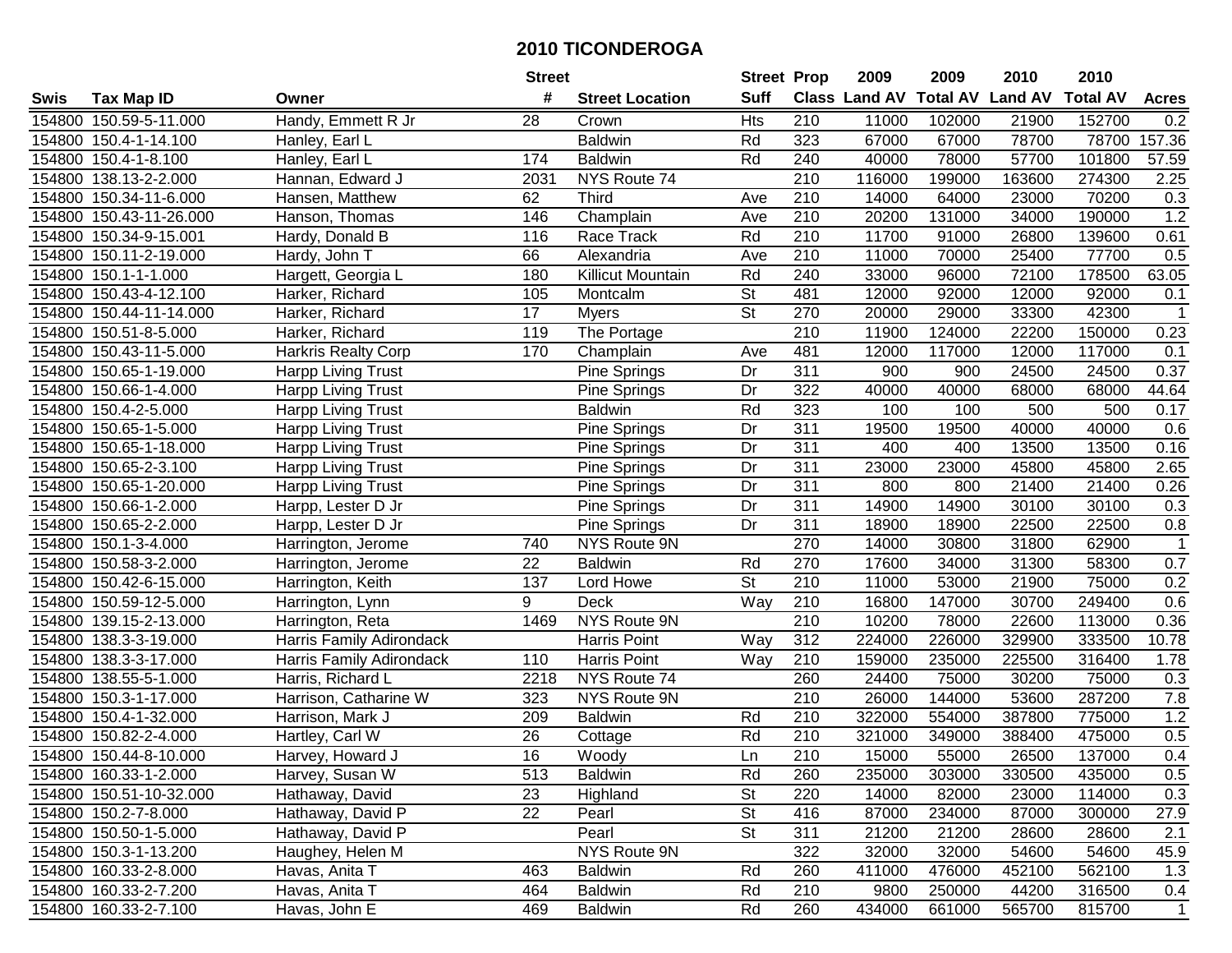# 2010 TICONDEROGA

| Swis | Tax Map ID | Owner | Street # | Street Location | Street Suff | Prop Class | 2009 Land AV | 2009 Total AV | 2010 Land AV | 2010 Total AV | Acres |
|---|---|---|---|---|---|---|---|---|---|---|---|
| 154800 | 150.59-5-11.000 | Handy, Emmett R Jr | 28 | Crown | Hts | 210 | 11000 | 102000 | 21900 | 152700 | 0.2 |
| 154800 | 150.4-1-14.100 | Hanley, Earl L | | Baldwin | Rd | 323 | 67000 | 67000 | 78700 | 78700 | 157.36 |
| 154800 | 150.4-1-8.100 | Hanley, Earl L | 174 | Baldwin | Rd | 240 | 40000 | 78000 | 57700 | 101800 | 57.59 |
| 154800 | 138.13-2-2.000 | Hannan, Edward J | 2031 | NYS Route 74 | | 210 | 116000 | 199000 | 163600 | 274300 | 2.25 |
| 154800 | 150.34-11-6.000 | Hansen, Matthew | 62 | Third | Ave | 210 | 14000 | 64000 | 23000 | 70200 | 0.3 |
| 154800 | 150.43-11-26.000 | Hanson, Thomas | 146 | Champlain | Ave | 210 | 20200 | 131000 | 34000 | 190000 | 1.2 |
| 154800 | 150.34-9-15.001 | Hardy, Donald B | 116 | Race Track | Rd | 210 | 11700 | 91000 | 26800 | 139600 | 0.61 |
| 154800 | 150.11-2-19.000 | Hardy, John T | 66 | Alexandria | Ave | 210 | 11000 | 70000 | 25400 | 77700 | 0.5 |
| 154800 | 150.1-1-1.000 | Hargett, Georgia L | 180 | Killicut Mountain | Rd | 240 | 33000 | 96000 | 72100 | 178500 | 63.05 |
| 154800 | 150.43-4-12.100 | Harker, Richard | 105 | Montcalm | St | 481 | 12000 | 92000 | 12000 | 92000 | 0.1 |
| 154800 | 150.44-11-14.000 | Harker, Richard | 17 | Myers | St | 270 | 20000 | 29000 | 33300 | 42300 | 1 |
| 154800 | 150.51-8-5.000 | Harker, Richard | 119 | The Portage | | 210 | 11900 | 124000 | 22200 | 150000 | 0.23 |
| 154800 | 150.43-11-5.000 | Harkris Realty Corp | 170 | Champlain | Ave | 481 | 12000 | 117000 | 12000 | 117000 | 0.1 |
| 154800 | 150.65-1-19.000 | Harpp Living Trust | | Pine Springs | Dr | 311 | 900 | 900 | 24500 | 24500 | 0.37 |
| 154800 | 150.66-1-4.000 | Harpp Living Trust | | Pine Springs | Dr | 322 | 40000 | 40000 | 68000 | 68000 | 44.64 |
| 154800 | 150.4-2-5.000 | Harpp Living Trust | | Baldwin | Rd | 323 | 100 | 100 | 500 | 500 | 0.17 |
| 154800 | 150.65-1-5.000 | Harpp Living Trust | | Pine Springs | Dr | 311 | 19500 | 19500 | 40000 | 40000 | 0.6 |
| 154800 | 150.65-1-18.000 | Harpp Living Trust | | Pine Springs | Dr | 311 | 400 | 400 | 13500 | 13500 | 0.16 |
| 154800 | 150.65-2-3.100 | Harpp Living Trust | | Pine Springs | Dr | 311 | 23000 | 23000 | 45800 | 45800 | 2.65 |
| 154800 | 150.65-1-20.000 | Harpp Living Trust | | Pine Springs | Dr | 311 | 800 | 800 | 21400 | 21400 | 0.26 |
| 154800 | 150.66-1-2.000 | Harpp, Lester D Jr | | Pine Springs | Dr | 311 | 14900 | 14900 | 30100 | 30100 | 0.3 |
| 154800 | 150.65-2-2.000 | Harpp, Lester D Jr | | Pine Springs | Dr | 311 | 18900 | 18900 | 22500 | 22500 | 0.8 |
| 154800 | 150.1-3-4.000 | Harrington, Jerome | 740 | NYS Route 9N | | 270 | 14000 | 30800 | 31800 | 62900 | 1 |
| 154800 | 150.58-3-2.000 | Harrington, Jerome | 22 | Baldwin | Rd | 270 | 17600 | 34000 | 31300 | 58300 | 0.7 |
| 154800 | 150.42-6-15.000 | Harrington, Keith | 137 | Lord Howe | St | 210 | 11000 | 53000 | 21900 | 75000 | 0.2 |
| 154800 | 150.59-12-5.000 | Harrington, Lynn | 9 | Deck | Way | 210 | 16800 | 147000 | 30700 | 249400 | 0.6 |
| 154800 | 139.15-2-13.000 | Harrington, Reta | 1469 | NYS Route 9N | | 210 | 10200 | 78000 | 22600 | 113000 | 0.36 |
| 154800 | 138.3-3-19.000 | Harris Family Adirondack | | Harris Point | Way | 312 | 224000 | 226000 | 329900 | 333500 | 10.78 |
| 154800 | 138.3-3-17.000 | Harris Family Adirondack | 110 | Harris Point | Way | 210 | 159000 | 235000 | 225500 | 316400 | 1.78 |
| 154800 | 138.55-5-1.000 | Harris, Richard L | 2218 | NYS Route 74 | | 260 | 24400 | 75000 | 30200 | 75000 | 0.3 |
| 154800 | 150.3-1-17.000 | Harrison, Catharine W | 323 | NYS Route 9N | | 210 | 26000 | 144000 | 53600 | 287200 | 7.8 |
| 154800 | 150.4-1-32.000 | Harrison, Mark J | 209 | Baldwin | Rd | 210 | 322000 | 554000 | 387800 | 775000 | 1.2 |
| 154800 | 150.82-2-4.000 | Hartley, Carl W | 26 | Cottage | Rd | 210 | 321000 | 349000 | 388400 | 475000 | 0.5 |
| 154800 | 150.44-8-10.000 | Harvey, Howard J | 16 | Woody | Ln | 210 | 15000 | 55000 | 26500 | 137000 | 0.4 |
| 154800 | 160.33-1-2.000 | Harvey, Susan W | 513 | Baldwin | Rd | 260 | 235000 | 303000 | 330500 | 435000 | 0.5 |
| 154800 | 150.51-10-32.000 | Hathaway, David | 23 | Highland | St | 220 | 14000 | 82000 | 23000 | 114000 | 0.3 |
| 154800 | 150.2-7-8.000 | Hathaway, David P | 22 | Pearl | St | 416 | 87000 | 234000 | 87000 | 300000 | 27.9 |
| 154800 | 150.50-1-5.000 | Hathaway, David P | | Pearl | St | 311 | 21200 | 21200 | 28600 | 28600 | 2.1 |
| 154800 | 150.3-1-13.200 | Haughey, Helen M | | NYS Route 9N | | 322 | 32000 | 32000 | 54600 | 54600 | 45.9 |
| 154800 | 160.33-2-8.000 | Havas, Anita T | 463 | Baldwin | Rd | 260 | 411000 | 476000 | 452100 | 562100 | 1.3 |
| 154800 | 160.33-2-7.200 | Havas, Anita T | 464 | Baldwin | Rd | 210 | 9800 | 250000 | 44200 | 316500 | 0.4 |
| 154800 | 160.33-2-7.100 | Havas, John E | 469 | Baldwin | Rd | 260 | 434000 | 661000 | 565700 | 815700 | 1 |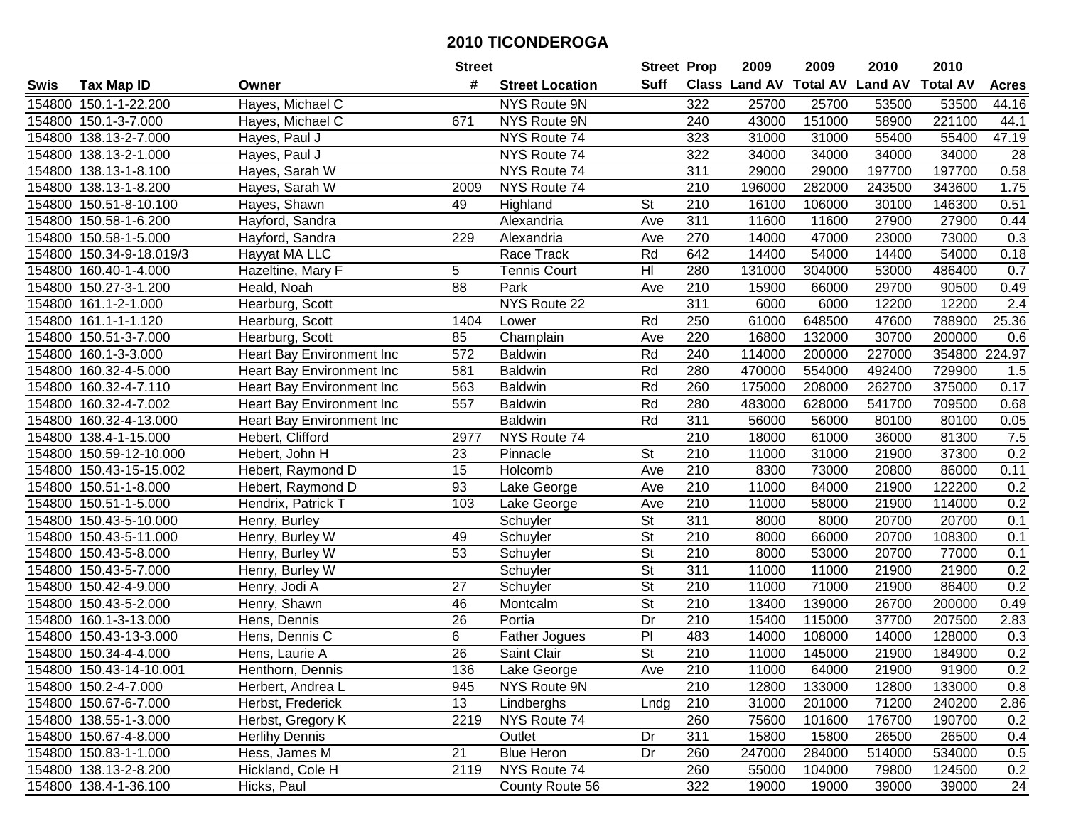# 2010 TICONDEROGA

| Swis | Tax Map ID | Owner | Street # | Street Location | Street Suff | Prop Class | 2009 Land AV | 2009 Total AV | 2010 Land AV | 2010 Total AV | Acres |
|---|---|---|---|---|---|---|---|---|---|---|---|
| 154800 | 150.1-1-22.200 | Hayes, Michael C | | NYS Route 9N | | 322 | 25700 | 25700 | 53500 | 53500 | 44.16 |
| 154800 | 150.1-3-7.000 | Hayes, Michael C | 671 | NYS Route 9N | | 240 | 43000 | 151000 | 58900 | 221100 | 44.1 |
| 154800 | 138.13-2-7.000 | Hayes, Paul J | | NYS Route 74 | | 323 | 31000 | 31000 | 55400 | 55400 | 47.19 |
| 154800 | 138.13-2-1.000 | Hayes, Paul J | | NYS Route 74 | | 322 | 34000 | 34000 | 34000 | 34000 | 28 |
| 154800 | 138.13-1-8.100 | Hayes, Sarah W | | NYS Route 74 | | 311 | 29000 | 29000 | 197700 | 197700 | 0.58 |
| 154800 | 138.13-1-8.200 | Hayes, Sarah W | 2009 | NYS Route 74 | | 210 | 196000 | 282000 | 243500 | 343600 | 1.75 |
| 154800 | 150.51-8-10.100 | Hayes, Shawn | 49 | Highland | St | 210 | 16100 | 106000 | 30100 | 146300 | 0.51 |
| 154800 | 150.58-1-6.200 | Hayford, Sandra | | Alexandria | Ave | 311 | 11600 | 11600 | 27900 | 27900 | 0.44 |
| 154800 | 150.58-1-5.000 | Hayford, Sandra | 229 | Alexandria | Ave | 270 | 14000 | 47000 | 23000 | 73000 | 0.3 |
| 154800 | 150.34-9-18.019/3 | Hayyat MA LLC | | Race Track | Rd | 642 | 14400 | 54000 | 14400 | 54000 | 0.18 |
| 154800 | 160.40-1-4.000 | Hazeltine, Mary F | 5 | Tennis Court | Hl | 280 | 131000 | 304000 | 53000 | 486400 | 0.7 |
| 154800 | 150.27-3-1.200 | Heald, Noah | 88 | Park | Ave | 210 | 15900 | 66000 | 29700 | 90500 | 0.49 |
| 154800 | 161.1-2-1.000 | Hearburg, Scott | | NYS Route 22 | | 311 | 6000 | 6000 | 12200 | 12200 | 2.4 |
| 154800 | 161.1-1-1.120 | Hearburg, Scott | 1404 | Lower | Rd | 250 | 61000 | 648500 | 47600 | 788900 | 25.36 |
| 154800 | 150.51-3-7.000 | Hearburg, Scott | 85 | Champlain | Ave | 220 | 16800 | 132000 | 30700 | 200000 | 0.6 |
| 154800 | 160.1-3-3.000 | Heart Bay Environment Inc | 572 | Baldwin | Rd | 240 | 114000 | 200000 | 227000 | 354800 | 224.97 |
| 154800 | 160.32-4-5.000 | Heart Bay Environment Inc | 581 | Baldwin | Rd | 280 | 470000 | 554000 | 492400 | 729900 | 1.5 |
| 154800 | 160.32-4-7.110 | Heart Bay Environment Inc | 563 | Baldwin | Rd | 260 | 175000 | 208000 | 262700 | 375000 | 0.17 |
| 154800 | 160.32-4-7.002 | Heart Bay Environment Inc | 557 | Baldwin | Rd | 280 | 483000 | 628000 | 541700 | 709500 | 0.68 |
| 154800 | 160.32-4-13.000 | Heart Bay Environment Inc | | Baldwin | Rd | 311 | 56000 | 56000 | 80100 | 80100 | 0.05 |
| 154800 | 138.4-1-15.000 | Hebert, Clifford | 2977 | NYS Route 74 | | 210 | 18000 | 61000 | 36000 | 81300 | 7.5 |
| 154800 | 150.59-12-10.000 | Hebert, John H | 23 | Pinnacle | St | 210 | 11000 | 31000 | 21900 | 37300 | 0.2 |
| 154800 | 150.43-15-15.002 | Hebert, Raymond D | 15 | Holcomb | Ave | 210 | 8300 | 73000 | 20800 | 86000 | 0.11 |
| 154800 | 150.51-1-8.000 | Hebert, Raymond D | 93 | Lake George | Ave | 210 | 11000 | 84000 | 21900 | 122200 | 0.2 |
| 154800 | 150.51-1-5.000 | Hendrix, Patrick T | 103 | Lake George | Ave | 210 | 11000 | 58000 | 21900 | 114000 | 0.2 |
| 154800 | 150.43-5-10.000 | Henry, Burley | | Schuyler | St | 311 | 8000 | 8000 | 20700 | 20700 | 0.1 |
| 154800 | 150.43-5-11.000 | Henry, Burley W | 49 | Schuyler | St | 210 | 8000 | 66000 | 20700 | 108300 | 0.1 |
| 154800 | 150.43-5-8.000 | Henry, Burley W | 53 | Schuyler | St | 210 | 8000 | 53000 | 20700 | 77000 | 0.1 |
| 154800 | 150.43-5-7.000 | Henry, Burley W | | Schuyler | St | 311 | 11000 | 11000 | 21900 | 21900 | 0.2 |
| 154800 | 150.42-4-9.000 | Henry, Jodi A | 27 | Schuyler | St | 210 | 11000 | 71000 | 21900 | 86400 | 0.2 |
| 154800 | 150.43-5-2.000 | Henry, Shawn | 46 | Montcalm | St | 210 | 13400 | 139000 | 26700 | 200000 | 0.49 |
| 154800 | 160.1-3-13.000 | Hens, Dennis | 26 | Portia | Dr | 210 | 15400 | 115000 | 37700 | 207500 | 2.83 |
| 154800 | 150.43-13-3.000 | Hens, Dennis C | 6 | Father Jogues | Pl | 483 | 14000 | 108000 | 14000 | 128000 | 0.3 |
| 154800 | 150.34-4-4.000 | Hens, Laurie A | 26 | Saint Clair | St | 210 | 11000 | 145000 | 21900 | 184900 | 0.2 |
| 154800 | 150.43-14-10.001 | Henthorn, Dennis | 136 | Lake George | Ave | 210 | 11000 | 64000 | 21900 | 91900 | 0.2 |
| 154800 | 150.2-4-7.000 | Herbert, Andrea L | 945 | NYS Route 9N | | 210 | 12800 | 133000 | 12800 | 133000 | 0.8 |
| 154800 | 150.67-6-7.000 | Herbst, Frederick | 13 | Lindberghs | Lndg | 210 | 31000 | 201000 | 71200 | 240200 | 2.86 |
| 154800 | 138.55-1-3.000 | Herbst, Gregory K | 2219 | NYS Route 74 | | 260 | 75600 | 101600 | 176700 | 190700 | 0.2 |
| 154800 | 150.67-4-8.000 | Herlihy Dennis | | Outlet | Dr | 311 | 15800 | 15800 | 26500 | 26500 | 0.4 |
| 154800 | 150.83-1-1.000 | Hess, James M | 21 | Blue Heron | Dr | 260 | 247000 | 284000 | 514000 | 534000 | 0.5 |
| 154800 | 138.13-2-8.200 | Hickland, Cole H | 2119 | NYS Route 74 | | 260 | 55000 | 104000 | 79800 | 124500 | 0.2 |
| 154800 | 138.4-1-36.100 | Hicks, Paul | | County Route 56 | | 322 | 19000 | 19000 | 39000 | 39000 | 24 |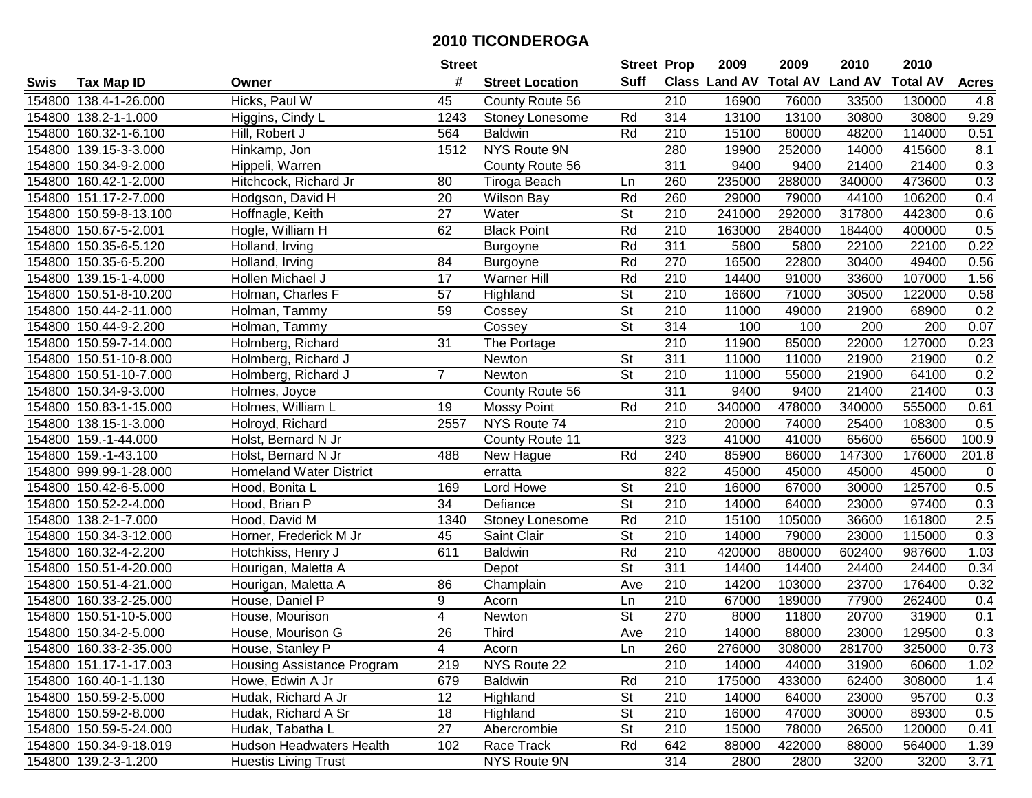# 2010 TICONDEROGA

| Swis | Tax Map ID | Owner | Street # | Street Location | Street Suff | Prop Class | 2009 Land AV | 2009 Total AV | 2010 Land AV | 2010 Total AV | Acres |
|---|---|---|---|---|---|---|---|---|---|---|---|
| 154800 | 138.4-1-26.000 | Hicks, Paul W | 45 | County Route 56 | | 210 | 16900 | 76000 | 33500 | 130000 | 4.8 |
| 154800 | 138.2-1-1.000 | Higgins, Cindy L | 1243 | Stoney Lonesome | Rd | 314 | 13100 | 13100 | 30800 | 30800 | 9.29 |
| 154800 | 160.32-1-6.100 | Hill, Robert J | 564 | Baldwin | Rd | 210 | 15100 | 80000 | 48200 | 114000 | 0.51 |
| 154800 | 139.15-3-3.000 | Hinkamp, Jon | 1512 | NYS Route 9N | | 280 | 19900 | 252000 | 14000 | 415600 | 8.1 |
| 154800 | 150.34-9-2.000 | Hippeli, Warren | | County Route 56 | | 311 | 9400 | 9400 | 21400 | 21400 | 0.3 |
| 154800 | 160.42-1-2.000 | Hitchcock, Richard Jr | 80 | Tiroga Beach | Ln | 260 | 235000 | 288000 | 340000 | 473600 | 0.3 |
| 154800 | 151.17-2-7.000 | Hodgson, David H | 20 | Wilson Bay | Rd | 260 | 29000 | 79000 | 44100 | 106200 | 0.4 |
| 154800 | 150.59-8-13.100 | Hoffnagle, Keith | 27 | Water | St | 210 | 241000 | 292000 | 317800 | 442300 | 0.6 |
| 154800 | 150.67-5-2.001 | Hogle, William H | 62 | Black Point | Rd | 210 | 163000 | 284000 | 184400 | 400000 | 0.5 |
| 154800 | 150.35-6-5.120 | Holland, Irving | | Burgoyne | Rd | 311 | 5800 | 5800 | 22100 | 22100 | 0.22 |
| 154800 | 150.35-6-5.200 | Holland, Irving | 84 | Burgoyne | Rd | 270 | 16500 | 22800 | 30400 | 49400 | 0.56 |
| 154800 | 139.15-1-4.000 | Hollen Michael J | 17 | Warner Hill | Rd | 210 | 14400 | 91000 | 33600 | 107000 | 1.56 |
| 154800 | 150.51-8-10.200 | Holman, Charles F | 57 | Highland | St | 210 | 16600 | 71000 | 30500 | 122000 | 0.58 |
| 154800 | 150.44-2-11.000 | Holman, Tammy | 59 | Cossey | St | 210 | 11000 | 49000 | 21900 | 68900 | 0.2 |
| 154800 | 150.44-9-2.200 | Holman, Tammy | | Cossey | St | 314 | 100 | 100 | 200 | 200 | 0.07 |
| 154800 | 150.59-7-14.000 | Holmberg, Richard | 31 | The Portage | | 210 | 11900 | 85000 | 22000 | 127000 | 0.23 |
| 154800 | 150.51-10-8.000 | Holmberg, Richard J | | Newton | St | 311 | 11000 | 11000 | 21900 | 21900 | 0.2 |
| 154800 | 150.51-10-7.000 | Holmberg, Richard J | 7 | Newton | St | 210 | 11000 | 55000 | 21900 | 64100 | 0.2 |
| 154800 | 150.34-9-3.000 | Holmes, Joyce | | County Route 56 | | 311 | 9400 | 9400 | 21400 | 21400 | 0.3 |
| 154800 | 150.83-1-15.000 | Holmes, William L | 19 | Mossy Point | Rd | 210 | 340000 | 478000 | 340000 | 555000 | 0.61 |
| 154800 | 138.15-1-3.000 | Holroyd, Richard | 2557 | NYS Route 74 | | 210 | 20000 | 74000 | 25400 | 108300 | 0.5 |
| 154800 | 159.-1-44.000 | Holst, Bernard N Jr | | County Route 11 | | 323 | 41000 | 41000 | 65600 | 65600 | 100.9 |
| 154800 | 159.-1-43.100 | Holst, Bernard N Jr | 488 | New Hague | Rd | 240 | 85900 | 86000 | 147300 | 176000 | 201.8 |
| 154800 | 999.99-1-28.000 | Homeland Water District | | erratta | | 822 | 45000 | 45000 | 45000 | 45000 | 0 |
| 154800 | 150.42-6-5.000 | Hood, Bonita L | 169 | Lord Howe | St | 210 | 16000 | 67000 | 30000 | 125700 | 0.5 |
| 154800 | 150.52-2-4.000 | Hood, Brian P | 34 | Defiance | St | 210 | 14000 | 64000 | 23000 | 97400 | 0.3 |
| 154800 | 138.2-1-7.000 | Hood, David M | 1340 | Stoney Lonesome | Rd | 210 | 15100 | 105000 | 36600 | 161800 | 2.5 |
| 154800 | 150.34-3-12.000 | Horner, Frederick M Jr | 45 | Saint Clair | St | 210 | 14000 | 79000 | 23000 | 115000 | 0.3 |
| 154800 | 160.32-4-2.200 | Hotchkiss, Henry J | 611 | Baldwin | Rd | 210 | 420000 | 880000 | 602400 | 987600 | 1.03 |
| 154800 | 150.51-4-20.000 | Hourigan, Maletta A | | Depot | St | 311 | 14400 | 14400 | 24400 | 24400 | 0.34 |
| 154800 | 150.51-4-21.000 | Hourigan, Maletta A | 86 | Champlain | Ave | 210 | 14200 | 103000 | 23700 | 176400 | 0.32 |
| 154800 | 160.33-2-25.000 | House, Daniel P | 9 | Acorn | Ln | 210 | 67000 | 189000 | 77900 | 262400 | 0.4 |
| 154800 | 150.51-10-5.000 | House, Mourison | 4 | Newton | St | 270 | 8000 | 11800 | 20700 | 31900 | 0.1 |
| 154800 | 150.34-2-5.000 | House, Mourison G | 26 | Third | Ave | 210 | 14000 | 88000 | 23000 | 129500 | 0.3 |
| 154800 | 160.33-2-35.000 | House, Stanley P | 4 | Acorn | Ln | 260 | 276000 | 308000 | 281700 | 325000 | 0.73 |
| 154800 | 151.17-1-17.003 | Housing Assistance Program | 219 | NYS Route 22 | | 210 | 14000 | 44000 | 31900 | 60600 | 1.02 |
| 154800 | 160.40-1-1.130 | Howe, Edwin A Jr | 679 | Baldwin | Rd | 210 | 175000 | 433000 | 62400 | 308000 | 1.4 |
| 154800 | 150.59-2-5.000 | Hudak, Richard A Jr | 12 | Highland | St | 210 | 14000 | 64000 | 23000 | 95700 | 0.3 |
| 154800 | 150.59-2-8.000 | Hudak, Richard A Sr | 18 | Highland | St | 210 | 16000 | 47000 | 30000 | 89300 | 0.5 |
| 154800 | 150.59-5-24.000 | Hudak, Tabatha L | 27 | Abercrombie | St | 210 | 15000 | 78000 | 26500 | 120000 | 0.41 |
| 154800 | 150.34-9-18.019 | Hudson Headwaters Health | 102 | Race Track | Rd | 642 | 88000 | 422000 | 88000 | 564000 | 1.39 |
| 154800 | 139.2-3-1.200 | Huestis Living Trust | | NYS Route 9N | | 314 | 2800 | 2800 | 3200 | 3200 | 3.71 |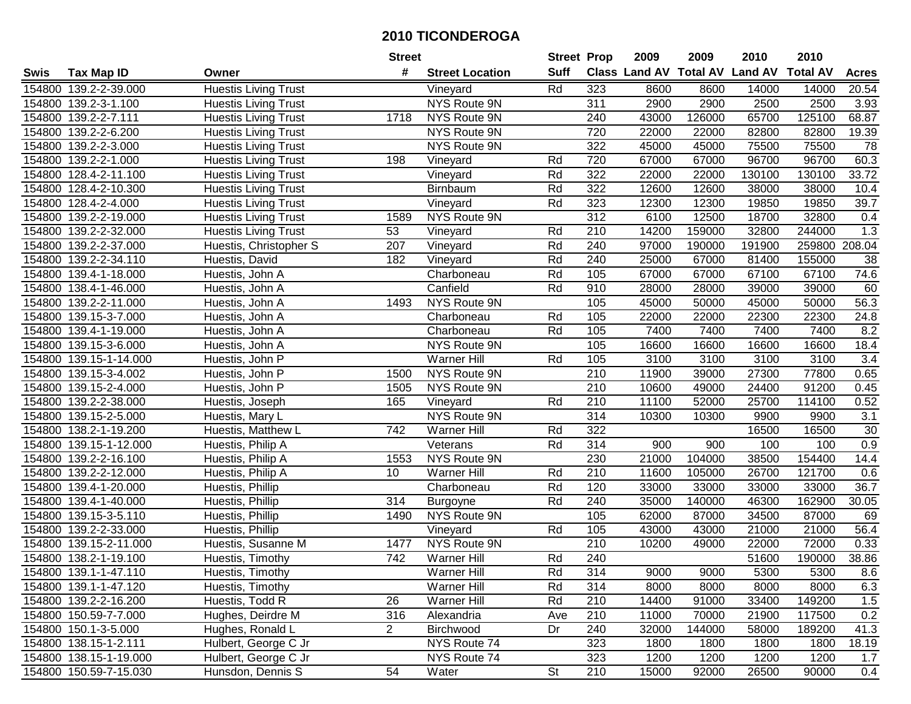# 2010 TICONDEROGA

| Swis | Tax Map ID | Owner | Street # | Street Location | Street Suff | Prop Class | 2009 Land AV | 2009 Total AV | 2010 Land AV | 2010 Total AV | Acres |
|---|---|---|---|---|---|---|---|---|---|---|---|
| 154800 | 139.2-2-39.000 | Huestis Living Trust | | Vineyard | Rd | 323 | 8600 | 8600 | 14000 | 14000 | 20.54 |
| 154800 | 139.2-3-1.100 | Huestis Living Trust | | NYS Route 9N | | 311 | 2900 | 2900 | 2500 | 2500 | 3.93 |
| 154800 | 139.2-2-7.111 | Huestis Living Trust | 1718 | NYS Route 9N | | 240 | 43000 | 126000 | 65700 | 125100 | 68.87 |
| 154800 | 139.2-2-6.200 | Huestis Living Trust | | NYS Route 9N | | 720 | 22000 | 22000 | 82800 | 82800 | 19.39 |
| 154800 | 139.2-2-3.000 | Huestis Living Trust | | NYS Route 9N | | 322 | 45000 | 45000 | 75500 | 75500 | 78 |
| 154800 | 139.2-2-1.000 | Huestis Living Trust | 198 | Vineyard | Rd | 720 | 67000 | 67000 | 96700 | 96700 | 60.3 |
| 154800 | 128.4-2-11.100 | Huestis Living Trust | | Vineyard | Rd | 322 | 22000 | 22000 | 130100 | 130100 | 33.72 |
| 154800 | 128.4-2-10.300 | Huestis Living Trust | | Birnbaum | Rd | 322 | 12600 | 12600 | 38000 | 38000 | 10.4 |
| 154800 | 128.4-2-4.000 | Huestis Living Trust | | Vineyard | Rd | 323 | 12300 | 12300 | 19850 | 19850 | 39.7 |
| 154800 | 139.2-2-19.000 | Huestis Living Trust | 1589 | NYS Route 9N | | 312 | 6100 | 12500 | 18700 | 32800 | 0.4 |
| 154800 | 139.2-2-32.000 | Huestis Living Trust | 53 | Vineyard | Rd | 210 | 14200 | 159000 | 32800 | 244000 | 1.3 |
| 154800 | 139.2-2-37.000 | Huestis, Christopher S | 207 | Vineyard | Rd | 240 | 97000 | 190000 | 191900 | 259800 | 208.04 |
| 154800 | 139.2-2-34.110 | Huestis, David | 182 | Vineyard | Rd | 240 | 25000 | 67000 | 81400 | 155000 | 38 |
| 154800 | 139.4-1-18.000 | Huestis, John A | | Charboneau | Rd | 105 | 67000 | 67000 | 67100 | 67100 | 74.6 |
| 154800 | 138.4-1-46.000 | Huestis, John A | | Canfield | Rd | 910 | 28000 | 28000 | 39000 | 39000 | 60 |
| 154800 | 139.2-2-11.000 | Huestis, John A | 1493 | NYS Route 9N | | 105 | 45000 | 50000 | 45000 | 50000 | 56.3 |
| 154800 | 139.15-3-7.000 | Huestis, John A | | Charboneau | Rd | 105 | 22000 | 22000 | 22300 | 22300 | 24.8 |
| 154800 | 139.4-1-19.000 | Huestis, John A | | Charboneau | Rd | 105 | 7400 | 7400 | 7400 | 7400 | 8.2 |
| 154800 | 139.15-3-6.000 | Huestis, John A | | NYS Route 9N | | 105 | 16600 | 16600 | 16600 | 16600 | 18.4 |
| 154800 | 139.15-1-14.000 | Huestis, John P | | Warner Hill | Rd | 105 | 3100 | 3100 | 3100 | 3100 | 3.4 |
| 154800 | 139.15-3-4.002 | Huestis, John P | 1500 | NYS Route 9N | | 210 | 11900 | 39000 | 27300 | 77800 | 0.65 |
| 154800 | 139.15-2-4.000 | Huestis, John P | 1505 | NYS Route 9N | | 210 | 10600 | 49000 | 24400 | 91200 | 0.45 |
| 154800 | 139.2-2-38.000 | Huestis, Joseph | 165 | Vineyard | Rd | 210 | 11100 | 52000 | 25700 | 114100 | 0.52 |
| 154800 | 139.15-2-5.000 | Huestis, Mary L | | NYS Route 9N | | 314 | 10300 | 10300 | 9900 | 9900 | 3.1 |
| 154800 | 138.2-1-19.200 | Huestis, Matthew L | 742 | Warner Hill | Rd | 322 | | | 16500 | 16500 | 30 |
| 154800 | 139.15-1-12.000 | Huestis, Philip A | | Veterans | Rd | 314 | 900 | 900 | 100 | 100 | 0.9 |
| 154800 | 139.2-2-16.100 | Huestis, Philip A | 1553 | NYS Route 9N | | 230 | 21000 | 104000 | 38500 | 154400 | 14.4 |
| 154800 | 139.2-2-12.000 | Huestis, Philip A | 10 | Warner Hill | Rd | 210 | 11600 | 105000 | 26700 | 121700 | 0.6 |
| 154800 | 139.4-1-20.000 | Huestis, Phillip | | Charboneau | Rd | 120 | 33000 | 33000 | 33000 | 33000 | 36.7 |
| 154800 | 139.4-1-40.000 | Huestis, Phillip | 314 | Burgoyne | Rd | 240 | 35000 | 140000 | 46300 | 162900 | 30.05 |
| 154800 | 139.15-3-5.110 | Huestis, Phillip | 1490 | NYS Route 9N | | 105 | 62000 | 87000 | 34500 | 87000 | 69 |
| 154800 | 139.2-2-33.000 | Huestis, Phillip | | Vineyard | Rd | 105 | 43000 | 43000 | 21000 | 21000 | 56.4 |
| 154800 | 139.15-2-11.000 | Huestis, Susanne M | 1477 | NYS Route 9N | | 210 | 10200 | 49000 | 22000 | 72000 | 0.33 |
| 154800 | 138.2-1-19.100 | Huestis, Timothy | 742 | Warner Hill | Rd | 240 | | | 51600 | 190000 | 38.86 |
| 154800 | 139.1-1-47.110 | Huestis, Timothy | | Warner Hill | Rd | 314 | 9000 | 9000 | 5300 | 5300 | 8.6 |
| 154800 | 139.1-1-47.120 | Huestis, Timothy | | Warner Hill | Rd | 314 | 8000 | 8000 | 8000 | 8000 | 6.3 |
| 154800 | 139.2-2-16.200 | Huestis, Todd R | 26 | Warner Hill | Rd | 210 | 14400 | 91000 | 33400 | 149200 | 1.5 |
| 154800 | 150.59-7-7.000 | Hughes, Deirdre M | 316 | Alexandria | Ave | 210 | 11000 | 70000 | 21900 | 117500 | 0.2 |
| 154800 | 150.1-3-5.000 | Hughes, Ronald L | 2 | Birchwood | Dr | 240 | 32000 | 144000 | 58000 | 189200 | 41.3 |
| 154800 | 138.15-1-2.111 | Hulbert, George C Jr | | NYS Route 74 | | 323 | 1800 | 1800 | 1800 | 1800 | 18.19 |
| 154800 | 138.15-1-19.000 | Hulbert, George C Jr | | NYS Route 74 | | 323 | 1200 | 1200 | 1200 | 1200 | 1.7 |
| 154800 | 150.59-7-15.030 | Hunsdon, Dennis S | 54 | Water | St | 210 | 15000 | 92000 | 26500 | 90000 | 0.4 |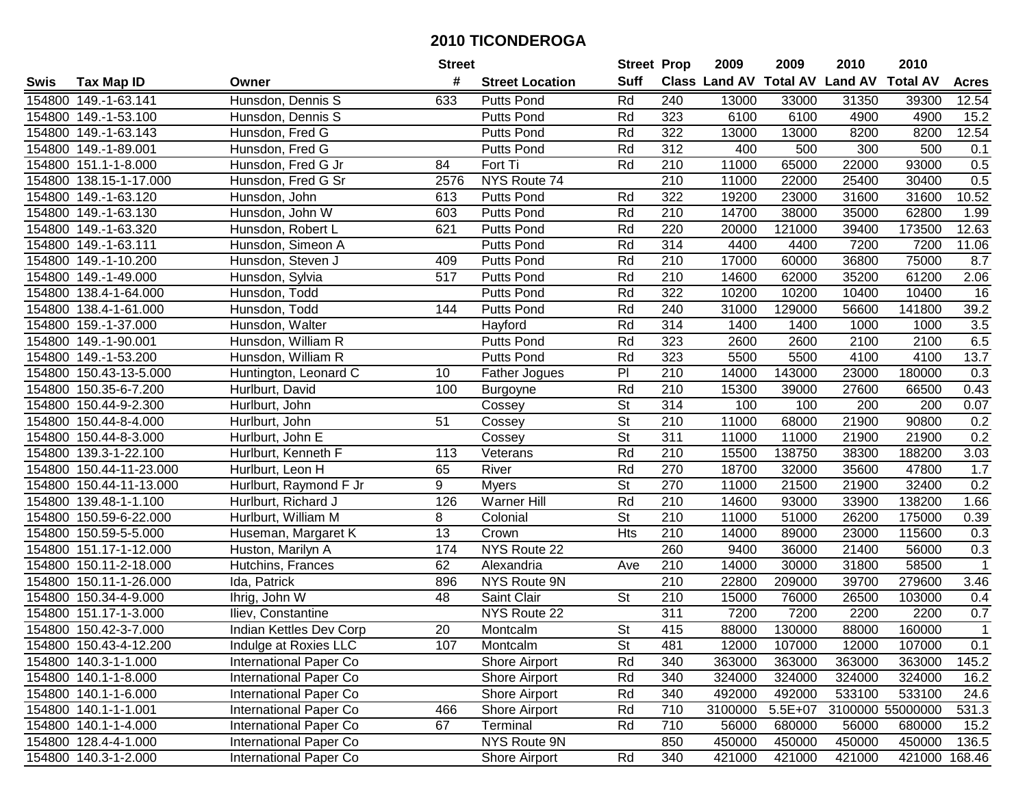# 2010 TICONDEROGA

| Swis | Tax Map ID | Owner | Street # | Street Location | Street Suff | Prop Class | 2009 Land AV | 2009 Total AV | 2010 Land AV | 2010 Total AV | Acres |
|---|---|---|---|---|---|---|---|---|---|---|---|
| 154800 | 149.-1-63.141 | Hunsdon, Dennis S | 633 | Putts Pond | Rd | 240 | 13000 | 33000 | 31350 | 39300 | 12.54 |
| 154800 | 149.-1-53.100 | Hunsdon, Dennis S | | Putts Pond | Rd | 323 | 6100 | 6100 | 4900 | 4900 | 15.2 |
| 154800 | 149.-1-63.143 | Hunsdon, Fred G | | Putts Pond | Rd | 322 | 13000 | 13000 | 8200 | 8200 | 12.54 |
| 154800 | 149.-1-89.001 | Hunsdon, Fred G | | Putts Pond | Rd | 312 | 400 | 500 | 300 | 500 | 0.1 |
| 154800 | 151.1-1-8.000 | Hunsdon, Fred G Jr | 84 | Fort Ti | Rd | 210 | 11000 | 65000 | 22000 | 93000 | 0.5 |
| 154800 | 138.15-1-17.000 | Hunsdon, Fred G Sr | 2576 | NYS Route 74 | | 210 | 11000 | 22000 | 25400 | 30400 | 0.5 |
| 154800 | 149.-1-63.120 | Hunsdon, John | 613 | Putts Pond | Rd | 322 | 19200 | 23000 | 31600 | 31600 | 10.52 |
| 154800 | 149.-1-63.130 | Hunsdon, John W | 603 | Putts Pond | Rd | 210 | 14700 | 38000 | 35000 | 62800 | 1.99 |
| 154800 | 149.-1-63.320 | Hunsdon, Robert L | 621 | Putts Pond | Rd | 220 | 20000 | 121000 | 39400 | 173500 | 12.63 |
| 154800 | 149.-1-63.111 | Hunsdon, Simeon A | | Putts Pond | Rd | 314 | 4400 | 4400 | 7200 | 7200 | 11.06 |
| 154800 | 149.-1-10.200 | Hunsdon, Steven J | 409 | Putts Pond | Rd | 210 | 17000 | 60000 | 36800 | 75000 | 8.7 |
| 154800 | 149.-1-49.000 | Hunsdon, Sylvia | 517 | Putts Pond | Rd | 210 | 14600 | 62000 | 35200 | 61200 | 2.06 |
| 154800 | 138.4-1-64.000 | Hunsdon, Todd | | Putts Pond | Rd | 322 | 10200 | 10200 | 10400 | 10400 | 16 |
| 154800 | 138.4-1-61.000 | Hunsdon, Todd | 144 | Putts Pond | Rd | 240 | 31000 | 129000 | 56600 | 141800 | 39.2 |
| 154800 | 159.-1-37.000 | Hunsdon, Walter | | Hayford | Rd | 314 | 1400 | 1400 | 1000 | 1000 | 3.5 |
| 154800 | 149.-1-90.001 | Hunsdon, William R | | Putts Pond | Rd | 323 | 2600 | 2600 | 2100 | 2100 | 6.5 |
| 154800 | 149.-1-53.200 | Hunsdon, William R | | Putts Pond | Rd | 323 | 5500 | 5500 | 4100 | 4100 | 13.7 |
| 154800 | 150.43-13-5.000 | Huntington, Leonard C | 10 | Father Jogues | Pl | 210 | 14000 | 143000 | 23000 | 180000 | 0.3 |
| 154800 | 150.35-6-7.200 | Hurlburt, David | 100 | Burgoyne | Rd | 210 | 15300 | 39000 | 27600 | 66500 | 0.43 |
| 154800 | 150.44-9-2.300 | Hurlburt, John | | Cossey | St | 314 | 100 | 100 | 200 | 200 | 0.07 |
| 154800 | 150.44-8-4.000 | Hurlburt, John | 51 | Cossey | St | 210 | 11000 | 68000 | 21900 | 90800 | 0.2 |
| 154800 | 150.44-8-3.000 | Hurlburt, John E | | Cossey | St | 311 | 11000 | 11000 | 21900 | 21900 | 0.2 |
| 154800 | 139.3-1-22.100 | Hurlburt, Kenneth F | 113 | Veterans | Rd | 210 | 15500 | 138750 | 38300 | 188200 | 3.03 |
| 154800 | 150.44-11-23.000 | Hurlburt, Leon H | 65 | River | Rd | 270 | 18700 | 32000 | 35600 | 47800 | 1.7 |
| 154800 | 150.44-11-13.000 | Hurlburt, Raymond F Jr | 9 | Myers | St | 270 | 11000 | 21500 | 21900 | 32400 | 0.2 |
| 154800 | 139.48-1-1.100 | Hurlburt, Richard J | 126 | Warner Hill | Rd | 210 | 14600 | 93000 | 33900 | 138200 | 1.66 |
| 154800 | 150.59-6-22.000 | Hurlbburt, William M | 8 | Colonial | St | 210 | 11000 | 51000 | 26200 | 175000 | 0.39 |
| 154800 | 150.59-5-5.000 | Huseman, Margaret K | 13 | Crown | Hts | 210 | 14000 | 89000 | 23000 | 115600 | 0.3 |
| 154800 | 151.17-1-12.000 | Huston, Marilyn A | 174 | NYS Route 22 | | 260 | 9400 | 36000 | 21400 | 56000 | 0.3 |
| 154800 | 150.11-2-18.000 | Hutchins, Frances | 62 | Alexandria | Ave | 210 | 14000 | 30000 | 31800 | 58500 | 1 |
| 154800 | 150.11-1-26.000 | Ida, Patrick | 896 | NYS Route 9N | | 210 | 22800 | 209000 | 39700 | 279600 | 3.46 |
| 154800 | 150.34-4-9.000 | Ihrig, John W | 48 | Saint Clair | St | 210 | 15000 | 76000 | 26500 | 103000 | 0.4 |
| 154800 | 151.17-1-3.000 | Iliev, Constantine | | NYS Route 22 | | 311 | 7200 | 7200 | 2200 | 2200 | 0.7 |
| 154800 | 150.42-3-7.000 | Indian Kettles Dev Corp | 20 | Montcalm | St | 415 | 88000 | 130000 | 88000 | 160000 | 1 |
| 154800 | 150.43-4-12.200 | Indulge at Roxies LLC | 107 | Montcalm | St | 481 | 12000 | 107000 | 12000 | 107000 | 0.1 |
| 154800 | 140.3-1-1.000 | International Paper Co | | Shore Airport | Rd | 340 | 363000 | 363000 | 363000 | 363000 | 145.2 |
| 154800 | 140.1-1-8.000 | International Paper Co | | Shore Airport | Rd | 340 | 324000 | 324000 | 324000 | 324000 | 16.2 |
| 154800 | 140.1-1-6.000 | International Paper Co | | Shore Airport | Rd | 340 | 492000 | 492000 | 533100 | 533100 | 24.6 |
| 154800 | 140.1-1-1.001 | International Paper Co | 466 | Shore Airport | Rd | 710 | 3100000 | 5.5E+07 | 3100000 | 55000000 | 531.3 |
| 154800 | 140.1-1-4.000 | International Paper Co | 67 | Terminal | Rd | 710 | 56000 | 680000 | 56000 | 680000 | 15.2 |
| 154800 | 128.4-4-1.000 | International Paper Co | | NYS Route 9N | | 850 | 450000 | 450000 | 450000 | 450000 | 136.5 |
| 154800 | 140.3-1-2.000 | International Paper Co | | Shore Airport | Rd | 340 | 421000 | 421000 | 421000 | 421000 | 168.46 |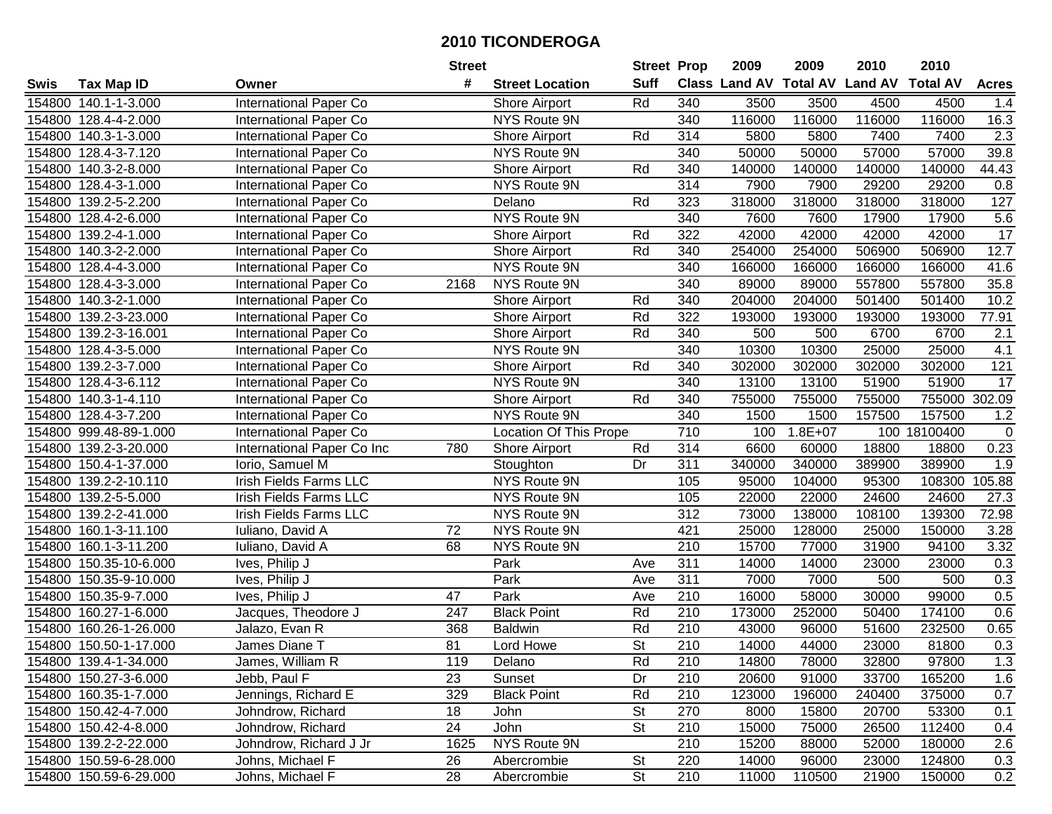# 2010 TICONDEROGA

| Swis | Tax Map ID | Owner | Street # | Street Location | Street Suff | Prop Class | 2009 Land AV | 2009 Total AV | 2010 Land AV | 2010 Total AV | Acres |
|---|---|---|---|---|---|---|---|---|---|---|---|
| 154800 | 140.1-1-3.000 | International Paper Co | | Shore Airport | Rd | 340 | 3500 | 3500 | 4500 | 4500 | 1.4 |
| 154800 | 128.4-4-2.000 | International Paper Co | | NYS Route 9N | | 340 | 116000 | 116000 | 116000 | 116000 | 16.3 |
| 154800 | 140.3-1-3.000 | International Paper Co | | Shore Airport | Rd | 314 | 5800 | 5800 | 7400 | 7400 | 2.3 |
| 154800 | 128.4-3-7.120 | International Paper Co | | NYS Route 9N | | 340 | 50000 | 50000 | 57000 | 57000 | 39.8 |
| 154800 | 140.3-2-8.000 | International Paper Co | | Shore Airport | Rd | 340 | 140000 | 140000 | 140000 | 140000 | 44.43 |
| 154800 | 128.4-3-1.000 | International Paper Co | | NYS Route 9N | | 314 | 7900 | 7900 | 29200 | 29200 | 0.8 |
| 154800 | 139.2-5-2.200 | International Paper Co | | Delano | Rd | 323 | 318000 | 318000 | 318000 | 318000 | 127 |
| 154800 | 128.4-2-6.000 | International Paper Co | | NYS Route 9N | | 340 | 7600 | 7600 | 17900 | 17900 | 5.6 |
| 154800 | 139.2-4-1.000 | International Paper Co | | Shore Airport | Rd | 322 | 42000 | 42000 | 42000 | 42000 | 17 |
| 154800 | 140.3-2-2.000 | International Paper Co | | Shore Airport | Rd | 340 | 254000 | 254000 | 506900 | 506900 | 12.7 |
| 154800 | 128.4-4-3.000 | International Paper Co | | NYS Route 9N | | 340 | 166000 | 166000 | 166000 | 166000 | 41.6 |
| 154800 | 128.4-3-3.000 | International Paper Co | 2168 | NYS Route 9N | | 340 | 89000 | 89000 | 557800 | 557800 | 35.8 |
| 154800 | 140.3-2-1.000 | International Paper Co | | Shore Airport | Rd | 340 | 204000 | 204000 | 501400 | 501400 | 10.2 |
| 154800 | 139.2-3-23.000 | International Paper Co | | Shore Airport | Rd | 322 | 193000 | 193000 | 193000 | 193000 | 77.91 |
| 154800 | 139.2-3-16.001 | International Paper Co | | Shore Airport | Rd | 340 | 500 | 500 | 6700 | 6700 | 2.1 |
| 154800 | 128.4-3-5.000 | International Paper Co | | NYS Route 9N | | 340 | 10300 | 10300 | 25000 | 25000 | 4.1 |
| 154800 | 139.2-3-7.000 | International Paper Co | | Shore Airport | Rd | 340 | 302000 | 302000 | 302000 | 302000 | 121 |
| 154800 | 128.4-3-6.112 | International Paper Co | | NYS Route 9N | | 340 | 13100 | 13100 | 51900 | 51900 | 17 |
| 154800 | 140.3-1-4.110 | International Paper Co | | Shore Airport | Rd | 340 | 755000 | 755000 | 755000 | 755000 | 302.09 |
| 154800 | 128.4-3-7.200 | International Paper Co | | NYS Route 9N | | 340 | 1500 | 1500 | 157500 | 157500 | 1.2 |
| 154800 | 999.48-89-1.000 | International Paper Co | | Location Of This Proper | | 710 | 100 | 1.8E+07 | 100 | 18100400 | 0 |
| 154800 | 139.2-3-20.000 | International Paper Co Inc | 780 | Shore Airport | Rd | 314 | 6600 | 60000 | 18800 | 18800 | 0.23 |
| 154800 | 150.4-1-37.000 | Iorio, Samuel M | | Stoughton | Dr | 311 | 340000 | 340000 | 389900 | 389900 | 1.9 |
| 154800 | 139.2-2-10.110 | Irish Fields Farms LLC | | NYS Route 9N | | 105 | 95000 | 104000 | 95300 | 108300 | 105.88 |
| 154800 | 139.2-5-5.000 | Irish Fields Farms LLC | | NYS Route 9N | | 105 | 22000 | 22000 | 24600 | 24600 | 27.3 |
| 154800 | 139.2-2-41.000 | Irish Fields Farms LLC | | NYS Route 9N | | 312 | 73000 | 138000 | 108100 | 139300 | 72.98 |
| 154800 | 160.1-3-11.100 | Iuliano, David A | 72 | NYS Route 9N | | 421 | 25000 | 128000 | 25000 | 150000 | 3.28 |
| 154800 | 160.1-3-11.200 | Iuliano, David A | 68 | NYS Route 9N | | 210 | 15700 | 77000 | 31900 | 94100 | 3.32 |
| 154800 | 150.35-10-6.000 | Ives, Philip J | | Park | Ave | 311 | 14000 | 14000 | 23000 | 23000 | 0.3 |
| 154800 | 150.35-9-10.000 | Ives, Philip J | | Park | Ave | 311 | 7000 | 7000 | 500 | 500 | 0.3 |
| 154800 | 150.35-9-7.000 | Ives, Philip J | 47 | Park | Ave | 210 | 16000 | 58000 | 30000 | 99000 | 0.5 |
| 154800 | 160.27-1-6.000 | Jacques, Theodore J | 247 | Black Point | Rd | 210 | 173000 | 252000 | 50400 | 174100 | 0.6 |
| 154800 | 160.26-1-26.000 | Jalazo, Evan R | 368 | Baldwin | Rd | 210 | 43000 | 96000 | 51600 | 232500 | 0.65 |
| 154800 | 150.50-1-17.000 | James Diane T | 81 | Lord Howe | St | 210 | 14000 | 44000 | 23000 | 81800 | 0.3 |
| 154800 | 139.4-1-34.000 | James, William R | 119 | Delano | Rd | 210 | 14800 | 78000 | 32800 | 97800 | 1.3 |
| 154800 | 150.27-3-6.000 | Jebb, Paul F | 23 | Sunset | Dr | 210 | 20600 | 91000 | 33700 | 165200 | 1.6 |
| 154800 | 160.35-1-7.000 | Jennings, Richard E | 329 | Black Point | Rd | 210 | 123000 | 196000 | 240400 | 375000 | 0.7 |
| 154800 | 150.42-4-7.000 | Johndrow, Richard | 18 | John | St | 270 | 8000 | 15800 | 20700 | 53300 | 0.1 |
| 154800 | 150.42-4-8.000 | Johndrow, Richard | 24 | John | St | 210 | 15000 | 75000 | 26500 | 112400 | 0.4 |
| 154800 | 139.2-2-22.000 | Johndrow, Richard J Jr | 1625 | NYS Route 9N | | 210 | 15200 | 88000 | 52000 | 180000 | 2.6 |
| 154800 | 150.59-6-28.000 | Johns, Michael F | 26 | Abercrombie | St | 220 | 14000 | 96000 | 23000 | 124800 | 0.3 |
| 154800 | 150.59-6-29.000 | Johns, Michael F | 28 | Abercrombie | St | 210 | 11000 | 110500 | 21900 | 150000 | 0.2 |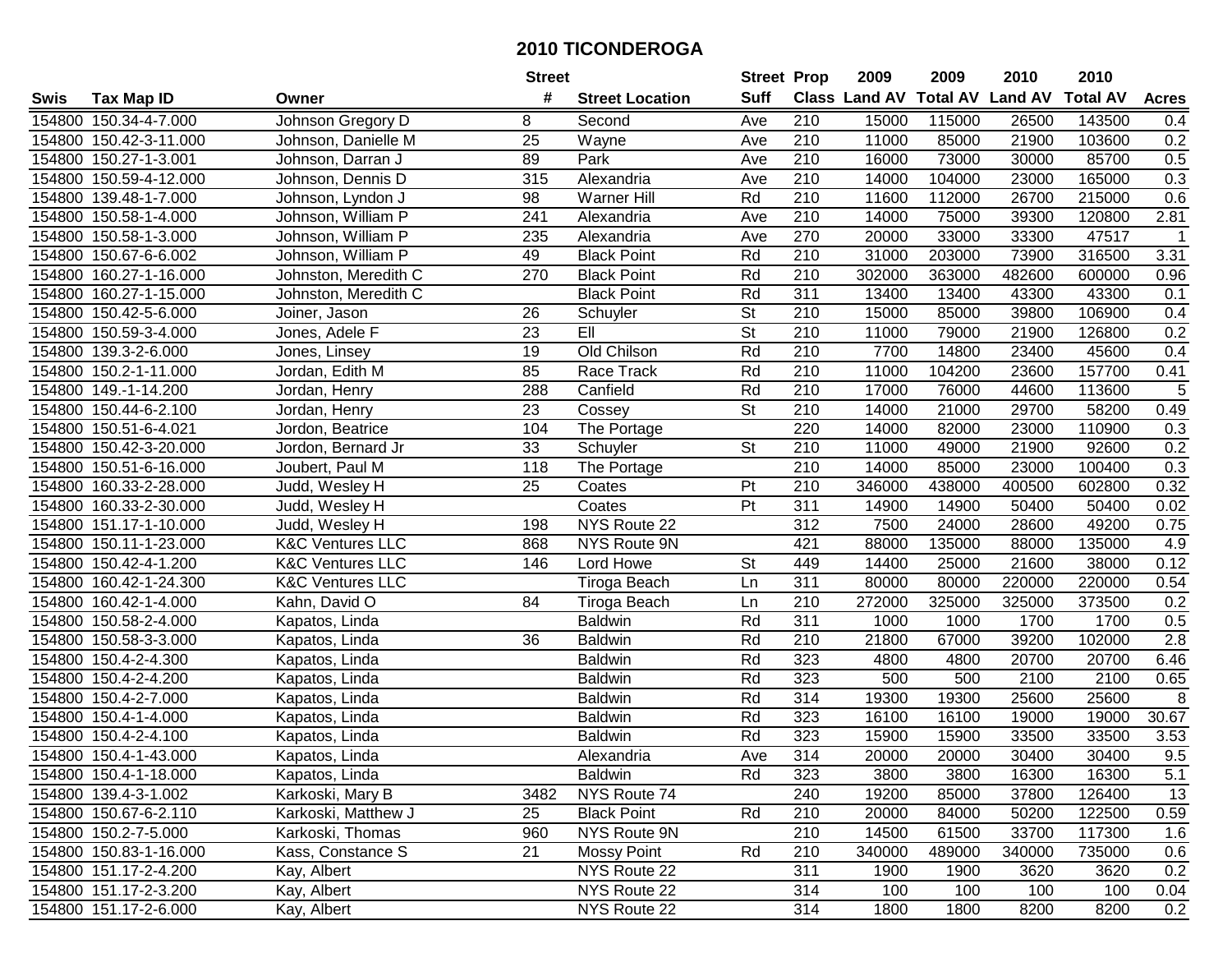# 2010 TICONDEROGA

| Swis | Tax Map ID | Owner | Street # | Street Location | Street Suff | Prop Class | 2009 Land AV | 2009 Total AV | 2010 Land AV | 2010 Total AV | Acres |
|---|---|---|---|---|---|---|---|---|---|---|---|
| 154800 | 150.34-4-7.000 | Johnson Gregory D | 8 | Second | Ave | 210 | 15000 | 115000 | 26500 | 143500 | 0.4 |
| 154800 | 150.42-3-11.000 | Johnson, Danielle M | 25 | Wayne | Ave | 210 | 11000 | 85000 | 21900 | 103600 | 0.2 |
| 154800 | 150.27-1-3.001 | Johnson, Darran J | 89 | Park | Ave | 210 | 16000 | 73000 | 30000 | 85700 | 0.5 |
| 154800 | 150.59-4-12.000 | Johnson, Dennis D | 315 | Alexandria | Ave | 210 | 14000 | 104000 | 23000 | 165000 | 0.3 |
| 154800 | 139.48-1-7.000 | Johnson, Lyndon J | 98 | Warner Hill | Rd | 210 | 11600 | 112000 | 26700 | 215000 | 0.6 |
| 154800 | 150.58-1-4.000 | Johnson, William P | 241 | Alexandria | Ave | 210 | 14000 | 75000 | 39300 | 120800 | 2.81 |
| 154800 | 150.58-1-3.000 | Johnson, William P | 235 | Alexandria | Ave | 270 | 20000 | 33000 | 33300 | 47517 | 1 |
| 154800 | 150.67-6-6.002 | Johnson, William P | 49 | Black Point | Rd | 210 | 31000 | 203000 | 73900 | 316500 | 3.31 |
| 154800 | 160.27-1-16.000 | Johnston, Meredith C | 270 | Black Point | Rd | 210 | 302000 | 363000 | 482600 | 600000 | 0.96 |
| 154800 | 160.27-1-15.000 | Johnston, Meredith C | | Black Point | Rd | 311 | 13400 | 13400 | 43300 | 43300 | 0.1 |
| 154800 | 150.42-5-6.000 | Joiner, Jason | 26 | Schuyler | St | 210 | 15000 | 85000 | 39800 | 106900 | 0.4 |
| 154800 | 150.59-3-4.000 | Jones, Adele F | 23 | Ell | St | 210 | 11000 | 79000 | 21900 | 126800 | 0.2 |
| 154800 | 139.3-2-6.000 | Jones, Linsey | 19 | Old Chilson | Rd | 210 | 7700 | 14800 | 23400 | 45600 | 0.4 |
| 154800 | 150.2-1-11.000 | Jordan, Edith M | 85 | Race Track | Rd | 210 | 11000 | 104200 | 23600 | 157700 | 0.41 |
| 154800 | 149.-1-14.200 | Jordan, Henry | 288 | Canfield | Rd | 210 | 17000 | 76000 | 44600 | 113600 | 5 |
| 154800 | 150.44-6-2.100 | Jordan, Henry | 23 | Cossey | St | 210 | 14000 | 21000 | 29700 | 58200 | 0.49 |
| 154800 | 150.51-6-4.021 | Jordon, Beatrice | 104 | The Portage | | 220 | 14000 | 82000 | 23000 | 110900 | 0.3 |
| 154800 | 150.42-3-20.000 | Jordon, Bernard Jr | 33 | Schuyler | St | 210 | 11000 | 49000 | 21900 | 92600 | 0.2 |
| 154800 | 150.51-6-16.000 | Joubert, Paul M | 118 | The Portage | | 210 | 14000 | 85000 | 23000 | 100400 | 0.3 |
| 154800 | 160.33-2-28.000 | Judd, Wesley H | 25 | Coates | Pt | 210 | 346000 | 438000 | 400500 | 602800 | 0.32 |
| 154800 | 160.33-2-30.000 | Judd, Wesley H | | Coates | Pt | 311 | 14900 | 14900 | 50400 | 50400 | 0.02 |
| 154800 | 151.17-1-10.000 | Judd, Wesley H | 198 | NYS Route 22 | | 312 | 7500 | 24000 | 28600 | 49200 | 0.75 |
| 154800 | 150.11-1-23.000 | K&C Ventures LLC | 868 | NYS Route 9N | | 421 | 88000 | 135000 | 88000 | 135000 | 4.9 |
| 154800 | 150.42-4-1.200 | K&C Ventures LLC | 146 | Lord Howe | St | 449 | 14400 | 25000 | 21600 | 38000 | 0.12 |
| 154800 | 160.42-1-24.300 | K&C Ventures LLC | | Tiroga Beach | Ln | 311 | 80000 | 80000 | 220000 | 220000 | 0.54 |
| 154800 | 160.42-1-4.000 | Kahn, David O | 84 | Tiroga Beach | Ln | 210 | 272000 | 325000 | 325000 | 373500 | 0.2 |
| 154800 | 150.58-2-4.000 | Kapatos, Linda | | Baldwin | Rd | 311 | 1000 | 1000 | 1700 | 1700 | 0.5 |
| 154800 | 150.58-3-3.000 | Kapatos, Linda | 36 | Baldwin | Rd | 210 | 21800 | 67000 | 39200 | 102000 | 2.8 |
| 154800 | 150.4-2-4.300 | Kapatos, Linda | | Baldwin | Rd | 323 | 4800 | 4800 | 20700 | 20700 | 6.46 |
| 154800 | 150.4-2-4.200 | Kapatos, Linda | | Baldwin | Rd | 323 | 500 | 500 | 2100 | 2100 | 0.65 |
| 154800 | 150.4-2-7.000 | Kapatos, Linda | | Baldwin | Rd | 314 | 19300 | 19300 | 25600 | 25600 | 8 |
| 154800 | 150.4-1-4.000 | Kapatos, Linda | | Baldwin | Rd | 323 | 16100 | 16100 | 19000 | 19000 | 30.67 |
| 154800 | 150.4-2-4.100 | Kapatos, Linda | | Baldwin | Rd | 323 | 15900 | 15900 | 33500 | 33500 | 3.53 |
| 154800 | 150.4-1-43.000 | Kapatos, Linda | | Alexandria | Ave | 314 | 20000 | 20000 | 30400 | 30400 | 9.5 |
| 154800 | 150.4-1-18.000 | Kapatos, Linda | | Baldwin | Rd | 323 | 3800 | 3800 | 16300 | 16300 | 5.1 |
| 154800 | 139.4-3-1.002 | Karkoski, Mary B | 3482 | NYS Route 74 | | 240 | 19200 | 85000 | 37800 | 126400 | 13 |
| 154800 | 150.67-6-2.110 | Karkoski, Matthew J | 25 | Black Point | Rd | 210 | 20000 | 84000 | 50200 | 122500 | 0.59 |
| 154800 | 150.2-7-5.000 | Karkoski, Thomas | 960 | NYS Route 9N | | 210 | 14500 | 61500 | 33700 | 117300 | 1.6 |
| 154800 | 150.83-1-16.000 | Kass, Constance S | 21 | Mossy Point | Rd | 210 | 340000 | 489000 | 340000 | 735000 | 0.6 |
| 154800 | 151.17-2-4.200 | Kay, Albert | | NYS Route 22 | | 311 | 1900 | 1900 | 3620 | 3620 | 0.2 |
| 154800 | 151.17-2-3.200 | Kay, Albert | | NYS Route 22 | | 314 | 100 | 100 | 100 | 100 | 0.04 |
| 154800 | 151.17-2-6.000 | Kay, Albert | | NYS Route 22 | | 314 | 1800 | 1800 | 8200 | 8200 | 0.2 |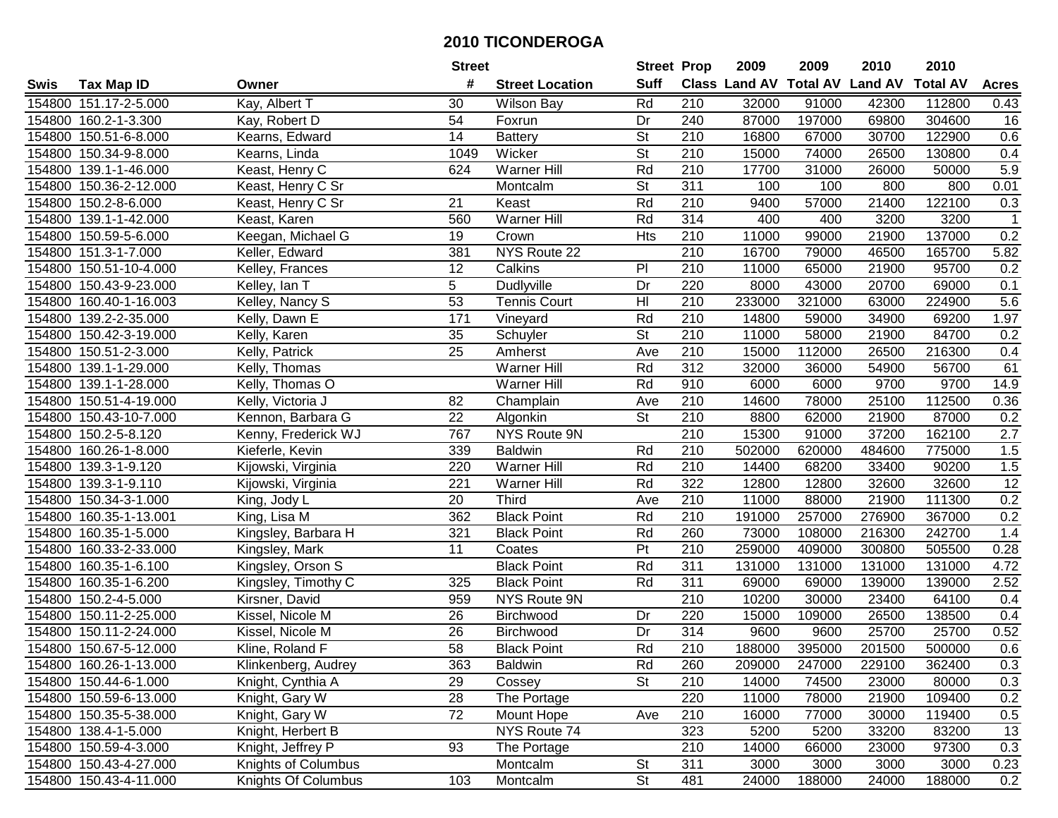# 2010 TICONDEROGA

| Swis | Tax Map ID | Owner | Street # | Street Location | Street Suff | Prop Class | 2009 Land AV | 2009 Total AV | 2010 Land AV | 2010 Total AV | Acres |
|---|---|---|---|---|---|---|---|---|---|---|---|
| 154800 | 151.17-2-5.000 | Kay, Albert T | 30 | Wilson Bay | Rd | 210 | 32000 | 91000 | 42300 | 112800 | 0.43 |
| 154800 | 160.2-1-3.300 | Kay, Robert D | 54 | Foxrun | Dr | 240 | 87000 | 197000 | 69800 | 304600 | 16 |
| 154800 | 150.51-6-8.000 | Kearns, Edward | 14 | Battery | St | 210 | 16800 | 67000 | 30700 | 122900 | 0.6 |
| 154800 | 150.34-9-8.000 | Kearns, Linda | 1049 | Wicker | St | 210 | 15000 | 74000 | 26500 | 130800 | 0.4 |
| 154800 | 139.1-1-46.000 | Keast, Henry C | 624 | Warner Hill | Rd | 210 | 17700 | 31000 | 26000 | 50000 | 5.9 |
| 154800 | 150.36-2-12.000 | Keast, Henry C Sr | | Montcalm | St | 311 | 100 | 100 | 800 | 800 | 0.01 |
| 154800 | 150.2-8-6.000 | Keast, Henry C Sr | 21 | Keast | Rd | 210 | 9400 | 57000 | 21400 | 122100 | 0.3 |
| 154800 | 139.1-1-42.000 | Keast, Karen | 560 | Warner Hill | Rd | 314 | 400 | 400 | 3200 | 3200 | 1 |
| 154800 | 150.59-5-6.000 | Keegan, Michael G | 19 | Crown | Hts | 210 | 11000 | 99000 | 21900 | 137000 | 0.2 |
| 154800 | 151.3-1-7.000 | Keller, Edward | 381 | NYS Route 22 | | 210 | 16700 | 79000 | 46500 | 165700 | 5.82 |
| 154800 | 150.51-10-4.000 | Kelley, Frances | 12 | Calkins | Pl | 210 | 11000 | 65000 | 21900 | 95700 | 0.2 |
| 154800 | 150.43-9-23.000 | Kelley, Ian T | 5 | Dudlyville | Dr | 220 | 8000 | 43000 | 20700 | 69000 | 0.1 |
| 154800 | 160.40-1-16.003 | Kelley, Nancy S | 53 | Tennis Court | Hl | 210 | 233000 | 321000 | 63000 | 224900 | 5.6 |
| 154800 | 139.2-2-35.000 | Kelly, Dawn E | 171 | Vineyard | Rd | 210 | 14800 | 59000 | 34900 | 69200 | 1.97 |
| 154800 | 150.42-3-19.000 | Kelly, Karen | 35 | Schuyler | St | 210 | 11000 | 58000 | 21900 | 84700 | 0.2 |
| 154800 | 150.51-2-3.000 | Kelly, Patrick | 25 | Amherst | Ave | 210 | 15000 | 112000 | 26500 | 216300 | 0.4 |
| 154800 | 139.1-1-29.000 | Kelly, Thomas | | Warner Hill | Rd | 312 | 32000 | 36000 | 54900 | 56700 | 61 |
| 154800 | 139.1-1-28.000 | Kelly, Thomas O | | Warner Hill | Rd | 910 | 6000 | 6000 | 9700 | 9700 | 14.9 |
| 154800 | 150.51-4-19.000 | Kelly, Victoria J | 82 | Champlain | Ave | 210 | 14600 | 78000 | 25100 | 112500 | 0.36 |
| 154800 | 150.43-10-7.000 | Kennon, Barbara G | 22 | Algonkin | St | 210 | 8800 | 62000 | 21900 | 87000 | 0.2 |
| 154800 | 150.2-5-8.120 | Kenny, Frederick WJ | 767 | NYS Route 9N | | 210 | 15300 | 91000 | 37200 | 162100 | 2.7 |
| 154800 | 160.26-1-8.000 | Kieferle, Kevin | 339 | Baldwin | Rd | 210 | 502000 | 620000 | 484600 | 775000 | 1.5 |
| 154800 | 139.3-1-9.120 | Kijowski, Virginia | 220 | Warner Hill | Rd | 210 | 14400 | 68200 | 33400 | 90200 | 1.5 |
| 154800 | 139.3-1-9.110 | Kijowski, Virginia | 221 | Warner Hill | Rd | 322 | 12800 | 12800 | 32600 | 32600 | 12 |
| 154800 | 150.34-3-1.000 | King, Jody L | 20 | Third | Ave | 210 | 11000 | 88000 | 21900 | 111300 | 0.2 |
| 154800 | 160.35-1-13.001 | King, Lisa M | 362 | Black Point | Rd | 210 | 191000 | 257000 | 276900 | 367000 | 0.2 |
| 154800 | 160.35-1-5.000 | Kingsley, Barbara H | 321 | Black Point | Rd | 260 | 73000 | 108000 | 216300 | 242700 | 1.4 |
| 154800 | 160.33-2-33.000 | Kingsley, Mark | 11 | Coates | Pt | 210 | 259000 | 409000 | 300800 | 505500 | 0.28 |
| 154800 | 160.35-1-6.100 | Kingsley, Orson S | | Black Point | Rd | 311 | 131000 | 131000 | 131000 | 131000 | 4.72 |
| 154800 | 160.35-1-6.200 | Kingsley, Timothy C | 325 | Black Point | Rd | 311 | 69000 | 69000 | 139000 | 139000 | 2.52 |
| 154800 | 150.2-4-5.000 | Kirsner, David | 959 | NYS Route 9N | | 210 | 10200 | 30000 | 23400 | 64100 | 0.4 |
| 154800 | 150.11-2-25.000 | Kissel, Nicole M | 26 | Birchwood | Dr | 220 | 15000 | 109000 | 26500 | 138500 | 0.4 |
| 154800 | 150.11-2-24.000 | Kissel, Nicole M | 26 | Birchwood | Dr | 314 | 9600 | 9600 | 25700 | 25700 | 0.52 |
| 154800 | 150.67-5-12.000 | Kline, Roland F | 58 | Black Point | Rd | 210 | 188000 | 395000 | 201500 | 500000 | 0.6 |
| 154800 | 160.26-1-13.000 | Klinkenberg, Audrey | 363 | Baldwin | Rd | 260 | 209000 | 247000 | 229100 | 362400 | 0.3 |
| 154800 | 150.44-6-1.000 | Knight, Cynthia A | 29 | Cossey | St | 210 | 14000 | 74500 | 23000 | 80000 | 0.3 |
| 154800 | 150.59-6-13.000 | Knight, Gary W | 28 | The Portage | | 220 | 11000 | 78000 | 21900 | 109400 | 0.2 |
| 154800 | 150.35-5-38.000 | Knight, Gary W | 72 | Mount Hope | Ave | 210 | 16000 | 77000 | 30000 | 119400 | 0.5 |
| 154800 | 138.4-1-5.000 | Knight, Herbert B | | NYS Route 74 | | 323 | 5200 | 5200 | 33200 | 83200 | 13 |
| 154800 | 150.59-4-3.000 | Knight, Jeffrey P | 93 | The Portage | | 210 | 14000 | 66000 | 23000 | 97300 | 0.3 |
| 154800 | 150.43-4-27.000 | Knights of Columbus | | Montcalm | St | 311 | 3000 | 3000 | 3000 | 3000 | 0.23 |
| 154800 | 150.43-4-11.000 | Knights Of Columbus | 103 | Montcalm | St | 481 | 24000 | 188000 | 24000 | 188000 | 0.2 |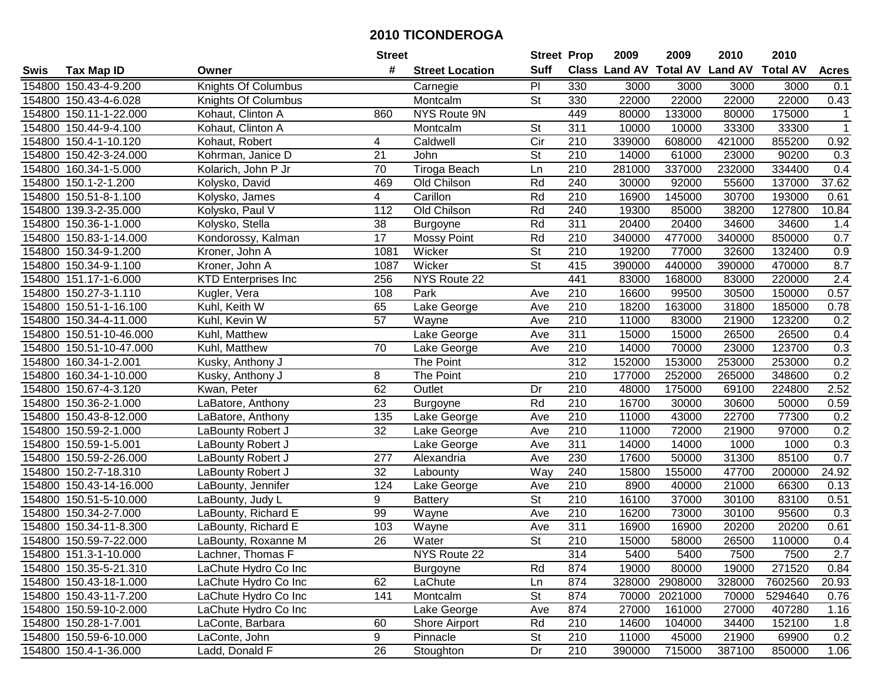# 2010 TICONDEROGA

| Swis | Tax Map ID | Owner | Street # | Street Location | Street Suff | Prop Class | 2009 Land AV | 2009 Total AV | 2010 Land AV | 2010 Total AV | Acres |
|---|---|---|---|---|---|---|---|---|---|---|---|
| 154800 | 150.43-4-9.200 | Knights Of Columbus | | Carnegie | Pl | 330 | 3000 | 3000 | 3000 | 3000 | 0.1 |
| 154800 | 150.43-4-6.028 | Knights Of Columbus | | Montcalm | St | 330 | 22000 | 22000 | 22000 | 22000 | 0.43 |
| 154800 | 150.11-1-22.000 | Kohaut, Clinton A | 860 | NYS Route 9N | | 449 | 80000 | 133000 | 80000 | 175000 | 1 |
| 154800 | 150.44-9-4.100 | Kohaut, Clinton A | | Montcalm | St | 311 | 10000 | 10000 | 33300 | 33300 | 1 |
| 154800 | 150.4-1-10.120 | Kohaut, Robert | 4 | Caldwell | Cir | 210 | 339000 | 608000 | 421000 | 855200 | 0.92 |
| 154800 | 150.42-3-24.000 | Kohrman, Janice D | 21 | John | St | 210 | 14000 | 61000 | 23000 | 90200 | 0.3 |
| 154800 | 160.34-1-5.000 | Kolarich, John P Jr | 70 | Tiroga Beach | Ln | 210 | 281000 | 337000 | 232000 | 334400 | 0.4 |
| 154800 | 150.1-2-1.200 | Kolysko, David | 469 | Old Chilson | Rd | 240 | 30000 | 92000 | 55600 | 137000 | 37.62 |
| 154800 | 150.51-8-1.100 | Kolysko, James | 4 | Carillon | Rd | 210 | 16900 | 145000 | 30700 | 193000 | 0.61 |
| 154800 | 139.3-2-35.000 | Kolysko, Paul V | 112 | Old Chilson | Rd | 240 | 19300 | 85000 | 38200 | 127800 | 10.84 |
| 154800 | 150.36-1-1.000 | Kolysko, Stella | 38 | Burgoyne | Rd | 311 | 20400 | 20400 | 34600 | 34600 | 1.4 |
| 154800 | 150.83-1-14.000 | Kondorossy, Kalman | 17 | Mossy Point | Rd | 210 | 340000 | 477000 | 340000 | 850000 | 0.7 |
| 154800 | 150.34-9-1.200 | Kroner, John A | 1081 | Wicker | St | 210 | 19200 | 77000 | 32600 | 132400 | 0.9 |
| 154800 | 150.34-9-1.100 | Kroner, John A | 1087 | Wicker | St | 415 | 390000 | 440000 | 390000 | 470000 | 8.7 |
| 154800 | 151.17-1-6.000 | KTD Enterprises Inc | 256 | NYS Route 22 | | 441 | 83000 | 168000 | 83000 | 220000 | 2.4 |
| 154800 | 150.27-3-1.110 | Kugler, Vera | 108 | Park | Ave | 210 | 16600 | 99500 | 30500 | 150000 | 0.57 |
| 154800 | 150.51-1-16.100 | Kuhl, Keith W | 65 | Lake George | Ave | 210 | 18200 | 163000 | 31800 | 185000 | 0.78 |
| 154800 | 150.34-4-11.000 | Kuhl, Kevin W | 57 | Wayne | Ave | 210 | 11000 | 83000 | 21900 | 123200 | 0.2 |
| 154800 | 150.51-10-46.000 | Kuhl, Matthew | | Lake George | Ave | 311 | 15000 | 15000 | 26500 | 26500 | 0.4 |
| 154800 | 150.51-10-47.000 | Kuhl, Matthew | 70 | Lake George | Ave | 210 | 14000 | 70000 | 23000 | 123700 | 0.3 |
| 154800 | 160.34-1-2.001 | Kusky, Anthony J | | The Point | | 312 | 152000 | 153000 | 253000 | 253000 | 0.2 |
| 154800 | 160.34-1-10.000 | Kusky, Anthony J | 8 | The Point | | 210 | 177000 | 252000 | 265000 | 348600 | 0.2 |
| 154800 | 150.67-4-3.120 | Kwan, Peter | 62 | Outlet | Dr | 210 | 48000 | 175000 | 69100 | 224800 | 2.52 |
| 154800 | 150.36-2-1.000 | LaBatore, Anthony | 23 | Burgoyne | Rd | 210 | 16700 | 30000 | 30600 | 50000 | 0.59 |
| 154800 | 150.43-8-12.000 | LaBatore, Anthony | 135 | Lake George | Ave | 210 | 11000 | 43000 | 22700 | 77300 | 0.2 |
| 154800 | 150.59-2-1.000 | LaBounty Robert J | 32 | Lake George | Ave | 210 | 11000 | 72000 | 21900 | 97000 | 0.2 |
| 154800 | 150.59-1-5.001 | LaBounty Robert J | | Lake George | Ave | 311 | 14000 | 14000 | 1000 | 1000 | 0.3 |
| 154800 | 150.59-2-26.000 | LaBounty Robert J | 277 | Alexandria | Ave | 230 | 17600 | 50000 | 31300 | 85100 | 0.7 |
| 154800 | 150.2-7-18.310 | LaBounty Robert J | 32 | Labounty | Way | 240 | 15800 | 155000 | 47700 | 200000 | 24.92 |
| 154800 | 150.43-14-16.000 | LaBounty, Jennifer | 124 | Lake George | Ave | 210 | 8900 | 40000 | 21000 | 66300 | 0.13 |
| 154800 | 150.51-5-10.000 | LaBounty, Judy L | 9 | Battery | St | 210 | 16100 | 37000 | 30100 | 83100 | 0.51 |
| 154800 | 150.34-2-7.000 | LaBounty, Richard E | 99 | Wayne | Ave | 210 | 16200 | 73000 | 30100 | 95600 | 0.3 |
| 154800 | 150.34-11-8.300 | LaBounty, Richard E | 103 | Wayne | Ave | 311 | 16900 | 16900 | 20200 | 20200 | 0.61 |
| 154800 | 150.59-7-22.000 | LaBounty, Roxanne M | 26 | Water | St | 210 | 15000 | 58000 | 26500 | 110000 | 0.4 |
| 154800 | 151.3-1-10.000 | Lachner, Thomas F | | NYS Route 22 | | 314 | 5400 | 5400 | 7500 | 7500 | 2.7 |
| 154800 | 150.35-5-21.310 | LaChute Hydro Co Inc | | Burgoyne | Rd | 874 | 19000 | 80000 | 19000 | 271520 | 0.84 |
| 154800 | 150.43-18-1.000 | LaChute Hydro Co Inc | 62 | LaChute | Ln | 874 | 328000 | 2908000 | 328000 | 7602560 | 20.93 |
| 154800 | 150.43-11-7.200 | LaChute Hydro Co Inc | 141 | Montcalm | St | 874 | 70000 | 2021000 | 70000 | 5294640 | 0.76 |
| 154800 | 150.59-10-2.000 | LaChute Hydro Co Inc | | Lake George | Ave | 874 | 27000 | 161000 | 27000 | 407280 | 1.16 |
| 154800 | 150.28-1-7.001 | LaConte, Barbara | 60 | Shore Airport | Rd | 210 | 14600 | 104000 | 34400 | 152100 | 1.8 |
| 154800 | 150.59-6-10.000 | LaConte, John | 9 | Pinnacle | St | 210 | 11000 | 45000 | 21900 | 69900 | 0.2 |
| 154800 | 150.4-1-36.000 | Ladd, Donald F | 26 | Stoughton | Dr | 210 | 390000 | 715000 | 387100 | 850000 | 1.06 |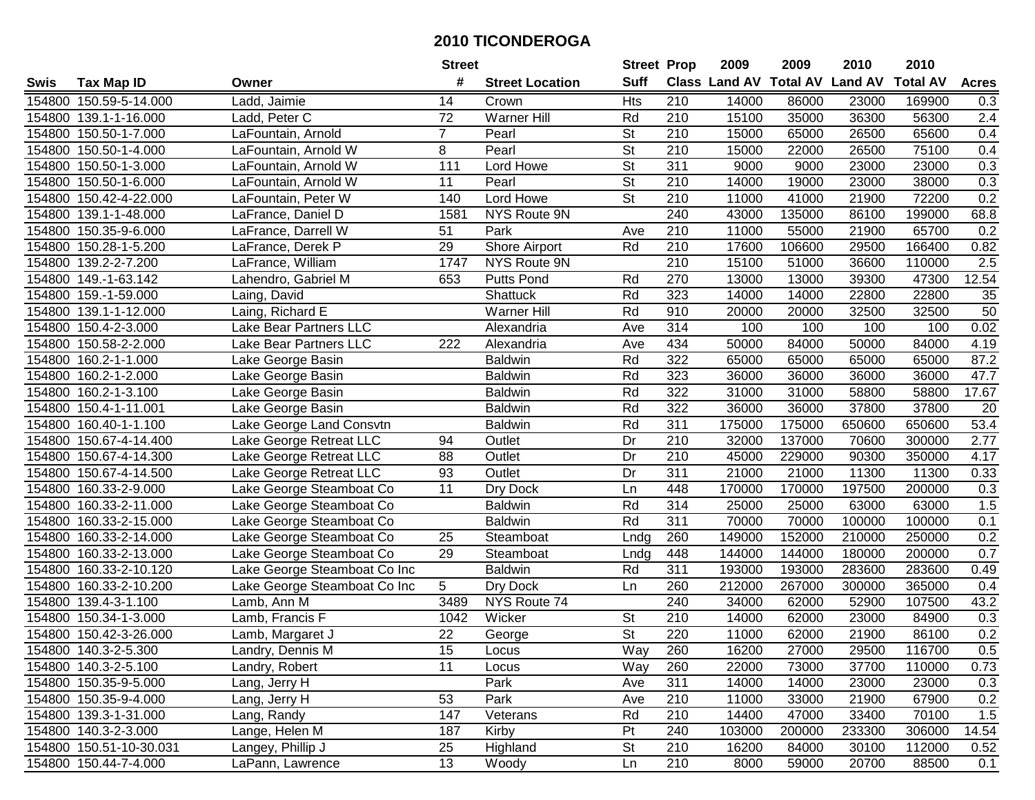# 2010 TICONDEROGA

| Swis | Tax Map ID | Owner | Street # | Street Location | Street Suff | Prop Class | 2009 Land AV | 2009 Total AV | 2010 Land AV | 2010 Total AV | Acres |
|---|---|---|---|---|---|---|---|---|---|---|---|
| 154800 | 150.59-5-14.000 | Ladd, Jaimie | 14 | Crown | Hts | 210 | 14000 | 86000 | 23000 | 169900 | 0.3 |
| 154800 | 139.1-1-16.000 | Ladd, Peter C | 72 | Warner Hill | Rd | 210 | 15100 | 35000 | 36300 | 56300 | 2.4 |
| 154800 | 150.50-1-7.000 | LaFountain, Arnold | 7 | Pearl | St | 210 | 15000 | 65000 | 26500 | 65600 | 0.4 |
| 154800 | 150.50-1-4.000 | LaFountain, Arnold W | 8 | Pearl | St | 210 | 15000 | 22000 | 26500 | 75100 | 0.4 |
| 154800 | 150.50-1-3.000 | LaFountain, Arnold W | 111 | Lord Howe | St | 311 | 9000 | 9000 | 23000 | 23000 | 0.3 |
| 154800 | 150.50-1-6.000 | LaFountain, Arnold W | 11 | Pearl | St | 210 | 14000 | 19000 | 23000 | 38000 | 0.3 |
| 154800 | 150.42-4-22.000 | LaFountain, Peter W | 140 | Lord Howe | St | 210 | 11000 | 41000 | 21900 | 72200 | 0.2 |
| 154800 | 139.1-1-48.000 | LaFrance, Daniel D | 1581 | NYS Route 9N | | 240 | 43000 | 135000 | 86100 | 199000 | 68.8 |
| 154800 | 150.35-9-6.000 | LaFrance, Darrell W | 51 | Park | Ave | 210 | 11000 | 55000 | 21900 | 65700 | 0.2 |
| 154800 | 150.28-1-5.200 | LaFrance, Derek P | 29 | Shore Airport | Rd | 210 | 17600 | 106600 | 29500 | 166400 | 0.82 |
| 154800 | 139.2-2-7.200 | LaFrance, William | 1747 | NYS Route 9N | | 210 | 15100 | 51000 | 36600 | 110000 | 2.5 |
| 154800 | 149.-1-63.142 | Lahendro, Gabriel M | 653 | Putts Pond | Rd | 270 | 13000 | 13000 | 39300 | 47300 | 12.54 |
| 154800 | 159.-1-59.000 | Laing, David | | Shattuck | Rd | 323 | 14000 | 14000 | 22800 | 22800 | 35 |
| 154800 | 139.1-1-12.000 | Laing, Richard E | | Warner Hill | Rd | 910 | 20000 | 20000 | 32500 | 32500 | 50 |
| 154800 | 150.4-2-3.000 | Lake Bear Partners LLC | | Alexandria | Ave | 314 | 100 | 100 | 100 | 100 | 0.02 |
| 154800 | 150.58-2-2.000 | Lake Bear Partners LLC | 222 | Alexandria | Ave | 434 | 50000 | 84000 | 50000 | 84000 | 4.19 |
| 154800 | 160.2-1-1.000 | Lake George Basin | | Baldwin | Rd | 322 | 65000 | 65000 | 65000 | 65000 | 87.2 |
| 154800 | 160.2-1-2.000 | Lake George Basin | | Baldwin | Rd | 323 | 36000 | 36000 | 36000 | 36000 | 47.7 |
| 154800 | 160.2-1-3.100 | Lake George Basin | | Baldwin | Rd | 322 | 31000 | 31000 | 58800 | 58800 | 17.67 |
| 154800 | 150.4-1-11.001 | Lake George Basin | | Baldwin | Rd | 322 | 36000 | 36000 | 37800 | 37800 | 20 |
| 154800 | 160.40-1-1.100 | Lake George Land Consvtn | | Baldwin | Rd | 311 | 175000 | 175000 | 650600 | 650600 | 53.4 |
| 154800 | 150.67-4-14.400 | Lake George Retreat LLC | 94 | Outlet | Dr | 210 | 32000 | 137000 | 70600 | 300000 | 2.77 |
| 154800 | 150.67-4-14.300 | Lake George Retreat LLC | 88 | Outlet | Dr | 210 | 45000 | 229000 | 90300 | 350000 | 4.17 |
| 154800 | 150.67-4-14.500 | Lake George Retreat LLC | 93 | Outlet | Dr | 311 | 21000 | 21000 | 11300 | 11300 | 0.33 |
| 154800 | 160.33-2-9.000 | Lake George Steamboat Co | 11 | Dry Dock | Ln | 448 | 170000 | 170000 | 197500 | 200000 | 0.3 |
| 154800 | 160.33-2-11.000 | Lake George Steamboat Co | | Baldwin | Rd | 314 | 25000 | 25000 | 63000 | 63000 | 1.5 |
| 154800 | 160.33-2-15.000 | Lake George Steamboat Co | | Baldwin | Rd | 311 | 70000 | 70000 | 100000 | 100000 | 0.1 |
| 154800 | 160.33-2-14.000 | Lake George Steamboat Co | 25 | Steamboat | Lndg | 260 | 149000 | 152000 | 210000 | 250000 | 0.2 |
| 154800 | 160.33-2-13.000 | Lake George Steamboat Co | 29 | Steamboat | Lndg | 448 | 144000 | 144000 | 180000 | 200000 | 0.7 |
| 154800 | 160.33-2-10.120 | Lake George Steamboat Co Inc | | Baldwin | Rd | 311 | 193000 | 193000 | 283600 | 283600 | 0.49 |
| 154800 | 160.33-2-10.200 | Lake George Steamboat Co Inc | 5 | Dry Dock | Ln | 260 | 212000 | 267000 | 300000 | 365000 | 0.4 |
| 154800 | 139.4-3-1.100 | Lamb, Ann M | 3489 | NYS Route 74 | | 240 | 34000 | 62000 | 52900 | 107500 | 43.2 |
| 154800 | 150.34-1-3.000 | Lamb, Francis F | 1042 | Wicker | St | 210 | 14000 | 62000 | 23000 | 84900 | 0.3 |
| 154800 | 150.42-3-26.000 | Lamb, Margaret J | 22 | George | St | 220 | 11000 | 62000 | 21900 | 86100 | 0.2 |
| 154800 | 140.3-2-5.300 | Landry, Dennis M | 15 | Locus | Way | 260 | 16200 | 27000 | 29500 | 116700 | 0.5 |
| 154800 | 140.3-2-5.100 | Landry, Robert | 11 | Locus | Way | 260 | 22000 | 73000 | 37700 | 110000 | 0.73 |
| 154800 | 150.35-9-5.000 | Lang, Jerry H | | Park | Ave | 311 | 14000 | 14000 | 23000 | 23000 | 0.3 |
| 154800 | 150.35-9-4.000 | Lang, Jerry H | 53 | Park | Ave | 210 | 11000 | 33000 | 21900 | 67900 | 0.2 |
| 154800 | 139.3-1-31.000 | Lang, Randy | 147 | Veterans | Rd | 210 | 14400 | 47000 | 33400 | 70100 | 1.5 |
| 154800 | 140.3-2-3.000 | Lange, Helen M | 187 | Kirby | Pt | 240 | 103000 | 200000 | 233300 | 306000 | 14.54 |
| 154800 | 150.51-10-30.031 | Langey, Phillip J | 25 | Highland | St | 210 | 16200 | 84000 | 30100 | 112000 | 0.52 |
| 154800 | 150.44-7-4.000 | LaPann, Lawrence | 13 | Woody | Ln | 210 | 8000 | 59000 | 20700 | 88500 | 0.1 |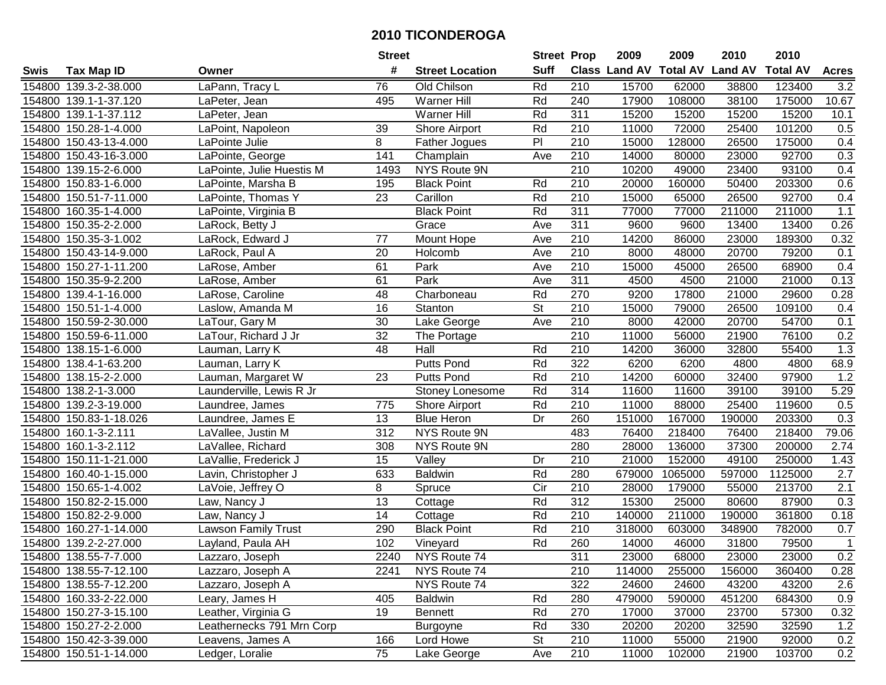# 2010 TICONDEROGA

| Swis | Tax Map ID | Owner | Street # | Street Location | Street Suff | Prop Class | 2009 Land AV | 2009 Total AV | 2010 Land AV | 2010 Total AV | Acres |
|---|---|---|---|---|---|---|---|---|---|---|---|
| 154800 | 139.3-2-38.000 | LaPann, Tracy L | 76 | Old Chilson | Rd | 210 | 15700 | 62000 | 38800 | 123400 | 3.2 |
| 154800 | 139.1-1-37.120 | LaPeter, Jean | 495 | Warner Hill | Rd | 240 | 17900 | 108000 | 38100 | 175000 | 10.67 |
| 154800 | 139.1-1-37.112 | LaPeter, Jean | | Warner Hill | Rd | 311 | 15200 | 15200 | 15200 | 15200 | 10.1 |
| 154800 | 150.28-1-4.000 | LaPoint, Napoleon | 39 | Shore Airport | Rd | 210 | 11000 | 72000 | 25400 | 101200 | 0.5 |
| 154800 | 150.43-13-4.000 | LaPointe Julie | 8 | Father Jogues | Pl | 210 | 15000 | 128000 | 26500 | 175000 | 0.4 |
| 154800 | 150.43-16-3.000 | LaPointe, George | 141 | Champlain | Ave | 210 | 14000 | 80000 | 23000 | 92700 | 0.3 |
| 154800 | 139.15-2-6.000 | LaPointe, Julie Huestis M | 1493 | NYS Route 9N | | 210 | 10200 | 49000 | 23400 | 93100 | 0.4 |
| 154800 | 150.83-1-6.000 | LaPointe, Marsha B | 195 | Black Point | Rd | 210 | 20000 | 160000 | 50400 | 203300 | 0.6 |
| 154800 | 150.51-7-11.000 | LaPointe, Thomas Y | 23 | Carillon | Rd | 210 | 15000 | 65000 | 26500 | 92700 | 0.4 |
| 154800 | 160.35-1-4.000 | LaPointe, Virginia B | | Black Point | Rd | 311 | 77000 | 77000 | 211000 | 211000 | 1.1 |
| 154800 | 150.35-2-2.000 | LaRock, Betty J | | Grace | Ave | 311 | 9600 | 9600 | 13400 | 13400 | 0.26 |
| 154800 | 150.35-3-1.002 | LaRock, Edward J | 77 | Mount Hope | Ave | 210 | 14200 | 86000 | 23000 | 189300 | 0.32 |
| 154800 | 150.43-14-9.000 | LaRock, Paul A | 20 | Holcomb | Ave | 210 | 8000 | 48000 | 20700 | 79200 | 0.1 |
| 154800 | 150.27-1-11.200 | LaRose, Amber | 61 | Park | Ave | 210 | 15000 | 45000 | 26500 | 68900 | 0.4 |
| 154800 | 150.35-9-2.200 | LaRose, Amber | 61 | Park | Ave | 311 | 4500 | 4500 | 21000 | 21000 | 0.13 |
| 154800 | 139.4-1-16.000 | LaRose, Caroline | 48 | Charboneau | Rd | 270 | 9200 | 17800 | 21000 | 29600 | 0.28 |
| 154800 | 150.51-1-4.000 | Laslow, Amanda M | 16 | Stanton | St | 210 | 15000 | 79000 | 26500 | 109100 | 0.4 |
| 154800 | 150.59-2-30.000 | LaTour, Gary M | 30 | Lake George | Ave | 210 | 8000 | 42000 | 20700 | 54700 | 0.1 |
| 154800 | 150.59-6-11.000 | LaTour, Richard J Jr | 32 | The Portage | | 210 | 11000 | 56000 | 21900 | 76100 | 0.2 |
| 154800 | 138.15-1-6.000 | Lauman, Larry K | 48 | Hall | Rd | 210 | 14200 | 36000 | 32800 | 55400 | 1.3 |
| 154800 | 138.4-1-63.200 | Lauman, Larry K | | Putts Pond | Rd | 322 | 6200 | 6200 | 4800 | 4800 | 68.9 |
| 154800 | 138.15-2-2.000 | Lauman, Margaret W | 23 | Putts Pond | Rd | 210 | 14200 | 60000 | 32400 | 97900 | 1.2 |
| 154800 | 138.2-1-3.000 | Launderville, Lewis R Jr | | Stoney Lonesome | Rd | 314 | 11600 | 11600 | 39100 | 39100 | 5.29 |
| 154800 | 139.2-3-19.000 | Laundree, James | 775 | Shore Airport | Rd | 210 | 11000 | 88000 | 25400 | 119600 | 0.5 |
| 154800 | 150.83-1-18.026 | Laundree, James E | 13 | Blue Heron | Dr | 260 | 151000 | 167000 | 190000 | 203300 | 0.3 |
| 154800 | 160.1-3-2.111 | LaVallee, Justin M | 312 | NYS Route 9N | | 483 | 76400 | 218400 | 76400 | 218400 | 79.06 |
| 154800 | 160.1-3-2.112 | LaVallee, Richard | 308 | NYS Route 9N | | 280 | 28000 | 136000 | 37300 | 200000 | 2.74 |
| 154800 | 150.11-1-21.000 | LaVallie, Frederick J | 15 | Valley | Dr | 210 | 21000 | 152000 | 49100 | 250000 | 1.43 |
| 154800 | 160.40-1-15.000 | Lavin, Christopher J | 633 | Baldwin | Rd | 280 | 679000 | 1065000 | 597000 | 1125000 | 2.7 |
| 154800 | 150.65-1-4.002 | LaVoie, Jeffrey O | 8 | Spruce | Cir | 210 | 28000 | 179000 | 55000 | 213700 | 2.1 |
| 154800 | 150.82-2-15.000 | Law, Nancy J | 13 | Cottage | Rd | 312 | 15300 | 25000 | 80600 | 87900 | 0.3 |
| 154800 | 150.82-2-9.000 | Law, Nancy J | 14 | Cottage | Rd | 210 | 140000 | 211000 | 190000 | 361800 | 0.18 |
| 154800 | 160.27-1-14.000 | Lawson Family Trust | 290 | Black Point | Rd | 210 | 318000 | 603000 | 348900 | 782000 | 0.7 |
| 154800 | 139.2-2-27.000 | Layland, Paula AH | 102 | Vineyard | Rd | 260 | 14000 | 46000 | 31800 | 79500 | 1 |
| 154800 | 138.55-7-7.000 | Lazzaro, Joseph | 2240 | NYS Route 74 | | 311 | 23000 | 68000 | 23000 | 23000 | 0.2 |
| 154800 | 138.55-7-12.100 | Lazzaro, Joseph A | 2241 | NYS Route 74 | | 210 | 114000 | 255000 | 156000 | 360400 | 0.28 |
| 154800 | 138.55-7-12.200 | Lazzaro, Joseph A | | NYS Route 74 | | 322 | 24600 | 24600 | 43200 | 43200 | 2.6 |
| 154800 | 160.33-2-22.000 | Leary, James H | 405 | Baldwin | Rd | 280 | 479000 | 590000 | 451200 | 684300 | 0.9 |
| 154800 | 150.27-3-15.100 | Leather, Virginia G | 19 | Bennett | Rd | 270 | 17000 | 37000 | 23700 | 57300 | 0.32 |
| 154800 | 150.27-2-2.000 | Leathernecks 791 Mrn Corp | | Burgoyne | Rd | 330 | 20200 | 20200 | 32590 | 32590 | 1.2 |
| 154800 | 150.42-3-39.000 | Leavens, James A | 166 | Lord Howe | St | 210 | 11000 | 55000 | 21900 | 92000 | 0.2 |
| 154800 | 150.51-1-14.000 | Ledger, Loralie | 75 | Lake George | Ave | 210 | 11000 | 102000 | 21900 | 103700 | 0.2 |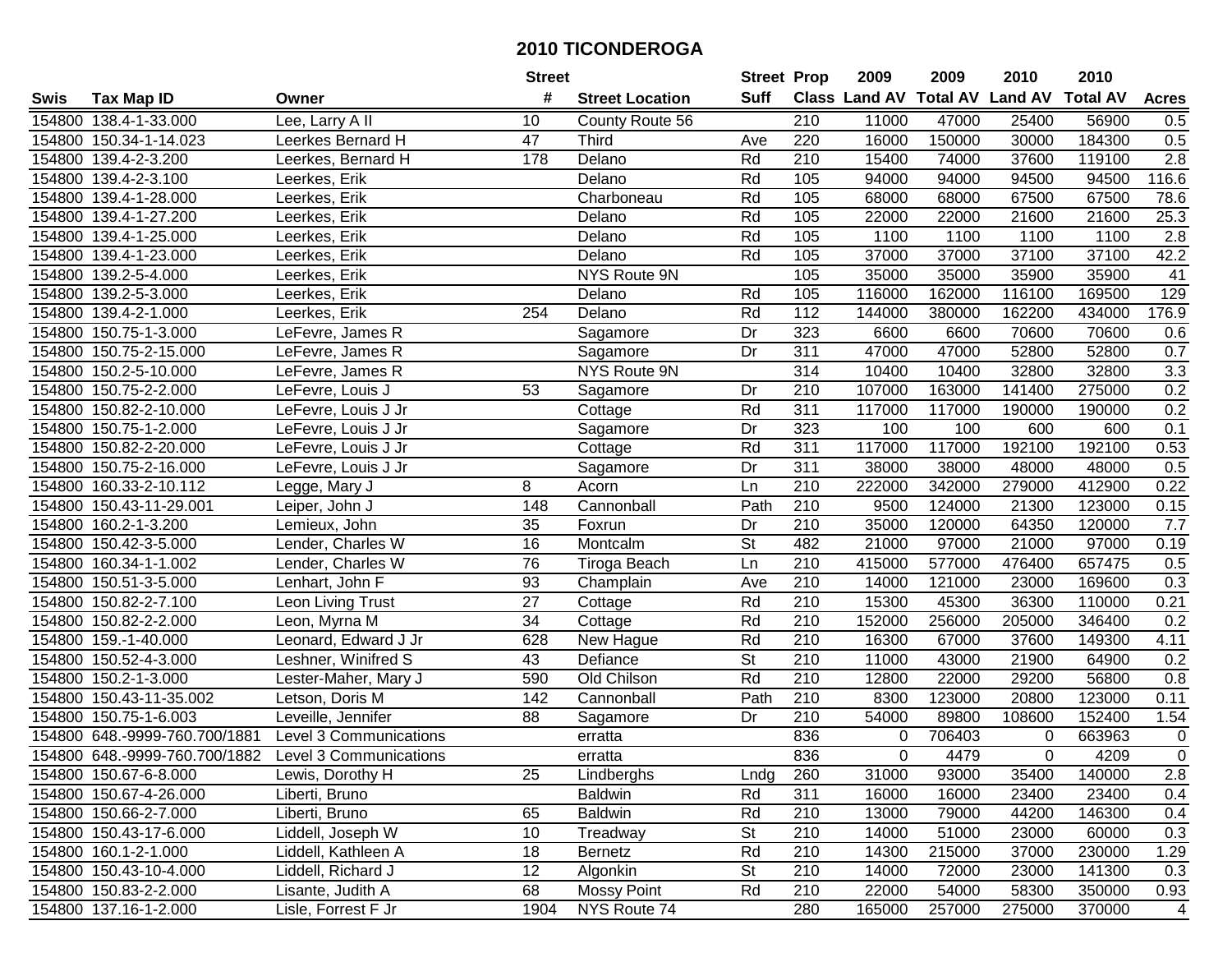# 2010 TICONDEROGA

| Swis | Tax Map ID | Owner | Street # | Street Location | Street Suff | Prop Class | 2009 Land AV | 2009 Total AV | 2010 Land AV | 2010 Total AV | Acres |
|---|---|---|---|---|---|---|---|---|---|---|---|
| 154800 | 138.4-1-33.000 | Lee, Larry A II | 10 | County Route 56 | | 210 | 11000 | 47000 | 25400 | 56900 | 0.5 |
| 154800 | 150.34-1-14.023 | Leerkes Bernard H | 47 | Third | Ave | 220 | 16000 | 150000 | 30000 | 184300 | 0.5 |
| 154800 | 139.4-2-3.200 | Leerkes, Bernard H | 178 | Delano | Rd | 210 | 15400 | 74000 | 37600 | 119100 | 2.8 |
| 154800 | 139.4-2-3.100 | Leerkes, Erik | | Delano | Rd | 105 | 94000 | 94000 | 94500 | 94500 | 116.6 |
| 154800 | 139.4-1-28.000 | Leerkes, Erik | | Charboneau | Rd | 105 | 68000 | 68000 | 67500 | 67500 | 78.6 |
| 154800 | 139.4-1-27.200 | Leerkes, Erik | | Delano | Rd | 105 | 22000 | 22000 | 21600 | 21600 | 25.3 |
| 154800 | 139.4-1-25.000 | Leerkes, Erik | | Delano | Rd | 105 | 1100 | 1100 | 1100 | 1100 | 2.8 |
| 154800 | 139.4-1-23.000 | Leerkes, Erik | | Delano | Rd | 105 | 37000 | 37000 | 37100 | 37100 | 42.2 |
| 154800 | 139.2-5-4.000 | Leerkes, Erik | | NYS Route 9N | | 105 | 35000 | 35000 | 35900 | 35900 | 41 |
| 154800 | 139.2-5-3.000 | Leerkes, Erik | | Delano | Rd | 105 | 116000 | 162000 | 116100 | 169500 | 129 |
| 154800 | 139.4-2-1.000 | Leerkes, Erik | 254 | Delano | Rd | 112 | 144000 | 380000 | 162200 | 434000 | 176.9 |
| 154800 | 150.75-1-3.000 | LeFevre, James R | | Sagamore | Dr | 323 | 6600 | 6600 | 70600 | 70600 | 0.6 |
| 154800 | 150.75-2-15.000 | LeFevre, James R | | Sagamore | Dr | 311 | 47000 | 47000 | 52800 | 52800 | 0.7 |
| 154800 | 150.2-5-10.000 | LeFevre, James R | | NYS Route 9N | | 314 | 10400 | 10400 | 32800 | 32800 | 3.3 |
| 154800 | 150.75-2-2.000 | LeFevre, Louis J | 53 | Sagamore | Dr | 210 | 107000 | 163000 | 141400 | 275000 | 0.2 |
| 154800 | 150.82-2-10.000 | LeFevre, Louis J Jr | | Cottage | Rd | 311 | 117000 | 117000 | 190000 | 190000 | 0.2 |
| 154800 | 150.75-1-2.000 | LeFevre, Louis J Jr | | Sagamore | Dr | 323 | 100 | 100 | 600 | 600 | 0.1 |
| 154800 | 150.82-2-20.000 | LeFevre, Louis J Jr | | Cottage | Rd | 311 | 117000 | 117000 | 192100 | 192100 | 0.53 |
| 154800 | 150.75-2-16.000 | LeFevre, Louis J Jr | | Sagamore | Dr | 311 | 38000 | 38000 | 48000 | 48000 | 0.5 |
| 154800 | 160.33-2-10.112 | Legge, Mary J | 8 | Acorn | Ln | 210 | 222000 | 342000 | 279000 | 412900 | 0.22 |
| 154800 | 150.43-11-29.001 | Leiper, John J | 148 | Cannonball | Path | 210 | 9500 | 124000 | 21300 | 123000 | 0.15 |
| 154800 | 160.2-1-3.200 | Lemieux, John | 35 | Foxrun | Dr | 210 | 35000 | 120000 | 64350 | 120000 | 7.7 |
| 154800 | 150.42-3-5.000 | Lender, Charles W | 16 | Montcalm | St | 482 | 21000 | 97000 | 21000 | 97000 | 0.19 |
| 154800 | 160.34-1-1.002 | Lender, Charles W | 76 | Tiroga Beach | Ln | 210 | 415000 | 577000 | 476400 | 657475 | 0.5 |
| 154800 | 150.51-3-5.000 | Lenhart, John F | 93 | Champlain | Ave | 210 | 14000 | 121000 | 23000 | 169600 | 0.3 |
| 154800 | 150.82-2-7.100 | Leon Living Trust | 27 | Cottage | Rd | 210 | 15300 | 45300 | 36300 | 110000 | 0.21 |
| 154800 | 150.82-2-2.000 | Leon, Myrna M | 34 | Cottage | Rd | 210 | 152000 | 256000 | 205000 | 346400 | 0.2 |
| 154800 | 159.-1-40.000 | Leonard, Edward J Jr | 628 | New Hague | Rd | 210 | 16300 | 67000 | 37600 | 149300 | 4.11 |
| 154800 | 150.52-4-3.000 | Leshner, Winifred S | 43 | Defiance | St | 210 | 11000 | 43000 | 21900 | 64900 | 0.2 |
| 154800 | 150.2-1-3.000 | Lester-Maher, Mary J | 590 | Old Chilson | Rd | 210 | 12800 | 22000 | 29200 | 56800 | 0.8 |
| 154800 | 150.43-11-35.002 | Letson, Doris M | 142 | Cannonball | Path | 210 | 8300 | 123000 | 20800 | 123000 | 0.11 |
| 154800 | 150.75-1-6.003 | Leveille, Jennifer | 88 | Sagamore | Dr | 210 | 54000 | 89800 | 108600 | 152400 | 1.54 |
| 154800 | 648.-9999-760.700/1881 | Level 3 Communications | | erratta | | 836 | 0 | 706403 | 0 | 663963 | 0 |
| 154800 | 648.-9999-760.700/1882 | Level 3 Communications | | erratta | | 836 | 0 | 4479 | 0 | 4209 | 0 |
| 154800 | 150.67-6-8.000 | Lewis, Dorothy H | 25 | Lindberghs | Lndg | 260 | 31000 | 93000 | 35400 | 140000 | 2.8 |
| 154800 | 150.67-4-26.000 | Liberti, Bruno | | Baldwin | Rd | 311 | 16000 | 16000 | 23400 | 23400 | 0.4 |
| 154800 | 150.66-2-7.000 | Liberti, Bruno | 65 | Baldwin | Rd | 210 | 13000 | 79000 | 44200 | 146300 | 0.4 |
| 154800 | 150.43-17-6.000 | Liddell, Joseph W | 10 | Treadway | St | 210 | 14000 | 51000 | 23000 | 60000 | 0.3 |
| 154800 | 160.1-2-1.000 | Liddell, Kathleen A | 18 | Bernetz | Rd | 210 | 14300 | 215000 | 37000 | 230000 | 1.29 |
| 154800 | 150.43-10-4.000 | Liddell, Richard J | 12 | Algonkin | St | 210 | 14000 | 72000 | 23000 | 141300 | 0.3 |
| 154800 | 150.83-2-2.000 | Lisante, Judith A | 68 | Mossy Point | Rd | 210 | 22000 | 54000 | 58300 | 350000 | 0.93 |
| 154800 | 137.16-1-2.000 | Lisle, Forrest F Jr | 1904 | NYS Route 74 | | 280 | 165000 | 257000 | 275000 | 370000 | 4 |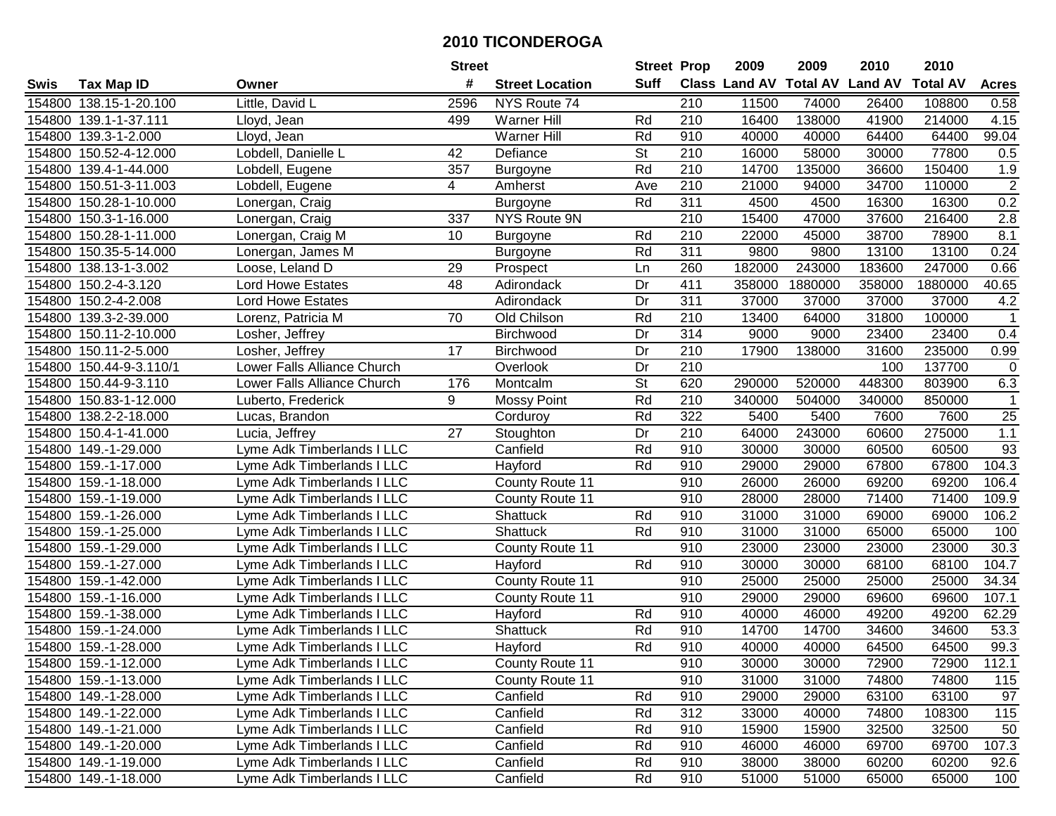# 2010 TICONDEROGA

| Swis | Tax Map ID | Owner | Street # | Street Location | Street Suff | Prop Class | 2009 Land AV | 2009 Total AV | 2010 Land AV | 2010 Total AV | Acres |
|---|---|---|---|---|---|---|---|---|---|---|---|
| 154800 | 138.15-1-20.100 | Little, David L | 2596 | NYS Route 74 | | 210 | 11500 | 74000 | 26400 | 108800 | 0.58 |
| 154800 | 139.1-1-37.111 | Lloyd, Jean | 499 | Warner Hill | Rd | 210 | 16400 | 138000 | 41900 | 214000 | 4.15 |
| 154800 | 139.3-1-2.000 | Lloyd, Jean | | Warner Hill | Rd | 910 | 40000 | 40000 | 64400 | 64400 | 99.04 |
| 154800 | 150.52-4-12.000 | Lobdell, Danielle L | 42 | Defiance | St | 210 | 16000 | 58000 | 30000 | 77800 | 0.5 |
| 154800 | 139.4-1-44.000 | Lobdell, Eugene | 357 | Burgoyne | Rd | 210 | 14700 | 135000 | 36600 | 150400 | 1.9 |
| 154800 | 150.51-3-11.003 | Lobdell, Eugene | 4 | Amherst | Ave | 210 | 21000 | 94000 | 34700 | 110000 | 2 |
| 154800 | 150.28-1-10.000 | Lonergan, Craig | | Burgoyne | Rd | 311 | 4500 | 4500 | 16300 | 16300 | 0.2 |
| 154800 | 150.3-1-16.000 | Lonergan, Craig | 337 | NYS Route 9N | | 210 | 15400 | 47000 | 37600 | 216400 | 2.8 |
| 154800 | 150.28-1-11.000 | Lonergan, Craig M | 10 | Burgoyne | Rd | 210 | 22000 | 45000 | 38700 | 78900 | 8.1 |
| 154800 | 150.35-5-14.000 | Lonergan, James M | | Burgoyne | Rd | 311 | 9800 | 9800 | 13100 | 13100 | 0.24 |
| 154800 | 138.13-1-3.002 | Loose, Leland D | 29 | Prospect | Ln | 260 | 182000 | 243000 | 183600 | 247000 | 0.66 |
| 154800 | 150.2-4-3.120 | Lord Howe Estates | 48 | Adirondack | Dr | 411 | 358000 | 1880000 | 358000 | 1880000 | 40.65 |
| 154800 | 150.2-4-2.008 | Lord Howe Estates | | Adirondack | Dr | 311 | 37000 | 37000 | 37000 | 37000 | 4.2 |
| 154800 | 139.3-2-39.000 | Lorenz, Patricia M | 70 | Old Chilson | Rd | 210 | 13400 | 64000 | 31800 | 100000 | 1 |
| 154800 | 150.11-2-10.000 | Losher, Jeffrey | | Birchwood | Dr | 314 | 9000 | 9000 | 23400 | 23400 | 0.4 |
| 154800 | 150.11-2-5.000 | Losher, Jeffrey | 17 | Birchwood | Dr | 210 | 17900 | 138000 | 31600 | 235000 | 0.99 |
| 154800 | 150.44-9-3.110/1 | Lower Falls Alliance Church | | Overlook | Dr | 210 | | | 100 | 137700 | 0 |
| 154800 | 150.44-9-3.110 | Lower Falls Alliance Church | 176 | Montcalm | St | 620 | 290000 | 520000 | 448300 | 803900 | 6.3 |
| 154800 | 150.83-1-12.000 | Luberto, Frederick | 9 | Mossy Point | Rd | 210 | 340000 | 504000 | 340000 | 850000 | 1 |
| 154800 | 138.2-2-18.000 | Lucas, Brandon | | Corduroy | Rd | 322 | 5400 | 5400 | 7600 | 7600 | 25 |
| 154800 | 150.4-1-41.000 | Lucia, Jeffrey | 27 | Stoughton | Dr | 210 | 64000 | 243000 | 60600 | 275000 | 1.1 |
| 154800 | 149.-1-29.000 | Lyme Adk Timberlands I LLC | | Canfield | Rd | 910 | 30000 | 30000 | 60500 | 60500 | 93 |
| 154800 | 159.-1-17.000 | Lyme Adk Timberlands I LLC | | Hayford | Rd | 910 | 29000 | 29000 | 67800 | 67800 | 104.3 |
| 154800 | 159.-1-18.000 | Lyme Adk Timberlands I LLC | | County Route 11 | | 910 | 26000 | 26000 | 69200 | 69200 | 106.4 |
| 154800 | 159.-1-19.000 | Lyme Adk Timberlands I LLC | | County Route 11 | | 910 | 28000 | 28000 | 71400 | 71400 | 109.9 |
| 154800 | 159.-1-26.000 | Lyme Adk Timberlands I LLC | | Shattuck | Rd | 910 | 31000 | 31000 | 69000 | 69000 | 106.2 |
| 154800 | 159.-1-25.000 | Lyme Adk Timberlands I LLC | | Shattuck | Rd | 910 | 31000 | 31000 | 65000 | 65000 | 100 |
| 154800 | 159.-1-29.000 | Lyme Adk Timberlands I LLC | | County Route 11 | | 910 | 23000 | 23000 | 23000 | 23000 | 30.3 |
| 154800 | 159.-1-27.000 | Lyme Adk Timberlands I LLC | | Hayford | Rd | 910 | 30000 | 30000 | 68100 | 68100 | 104.7 |
| 154800 | 159.-1-42.000 | Lyme Adk Timberlands I LLC | | County Route 11 | | 910 | 25000 | 25000 | 25000 | 25000 | 34.34 |
| 154800 | 159.-1-16.000 | Lyme Adk Timberlands I LLC | | County Route 11 | | 910 | 29000 | 29000 | 69600 | 69600 | 107.1 |
| 154800 | 159.-1-38.000 | Lyme Adk Timberlands I LLC | | Hayford | Rd | 910 | 40000 | 46000 | 49200 | 49200 | 62.29 |
| 154800 | 159.-1-24.000 | Lyme Adk Timberlands I LLC | | Shattuck | Rd | 910 | 14700 | 14700 | 34600 | 34600 | 53.3 |
| 154800 | 159.-1-28.000 | Lyme Adk Timberlands I LLC | | Hayford | Rd | 910 | 40000 | 40000 | 64500 | 64500 | 99.3 |
| 154800 | 159.-1-12.000 | Lyme Adk Timberlands I LLC | | County Route 11 | | 910 | 30000 | 30000 | 72900 | 72900 | 112.1 |
| 154800 | 159.-1-13.000 | Lyme Adk Timberlands I LLC | | County Route 11 | | 910 | 31000 | 31000 | 74800 | 74800 | 115 |
| 154800 | 149.-1-28.000 | Lyme Adk Timberlands I LLC | | Canfield | Rd | 910 | 29000 | 29000 | 63100 | 63100 | 97 |
| 154800 | 149.-1-22.000 | Lyme Adk Timberlands I LLC | | Canfield | Rd | 312 | 33000 | 40000 | 74800 | 108300 | 115 |
| 154800 | 149.-1-21.000 | Lyme Adk Timberlands I LLC | | Canfield | Rd | 910 | 15900 | 15900 | 32500 | 32500 | 50 |
| 154800 | 149.-1-20.000 | Lyme Adk Timberlands I LLC | | Canfield | Rd | 910 | 46000 | 46000 | 69700 | 69700 | 107.3 |
| 154800 | 149.-1-19.000 | Lyme Adk Timberlands I LLC | | Canfield | Rd | 910 | 38000 | 38000 | 60200 | 60200 | 92.6 |
| 154800 | 149.-1-18.000 | Lyme Adk Timberlands I LLC | | Canfield | Rd | 910 | 51000 | 51000 | 65000 | 65000 | 100 |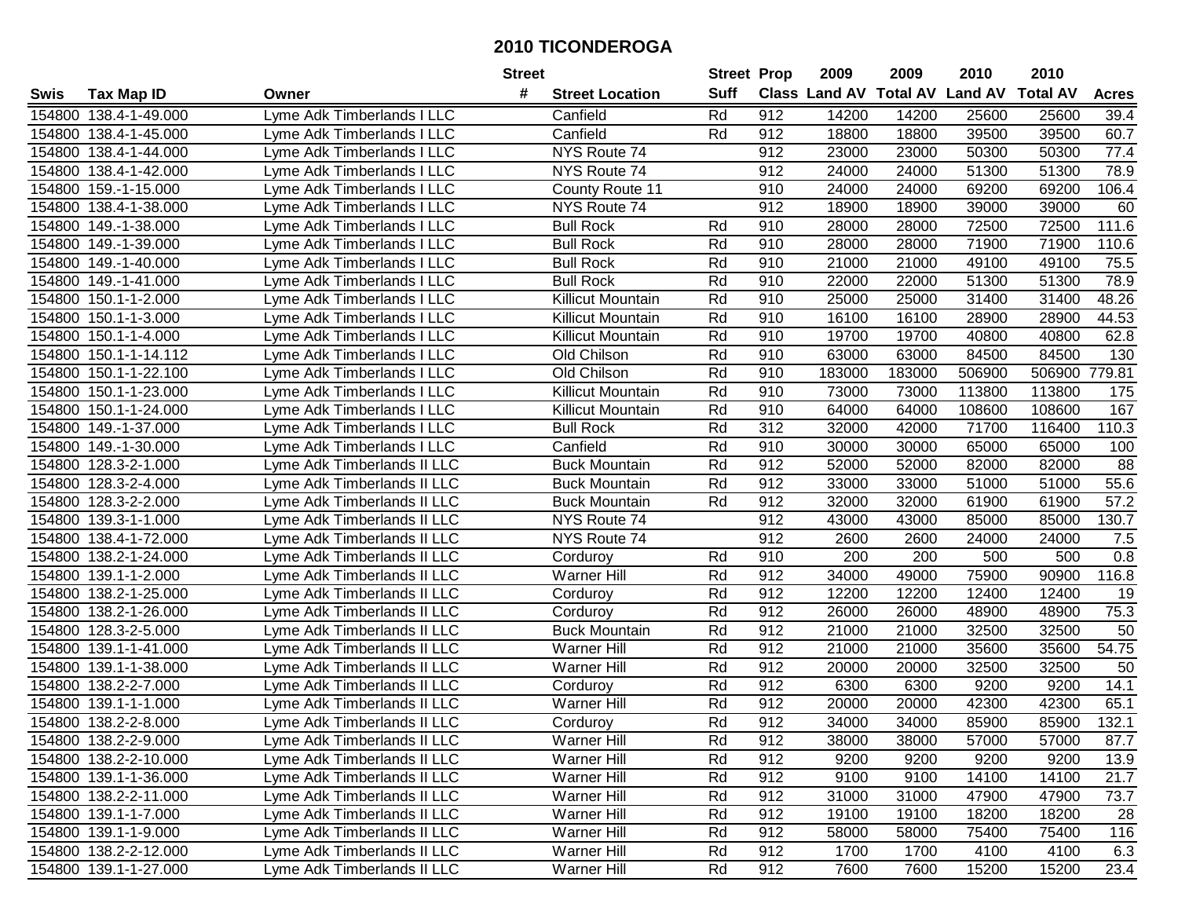# 2010 TICONDEROGA

| Swis | Tax Map ID | Owner | Street # | Street Location | Street Suff | Prop Class | 2009 Land AV | 2009 Total AV | 2010 Land AV | 2010 Total AV | Acres |
|---|---|---|---|---|---|---|---|---|---|---|---|
| 154800 | 138.4-1-49.000 | Lyme Adk Timberlands I LLC | | Canfield | Rd | 912 | 14200 | 14200 | 25600 | 25600 | 39.4 |
| 154800 | 138.4-1-45.000 | Lyme Adk Timberlands I LLC | | Canfield | Rd | 912 | 18800 | 18800 | 39500 | 39500 | 60.7 |
| 154800 | 138.4-1-44.000 | Lyme Adk Timberlands I LLC | | NYS Route 74 | | 912 | 23000 | 23000 | 50300 | 50300 | 77.4 |
| 154800 | 138.4-1-42.000 | Lyme Adk Timberlands I LLC | | NYS Route 74 | | 912 | 24000 | 24000 | 51300 | 51300 | 78.9 |
| 154800 | 159.-1-15.000 | Lyme Adk Timberlands I LLC | | County Route 11 | | 910 | 24000 | 24000 | 69200 | 69200 | 106.4 |
| 154800 | 138.4-1-38.000 | Lyme Adk Timberlands I LLC | | NYS Route 74 | | 912 | 18900 | 18900 | 39000 | 39000 | 60 |
| 154800 | 149.-1-38.000 | Lyme Adk Timberlands I LLC | | Bull Rock | Rd | 910 | 28000 | 28000 | 72500 | 72500 | 111.6 |
| 154800 | 149.-1-39.000 | Lyme Adk Timberlands I LLC | | Bull Rock | Rd | 910 | 28000 | 28000 | 71900 | 71900 | 110.6 |
| 154800 | 149.-1-40.000 | Lyme Adk Timberlands I LLC | | Bull Rock | Rd | 910 | 21000 | 21000 | 49100 | 49100 | 75.5 |
| 154800 | 149.-1-41.000 | Lyme Adk Timberlands I LLC | | Bull Rock | Rd | 910 | 22000 | 22000 | 51300 | 51300 | 78.9 |
| 154800 | 150.1-1-2.000 | Lyme Adk Timberlands I LLC | | Killicut Mountain | Rd | 910 | 25000 | 25000 | 31400 | 31400 | 48.26 |
| 154800 | 150.1-1-3.000 | Lyme Adk Timberlands I LLC | | Killicut Mountain | Rd | 910 | 16100 | 16100 | 28900 | 28900 | 44.53 |
| 154800 | 150.1-1-4.000 | Lyme Adk Timberlands I LLC | | Killicut Mountain | Rd | 910 | 19700 | 19700 | 40800 | 40800 | 62.8 |
| 154800 | 150.1-1-14.112 | Lyme Adk Timberlands I LLC | | Old Chilson | Rd | 910 | 63000 | 63000 | 84500 | 84500 | 130 |
| 154800 | 150.1-1-22.100 | Lyme Adk Timberlands I LLC | | Old Chilson | Rd | 910 | 183000 | 183000 | 506900 | 506900 | 779.81 |
| 154800 | 150.1-1-23.000 | Lyme Adk Timberlands I LLC | | Killicut Mountain | Rd | 910 | 73000 | 73000 | 113800 | 113800 | 175 |
| 154800 | 150.1-1-24.000 | Lyme Adk Timberlands I LLC | | Killicut Mountain | Rd | 910 | 64000 | 64000 | 108600 | 108600 | 167 |
| 154800 | 149.-1-37.000 | Lyme Adk Timberlands I LLC | | Bull Rock | Rd | 312 | 32000 | 42000 | 71700 | 116400 | 110.3 |
| 154800 | 149.-1-30.000 | Lyme Adk Timberlands I LLC | | Canfield | Rd | 910 | 30000 | 30000 | 65000 | 65000 | 100 |
| 154800 | 128.3-2-1.000 | Lyme Adk Timberlands II LLC | | Buck Mountain | Rd | 912 | 52000 | 52000 | 82000 | 82000 | 88 |
| 154800 | 128.3-2-4.000 | Lyme Adk Timberlands II LLC | | Buck Mountain | Rd | 912 | 33000 | 33000 | 51000 | 51000 | 55.6 |
| 154800 | 128.3-2-2.000 | Lyme Adk Timberlands II LLC | | Buck Mountain | Rd | 912 | 32000 | 32000 | 61900 | 61900 | 57.2 |
| 154800 | 139.3-1-1.000 | Lyme Adk Timberlands II LLC | | NYS Route 74 | | 912 | 43000 | 43000 | 85000 | 85000 | 130.7 |
| 154800 | 138.4-1-72.000 | Lyme Adk Timberlands II LLC | | NYS Route 74 | | 912 | 2600 | 2600 | 24000 | 24000 | 7.5 |
| 154800 | 138.2-1-24.000 | Lyme Adk Timberlands II LLC | | Corduroy | Rd | 910 | 200 | 200 | 500 | 500 | 0.8 |
| 154800 | 139.1-1-2.000 | Lyme Adk Timberlands II LLC | | Warner Hill | Rd | 912 | 34000 | 49000 | 75900 | 90900 | 116.8 |
| 154800 | 138.2-1-25.000 | Lyme Adk Timberlands II LLC | | Corduroy | Rd | 912 | 12200 | 12200 | 12400 | 12400 | 19 |
| 154800 | 138.2-1-26.000 | Lyme Adk Timberlands II LLC | | Corduroy | Rd | 912 | 26000 | 26000 | 48900 | 48900 | 75.3 |
| 154800 | 128.3-2-5.000 | Lyme Adk Timberlands II LLC | | Buck Mountain | Rd | 912 | 21000 | 21000 | 32500 | 32500 | 50 |
| 154800 | 139.1-1-41.000 | Lyme Adk Timberlands II LLC | | Warner Hill | Rd | 912 | 21000 | 21000 | 35600 | 35600 | 54.75 |
| 154800 | 139.1-1-38.000 | Lyme Adk Timberlands II LLC | | Warner Hill | Rd | 912 | 20000 | 20000 | 32500 | 32500 | 50 |
| 154800 | 138.2-2-7.000 | Lyme Adk Timberlands II LLC | | Corduroy | Rd | 912 | 6300 | 6300 | 9200 | 9200 | 14.1 |
| 154800 | 139.1-1-1.000 | Lyme Adk Timberlands II LLC | | Warner Hill | Rd | 912 | 20000 | 20000 | 42300 | 42300 | 65.1 |
| 154800 | 138.2-2-8.000 | Lyme Adk Timberlands II LLC | | Corduroy | Rd | 912 | 34000 | 34000 | 85900 | 85900 | 132.1 |
| 154800 | 138.2-2-9.000 | Lyme Adk Timberlands II LLC | | Warner Hill | Rd | 912 | 38000 | 38000 | 57000 | 57000 | 87.7 |
| 154800 | 138.2-2-10.000 | Lyme Adk Timberlands II LLC | | Warner Hill | Rd | 912 | 9200 | 9200 | 9200 | 9200 | 13.9 |
| 154800 | 139.1-1-36.000 | Lyme Adk Timberlands II LLC | | Warner Hill | Rd | 912 | 9100 | 9100 | 14100 | 14100 | 21.7 |
| 154800 | 138.2-2-11.000 | Lyme Adk Timberlands II LLC | | Warner Hill | Rd | 912 | 31000 | 31000 | 47900 | 47900 | 73.7 |
| 154800 | 139.1-1-7.000 | Lyme Adk Timberlands II LLC | | Warner Hill | Rd | 912 | 19100 | 19100 | 18200 | 18200 | 28 |
| 154800 | 139.1-1-9.000 | Lyme Adk Timberlands II LLC | | Warner Hill | Rd | 912 | 58000 | 58000 | 75400 | 75400 | 116 |
| 154800 | 138.2-2-12.000 | Lyme Adk Timberlands II LLC | | Warner Hill | Rd | 912 | 1700 | 1700 | 4100 | 4100 | 6.3 |
| 154800 | 139.1-1-27.000 | Lyme Adk Timberlands II LLC | | Warner Hill | Rd | 912 | 7600 | 7600 | 15200 | 15200 | 23.4 |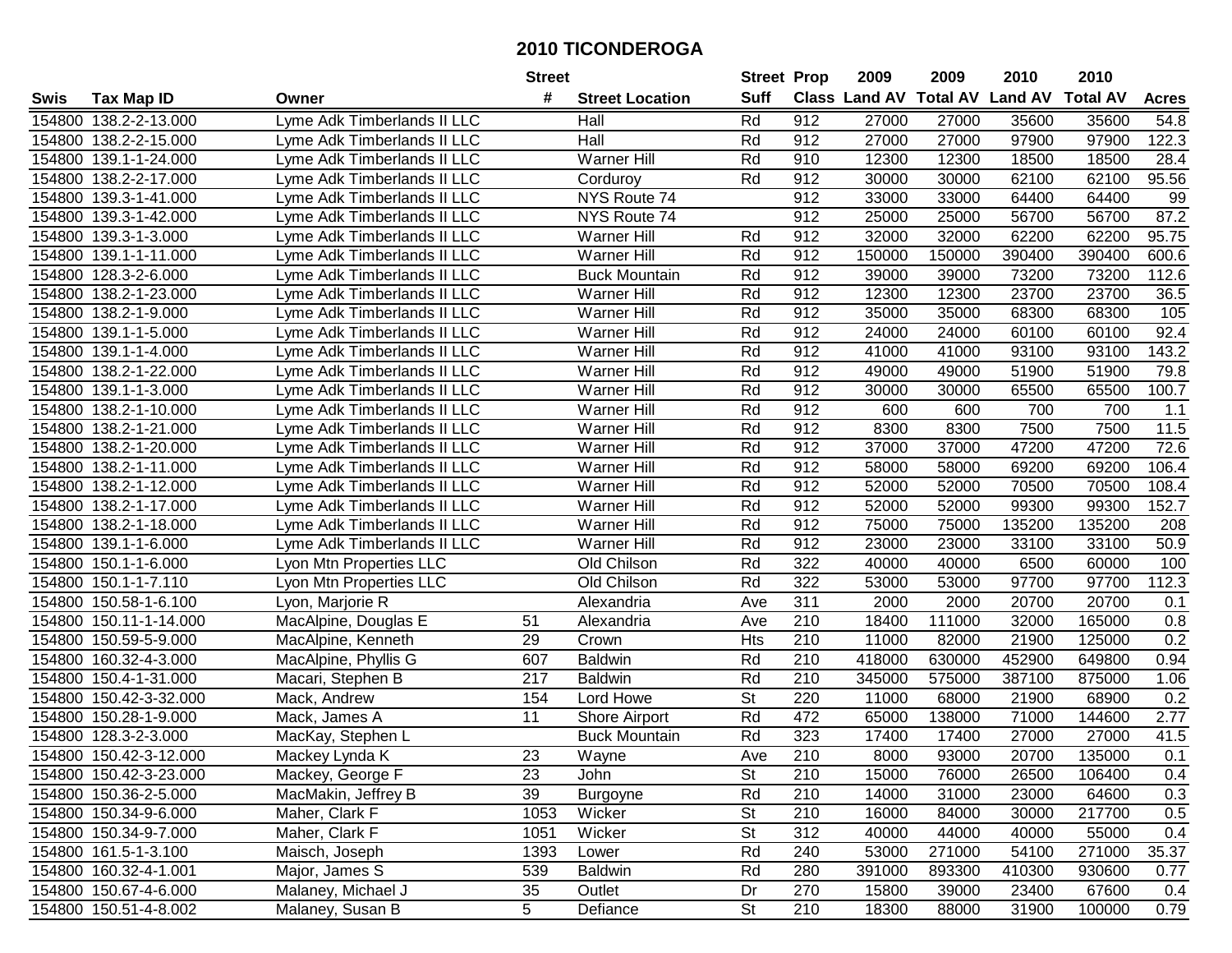# 2010 TICONDEROGA

| Swis | Tax Map ID | Owner | Street # | Street Location | Street Suff | Prop Class | 2009 Land AV | 2009 Total AV | 2010 Land AV | 2010 Total AV | Acres |
|---|---|---|---|---|---|---|---|---|---|---|---|
| 154800 | 138.2-2-13.000 | Lyme Adk Timberlands II LLC | | Hall | Rd | 912 | 27000 | 27000 | 35600 | 35600 | 54.8 |
| 154800 | 138.2-2-15.000 | Lyme Adk Timberlands II LLC | | Hall | Rd | 912 | 27000 | 27000 | 97900 | 97900 | 122.3 |
| 154800 | 139.1-1-24.000 | Lyme Adk Timberlands II LLC | | Warner Hill | Rd | 910 | 12300 | 12300 | 18500 | 18500 | 28.4 |
| 154800 | 138.2-2-17.000 | Lyme Adk Timberlands II LLC | | Corduroy | Rd | 912 | 30000 | 30000 | 62100 | 62100 | 95.56 |
| 154800 | 139.3-1-41.000 | Lyme Adk Timberlands II LLC | | NYS Route 74 | | 912 | 33000 | 33000 | 64400 | 64400 | 99 |
| 154800 | 139.3-1-42.000 | Lyme Adk Timberlands II LLC | | NYS Route 74 | | 912 | 25000 | 25000 | 56700 | 56700 | 87.2 |
| 154800 | 139.3-1-3.000 | Lyme Adk Timberlands II LLC | | Warner Hill | Rd | 912 | 32000 | 32000 | 62200 | 62200 | 95.75 |
| 154800 | 139.1-1-11.000 | Lyme Adk Timberlands II LLC | | Warner Hill | Rd | 912 | 150000 | 150000 | 390400 | 390400 | 600.6 |
| 154800 | 128.3-2-6.000 | Lyme Adk Timberlands II LLC | | Buck Mountain | Rd | 912 | 39000 | 39000 | 73200 | 73200 | 112.6 |
| 154800 | 138.2-1-23.000 | Lyme Adk Timberlands II LLC | | Warner Hill | Rd | 912 | 12300 | 12300 | 23700 | 23700 | 36.5 |
| 154800 | 138.2-1-9.000 | Lyme Adk Timberlands II LLC | | Warner Hill | Rd | 912 | 35000 | 35000 | 68300 | 68300 | 105 |
| 154800 | 139.1-1-5.000 | Lyme Adk Timberlands II LLC | | Warner Hill | Rd | 912 | 24000 | 24000 | 60100 | 60100 | 92.4 |
| 154800 | 139.1-1-4.000 | Lyme Adk Timberlands II LLC | | Warner Hill | Rd | 912 | 41000 | 41000 | 93100 | 93100 | 143.2 |
| 154800 | 138.2-1-22.000 | Lyme Adk Timberlands II LLC | | Warner Hill | Rd | 912 | 49000 | 49000 | 51900 | 51900 | 79.8 |
| 154800 | 139.1-1-3.000 | Lyme Adk Timberlands II LLC | | Warner Hill | Rd | 912 | 30000 | 30000 | 65500 | 65500 | 100.7 |
| 154800 | 138.2-1-10.000 | Lyme Adk Timberlands II LLC | | Warner Hill | Rd | 912 | 600 | 600 | 700 | 700 | 1.1 |
| 154800 | 138.2-1-21.000 | Lyme Adk Timberlands II LLC | | Warner Hill | Rd | 912 | 8300 | 8300 | 7500 | 7500 | 11.5 |
| 154800 | 138.2-1-20.000 | Lyme Adk Timberlands II LLC | | Warner Hill | Rd | 912 | 37000 | 37000 | 47200 | 47200 | 72.6 |
| 154800 | 138.2-1-11.000 | Lyme Adk Timberlands II LLC | | Warner Hill | Rd | 912 | 58000 | 58000 | 69200 | 69200 | 106.4 |
| 154800 | 138.2-1-12.000 | Lyme Adk Timberlands II LLC | | Warner Hill | Rd | 912 | 52000 | 52000 | 70500 | 70500 | 108.4 |
| 154800 | 138.2-1-17.000 | Lyme Adk Timberlands II LLC | | Warner Hill | Rd | 912 | 52000 | 52000 | 99300 | 99300 | 152.7 |
| 154800 | 138.2-1-18.000 | Lyme Adk Timberlands II LLC | | Warner Hill | Rd | 912 | 75000 | 75000 | 135200 | 135200 | 208 |
| 154800 | 139.1-1-6.000 | Lyme Adk Timberlands II LLC | | Warner Hill | Rd | 912 | 23000 | 23000 | 33100 | 33100 | 50.9 |
| 154800 | 150.1-1-6.000 | Lyon Mtn Properties LLC | | Old Chilson | Rd | 322 | 40000 | 40000 | 6500 | 60000 | 100 |
| 154800 | 150.1-1-7.110 | Lyon Mtn Properties LLC | | Old Chilson | Rd | 322 | 53000 | 53000 | 97700 | 97700 | 112.3 |
| 154800 | 150.58-1-6.100 | Lyon, Marjorie R | | Alexandria | Ave | 311 | 2000 | 2000 | 20700 | 20700 | 0.1 |
| 154800 | 150.11-1-14.000 | MacAlpine, Douglas E | 51 | Alexandria | Ave | 210 | 18400 | 111000 | 32000 | 165000 | 0.8 |
| 154800 | 150.59-5-9.000 | MacAlpine, Kenneth | 29 | Crown | Hts | 210 | 11000 | 82000 | 21900 | 125000 | 0.2 |
| 154800 | 160.32-4-3.000 | MacAlpine, Phyllis G | 607 | Baldwin | Rd | 210 | 418000 | 630000 | 452900 | 649800 | 0.94 |
| 154800 | 150.4-1-31.000 | Macari, Stephen B | 217 | Baldwin | Rd | 210 | 345000 | 575000 | 387100 | 875000 | 1.06 |
| 154800 | 150.42-3-32.000 | Mack, Andrew | 154 | Lord Howe | St | 220 | 11000 | 68000 | 21900 | 68900 | 0.2 |
| 154800 | 150.28-1-9.000 | Mack, James A | 11 | Shore Airport | Rd | 472 | 65000 | 138000 | 71000 | 144600 | 2.77 |
| 154800 | 128.3-2-3.000 | MacKay, Stephen L | | Buck Mountain | Rd | 323 | 17400 | 17400 | 27000 | 27000 | 41.5 |
| 154800 | 150.42-3-12.000 | Mackey Lynda K | 23 | Wayne | Ave | 210 | 8000 | 93000 | 20700 | 135000 | 0.1 |
| 154800 | 150.42-3-23.000 | Mackey, George F | 23 | John | St | 210 | 15000 | 76000 | 26500 | 106400 | 0.4 |
| 154800 | 150.36-2-5.000 | MacMakin, Jeffrey B | 39 | Burgoyne | Rd | 210 | 14000 | 31000 | 23000 | 64600 | 0.3 |
| 154800 | 150.34-9-6.000 | Maher, Clark F | 1053 | Wicker | St | 210 | 16000 | 84000 | 30000 | 217700 | 0.5 |
| 154800 | 150.34-9-7.000 | Maher, Clark F | 1051 | Wicker | St | 312 | 40000 | 44000 | 40000 | 55000 | 0.4 |
| 154800 | 161.5-1-3.100 | Maisch, Joseph | 1393 | Lower | Rd | 240 | 53000 | 271000 | 54100 | 271000 | 35.37 |
| 154800 | 160.32-4-1.001 | Major, James S | 539 | Baldwin | Rd | 280 | 391000 | 893300 | 410300 | 930600 | 0.77 |
| 154800 | 150.67-4-6.000 | Malaney, Michael J | 35 | Outlet | Dr | 270 | 15800 | 39000 | 23400 | 67600 | 0.4 |
| 154800 | 150.51-4-8.002 | Malaney, Susan B | 5 | Defiance | St | 210 | 18300 | 88000 | 31900 | 100000 | 0.79 |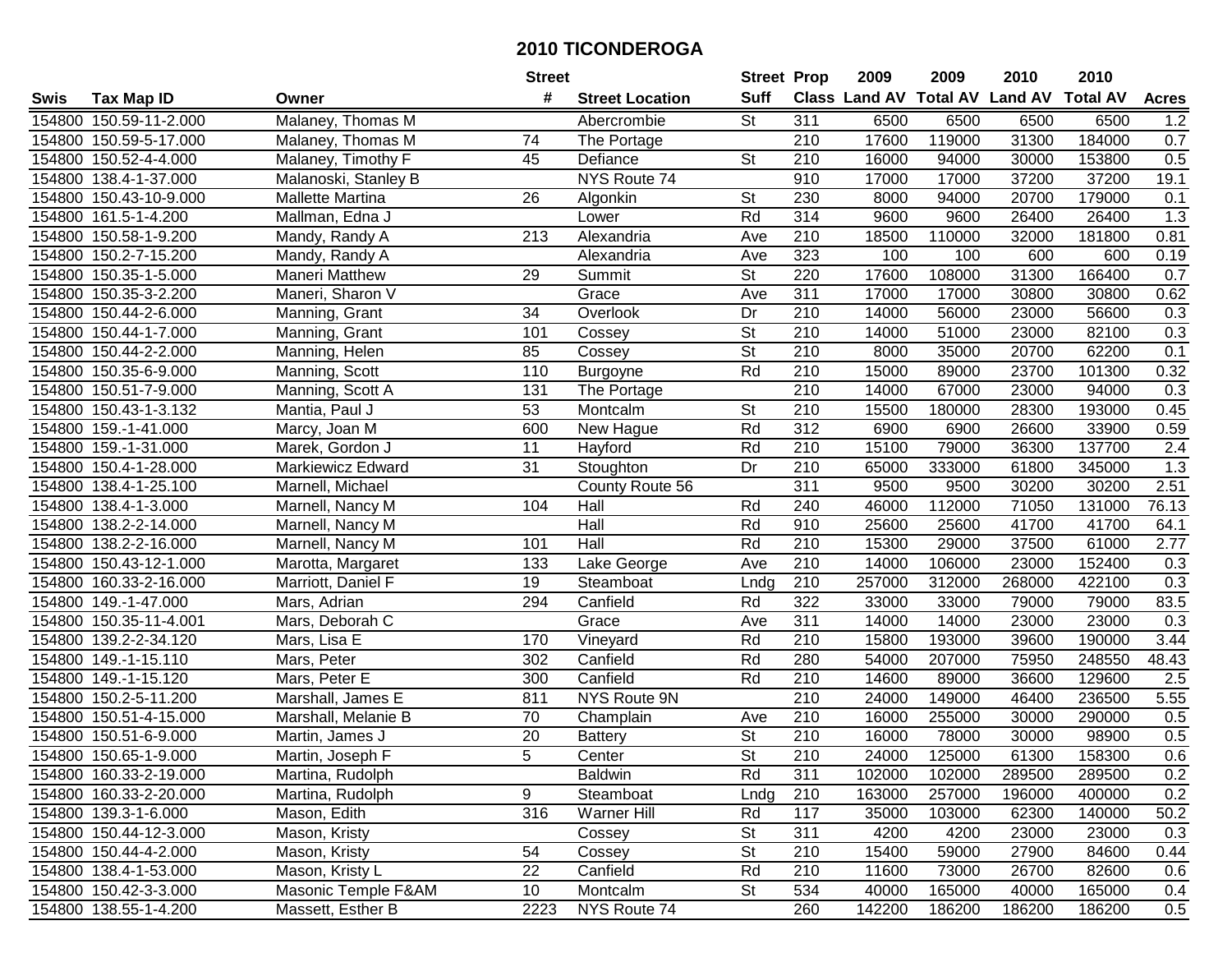# 2010 TICONDEROGA

| Swis | Tax Map ID | Owner | Street # | Street Location | Street Suff | Prop Class | 2009 Land AV | 2009 Total AV | 2010 Land AV | 2010 Total AV | Acres |
|---|---|---|---|---|---|---|---|---|---|---|---|
| 154800 | 150.59-11-2.000 | Malaney, Thomas M | | Abercrombie | St | 311 | 6500 | 6500 | 6500 | 6500 | 1.2 |
| 154800 | 150.59-5-17.000 | Malaney, Thomas M | 74 | The Portage | | 210 | 17600 | 119000 | 31300 | 184000 | 0.7 |
| 154800 | 150.52-4-4.000 | Malaney, Timothy F | 45 | Defiance | St | 210 | 16000 | 94000 | 30000 | 153800 | 0.5 |
| 154800 | 138.4-1-37.000 | Malanoski, Stanley B | | NYS Route 74 | | 910 | 17000 | 17000 | 37200 | 37200 | 19.1 |
| 154800 | 150.43-10-9.000 | Mallette Martina | 26 | Algonkin | St | 230 | 8000 | 94000 | 20700 | 179000 | 0.1 |
| 154800 | 161.5-1-4.200 | Mallman, Edna J | | Lower | Rd | 314 | 9600 | 9600 | 26400 | 26400 | 1.3 |
| 154800 | 150.58-1-9.200 | Mandy, Randy A | 213 | Alexandria | Ave | 210 | 18500 | 110000 | 32000 | 181800 | 0.81 |
| 154800 | 150.2-7-15.200 | Mandy, Randy A | | Alexandria | Ave | 323 | 100 | 100 | 600 | 600 | 0.19 |
| 154800 | 150.35-1-5.000 | Maneri Matthew | 29 | Summit | St | 220 | 17600 | 108000 | 31300 | 166400 | 0.7 |
| 154800 | 150.35-3-2.200 | Maneri, Sharon V | | Grace | Ave | 311 | 17000 | 17000 | 30800 | 30800 | 0.62 |
| 154800 | 150.44-2-6.000 | Manning, Grant | 34 | Overlook | Dr | 210 | 14000 | 56000 | 23000 | 56600 | 0.3 |
| 154800 | 150.44-1-7.000 | Manning, Grant | 101 | Cossey | St | 210 | 14000 | 51000 | 23000 | 82100 | 0.3 |
| 154800 | 150.44-2-2.000 | Manning, Helen | 85 | Cossey | St | 210 | 8000 | 35000 | 20700 | 62200 | 0.1 |
| 154800 | 150.35-6-9.000 | Manning, Scott | 110 | Burgoyne | Rd | 210 | 15000 | 89000 | 23700 | 101300 | 0.32 |
| 154800 | 150.51-7-9.000 | Manning, Scott A | 131 | The Portage | | 210 | 14000 | 67000 | 23000 | 94000 | 0.3 |
| 154800 | 150.43-1-3.132 | Mantia, Paul J | 53 | Montcalm | St | 210 | 15500 | 180000 | 28300 | 193000 | 0.45 |
| 154800 | 159.-1-41.000 | Marcy, Joan M | 600 | New Hague | Rd | 312 | 6900 | 6900 | 26600 | 33900 | 0.59 |
| 154800 | 159.-1-31.000 | Marek, Gordon J | 11 | Hayford | Rd | 210 | 15100 | 79000 | 36300 | 137700 | 2.4 |
| 154800 | 150.4-1-28.000 | Markiewicz Edward | 31 | Stoughton | Dr | 210 | 65000 | 333000 | 61800 | 345000 | 1.3 |
| 154800 | 138.4-1-25.100 | Marnell, Michael | | County Route 56 | | 311 | 9500 | 9500 | 30200 | 30200 | 2.51 |
| 154800 | 138.4-1-3.000 | Marnell, Nancy M | 104 | Hall | Rd | 240 | 46000 | 112000 | 71050 | 131000 | 76.13 |
| 154800 | 138.2-2-14.000 | Marnell, Nancy M | | Hall | Rd | 910 | 25600 | 25600 | 41700 | 41700 | 64.1 |
| 154800 | 138.2-2-16.000 | Marnell, Nancy M | 101 | Hall | Rd | 210 | 15300 | 29000 | 37500 | 61000 | 2.77 |
| 154800 | 150.43-12-1.000 | Marotta, Margaret | 133 | Lake George | Ave | 210 | 14000 | 106000 | 23000 | 152400 | 0.3 |
| 154800 | 160.33-2-16.000 | Marriott, Daniel F | 19 | Steamboat | Lndg | 210 | 257000 | 312000 | 268000 | 422100 | 0.3 |
| 154800 | 149.-1-47.000 | Mars, Adrian | 294 | Canfield | Rd | 322 | 33000 | 33000 | 79000 | 79000 | 83.5 |
| 154800 | 150.35-11-4.001 | Mars, Deborah C | | Grace | Ave | 311 | 14000 | 14000 | 23000 | 23000 | 0.3 |
| 154800 | 139.2-2-34.120 | Mars, Lisa E | 170 | Vineyard | Rd | 210 | 15800 | 193000 | 39600 | 190000 | 3.44 |
| 154800 | 149.-1-15.110 | Mars, Peter | 302 | Canfield | Rd | 280 | 54000 | 207000 | 75950 | 248550 | 48.43 |
| 154800 | 149.-1-15.120 | Mars, Peter E | 300 | Canfield | Rd | 210 | 14600 | 89000 | 36600 | 129600 | 2.5 |
| 154800 | 150.2-5-11.200 | Marshall, James E | 811 | NYS Route 9N | | 210 | 24000 | 149000 | 46400 | 236500 | 5.55 |
| 154800 | 150.51-4-15.000 | Marshall, Melanie B | 70 | Champlain | Ave | 210 | 16000 | 255000 | 30000 | 290000 | 0.5 |
| 154800 | 150.51-6-9.000 | Martin, James J | 20 | Battery | St | 210 | 16000 | 78000 | 30000 | 98900 | 0.5 |
| 154800 | 150.65-1-9.000 | Martin, Joseph F | 5 | Center | St | 210 | 24000 | 125000 | 61300 | 158300 | 0.6 |
| 154800 | 160.33-2-19.000 | Martina, Rudolph | | Baldwin | Rd | 311 | 102000 | 102000 | 289500 | 289500 | 0.2 |
| 154800 | 160.33-2-20.000 | Martina, Rudolph | 9 | Steamboat | Lndg | 210 | 163000 | 257000 | 196000 | 400000 | 0.2 |
| 154800 | 139.3-1-6.000 | Mason, Edith | 316 | Warner Hill | Rd | 117 | 35000 | 103000 | 62300 | 140000 | 50.2 |
| 154800 | 150.44-12-3.000 | Mason, Kristy | | Cossey | St | 311 | 4200 | 4200 | 23000 | 23000 | 0.3 |
| 154800 | 150.44-4-2.000 | Mason, Kristy | 54 | Cossey | St | 210 | 15400 | 59000 | 27900 | 84600 | 0.44 |
| 154800 | 138.4-1-53.000 | Mason, Kristy L | 22 | Canfield | Rd | 210 | 11600 | 73000 | 26700 | 82600 | 0.6 |
| 154800 | 150.42-3-3.000 | Masonic Temple F&AM | 10 | Montcalm | St | 534 | 40000 | 165000 | 40000 | 165000 | 0.4 |
| 154800 | 138.55-1-4.200 | Massett, Esther B | 2223 | NYS Route 74 | | 260 | 142200 | 186200 | 186200 | 186200 | 0.5 |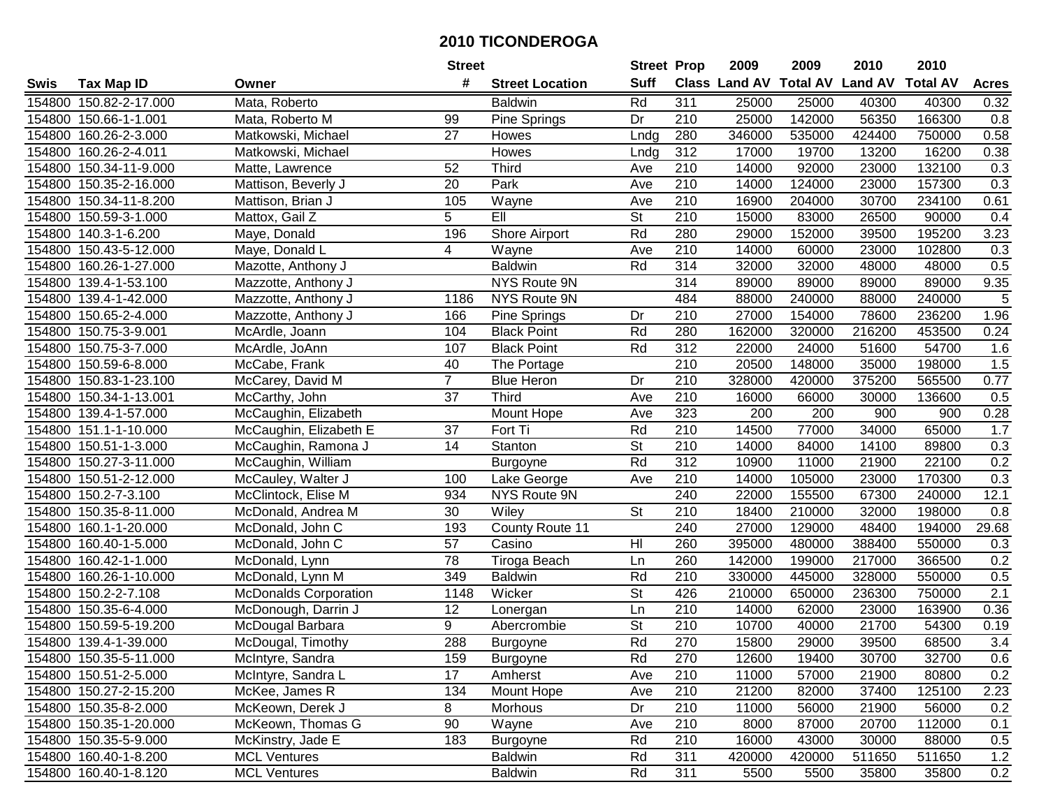# 2010 TICONDEROGA

| Swis | Tax Map ID | Owner | Street # | Street Location | Street Suff | Prop Class | 2009 Land AV | 2009 Total AV | 2010 Land AV | 2010 Total AV | Acres |
|---|---|---|---|---|---|---|---|---|---|---|---|
| 154800 | 150.82-2-17.000 | Mata, Roberto | | Baldwin | Rd | 311 | 25000 | 25000 | 40300 | 40300 | 0.32 |
| 154800 | 150.66-1-1.001 | Mata, Roberto M | 99 | Pine Springs | Dr | 210 | 25000 | 142000 | 56350 | 166300 | 0.8 |
| 154800 | 160.26-2-3.000 | Matkowski, Michael | 27 | Howes | Lndg | 280 | 346000 | 535000 | 424400 | 750000 | 0.58 |
| 154800 | 160.26-2-4.011 | Matkowski, Michael | | Howes | Lndg | 312 | 17000 | 19700 | 13200 | 16200 | 0.38 |
| 154800 | 150.34-11-9.000 | Matte, Lawrence | 52 | Third | Ave | 210 | 14000 | 92000 | 23000 | 132100 | 0.3 |
| 154800 | 150.35-2-16.000 | Mattison, Beverly J | 20 | Park | Ave | 210 | 14000 | 124000 | 23000 | 157300 | 0.3 |
| 154800 | 150.34-11-8.200 | Mattison, Brian J | 105 | Wayne | Ave | 210 | 16900 | 204000 | 30700 | 234100 | 0.61 |
| 154800 | 150.59-3-1.000 | Mattox, Gail Z | 5 | Ell | St | 210 | 15000 | 83000 | 26500 | 90000 | 0.4 |
| 154800 | 140.3-1-6.200 | Maye, Donald | 196 | Shore Airport | Rd | 280 | 29000 | 152000 | 39500 | 195200 | 3.23 |
| 154800 | 150.43-5-12.000 | Maye, Donald L | 4 | Wayne | Ave | 210 | 14000 | 60000 | 23000 | 102800 | 0.3 |
| 154800 | 160.26-1-27.000 | Mazotte, Anthony J | | Baldwin | Rd | 314 | 32000 | 32000 | 48000 | 48000 | 0.5 |
| 154800 | 139.4-1-53.100 | Mazzotte, Anthony J | | NYS Route 9N | | 314 | 89000 | 89000 | 89000 | 89000 | 9.35 |
| 154800 | 139.4-1-42.000 | Mazzotte, Anthony J | 1186 | NYS Route 9N | | 484 | 88000 | 240000 | 88000 | 240000 | 5 |
| 154800 | 150.65-2-4.000 | Mazzotte, Anthony J | 166 | Pine Springs | Dr | 210 | 27000 | 154000 | 78600 | 236200 | 1.96 |
| 154800 | 150.75-3-9.001 | McArdle, Joann | 104 | Black Point | Rd | 280 | 162000 | 320000 | 216200 | 453500 | 0.24 |
| 154800 | 150.75-3-7.000 | McArdle, JoAnn | 107 | Black Point | Rd | 312 | 22000 | 24000 | 51600 | 54700 | 1.6 |
| 154800 | 150.59-6-8.000 | McCabe, Frank | 40 | The Portage | | 210 | 20500 | 148000 | 35000 | 198000 | 1.5 |
| 154800 | 150.83-1-23.100 | McCarey, David M | 7 | Blue Heron | Dr | 210 | 328000 | 420000 | 375200 | 565500 | 0.77 |
| 154800 | 150.34-1-13.001 | McCarthy, John | 37 | Third | Ave | 210 | 16000 | 66000 | 30000 | 136600 | 0.5 |
| 154800 | 139.4-1-57.000 | McCaughin, Elizabeth | | Mount Hope | Ave | 323 | 200 | 200 | 900 | 900 | 0.28 |
| 154800 | 151.1-1-10.000 | McCaughin, Elizabeth E | 37 | Fort Ti | Rd | 210 | 14500 | 77000 | 34000 | 65000 | 1.7 |
| 154800 | 150.51-1-3.000 | McCaughin, Ramona J | 14 | Stanton | St | 210 | 14000 | 84000 | 14100 | 89800 | 0.3 |
| 154800 | 150.27-3-11.000 | McCaughin, William | | Burgoyne | Rd | 312 | 10900 | 11000 | 21900 | 22100 | 0.2 |
| 154800 | 150.51-2-12.000 | McCauley, Walter J | 100 | Lake George | Ave | 210 | 14000 | 105000 | 23000 | 170300 | 0.3 |
| 154800 | 150.2-7-3.100 | McClintock, Elise M | 934 | NYS Route 9N | | 240 | 22000 | 155500 | 67300 | 240000 | 12.1 |
| 154800 | 150.35-8-11.000 | McDonald, Andrea M | 30 | Wiley | St | 210 | 18400 | 210000 | 32000 | 198000 | 0.8 |
| 154800 | 160.1-1-20.000 | McDonald, John C | 193 | County Route 11 | | 240 | 27000 | 129000 | 48400 | 194000 | 29.68 |
| 154800 | 160.40-1-5.000 | McDonald, John C | 57 | Casino | Hl | 260 | 395000 | 480000 | 388400 | 550000 | 0.3 |
| 154800 | 160.42-1-1.000 | McDonald, Lynn | 78 | Tiroga Beach | Ln | 260 | 142000 | 199000 | 217000 | 366500 | 0.2 |
| 154800 | 160.26-1-10.000 | McDonald, Lynn M | 349 | Baldwin | Rd | 210 | 330000 | 445000 | 328000 | 550000 | 0.5 |
| 154800 | 150.2-2-7.108 | McDonalds Corporation | 1148 | Wicker | St | 426 | 210000 | 650000 | 236300 | 750000 | 2.1 |
| 154800 | 150.35-6-4.000 | McDonough, Darrin J | 12 | Lonergan | Ln | 210 | 14000 | 62000 | 23000 | 163900 | 0.36 |
| 154800 | 150.59-5-19.200 | McDougal Barbara | 9 | Abercrombie | St | 210 | 10700 | 40000 | 21700 | 54300 | 0.19 |
| 154800 | 139.4-1-39.000 | McDougal, Timothy | 288 | Burgoyne | Rd | 270 | 15800 | 29000 | 39500 | 68500 | 3.4 |
| 154800 | 150.35-5-11.000 | McIntyre, Sandra | 159 | Burgoyne | Rd | 270 | 12600 | 19400 | 30700 | 32700 | 0.6 |
| 154800 | 150.51-2-5.000 | McIntyre, Sandra L | 17 | Amherst | Ave | 210 | 11000 | 57000 | 21900 | 80800 | 0.2 |
| 154800 | 150.27-2-15.200 | McKee, James R | 134 | Mount Hope | Ave | 210 | 21200 | 82000 | 37400 | 125100 | 2.23 |
| 154800 | 150.35-8-2.000 | McKeown, Derek J | 8 | Morhous | Dr | 210 | 11000 | 56000 | 21900 | 56000 | 0.2 |
| 154800 | 150.35-1-20.000 | McKeown, Thomas G | 90 | Wayne | Ave | 210 | 8000 | 87000 | 20700 | 112000 | 0.1 |
| 154800 | 150.35-5-9.000 | McKinstry, Jade E | 183 | Burgoyne | Rd | 210 | 16000 | 43000 | 30000 | 88000 | 0.5 |
| 154800 | 160.40-1-8.200 | MCL Ventures | | Baldwin | Rd | 311 | 420000 | 420000 | 511650 | 511650 | 1.2 |
| 154800 | 160.40-1-8.120 | MCL Ventures | | Baldwin | Rd | 311 | 5500 | 5500 | 35800 | 35800 | 0.2 |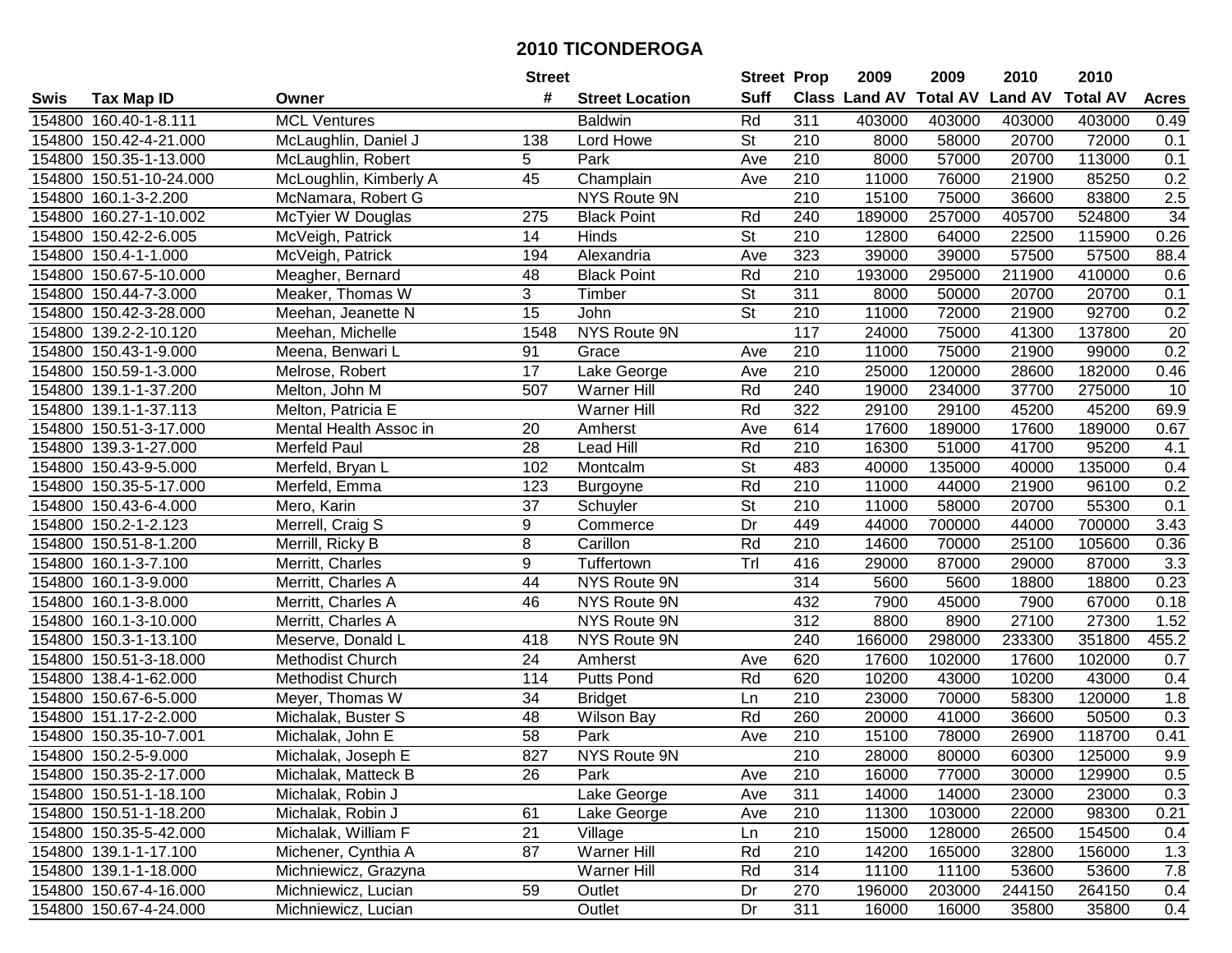# 2010 TICONDEROGA

| Swis | Tax Map ID | Owner | Street # | Street Location | Street Suff | Prop Class | 2009 Land AV | 2009 Total AV | 2010 Land AV | 2010 Total AV | Acres |
|---|---|---|---|---|---|---|---|---|---|---|---|
| 154800 | 160.40-1-8.111 | MCL Ventures | | Baldwin | Rd | 311 | 403000 | 403000 | 403000 | 403000 | 0.49 |
| 154800 | 150.42-4-21.000 | McLaughlin, Daniel J | 138 | Lord Howe | St | 210 | 8000 | 58000 | 20700 | 72000 | 0.1 |
| 154800 | 150.35-1-13.000 | McLaughlin, Robert | 5 | Park | Ave | 210 | 8000 | 57000 | 20700 | 113000 | 0.1 |
| 154800 | 150.51-10-24.000 | McLoughlin, Kimberly A | 45 | Champlain | Ave | 210 | 11000 | 76000 | 21900 | 85250 | 0.2 |
| 154800 | 160.1-3-2.200 | McNamara, Robert G | | NYS Route 9N | | 210 | 15100 | 75000 | 36600 | 83800 | 2.5 |
| 154800 | 160.27-1-10.002 | McTyier W Douglas | 275 | Black Point | Rd | 240 | 189000 | 257000 | 405700 | 524800 | 34 |
| 154800 | 150.42-2-6.005 | McVeigh, Patrick | 14 | Hinds | St | 210 | 12800 | 64000 | 22500 | 115900 | 0.26 |
| 154800 | 150.4-1-1.000 | McVeigh, Patrick | 194 | Alexandria | Ave | 323 | 39000 | 39000 | 57500 | 57500 | 88.4 |
| 154800 | 150.67-5-10.000 | Meagher, Bernard | 48 | Black Point | Rd | 210 | 193000 | 295000 | 211900 | 410000 | 0.6 |
| 154800 | 150.44-7-3.000 | Meaker, Thomas W | 3 | Timber | St | 311 | 8000 | 50000 | 20700 | 20700 | 0.1 |
| 154800 | 150.42-3-28.000 | Meehan, Jeanette N | 15 | John | St | 210 | 11000 | 72000 | 21900 | 92700 | 0.2 |
| 154800 | 139.2-2-10.120 | Meehan, Michelle | 1548 | NYS Route 9N | | 117 | 24000 | 75000 | 41300 | 137800 | 20 |
| 154800 | 150.43-1-9.000 | Meena, Benwari L | 91 | Grace | Ave | 210 | 11000 | 75000 | 21900 | 99000 | 0.2 |
| 154800 | 150.59-1-3.000 | Melrose, Robert | 17 | Lake George | Ave | 210 | 25000 | 120000 | 28600 | 182000 | 0.46 |
| 154800 | 139.1-1-37.200 | Melton, John M | 507 | Warner Hill | Rd | 240 | 19000 | 234000 | 37700 | 275000 | 10 |
| 154800 | 139.1-1-37.113 | Melton, Patricia E | | Warner Hill | Rd | 322 | 29100 | 29100 | 45200 | 45200 | 69.9 |
| 154800 | 150.51-3-17.000 | Mental Health Assoc in | 20 | Amherst | Ave | 614 | 17600 | 189000 | 17600 | 189000 | 0.67 |
| 154800 | 139.3-1-27.000 | Merfeld Paul | 28 | Lead Hill | Rd | 210 | 16300 | 51000 | 41700 | 95200 | 4.1 |
| 154800 | 150.43-9-5.000 | Merfeld, Bryan L | 102 | Montcalm | St | 483 | 40000 | 135000 | 40000 | 135000 | 0.4 |
| 154800 | 150.35-5-17.000 | Merfeld, Emma | 123 | Burgoyne | Rd | 210 | 11000 | 44000 | 21900 | 96100 | 0.2 |
| 154800 | 150.43-6-4.000 | Mero, Karin | 37 | Schuyler | St | 210 | 11000 | 58000 | 20700 | 55300 | 0.1 |
| 154800 | 150.2-1-2.123 | Merrell, Craig S | 9 | Commerce | Dr | 449 | 44000 | 700000 | 44000 | 700000 | 3.43 |
| 154800 | 150.51-8-1.200 | Merrill, Ricky B | 8 | Carillon | Rd | 210 | 14600 | 70000 | 25100 | 105600 | 0.36 |
| 154800 | 160.1-3-7.100 | Merritt, Charles | 9 | Tuffertown | Trl | 416 | 29000 | 87000 | 29000 | 87000 | 3.3 |
| 154800 | 160.1-3-9.000 | Merritt, Charles A | 44 | NYS Route 9N | | 314 | 5600 | 5600 | 18800 | 18800 | 0.23 |
| 154800 | 160.1-3-8.000 | Merritt, Charles A | 46 | NYS Route 9N | | 432 | 7900 | 45000 | 7900 | 67000 | 0.18 |
| 154800 | 160.1-3-10.000 | Merritt, Charles A | | NYS Route 9N | | 312 | 8800 | 8900 | 27100 | 27300 | 1.52 |
| 154800 | 150.3-1-13.100 | Meserve, Donald L | 418 | NYS Route 9N | | 240 | 166000 | 298000 | 233300 | 351800 | 455.2 |
| 154800 | 150.51-3-18.000 | Methodist Church | 24 | Amherst | Ave | 620 | 17600 | 102000 | 17600 | 102000 | 0.7 |
| 154800 | 138.4-1-62.000 | Methodist Church | 114 | Putts Pond | Rd | 620 | 10200 | 43000 | 10200 | 43000 | 0.4 |
| 154800 | 150.67-6-5.000 | Meyer, Thomas W | 34 | Bridget | Ln | 210 | 23000 | 70000 | 58300 | 120000 | 1.8 |
| 154800 | 151.17-2-2.000 | Michalak, Buster S | 48 | Wilson Bay | Rd | 260 | 20000 | 41000 | 36600 | 50500 | 0.3 |
| 154800 | 150.35-10-7.001 | Michalak, John E | 58 | Park | Ave | 210 | 15100 | 78000 | 26900 | 118700 | 0.41 |
| 154800 | 150.2-5-9.000 | Michalak, Joseph E | 827 | NYS Route 9N | | 210 | 28000 | 80000 | 60300 | 125000 | 9.9 |
| 154800 | 150.35-2-17.000 | Michalak, Matteck B | 26 | Park | Ave | 210 | 16000 | 77000 | 30000 | 129900 | 0.5 |
| 154800 | 150.51-1-18.100 | Michalak, Robin J | | Lake George | Ave | 311 | 14000 | 14000 | 23000 | 23000 | 0.3 |
| 154800 | 150.51-1-18.200 | Michalak, Robin J | 61 | Lake George | Ave | 210 | 11300 | 103000 | 22000 | 98300 | 0.21 |
| 154800 | 150.35-5-42.000 | Michalak, William F | 21 | Village | Ln | 210 | 15000 | 128000 | 26500 | 154500 | 0.4 |
| 154800 | 139.1-1-17.100 | Michener, Cynthia A | 87 | Warner Hill | Rd | 210 | 14200 | 165000 | 32800 | 156000 | 1.3 |
| 154800 | 139.1-1-18.000 | Michniewicz, Grazyna | | Warner Hill | Rd | 314 | 11100 | 11100 | 53600 | 53600 | 7.8 |
| 154800 | 150.67-4-16.000 | Michniewicz, Lucian | 59 | Outlet | Dr | 270 | 196000 | 203000 | 244150 | 264150 | 0.4 |
| 154800 | 150.67-4-24.000 | Michniewicz, Lucian | | Outlet | Dr | 311 | 16000 | 16000 | 35800 | 35800 | 0.4 |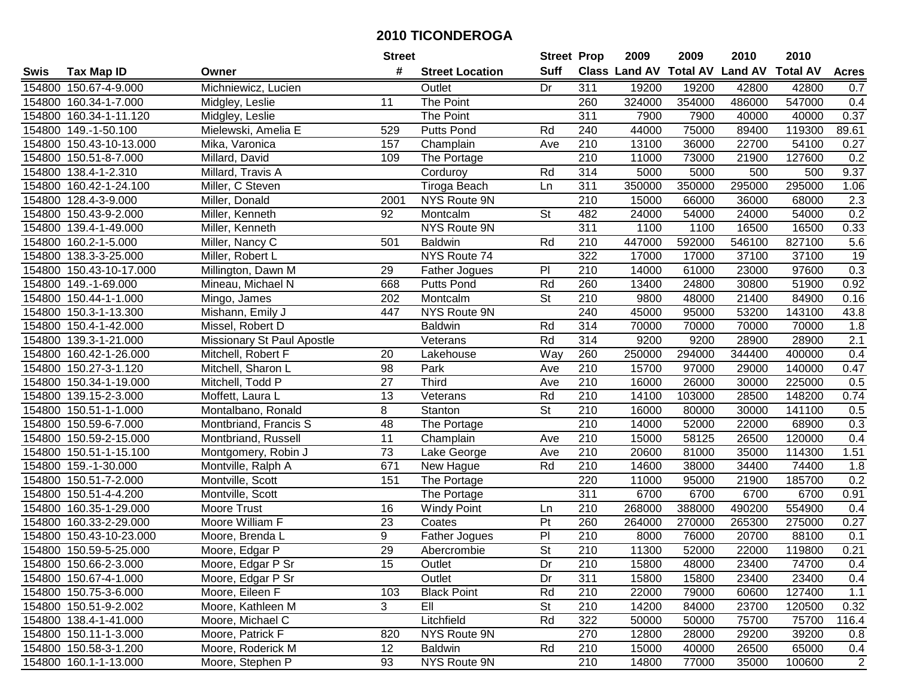# 2010 TICONDEROGA

| Swis | Tax Map ID | Owner | Street # | Street Location | Street Suff | Prop Class | 2009 Land AV | 2009 Total AV | 2010 Land AV | 2010 Total AV | Acres |
|---|---|---|---|---|---|---|---|---|---|---|---|
| 154800 | 150.67-4-9.000 | Michniewicz, Lucien | | Outlet | Dr | 311 | 19200 | 19200 | 42800 | 42800 | 0.7 |
| 154800 | 160.34-1-7.000 | Midgley, Leslie | 11 | The Point | | 260 | 324000 | 354000 | 486000 | 547000 | 0.4 |
| 154800 | 160.34-1-11.120 | Midgley, Leslie | | The Point | | 311 | 7900 | 7900 | 40000 | 40000 | 0.37 |
| 154800 | 149.-1-50.100 | Mielewski, Amelia E | 529 | Putts Pond | Rd | 240 | 44000 | 75000 | 89400 | 119300 | 89.61 |
| 154800 | 150.43-10-13.000 | Mika, Varonica | 157 | Champlain | Ave | 210 | 13100 | 36000 | 22700 | 54100 | 0.27 |
| 154800 | 150.51-8-7.000 | Millard, David | 109 | The Portage | | 210 | 11000 | 73000 | 21900 | 127600 | 0.2 |
| 154800 | 138.4-1-2.310 | Millard, Travis A | | Corduroy | Rd | 314 | 5000 | 5000 | 500 | 500 | 9.37 |
| 154800 | 160.42-1-24.100 | Miller, C Steven | | Tiroga Beach | Ln | 311 | 350000 | 350000 | 295000 | 295000 | 1.06 |
| 154800 | 128.4-3-9.000 | Miller, Donald | 2001 | NYS Route 9N | | 210 | 15000 | 66000 | 36000 | 68000 | 2.3 |
| 154800 | 150.43-9-2.000 | Miller, Kenneth | 92 | Montcalm | St | 482 | 24000 | 54000 | 24000 | 54000 | 0.2 |
| 154800 | 139.4-1-49.000 | Miller, Kenneth | | NYS Route 9N | | 311 | 1100 | 1100 | 16500 | 16500 | 0.33 |
| 154800 | 160.2-1-5.000 | Miller, Nancy C | 501 | Baldwin | Rd | 210 | 447000 | 592000 | 546100 | 827100 | 5.6 |
| 154800 | 138.3-3-25.000 | Miller, Robert L | | NYS Route 74 | | 322 | 17000 | 17000 | 37100 | 37100 | 19 |
| 154800 | 150.43-10-17.000 | Millington, Dawn M | 29 | Father Jogues | Pl | 210 | 14000 | 61000 | 23000 | 97600 | 0.3 |
| 154800 | 149.-1-69.000 | Mineau, Michael N | 668 | Putts Pond | Rd | 260 | 13400 | 24800 | 30800 | 51900 | 0.92 |
| 154800 | 150.44-1-1.000 | Mingo, James | 202 | Montcalm | St | 210 | 9800 | 48000 | 21400 | 84900 | 0.16 |
| 154800 | 150.3-1-13.300 | Mishann, Emily J | 447 | NYS Route 9N | | 240 | 45000 | 95000 | 53200 | 143100 | 43.8 |
| 154800 | 150.4-1-42.000 | Missel, Robert D | | Baldwin | Rd | 314 | 70000 | 70000 | 70000 | 70000 | 1.8 |
| 154800 | 139.3-1-21.000 | Missionary St Paul Apostle | | Veterans | Rd | 314 | 9200 | 9200 | 28900 | 28900 | 2.1 |
| 154800 | 160.42-1-26.000 | Mitchell, Robert F | 20 | Lakehouse | Way | 260 | 250000 | 294000 | 344400 | 400000 | 0.4 |
| 154800 | 150.27-3-1.120 | Mitchell, Sharon L | 98 | Park | Ave | 210 | 15700 | 97000 | 29000 | 140000 | 0.47 |
| 154800 | 150.34-1-19.000 | Mitchell, Todd P | 27 | Third | Ave | 210 | 16000 | 26000 | 30000 | 225000 | 0.5 |
| 154800 | 139.15-2-3.000 | Moffett, Laura L | 13 | Veterans | Rd | 210 | 14100 | 103000 | 28500 | 148200 | 0.74 |
| 154800 | 150.51-1-1.000 | Montalbano, Ronald | 8 | Stanton | St | 210 | 16000 | 80000 | 30000 | 141100 | 0.5 |
| 154800 | 150.59-6-7.000 | Montbriand, Francis S | 48 | The Portage | | 210 | 14000 | 52000 | 22000 | 68900 | 0.3 |
| 154800 | 150.59-2-15.000 | Montbriand, Russell | 11 | Champlain | Ave | 210 | 15000 | 58125 | 26500 | 120000 | 0.4 |
| 154800 | 150.51-1-15.100 | Montgomery, Robin J | 73 | Lake George | Ave | 210 | 20600 | 81000 | 35000 | 114300 | 1.51 |
| 154800 | 159.-1-30.000 | Montville, Ralph A | 671 | New Hague | Rd | 210 | 14600 | 38000 | 34400 | 74400 | 1.8 |
| 154800 | 150.51-7-2.000 | Montville, Scott | 151 | The Portage | | 220 | 11000 | 95000 | 21900 | 185700 | 0.2 |
| 154800 | 150.51-4-4.200 | Montville, Scott | | The Portage | | 311 | 6700 | 6700 | 6700 | 6700 | 0.91 |
| 154800 | 160.35-1-29.000 | Moore Trust | 16 | Windy Point | Ln | 210 | 268000 | 388000 | 490200 | 554900 | 0.4 |
| 154800 | 160.33-2-29.000 | Moore William F | 23 | Coates | Pt | 260 | 264000 | 270000 | 265300 | 275000 | 0.27 |
| 154800 | 150.43-10-23.000 | Moore, Brenda L | 9 | Father Jogues | Pl | 210 | 8000 | 76000 | 20700 | 88100 | 0.1 |
| 154800 | 150.59-5-25.000 | Moore, Edgar P | 29 | Abercrombie | St | 210 | 11300 | 52000 | 22000 | 119800 | 0.21 |
| 154800 | 150.66-2-3.000 | Moore, Edgar P Sr | 15 | Outlet | Dr | 210 | 15800 | 48000 | 23400 | 74700 | 0.4 |
| 154800 | 150.67-4-1.000 | Moore, Edgar P Sr | | Outlet | Dr | 311 | 15800 | 15800 | 23400 | 23400 | 0.4 |
| 154800 | 150.75-3-6.000 | Moore, Eileen F | 103 | Black Point | Rd | 210 | 22000 | 79000 | 60600 | 127400 | 1.1 |
| 154800 | 150.51-9-2.002 | Moore, Kathleen M | 3 | Ell | St | 210 | 14200 | 84000 | 23700 | 120500 | 0.32 |
| 154800 | 138.4-1-41.000 | Moore, Michael C | | Litchfield | Rd | 322 | 50000 | 50000 | 75700 | 75700 | 116.4 |
| 154800 | 150.11-1-3.000 | Moore, Patrick F | 820 | NYS Route 9N | | 270 | 12800 | 28000 | 29200 | 39200 | 0.8 |
| 154800 | 150.58-3-1.200 | Moore, Roderick M | 12 | Baldwin | Rd | 210 | 15000 | 40000 | 26500 | 65000 | 0.4 |
| 154800 | 160.1-1-13.000 | Moore, Stephen P | 93 | NYS Route 9N | | 210 | 14800 | 77000 | 35000 | 100600 | 2 |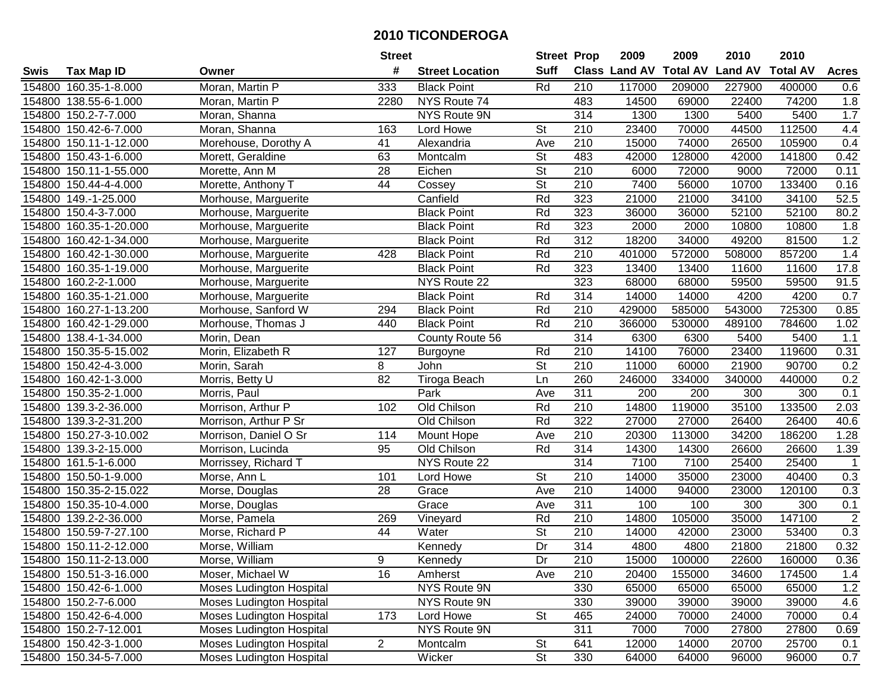# 2010 TICONDEROGA

| Swis | Tax Map ID | Owner | Street # | Street Location | Street Suff | Prop Class | 2009 Land AV | 2009 Total AV | 2010 Land AV | 2010 Total AV | Acres |
|---|---|---|---|---|---|---|---|---|---|---|---|
| 154800 | 160.35-1-8.000 | Moran, Martin P | 333 | Black Point | Rd | 210 | 117000 | 209000 | 227900 | 400000 | 0.6 |
| 154800 | 138.55-6-1.000 | Moran, Martin P | 2280 | NYS Route 74 | | 483 | 14500 | 69000 | 22400 | 74200 | 1.8 |
| 154800 | 150.2-7-7.000 | Moran, Shanna | | NYS Route 9N | | 314 | 1300 | 1300 | 5400 | 5400 | 1.7 |
| 154800 | 150.42-6-7.000 | Moran, Shanna | 163 | Lord Howe | St | 210 | 23400 | 70000 | 44500 | 112500 | 4.4 |
| 154800 | 150.11-1-12.000 | Morehouse, Dorothy A | 41 | Alexandria | Ave | 210 | 15000 | 74000 | 26500 | 105900 | 0.4 |
| 154800 | 150.43-1-6.000 | Morett, Geraldine | 63 | Montcalm | St | 483 | 42000 | 128000 | 42000 | 141800 | 0.42 |
| 154800 | 150.11-1-55.000 | Morette, Ann M | 28 | Eichen | St | 210 | 6000 | 72000 | 9000 | 72000 | 0.11 |
| 154800 | 150.44-4-4.000 | Morette, Anthony T | 44 | Cossey | St | 210 | 7400 | 56000 | 10700 | 133400 | 0.16 |
| 154800 | 149.-1-25.000 | Morhouse, Marguerite | | Canfield | Rd | 323 | 21000 | 21000 | 34100 | 34100 | 52.5 |
| 154800 | 150.4-3-7.000 | Morhouse, Marguerite | | Black Point | Rd | 323 | 36000 | 36000 | 52100 | 52100 | 80.2 |
| 154800 | 160.35-1-20.000 | Morhouse, Marguerite | | Black Point | Rd | 323 | 2000 | 2000 | 10800 | 10800 | 1.8 |
| 154800 | 160.42-1-34.000 | Morhouse, Marguerite | | Black Point | Rd | 312 | 18200 | 34000 | 49200 | 81500 | 1.2 |
| 154800 | 160.42-1-30.000 | Morhouse, Marguerite | 428 | Black Point | Rd | 210 | 401000 | 572000 | 508000 | 857200 | 1.4 |
| 154800 | 160.35-1-19.000 | Morhouse, Marguerite | | Black Point | Rd | 323 | 13400 | 13400 | 11600 | 11600 | 17.8 |
| 154800 | 160.2-2-1.000 | Morhouse, Marguerite | | NYS Route 22 | | 323 | 68000 | 68000 | 59500 | 59500 | 91.5 |
| 154800 | 160.35-1-21.000 | Morhouse, Marguerite | | Black Point | Rd | 314 | 14000 | 14000 | 4200 | 4200 | 0.7 |
| 154800 | 160.27-1-13.200 | Morhouse, Sanford W | 294 | Black Point | Rd | 210 | 429000 | 585000 | 543000 | 725300 | 0.85 |
| 154800 | 160.42-1-29.000 | Morhouse, Thomas J | 440 | Black Point | Rd | 210 | 366000 | 530000 | 489100 | 784600 | 1.02 |
| 154800 | 138.4-1-34.000 | Morin, Dean | | County Route 56 | | 314 | 6300 | 6300 | 5400 | 5400 | 1.1 |
| 154800 | 150.35-5-15.002 | Morin, Elizabeth R | 127 | Burgoyne | Rd | 210 | 14100 | 76000 | 23400 | 119600 | 0.31 |
| 154800 | 150.42-4-3.000 | Morin, Sarah | 8 | John | St | 210 | 11000 | 60000 | 21900 | 90700 | 0.2 |
| 154800 | 160.42-1-3.000 | Morris, Betty U | 82 | Tiroga Beach | Ln | 260 | 246000 | 334000 | 340000 | 440000 | 0.2 |
| 154800 | 150.35-2-1.000 | Morris, Paul | | Park | Ave | 311 | 200 | 200 | 300 | 300 | 0.1 |
| 154800 | 139.3-2-36.000 | Morrison, Arthur P | 102 | Old Chilson | Rd | 210 | 14800 | 119000 | 35100 | 133500 | 2.03 |
| 154800 | 139.3-2-31.200 | Morrison, Arthur P Sr | | Old Chilson | Rd | 322 | 27000 | 27000 | 26400 | 26400 | 40.6 |
| 154800 | 150.27-3-10.002 | Morrison, Daniel O Sr | 114 | Mount Hope | Ave | 210 | 20300 | 113000 | 34200 | 186200 | 1.28 |
| 154800 | 139.3-2-15.000 | Morrison, Lucinda | 95 | Old Chilson | Rd | 314 | 14300 | 14300 | 26600 | 26600 | 1.39 |
| 154800 | 161.5-1-6.000 | Morrissey, Richard T | | NYS Route 22 | | 314 | 7100 | 7100 | 25400 | 25400 | 1 |
| 154800 | 150.50-1-9.000 | Morse, Ann L | 101 | Lord Howe | St | 210 | 14000 | 35000 | 23000 | 40400 | 0.3 |
| 154800 | 150.35-2-15.022 | Morse, Douglas | 28 | Grace | Ave | 210 | 14000 | 94000 | 23000 | 120100 | 0.3 |
| 154800 | 150.35-10-4.000 | Morse, Douglas | | Grace | Ave | 311 | 100 | 100 | 300 | 300 | 0.1 |
| 154800 | 139.2-2-36.000 | Morse, Pamela | 269 | Vineyard | Rd | 210 | 14800 | 105000 | 35000 | 147100 | 2 |
| 154800 | 150.59-7-27.100 | Morse, Richard P | 44 | Water | St | 210 | 14000 | 42000 | 23000 | 53400 | 0.3 |
| 154800 | 150.11-2-12.000 | Morse, William | | Kennedy | Dr | 314 | 4800 | 4800 | 21800 | 21800 | 0.32 |
| 154800 | 150.11-2-13.000 | Morse, William | 9 | Kennedy | Dr | 210 | 15000 | 100000 | 22600 | 160000 | 0.36 |
| 154800 | 150.51-3-16.000 | Moser, Michael W | 16 | Amherst | Ave | 210 | 20400 | 155000 | 34600 | 174500 | 1.4 |
| 154800 | 150.42-6-1.000 | Moses Ludington Hospital | | NYS Route 9N | | 330 | 65000 | 65000 | 65000 | 65000 | 1.2 |
| 154800 | 150.2-7-6.000 | Moses Ludington Hospital | | NYS Route 9N | | 330 | 39000 | 39000 | 39000 | 39000 | 4.6 |
| 154800 | 150.42-6-4.000 | Moses Ludington Hospital | 173 | Lord Howe | St | 465 | 24000 | 70000 | 24000 | 70000 | 0.4 |
| 154800 | 150.2-7-12.001 | Moses Ludington Hospital | | NYS Route 9N | | 311 | 7000 | 7000 | 27800 | 27800 | 0.69 |
| 154800 | 150.42-3-1.000 | Moses Ludington Hospital | 2 | Montcalm | St | 641 | 12000 | 14000 | 20700 | 25700 | 0.1 |
| 154800 | 150.34-5-7.000 | Moses Ludington Hospital | | Wicker | St | 330 | 64000 | 64000 | 96000 | 96000 | 0.7 |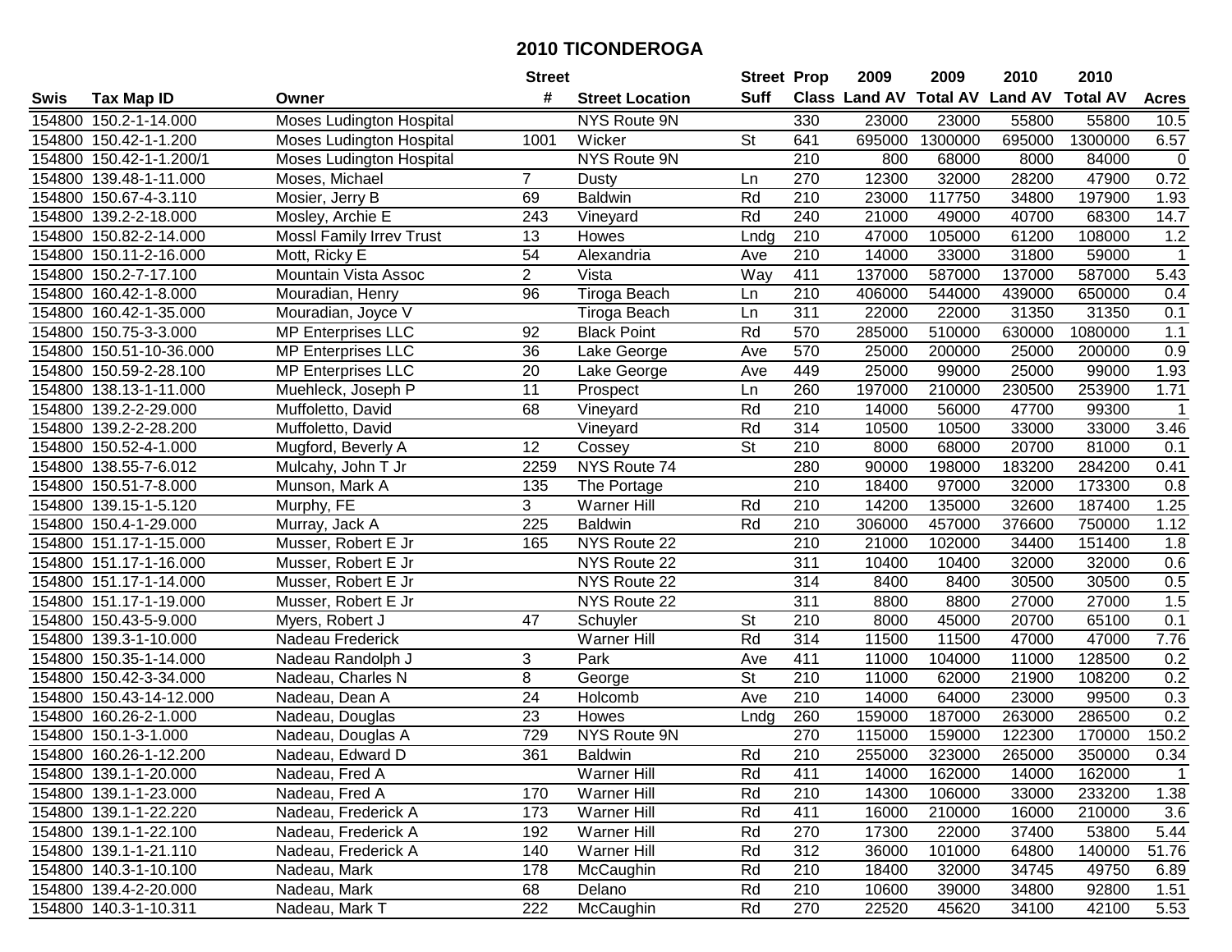# 2010 TICONDEROGA

| Swis | Tax Map ID | Owner | Street # | Street Location | Street Suff | Prop Class | 2009 Land AV | 2009 Total AV | 2010 Land AV | 2010 Total AV | Acres |
|---|---|---|---|---|---|---|---|---|---|---|---|
| 154800 | 150.2-1-14.000 | Moses Ludington Hospital | | NYS Route 9N | | 330 | 23000 | 23000 | 55800 | 55800 | 10.5 |
| 154800 | 150.42-1-1.200 | Moses Ludington Hospital | 1001 | Wicker | St | 641 | 695000 | 1300000 | 695000 | 1300000 | 6.57 |
| 154800 | 150.42-1-1.200/1 | Moses Ludington Hospital | | NYS Route 9N | | 210 | 800 | 68000 | 8000 | 84000 | 0 |
| 154800 | 139.48-1-11.000 | Moses, Michael | 7 | Dusty | Ln | 270 | 12300 | 32000 | 28200 | 47900 | 0.72 |
| 154800 | 150.67-4-3.110 | Mosier, Jerry B | 69 | Baldwin | Rd | 210 | 23000 | 117750 | 34800 | 197900 | 1.93 |
| 154800 | 139.2-2-18.000 | Mosley, Archie E | 243 | Vineyard | Rd | 240 | 21000 | 49000 | 40700 | 68300 | 14.7 |
| 154800 | 150.82-2-14.000 | Mossl Family Irrev Trust | 13 | Howes | Lndg | 210 | 47000 | 105000 | 61200 | 108000 | 1.2 |
| 154800 | 150.11-2-16.000 | Mott, Ricky E | 54 | Alexandria | Ave | 210 | 14000 | 33000 | 31800 | 59000 | 1 |
| 154800 | 150.2-7-17.100 | Mountain Vista Assoc | 2 | Vista | Way | 411 | 137000 | 587000 | 137000 | 587000 | 5.43 |
| 154800 | 160.42-1-8.000 | Mouradian, Henry | 96 | Tiroga Beach | Ln | 210 | 406000 | 544000 | 439000 | 650000 | 0.4 |
| 154800 | 160.42-1-35.000 | Mouradian, Joyce V | | Tiroga Beach | Ln | 311 | 22000 | 22000 | 31350 | 31350 | 0.1 |
| 154800 | 150.75-3-3.000 | MP Enterprises LLC | 92 | Black Point | Rd | 570 | 285000 | 510000 | 630000 | 1080000 | 1.1 |
| 154800 | 150.51-10-36.000 | MP Enterprises LLC | 36 | Lake George | Ave | 570 | 25000 | 200000 | 25000 | 200000 | 0.9 |
| 154800 | 150.59-2-28.100 | MP Enterprises LLC | 20 | Lake George | Ave | 449 | 25000 | 99000 | 25000 | 99000 | 1.93 |
| 154800 | 138.13-1-11.000 | Muehleck, Joseph P | 11 | Prospect | Ln | 260 | 197000 | 210000 | 230500 | 253900 | 1.71 |
| 154800 | 139.2-2-29.000 | Muffoletto, David | 68 | Vineyard | Rd | 210 | 14000 | 56000 | 47700 | 99300 | 1 |
| 154800 | 139.2-2-28.200 | Muffoletto, David | | Vineyard | Rd | 314 | 10500 | 10500 | 33000 | 33000 | 3.46 |
| 154800 | 150.52-4-1.000 | Mugford, Beverly A | 12 | Cossey | St | 210 | 8000 | 68000 | 20700 | 81000 | 0.1 |
| 154800 | 138.55-7-6.012 | Mulcahy, John T Jr | 2259 | NYS Route 74 | | 280 | 90000 | 198000 | 183200 | 284200 | 0.41 |
| 154800 | 150.51-7-8.000 | Munson, Mark A | 135 | The Portage | | 210 | 18400 | 97000 | 32000 | 173300 | 0.8 |
| 154800 | 139.15-1-5.120 | Murphy, FE | 3 | Warner Hill | Rd | 210 | 14200 | 135000 | 32600 | 187400 | 1.25 |
| 154800 | 150.4-1-29.000 | Murray, Jack A | 225 | Baldwin | Rd | 210 | 306000 | 457000 | 376600 | 750000 | 1.12 |
| 154800 | 151.17-1-15.000 | Musser, Robert E Jr | 165 | NYS Route 22 | | 210 | 21000 | 102000 | 34400 | 151400 | 1.8 |
| 154800 | 151.17-1-16.000 | Musser, Robert E Jr | | NYS Route 22 | | 311 | 10400 | 10400 | 32000 | 32000 | 0.6 |
| 154800 | 151.17-1-14.000 | Musser, Robert E Jr | | NYS Route 22 | | 314 | 8400 | 8400 | 30500 | 30500 | 0.5 |
| 154800 | 151.17-1-19.000 | Musser, Robert E Jr | | NYS Route 22 | | 311 | 8800 | 8800 | 27000 | 27000 | 1.5 |
| 154800 | 150.43-5-9.000 | Myers, Robert J | 47 | Schuyler | St | 210 | 8000 | 45000 | 20700 | 65100 | 0.1 |
| 154800 | 139.3-1-10.000 | Nadeau Frederick | | Warner Hill | Rd | 314 | 11500 | 11500 | 47000 | 47000 | 7.76 |
| 154800 | 150.35-1-14.000 | Nadeau Randolph J | 3 | Park | Ave | 411 | 11000 | 104000 | 11000 | 128500 | 0.2 |
| 154800 | 150.42-3-34.000 | Nadeau, Charles N | 8 | George | St | 210 | 11000 | 62000 | 21900 | 108200 | 0.2 |
| 154800 | 150.43-14-12.000 | Nadeau, Dean A | 24 | Holcomb | Ave | 210 | 14000 | 64000 | 23000 | 99500 | 0.3 |
| 154800 | 160.26-2-1.000 | Nadeau, Douglas | 23 | Howes | Lndg | 260 | 159000 | 187000 | 263000 | 286500 | 0.2 |
| 154800 | 150.1-3-1.000 | Nadeau, Douglas A | 729 | NYS Route 9N | | 270 | 115000 | 159000 | 122300 | 170000 | 150.2 |
| 154800 | 160.26-1-12.200 | Nadeau, Edward D | 361 | Baldwin | Rd | 210 | 255000 | 323000 | 265000 | 350000 | 0.34 |
| 154800 | 139.1-1-20.000 | Nadeau, Fred A | | Warner Hill | Rd | 411 | 14000 | 162000 | 14000 | 162000 | 1 |
| 154800 | 139.1-1-23.000 | Nadeau, Fred A | 170 | Warner Hill | Rd | 210 | 14300 | 106000 | 33000 | 233200 | 1.38 |
| 154800 | 139.1-1-22.220 | Nadeau, Frederick A | 173 | Warner Hill | Rd | 411 | 16000 | 210000 | 16000 | 210000 | 3.6 |
| 154800 | 139.1-1-22.100 | Nadeau, Frederick A | 192 | Warner Hill | Rd | 270 | 17300 | 22000 | 37400 | 53800 | 5.44 |
| 154800 | 139.1-1-21.110 | Nadeau, Frederick A | 140 | Warner Hill | Rd | 312 | 36000 | 101000 | 64800 | 140000 | 51.76 |
| 154800 | 140.3-1-10.100 | Nadeau, Mark | 178 | McCaughin | Rd | 210 | 18400 | 32000 | 34745 | 49750 | 6.89 |
| 154800 | 139.4-2-20.000 | Nadeau, Mark | 68 | Delano | Rd | 210 | 10600 | 39000 | 34800 | 92800 | 1.51 |
| 154800 | 140.3-1-10.311 | Nadeau, Mark T | 222 | McCaughin | Rd | 270 | 22520 | 45620 | 34100 | 42100 | 5.53 |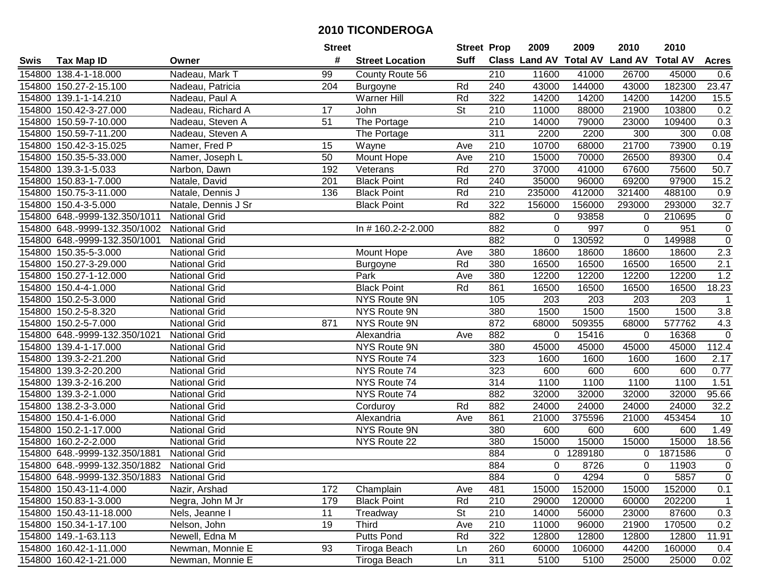# 2010 TICONDEROGA

| Swis | Tax Map ID | Owner | Street # | Street Location | Street Suff | Prop Class | 2009 Land AV | 2009 Total AV | 2010 Land AV | 2010 Total AV | Acres |
|---|---|---|---|---|---|---|---|---|---|---|---|
| 154800 | 138.4-1-18.000 | Nadeau, Mark T | 99 | County Route 56 | | 210 | 11600 | 41000 | 26700 | 45000 | 0.6 |
| 154800 | 150.27-2-15.100 | Nadeau, Patricia | 204 | Burgoyne | Rd | 240 | 43000 | 144000 | 43000 | 182300 | 23.47 |
| 154800 | 139.1-1-14.210 | Nadeau, Paul A | | Warner Hill | Rd | 322 | 14200 | 14200 | 14200 | 14200 | 15.5 |
| 154800 | 150.42-3-27.000 | Nadeau, Richard A | 17 | John | St | 210 | 11000 | 88000 | 21900 | 103800 | 0.2 |
| 154800 | 150.59-7-10.000 | Nadeau, Steven A | 51 | The Portage | | 210 | 14000 | 79000 | 23000 | 109400 | 0.3 |
| 154800 | 150.59-7-11.200 | Nadeau, Steven A | | The Portage | | 311 | 2200 | 2200 | 300 | 300 | 0.08 |
| 154800 | 150.42-3-15.025 | Namer, Fred P | 15 | Wayne | Ave | 210 | 10700 | 68000 | 21700 | 73900 | 0.19 |
| 154800 | 150.35-5-33.000 | Namer, Joseph L | 50 | Mount Hope | Ave | 210 | 15000 | 70000 | 26500 | 89300 | 0.4 |
| 154800 | 139.3-1-5.033 | Narbon, Dawn | 192 | Veterans | Rd | 270 | 37000 | 41000 | 67600 | 75600 | 50.7 |
| 154800 | 150.83-1-7.000 | Natale, David | 201 | Black Point | Rd | 240 | 35000 | 96000 | 69200 | 97900 | 15.2 |
| 154800 | 150.75-3-11.000 | Natale, Dennis J | 136 | Black Point | Rd | 210 | 235000 | 412000 | 321400 | 488100 | 0.9 |
| 154800 | 150.4-3-5.000 | Natale, Dennis J Sr | | Black Point | Rd | 322 | 156000 | 156000 | 293000 | 293000 | 32.7 |
| 154800 | 648.-9999-132.350/1011 | National Grid | | | | 882 | 0 | 93858 | 0 | 210695 | 0 |
| 154800 | 648.-9999-132.350/1002 | National Grid | | In # 160.2-2-2.000 | | 882 | 0 | 997 | 0 | 951 | 0 |
| 154800 | 648.-9999-132.350/1001 | National Grid | | | | 882 | 0 | 130592 | 0 | 149988 | 0 |
| 154800 | 150.35-5-3.000 | National Grid | | Mount Hope | Ave | 380 | 18600 | 18600 | 18600 | 18600 | 2.3 |
| 154800 | 150.27-3-29.000 | National Grid | | Burgoyne | Rd | 380 | 16500 | 16500 | 16500 | 16500 | 2.1 |
| 154800 | 150.27-1-12.000 | National Grid | | Park | Ave | 380 | 12200 | 12200 | 12200 | 12200 | 1.2 |
| 154800 | 150.4-4-1.000 | National Grid | | Black Point | Rd | 861 | 16500 | 16500 | 16500 | 16500 | 18.23 |
| 154800 | 150.2-5-3.000 | National Grid | | NYS Route 9N | | 105 | 203 | 203 | 203 | 203 | 1 |
| 154800 | 150.2-5-8.320 | National Grid | | NYS Route 9N | | 380 | 1500 | 1500 | 1500 | 1500 | 3.8 |
| 154800 | 150.2-5-7.000 | National Grid | 871 | NYS Route 9N | | 872 | 68000 | 509355 | 68000 | 577762 | 4.3 |
| 154800 | 648.-9999-132.350/1021 | National Grid | | Alexandria | Ave | 882 | 0 | 15416 | 0 | 16368 | 0 |
| 154800 | 139.4-1-17.000 | National Grid | | NYS Route 9N | | 380 | 45000 | 45000 | 45000 | 45000 | 112.4 |
| 154800 | 139.3-2-21.200 | National Grid | | NYS Route 74 | | 323 | 1600 | 1600 | 1600 | 1600 | 2.17 |
| 154800 | 139.3-2-20.200 | National Grid | | NYS Route 74 | | 323 | 600 | 600 | 600 | 600 | 0.77 |
| 154800 | 139.3-2-16.200 | National Grid | | NYS Route 74 | | 314 | 1100 | 1100 | 1100 | 1100 | 1.51 |
| 154800 | 139.3-2-1.000 | National Grid | | NYS Route 74 | | 882 | 32000 | 32000 | 32000 | 32000 | 95.66 |
| 154800 | 138.2-3-3.000 | National Grid | | Corduroy | Rd | 882 | 24000 | 24000 | 24000 | 24000 | 32.2 |
| 154800 | 150.4-1-6.000 | National Grid | | Alexandria | Ave | 861 | 21000 | 375596 | 21000 | 453454 | 10 |
| 154800 | 150.2-1-17.000 | National Grid | | NYS Route 9N | | 380 | 600 | 600 | 600 | 600 | 1.49 |
| 154800 | 160.2-2-2.000 | National Grid | | NYS Route 22 | | 380 | 15000 | 15000 | 15000 | 15000 | 18.56 |
| 154800 | 648.-9999-132.350/1881 | National Grid | | | | 884 | 0 | 1289180 | 0 | 1871586 | 0 |
| 154800 | 648.-9999-132.350/1882 | National Grid | | | | 884 | 0 | 8726 | 0 | 11903 | 0 |
| 154800 | 648.-9999-132.350/1883 | National Grid | | | | 884 | 0 | 4294 | 0 | 5857 | 0 |
| 154800 | 150.43-11-4.000 | Nazir, Arshad | 172 | Champlain | Ave | 481 | 15000 | 152000 | 15000 | 152000 | 0.1 |
| 154800 | 150.83-1-3.000 | Negra, John M Jr | 179 | Black Point | Rd | 210 | 29000 | 120000 | 60000 | 202200 | 1 |
| 154800 | 150.43-11-18.000 | Nels, Jeanne I | 11 | Treadway | St | 210 | 14000 | 56000 | 23000 | 87600 | 0.3 |
| 154800 | 150.34-1-17.100 | Nelson, John | 19 | Third | Ave | 210 | 11000 | 96000 | 21900 | 170500 | 0.2 |
| 154800 | 149.-1-63.113 | Newell, Edna M | | Putts Pond | Rd | 322 | 12800 | 12800 | 12800 | 12800 | 11.91 |
| 154800 | 160.42-1-11.000 | Newman, Monnie E | 93 | Tiroga Beach | Ln | 260 | 60000 | 106000 | 44200 | 160000 | 0.4 |
| 154800 | 160.42-1-21.000 | Newman, Monnie E | | Tiroga Beach | Ln | 311 | 5100 | 5100 | 25000 | 25000 | 0.02 |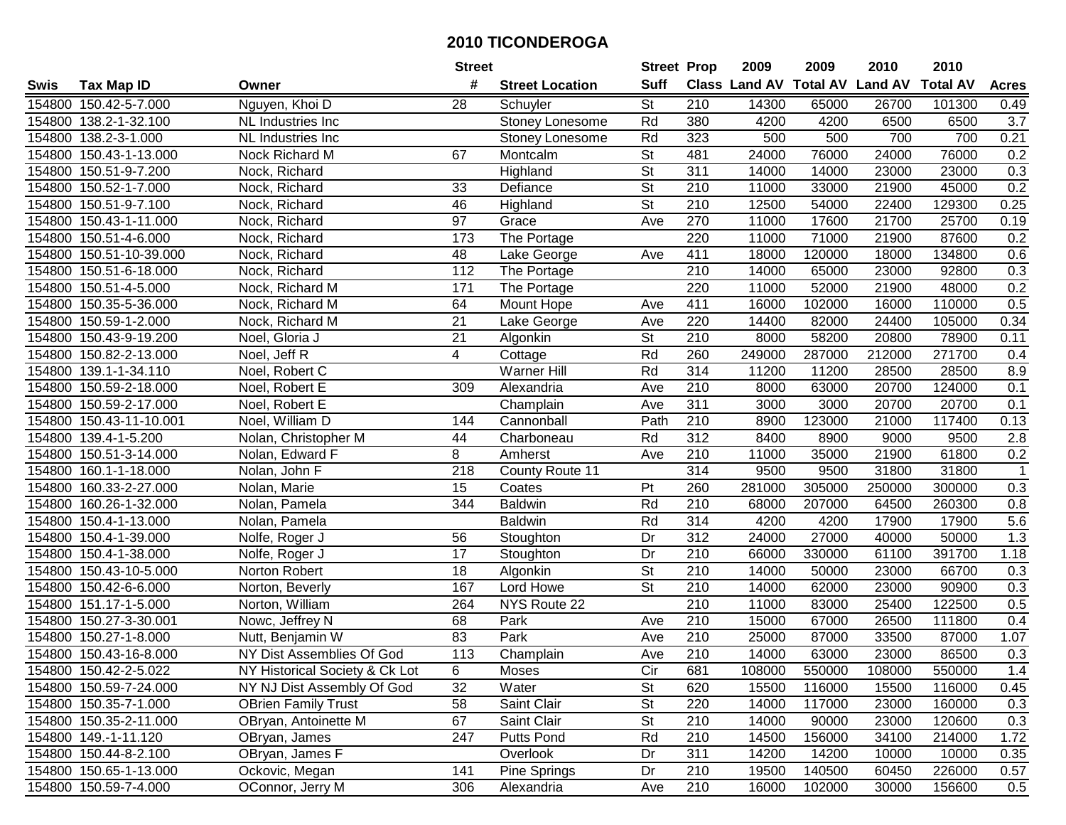# 2010 TICONDEROGA

| Swis | Tax Map ID | Owner | Street # | Street Location | Street Suff | Prop Class | 2009 Land AV | 2009 Total AV | 2010 Land AV | 2010 Total AV | Acres |
|---|---|---|---|---|---|---|---|---|---|---|---|
| 154800 | 150.42-5-7.000 | Nguyen, Khoi D | 28 | Schuyler | St | 210 | 14300 | 65000 | 26700 | 101300 | 0.49 |
| 154800 | 138.2-1-32.100 | NL Industries Inc | | Stoney Lonesome | Rd | 380 | 4200 | 4200 | 6500 | 6500 | 3.7 |
| 154800 | 138.2-3-1.000 | NL Industries Inc | | Stoney Lonesome | Rd | 323 | 500 | 500 | 700 | 700 | 0.21 |
| 154800 | 150.43-1-13.000 | Nock Richard M | 67 | Montcalm | St | 481 | 24000 | 76000 | 24000 | 76000 | 0.2 |
| 154800 | 150.51-9-7.200 | Nock, Richard | | Highland | St | 311 | 14000 | 14000 | 23000 | 23000 | 0.3 |
| 154800 | 150.52-1-7.000 | Nock, Richard | 33 | Defiance | St | 210 | 11000 | 33000 | 21900 | 45000 | 0.2 |
| 154800 | 150.51-9-7.100 | Nock, Richard | 46 | Highland | St | 210 | 12500 | 54000 | 22400 | 129300 | 0.25 |
| 154800 | 150.43-1-11.000 | Nock, Richard | 97 | Grace | Ave | 270 | 11000 | 17600 | 21700 | 25700 | 0.19 |
| 154800 | 150.51-4-6.000 | Nock, Richard | 173 | The Portage | | 220 | 11000 | 71000 | 21900 | 87600 | 0.2 |
| 154800 | 150.51-10-39.000 | Nock, Richard | 48 | Lake George | Ave | 411 | 18000 | 120000 | 18000 | 134800 | 0.6 |
| 154800 | 150.51-6-18.000 | Nock, Richard | 112 | The Portage | | 210 | 14000 | 65000 | 23000 | 92800 | 0.3 |
| 154800 | 150.51-4-5.000 | Nock, Richard M | 171 | The Portage | | 220 | 11000 | 52000 | 21900 | 48000 | 0.2 |
| 154800 | 150.35-5-36.000 | Nock, Richard M | 64 | Mount Hope | Ave | 411 | 16000 | 102000 | 16000 | 110000 | 0.5 |
| 154800 | 150.59-1-2.000 | Nock, Richard M | 21 | Lake George | Ave | 220 | 14400 | 82000 | 24400 | 105000 | 0.34 |
| 154800 | 150.43-9-19.200 | Noel, Gloria J | 21 | Algonkin | St | 210 | 8000 | 58200 | 20800 | 78900 | 0.11 |
| 154800 | 150.82-2-13.000 | Noel, Jeff R | 4 | Cottage | Rd | 260 | 249000 | 287000 | 212000 | 271700 | 0.4 |
| 154800 | 139.1-1-34.110 | Noel, Robert C | | Warner Hill | Rd | 314 | 11200 | 11200 | 28500 | 28500 | 8.9 |
| 154800 | 150.59-2-18.000 | Noel, Robert E | 309 | Alexandria | Ave | 210 | 8000 | 63000 | 20700 | 124000 | 0.1 |
| 154800 | 150.59-2-17.000 | Noel, Robert E | | Champlain | Ave | 311 | 3000 | 3000 | 20700 | 20700 | 0.1 |
| 154800 | 150.43-11-10.001 | Noel, William D | 144 | Cannonball | Path | 210 | 8900 | 123000 | 21000 | 117400 | 0.13 |
| 154800 | 139.4-1-5.200 | Nolan, Christopher M | 44 | Charboneau | Rd | 312 | 8400 | 8900 | 9000 | 9500 | 2.8 |
| 154800 | 150.51-3-14.000 | Nolan, Edward F | 8 | Amherst | Ave | 210 | 11000 | 35000 | 21900 | 61800 | 0.2 |
| 154800 | 160.1-1-18.000 | Nolan, John F | 218 | County Route 11 | | 314 | 9500 | 9500 | 31800 | 31800 | 1 |
| 154800 | 160.33-2-27.000 | Nolan, Marie | 15 | Coates | Pt | 260 | 281000 | 305000 | 250000 | 300000 | 0.3 |
| 154800 | 160.26-1-32.000 | Nolan, Pamela | 344 | Baldwin | Rd | 210 | 68000 | 207000 | 64500 | 260300 | 0.8 |
| 154800 | 150.4-1-13.000 | Nolan, Pamela | | Baldwin | Rd | 314 | 4200 | 4200 | 17900 | 17900 | 5.6 |
| 154800 | 150.4-1-39.000 | Nolfe, Roger J | 56 | Stoughton | Dr | 312 | 24000 | 27000 | 40000 | 50000 | 1.3 |
| 154800 | 150.4-1-38.000 | Nolfe, Roger J | 17 | Stoughton | Dr | 210 | 66000 | 330000 | 61100 | 391700 | 1.18 |
| 154800 | 150.43-10-5.000 | Norton Robert | 18 | Algonkin | St | 210 | 14000 | 50000 | 23000 | 66700 | 0.3 |
| 154800 | 150.42-6-6.000 | Norton, Beverly | 167 | Lord Howe | St | 210 | 14000 | 62000 | 23000 | 90900 | 0.3 |
| 154800 | 151.17-1-5.000 | Norton, William | 264 | NYS Route 22 | | 210 | 11000 | 83000 | 25400 | 122500 | 0.5 |
| 154800 | 150.27-3-30.001 | Nowc, Jeffrey N | 68 | Park | Ave | 210 | 15000 | 67000 | 26500 | 111800 | 0.4 |
| 154800 | 150.27-1-8.000 | Nutt, Benjamin W | 83 | Park | Ave | 210 | 25000 | 87000 | 33500 | 87000 | 1.07 |
| 154800 | 150.43-16-8.000 | NY Dist Assemblies Of God | 113 | Champlain | Ave | 210 | 14000 | 63000 | 23000 | 86500 | 0.3 |
| 154800 | 150.42-2-5.022 | NY Historical Society & Ck Lot | 6 | Moses | Cir | 681 | 108000 | 550000 | 108000 | 550000 | 1.4 |
| 154800 | 150.59-7-24.000 | NY NJ Dist Assembly Of God | 32 | Water | St | 620 | 15500 | 116000 | 15500 | 116000 | 0.45 |
| 154800 | 150.35-7-1.000 | OBrien Family Trust | 58 | Saint Clair | St | 220 | 14000 | 117000 | 23000 | 160000 | 0.3 |
| 154800 | 150.35-2-11.000 | OBryan, Antoinette M | 67 | Saint Clair | St | 210 | 14000 | 90000 | 23000 | 120600 | 0.3 |
| 154800 | 149.-1-11.120 | OBryan, James | 247 | Putts Pond | Rd | 210 | 14500 | 156000 | 34100 | 214000 | 1.72 |
| 154800 | 150.44-8-2.100 | OBryan, James F | | Overlook | Dr | 311 | 14200 | 14200 | 10000 | 10000 | 0.35 |
| 154800 | 150.65-1-13.000 | Ockovic, Megan | 141 | Pine Springs | Dr | 210 | 19500 | 140500 | 60450 | 226000 | 0.57 |
| 154800 | 150.59-7-4.000 | OConnor, Jerry M | 306 | Alexandria | Ave | 210 | 16000 | 102000 | 30000 | 156600 | 0.5 |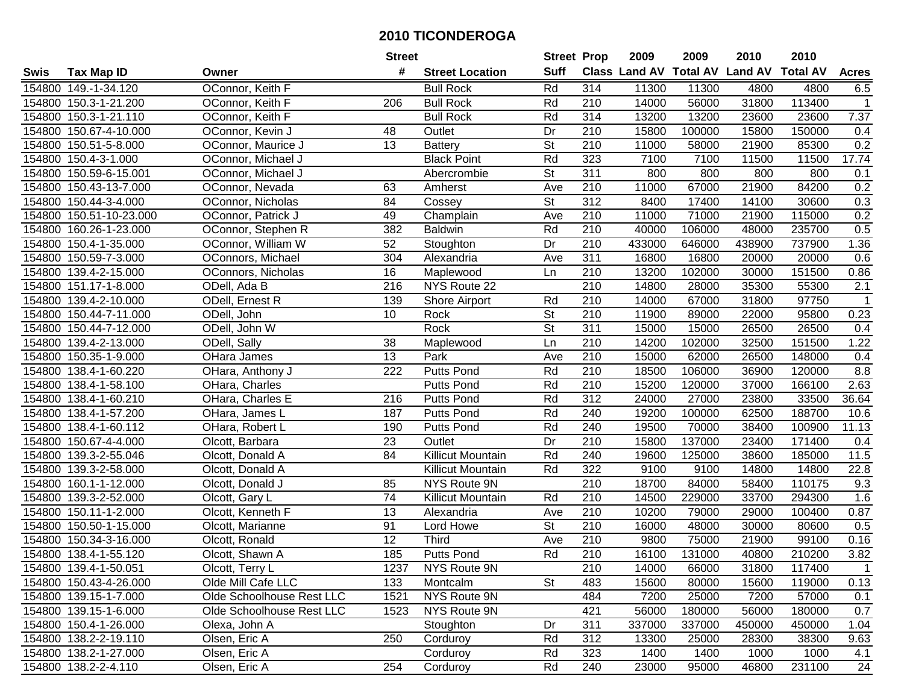# 2010 TICONDEROGA

| Swis | Tax Map ID | Owner | Street # | Street Location | Street Suff | Prop Class | 2009 Land AV | 2009 Total AV | 2010 Land AV | 2010 Total AV | Acres |
|---|---|---|---|---|---|---|---|---|---|---|---|
| 154800 | 149.-1-34.120 | OConnor, Keith F | | Bull Rock | Rd | 314 | 11300 | 11300 | 4800 | 4800 | 6.5 |
| 154800 | 150.3-1-21.200 | OConnor, Keith F | 206 | Bull Rock | Rd | 210 | 14000 | 56000 | 31800 | 113400 | 1 |
| 154800 | 150.3-1-21.110 | OConnor, Keith F | | Bull Rock | Rd | 314 | 13200 | 13200 | 23600 | 23600 | 7.37 |
| 154800 | 150.67-4-10.000 | OConnor, Kevin J | 48 | Outlet | Dr | 210 | 15800 | 100000 | 15800 | 150000 | 0.4 |
| 154800 | 150.51-5-8.000 | OConnor, Maurice J | 13 | Battery | St | 210 | 11000 | 58000 | 21900 | 85300 | 0.2 |
| 154800 | 150.4-3-1.000 | OConnor, Michael J | | Black Point | Rd | 323 | 7100 | 7100 | 11500 | 11500 | 17.74 |
| 154800 | 150.59-6-15.001 | OConnor, Michael J | | Abercrombie | St | 311 | 800 | 800 | 800 | 800 | 0.1 |
| 154800 | 150.43-13-7.000 | OConnor, Nevada | 63 | Amherst | Ave | 210 | 11000 | 67000 | 21900 | 84200 | 0.2 |
| 154800 | 150.44-3-4.000 | OConnor, Nicholas | 84 | Cossey | St | 312 | 8400 | 17400 | 14100 | 30600 | 0.3 |
| 154800 | 150.51-10-23.000 | OConnor, Patrick J | 49 | Champlain | Ave | 210 | 11000 | 71000 | 21900 | 115000 | 0.2 |
| 154800 | 160.26-1-23.000 | OConnor, Stephen R | 382 | Baldwin | Rd | 210 | 40000 | 106000 | 48000 | 235700 | 0.5 |
| 154800 | 150.4-1-35.000 | OConnor, William W | 52 | Stoughton | Dr | 210 | 433000 | 646000 | 438900 | 737900 | 1.36 |
| 154800 | 150.59-7-3.000 | OConnors, Michael | 304 | Alexandria | Ave | 311 | 16800 | 16800 | 20000 | 20000 | 0.6 |
| 154800 | 139.4-2-15.000 | OConnors, Nicholas | 16 | Maplewood | Ln | 210 | 13200 | 102000 | 30000 | 151500 | 0.86 |
| 154800 | 151.17-1-8.000 | ODell, Ada B | 216 | NYS Route 22 | | 210 | 14800 | 28000 | 35300 | 55300 | 2.1 |
| 154800 | 139.4-2-10.000 | ODell, Ernest R | 139 | Shore Airport | Rd | 210 | 14000 | 67000 | 31800 | 97750 | 1 |
| 154800 | 150.44-7-11.000 | ODell, John | 10 | Rock | St | 210 | 11900 | 89000 | 22000 | 95800 | 0.23 |
| 154800 | 150.44-7-12.000 | ODell, John W | | Rock | St | 311 | 15000 | 15000 | 26500 | 26500 | 0.4 |
| 154800 | 139.4-2-13.000 | ODell, Sally | 38 | Maplewood | Ln | 210 | 14200 | 102000 | 32500 | 151500 | 1.22 |
| 154800 | 150.35-1-9.000 | OHara James | 13 | Park | Ave | 210 | 15000 | 62000 | 26500 | 148000 | 0.4 |
| 154800 | 138.4-1-60.220 | OHara, Anthony J | 222 | Putts Pond | Rd | 210 | 18500 | 106000 | 36900 | 120000 | 8.8 |
| 154800 | 138.4-1-58.100 | OHara, Charles | | Putts Pond | Rd | 210 | 15200 | 120000 | 37000 | 166100 | 2.63 |
| 154800 | 138.4-1-60.210 | OHara, Charles E | 216 | Putts Pond | Rd | 312 | 24000 | 27000 | 23800 | 33500 | 36.64 |
| 154800 | 138.4-1-57.200 | OHara, James L | 187 | Putts Pond | Rd | 240 | 19200 | 100000 | 62500 | 188700 | 10.6 |
| 154800 | 138.4-1-60.112 | OHara, Robert L | 190 | Putts Pond | Rd | 240 | 19500 | 70000 | 38400 | 100900 | 11.13 |
| 154800 | 150.67-4-4.000 | Olcott, Barbara | 23 | Outlet | Dr | 210 | 15800 | 137000 | 23400 | 171400 | 0.4 |
| 154800 | 139.3-2-55.046 | Olcott, Donald A | 84 | Killicut Mountain | Rd | 240 | 19600 | 125000 | 38600 | 185000 | 11.5 |
| 154800 | 139.3-2-58.000 | Olcott, Donald A | | Killicut Mountain | Rd | 322 | 9100 | 9100 | 14800 | 14800 | 22.8 |
| 154800 | 160.1-1-12.000 | Olcott, Donald J | 85 | NYS Route 9N | | 210 | 18700 | 84000 | 58400 | 110175 | 9.3 |
| 154800 | 139.3-2-52.000 | Olcott, Gary L | 74 | Killicut Mountain | Rd | 210 | 14500 | 229000 | 33700 | 294300 | 1.6 |
| 154800 | 150.11-1-2.000 | Olcott, Kenneth F | 13 | Alexandria | Ave | 210 | 10200 | 79000 | 29000 | 100400 | 0.87 |
| 154800 | 150.50-1-15.000 | Olcott, Marianne | 91 | Lord Howe | St | 210 | 16000 | 48000 | 30000 | 80600 | 0.5 |
| 154800 | 150.34-3-16.000 | Olcott, Ronald | 12 | Third | Ave | 210 | 9800 | 75000 | 21900 | 99100 | 0.16 |
| 154800 | 138.4-1-55.120 | Olcott, Shawn A | 185 | Putts Pond | Rd | 210 | 16100 | 131000 | 40800 | 210200 | 3.82 |
| 154800 | 139.4-1-50.051 | Olcott, Terry L | 1237 | NYS Route 9N | | 210 | 14000 | 66000 | 31800 | 117400 | 1 |
| 154800 | 150.43-4-26.000 | Olde Mill Cafe LLC | 133 | Montcalm | St | 483 | 15600 | 80000 | 15600 | 119000 | 0.13 |
| 154800 | 139.15-1-7.000 | Olde Schoolhouse Rest LLC | 1521 | NYS Route 9N | | 484 | 7200 | 25000 | 7200 | 57000 | 0.1 |
| 154800 | 139.15-1-6.000 | Olde Schoolhouse Rest LLC | 1523 | NYS Route 9N | | 421 | 56000 | 180000 | 56000 | 180000 | 0.7 |
| 154800 | 150.4-1-26.000 | Olexa, John A | | Stoughton | Dr | 311 | 337000 | 337000 | 450000 | 450000 | 1.04 |
| 154800 | 138.2-2-19.110 | Olsen, Eric A | 250 | Corduroy | Rd | 312 | 13300 | 25000 | 28300 | 38300 | 9.63 |
| 154800 | 138.2-1-27.000 | Olsen, Eric A | | Corduroy | Rd | 323 | 1400 | 1400 | 1000 | 1000 | 4.1 |
| 154800 | 138.2-2-4.110 | Olsen, Eric A | 254 | Corduroy | Rd | 240 | 23000 | 95000 | 46800 | 231100 | 24 |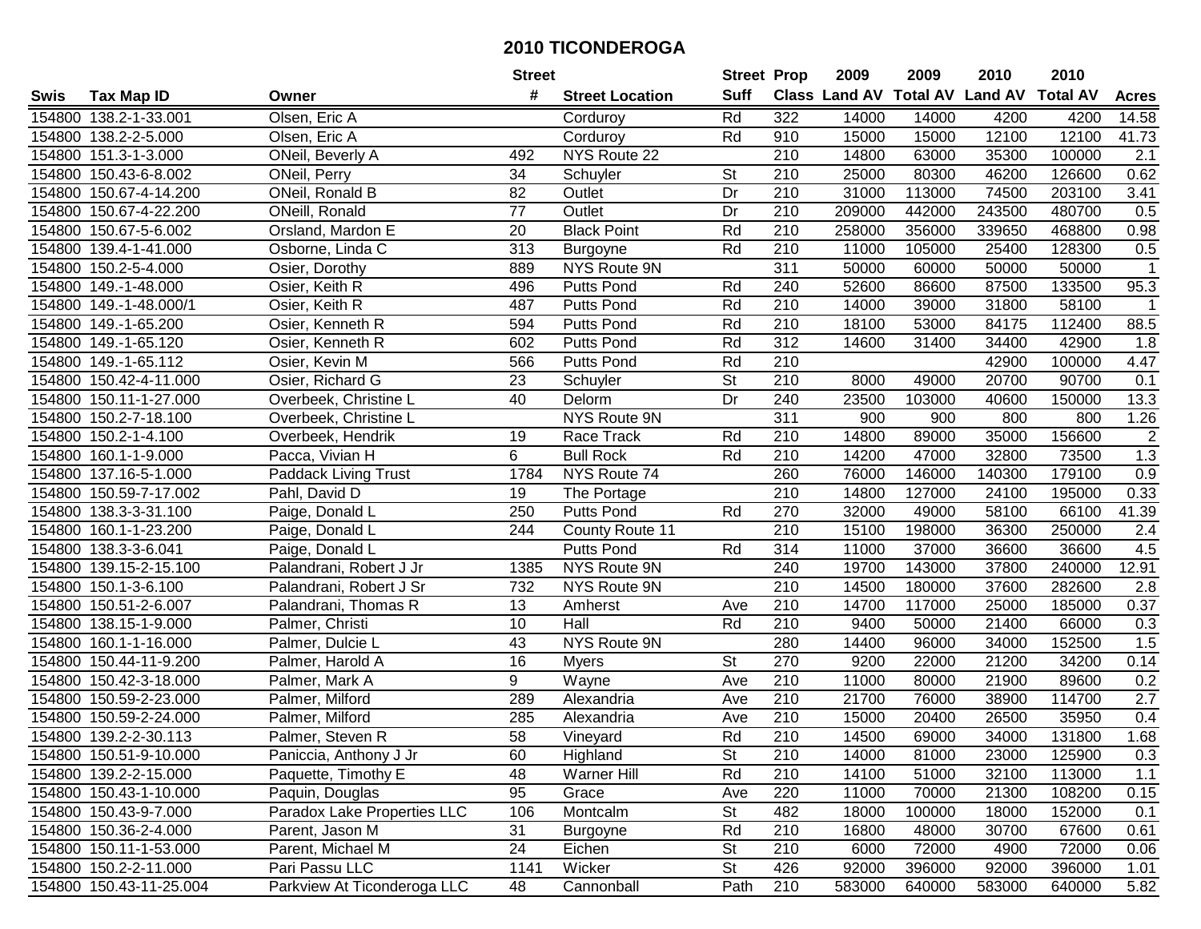# 2010 TICONDEROGA

| Swis | Tax Map ID | Owner | Street # | Street Location | Street Suff | Prop Class | 2009 Land AV | 2009 Total AV | 2010 Land AV | 2010 Total AV | Acres |
|---|---|---|---|---|---|---|---|---|---|---|---|
| 154800 | 138.2-1-33.001 | Olsen, Eric A | | Corduroy | Rd | 322 | 14000 | 14000 | 4200 | 4200 | 14.58 |
| 154800 | 138.2-2-5.000 | Olsen, Eric A | | Corduroy | Rd | 910 | 15000 | 15000 | 12100 | 12100 | 41.73 |
| 154800 | 151.3-1-3.000 | ONeil, Beverly A | 492 | NYS Route 22 | | 210 | 14800 | 63000 | 35300 | 100000 | 2.1 |
| 154800 | 150.43-6-8.002 | ONeil, Perry | 34 | Schuyler | St | 210 | 25000 | 80300 | 46200 | 126600 | 0.62 |
| 154800 | 150.67-4-14.200 | ONeil, Ronald B | 82 | Outlet | Dr | 210 | 31000 | 113000 | 74500 | 203100 | 3.41 |
| 154800 | 150.67-4-22.200 | ONeill, Ronald | 77 | Outlet | Dr | 210 | 209000 | 442000 | 243500 | 480700 | 0.5 |
| 154800 | 150.67-5-6.002 | Orsland, Mardon E | 20 | Black Point | Rd | 210 | 258000 | 356000 | 339650 | 468800 | 0.98 |
| 154800 | 139.4-1-41.000 | Osborne, Linda C | 313 | Burgoyne | Rd | 210 | 11000 | 105000 | 25400 | 128300 | 0.5 |
| 154800 | 150.2-5-4.000 | Osier, Dorothy | 889 | NYS Route 9N | | 311 | 50000 | 60000 | 50000 | 50000 | 1 |
| 154800 | 149.-1-48.000 | Osier, Keith R | 496 | Putts Pond | Rd | 240 | 52600 | 86600 | 87500 | 133500 | 95.3 |
| 154800 | 149.-1-48.000/1 | Osier, Keith R | 487 | Putts Pond | Rd | 210 | 14000 | 39000 | 31800 | 58100 | 1 |
| 154800 | 149.-1-65.200 | Osier, Kenneth R | 594 | Putts Pond | Rd | 210 | 18100 | 53000 | 84175 | 112400 | 88.5 |
| 154800 | 149.-1-65.120 | Osier, Kenneth R | 602 | Putts Pond | Rd | 312 | 14600 | 31400 | 34400 | 42900 | 1.8 |
| 154800 | 149.-1-65.112 | Osier, Kevin M | 566 | Putts Pond | Rd | 210 | | | 42900 | 100000 | 4.47 |
| 154800 | 150.42-4-11.000 | Osier, Richard G | 23 | Schuyler | St | 210 | 8000 | 49000 | 20700 | 90700 | 0.1 |
| 154800 | 150.11-1-27.000 | Overbeek, Christine L | 40 | Delorm | Dr | 240 | 23500 | 103000 | 40600 | 150000 | 13.3 |
| 154800 | 150.2-7-18.100 | Overbeek, Christine L | | NYS Route 9N | | 311 | 900 | 900 | 800 | 800 | 1.26 |
| 154800 | 150.2-1-4.100 | Overbeek, Hendrik | 19 | Race Track | Rd | 210 | 14800 | 89000 | 35000 | 156600 | 2 |
| 154800 | 160.1-1-9.000 | Pacca, Vivian H | 6 | Bull Rock | Rd | 210 | 14200 | 47000 | 32800 | 73500 | 1.3 |
| 154800 | 137.16-5-1.000 | Paddack Living Trust | 1784 | NYS Route 74 | | 260 | 76000 | 146000 | 140300 | 179100 | 0.9 |
| 154800 | 150.59-7-17.002 | Pahl, David D | 19 | The Portage | | 210 | 14800 | 127000 | 24100 | 195000 | 0.33 |
| 154800 | 138.3-3-31.100 | Paige, Donald L | 250 | Putts Pond | Rd | 270 | 32000 | 49000 | 58100 | 66100 | 41.39 |
| 154800 | 160.1-1-23.200 | Paige, Donald L | 244 | County Route 11 | | 210 | 15100 | 198000 | 36300 | 250000 | 2.4 |
| 154800 | 138.3-3-6.041 | Paige, Donald L | | Putts Pond | Rd | 314 | 11000 | 37000 | 36600 | 36600 | 4.5 |
| 154800 | 139.15-2-15.100 | Palandrani, Robert J Jr | 1385 | NYS Route 9N | | 240 | 19700 | 143000 | 37800 | 240000 | 12.91 |
| 154800 | 150.1-3-6.100 | Palandrani, Robert J Sr | 732 | NYS Route 9N | | 210 | 14500 | 180000 | 37600 | 282600 | 2.8 |
| 154800 | 150.51-2-6.007 | Palandrani, Thomas R | 13 | Amherst | Ave | 210 | 14700 | 117000 | 25000 | 185000 | 0.37 |
| 154800 | 138.15-1-9.000 | Palmer, Christi | 10 | Hall | Rd | 210 | 9400 | 50000 | 21400 | 66000 | 0.3 |
| 154800 | 160.1-1-16.000 | Palmer, Dulcie L | 43 | NYS Route 9N | | 280 | 14400 | 96000 | 34000 | 152500 | 1.5 |
| 154800 | 150.44-11-9.200 | Palmer, Harold A | 16 | Myers | St | 270 | 9200 | 22000 | 21200 | 34200 | 0.14 |
| 154800 | 150.42-3-18.000 | Palmer, Mark A | 9 | Wayne | Ave | 210 | 11000 | 80000 | 21900 | 89600 | 0.2 |
| 154800 | 150.59-2-23.000 | Palmer, Milford | 289 | Alexandria | Ave | 210 | 21700 | 76000 | 38900 | 114700 | 2.7 |
| 154800 | 150.59-2-24.000 | Palmer, Milford | 285 | Alexandria | Ave | 210 | 15000 | 20400 | 26500 | 35950 | 0.4 |
| 154800 | 139.2-2-30.113 | Palmer, Steven R | 58 | Vineyard | Rd | 210 | 14500 | 69000 | 34000 | 131800 | 1.68 |
| 154800 | 150.51-9-10.000 | Paniccia, Anthony J Jr | 60 | Highland | St | 210 | 14000 | 81000 | 23000 | 125900 | 0.3 |
| 154800 | 139.2-2-15.000 | Paquette, Timothy E | 48 | Warner Hill | Rd | 210 | 14100 | 51000 | 32100 | 113000 | 1.1 |
| 154800 | 150.43-1-10.000 | Paquin, Douglas | 95 | Grace | Ave | 220 | 11000 | 70000 | 21300 | 108200 | 0.15 |
| 154800 | 150.43-9-7.000 | Paradox Lake Properties LLC | 106 | Montcalm | St | 482 | 18000 | 100000 | 18000 | 152000 | 0.1 |
| 154800 | 150.36-2-4.000 | Parent, Jason M | 31 | Burgoyne | Rd | 210 | 16800 | 48000 | 30700 | 67600 | 0.61 |
| 154800 | 150.11-1-53.000 | Parent, Michael M | 24 | Eichen | St | 210 | 6000 | 72000 | 4900 | 72000 | 0.06 |
| 154800 | 150.2-2-11.000 | Pari Passu LLC | 1141 | Wicker | St | 426 | 92000 | 396000 | 92000 | 396000 | 1.01 |
| 154800 | 150.43-11-25.004 | Parkview At Ticonderoga LLC | 48 | Cannonball | Path | 210 | 583000 | 640000 | 583000 | 640000 | 5.82 |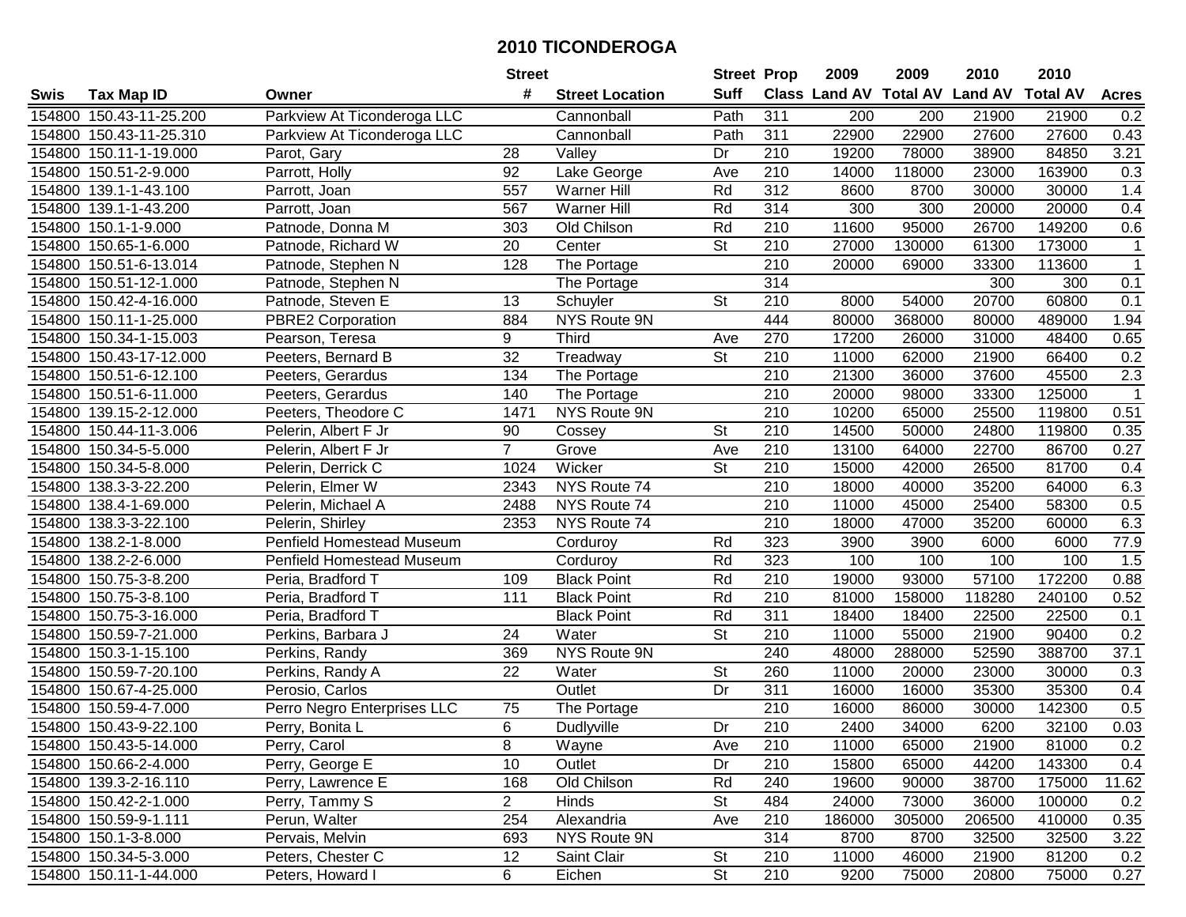# 2010 TICONDEROGA

| Swis | Tax Map ID | Owner | Street # | Street Location | Street Suff | Prop Class | 2009 Land AV | 2009 Total AV | 2010 Land AV | 2010 Total AV | Acres |
|---|---|---|---|---|---|---|---|---|---|---|---|
| 154800 | 150.43-11-25.200 | Parkview At Ticonderoga LLC | | Cannonball | Path | 311 | 200 | 200 | 21900 | 21900 | 0.2 |
| 154800 | 150.43-11-25.310 | Parkview At Ticonderoga LLC | | Cannonball | Path | 311 | 22900 | 22900 | 27600 | 27600 | 0.43 |
| 154800 | 150.11-1-19.000 | Parot, Gary | 28 | Valley | Dr | 210 | 19200 | 78000 | 38900 | 84850 | 3.21 |
| 154800 | 150.51-2-9.000 | Parrott, Holly | 92 | Lake George | Ave | 210 | 14000 | 118000 | 23000 | 163900 | 0.3 |
| 154800 | 139.1-1-43.100 | Parrott, Joan | 557 | Warner Hill | Rd | 312 | 8600 | 8700 | 30000 | 30000 | 1.4 |
| 154800 | 139.1-1-43.200 | Parrott, Joan | 567 | Warner Hill | Rd | 314 | 300 | 300 | 20000 | 20000 | 0.4 |
| 154800 | 150.1-1-9.000 | Patnode, Donna M | 303 | Old Chilson | Rd | 210 | 11600 | 95000 | 26700 | 149200 | 0.6 |
| 154800 | 150.65-1-6.000 | Patnode, Richard W | 20 | Center | St | 210 | 27000 | 130000 | 61300 | 173000 | 1 |
| 154800 | 150.51-6-13.014 | Patnode, Stephen N | 128 | The Portage | | 210 | 20000 | 69000 | 33300 | 113600 | 1 |
| 154800 | 150.51-12-1.000 | Patnode, Stephen N | | The Portage | | 314 | | | 300 | 300 | 0.1 |
| 154800 | 150.42-4-16.000 | Patnode, Steven E | 13 | Schuyler | St | 210 | 8000 | 54000 | 20700 | 60800 | 0.1 |
| 154800 | 150.11-1-25.000 | PBRE2 Corporation | 884 | NYS Route 9N | | 444 | 80000 | 368000 | 80000 | 489000 | 1.94 |
| 154800 | 150.34-1-15.003 | Pearson, Teresa | 9 | Third | Ave | 270 | 17200 | 26000 | 31000 | 48400 | 0.65 |
| 154800 | 150.43-17-12.000 | Peeters, Bernard B | 32 | Treadway | St | 210 | 11000 | 62000 | 21900 | 66400 | 0.2 |
| 154800 | 150.51-6-12.100 | Peeters, Gerardus | 134 | The Portage | | 210 | 21300 | 36000 | 37600 | 45500 | 2.3 |
| 154800 | 150.51-6-11.000 | Peeters, Gerardus | 140 | The Portage | | 210 | 20000 | 98000 | 33300 | 125000 | 1 |
| 154800 | 139.15-2-12.000 | Peeters, Theodore C | 1471 | NYS Route 9N | | 210 | 10200 | 65000 | 25500 | 119800 | 0.51 |
| 154800 | 150.44-11-3.006 | Pelerin, Albert F Jr | 90 | Cossey | St | 210 | 14500 | 50000 | 24800 | 119800 | 0.35 |
| 154800 | 150.34-5-5.000 | Pelerin, Albert F Jr | 7 | Grove | Ave | 210 | 13100 | 64000 | 22700 | 86700 | 0.27 |
| 154800 | 150.34-5-8.000 | Pelerin, Derrick C | 1024 | Wicker | St | 210 | 15000 | 42000 | 26500 | 81700 | 0.4 |
| 154800 | 138.3-3-22.200 | Pelerin, Elmer W | 2343 | NYS Route 74 | | 210 | 18000 | 40000 | 35200 | 64000 | 6.3 |
| 154800 | 138.4-1-69.000 | Pelerin, Michael A | 2488 | NYS Route 74 | | 210 | 11000 | 45000 | 25400 | 58300 | 0.5 |
| 154800 | 138.3-3-22.100 | Pelerin, Shirley | 2353 | NYS Route 74 | | 210 | 18000 | 47000 | 35200 | 60000 | 6.3 |
| 154800 | 138.2-1-8.000 | Penfield Homestead Museum | | Corduroy | Rd | 323 | 3900 | 3900 | 6000 | 6000 | 77.9 |
| 154800 | 138.2-2-6.000 | Penfield Homestead Museum | | Corduroy | Rd | 323 | 100 | 100 | 100 | 100 | 1.5 |
| 154800 | 150.75-3-8.200 | Peria, Bradford T | 109 | Black Point | Rd | 210 | 19000 | 93000 | 57100 | 172200 | 0.88 |
| 154800 | 150.75-3-8.100 | Peria, Bradford T | 111 | Black Point | Rd | 210 | 81000 | 158000 | 118280 | 240100 | 0.52 |
| 154800 | 150.75-3-16.000 | Peria, Bradford T | | Black Point | Rd | 311 | 18400 | 18400 | 22500 | 22500 | 0.1 |
| 154800 | 150.59-7-21.000 | Perkins, Barbara J | 24 | Water | St | 210 | 11000 | 55000 | 21900 | 90400 | 0.2 |
| 154800 | 150.3-1-15.100 | Perkins, Randy | 369 | NYS Route 9N | | 240 | 48000 | 288000 | 52590 | 388700 | 37.1 |
| 154800 | 150.59-7-20.100 | Perkins, Randy A | 22 | Water | St | 260 | 11000 | 20000 | 23000 | 30000 | 0.3 |
| 154800 | 150.67-4-25.000 | Perosio, Carlos | | Outlet | Dr | 311 | 16000 | 16000 | 35300 | 35300 | 0.4 |
| 154800 | 150.59-4-7.000 | Perro Negro Enterprises LLC | 75 | The Portage | | 210 | 16000 | 86000 | 30000 | 142300 | 0.5 |
| 154800 | 150.43-9-22.100 | Perry, Bonita L | 6 | Dudlyville | Dr | 210 | 2400 | 34000 | 6200 | 32100 | 0.03 |
| 154800 | 150.43-5-14.000 | Perry, Carol | 8 | Wayne | Ave | 210 | 11000 | 65000 | 21900 | 81000 | 0.2 |
| 154800 | 150.66-2-4.000 | Perry, George E | 10 | Outlet | Dr | 210 | 15800 | 65000 | 44200 | 143300 | 0.4 |
| 154800 | 139.3-2-16.110 | Perry, Lawrence E | 168 | Old Chilson | Rd | 240 | 19600 | 90000 | 38700 | 175000 | 11.62 |
| 154800 | 150.42-2-1.000 | Perry, Tammy S | 2 | Hinds | St | 484 | 24000 | 73000 | 36000 | 100000 | 0.2 |
| 154800 | 150.59-9-1.111 | Perun, Walter | 254 | Alexandria | Ave | 210 | 186000 | 305000 | 206500 | 410000 | 0.35 |
| 154800 | 150.1-3-8.000 | Pervais, Melvin | 693 | NYS Route 9N | | 314 | 8700 | 8700 | 32500 | 32500 | 3.22 |
| 154800 | 150.34-5-3.000 | Peters, Chester C | 12 | Saint Clair | St | 210 | 11000 | 46000 | 21900 | 81200 | 0.2 |
| 154800 | 150.11-1-44.000 | Peters, Howard I | 6 | Eichen | St | 210 | 9200 | 75000 | 20800 | 75000 | 0.27 |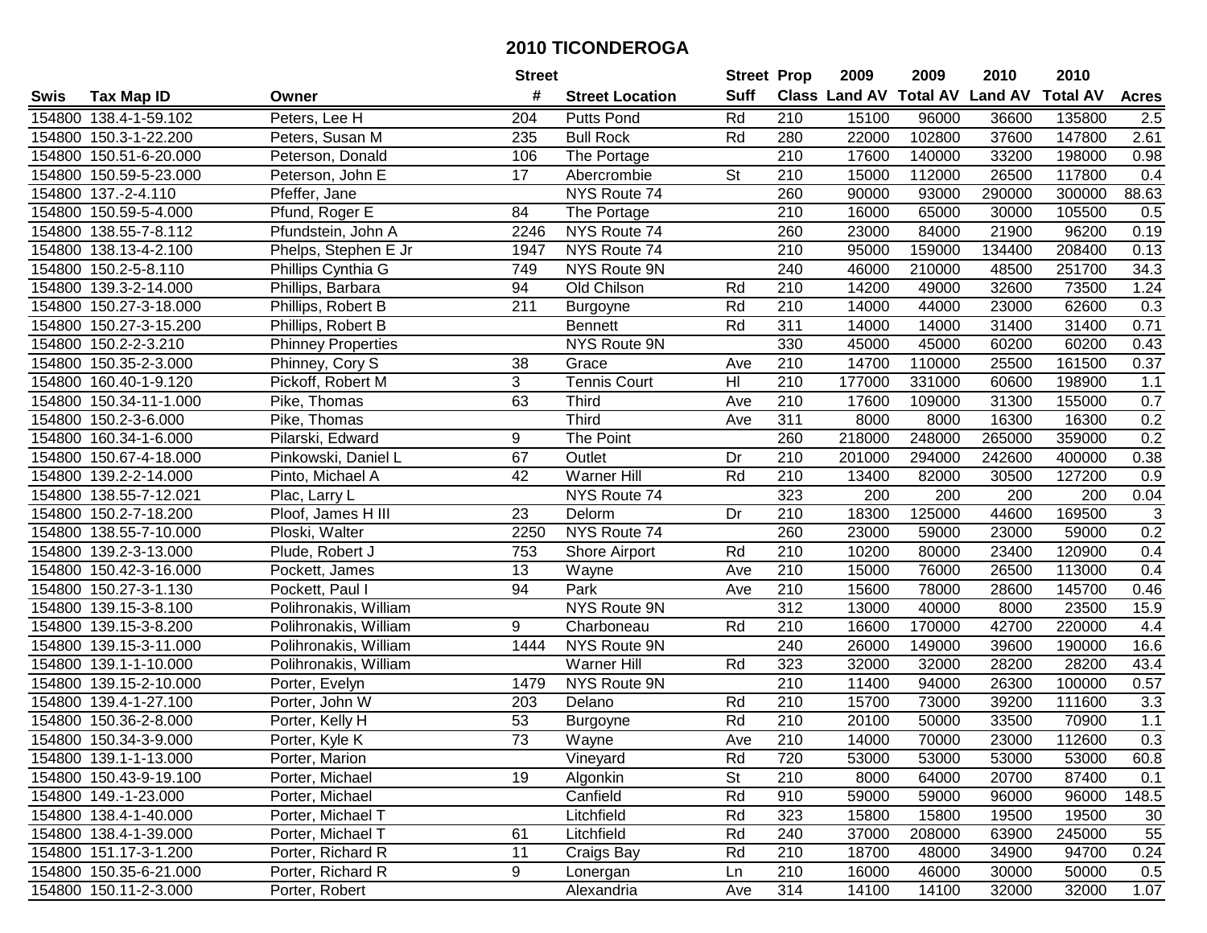# 2010 TICONDEROGA

| Swis | Tax Map ID | Owner | Street # | Street Location | Street Suff | Prop Class | 2009 Land AV | 2009 Total AV | 2010 Land AV | 2010 Total AV | Acres |
|---|---|---|---|---|---|---|---|---|---|---|---|
| 154800 | 138.4-1-59.102 | Peters, Lee H | 204 | Putts Pond | Rd | 210 | 15100 | 96000 | 36600 | 135800 | 2.5 |
| 154800 | 150.3-1-22.200 | Peters, Susan M | 235 | Bull Rock | Rd | 280 | 22000 | 102800 | 37600 | 147800 | 2.61 |
| 154800 | 150.51-6-20.000 | Peterson, Donald | 106 | The Portage | | 210 | 17600 | 140000 | 33200 | 198000 | 0.98 |
| 154800 | 150.59-5-23.000 | Peterson, John E | 17 | Abercrombie | St | 210 | 15000 | 112000 | 26500 | 117800 | 0.4 |
| 154800 | 137.-2-4.110 | Pfeffer, Jane | | NYS Route 74 | | 260 | 90000 | 93000 | 290000 | 300000 | 88.63 |
| 154800 | 150.59-5-4.000 | Pfund, Roger E | 84 | The Portage | | 210 | 16000 | 65000 | 30000 | 105500 | 0.5 |
| 154800 | 138.55-7-8.112 | Pfundstein, John A | 2246 | NYS Route 74 | | 260 | 23000 | 84000 | 21900 | 96200 | 0.19 |
| 154800 | 138.13-4-2.100 | Phelps, Stephen E Jr | 1947 | NYS Route 74 | | 210 | 95000 | 159000 | 134400 | 208400 | 0.13 |
| 154800 | 150.2-5-8.110 | Phillips Cynthia G | 749 | NYS Route 9N | | 240 | 46000 | 210000 | 48500 | 251700 | 34.3 |
| 154800 | 139.3-2-14.000 | Phillips, Barbara | 94 | Old Chilson | Rd | 210 | 14200 | 49000 | 32600 | 73500 | 1.24 |
| 154800 | 150.27-3-18.000 | Phillips, Robert B | 211 | Burgoyne | Rd | 210 | 14000 | 44000 | 23000 | 62600 | 0.3 |
| 154800 | 150.27-3-15.200 | Phillips, Robert B | | Bennett | Rd | 311 | 14000 | 14000 | 31400 | 31400 | 0.71 |
| 154800 | 150.2-2-3.210 | Phinney Properties | | NYS Route 9N | | 330 | 45000 | 45000 | 60200 | 60200 | 0.43 |
| 154800 | 150.35-2-3.000 | Phinney, Cory S | 38 | Grace | Ave | 210 | 14700 | 110000 | 25500 | 161500 | 0.37 |
| 154800 | 160.40-1-9.120 | Pickoff, Robert M | 3 | Tennis Court | Hl | 210 | 177000 | 331000 | 60600 | 198900 | 1.1 |
| 154800 | 150.34-11-1.000 | Pike, Thomas | 63 | Third | Ave | 210 | 17600 | 109000 | 31300 | 155000 | 0.7 |
| 154800 | 150.2-3-6.000 | Pike, Thomas | | Third | Ave | 311 | 8000 | 8000 | 16300 | 16300 | 0.2 |
| 154800 | 160.34-1-6.000 | Pilarski, Edward | 9 | The Point | | 260 | 218000 | 248000 | 265000 | 359000 | 0.2 |
| 154800 | 150.67-4-18.000 | Pinkowski, Daniel L | 67 | Outlet | Dr | 210 | 201000 | 294000 | 242600 | 400000 | 0.38 |
| 154800 | 139.2-2-14.000 | Pinto, Michael A | 42 | Warner Hill | Rd | 210 | 13400 | 82000 | 30500 | 127200 | 0.9 |
| 154800 | 138.55-7-12.021 | Plac, Larry L | | NYS Route 74 | | 323 | 200 | 200 | 200 | 200 | 0.04 |
| 154800 | 150.2-7-18.200 | Ploof, James H III | 23 | Delorm | Dr | 210 | 18300 | 125000 | 44600 | 169500 | 3 |
| 154800 | 138.55-7-10.000 | Ploski, Walter | 2250 | NYS Route 74 | | 260 | 23000 | 59000 | 23000 | 59000 | 0.2 |
| 154800 | 139.2-3-13.000 | Plude, Robert J | 753 | Shore Airport | Rd | 210 | 10200 | 80000 | 23400 | 120900 | 0.4 |
| 154800 | 150.42-3-16.000 | Pockett, James | 13 | Wayne | Ave | 210 | 15000 | 76000 | 26500 | 113000 | 0.4 |
| 154800 | 150.27-3-1.130 | Pockett, Paul I | 94 | Park | Ave | 210 | 15600 | 78000 | 28600 | 145700 | 0.46 |
| 154800 | 139.15-3-8.100 | Polihronakis, William | | NYS Route 9N | | 312 | 13000 | 40000 | 8000 | 23500 | 15.9 |
| 154800 | 139.15-3-8.200 | Polihronakis, William | 9 | Charboneau | Rd | 210 | 16600 | 170000 | 42700 | 220000 | 4.4 |
| 154800 | 139.15-3-11.000 | Polihronakis, William | 1444 | NYS Route 9N | | 240 | 26000 | 149000 | 39600 | 190000 | 16.6 |
| 154800 | 139.1-1-10.000 | Polihronakis, William | | Warner Hill | Rd | 323 | 32000 | 32000 | 28200 | 28200 | 43.4 |
| 154800 | 139.15-2-10.000 | Porter, Evelyn | 1479 | NYS Route 9N | | 210 | 11400 | 94000 | 26300 | 100000 | 0.57 |
| 154800 | 139.4-1-27.100 | Porter, John W | 203 | Delano | Rd | 210 | 15700 | 73000 | 39200 | 111600 | 3.3 |
| 154800 | 150.36-2-8.000 | Porter, Kelly H | 53 | Burgoyne | Rd | 210 | 20100 | 50000 | 33500 | 70900 | 1.1 |
| 154800 | 150.34-3-9.000 | Porter, Kyle K | 73 | Wayne | Ave | 210 | 14000 | 70000 | 23000 | 112600 | 0.3 |
| 154800 | 139.1-1-13.000 | Porter, Marion | | Vineyard | Rd | 720 | 53000 | 53000 | 53000 | 53000 | 60.8 |
| 154800 | 150.43-9-19.100 | Porter, Michael | 19 | Algonkin | St | 210 | 8000 | 64000 | 20700 | 87400 | 0.1 |
| 154800 | 149.-1-23.000 | Porter, Michael | | Canfield | Rd | 910 | 59000 | 59000 | 96000 | 96000 | 148.5 |
| 154800 | 138.4-1-40.000 | Porter, Michael T | | Litchfield | Rd | 323 | 15800 | 15800 | 19500 | 19500 | 30 |
| 154800 | 138.4-1-39.000 | Porter, Michael T | 61 | Litchfield | Rd | 240 | 37000 | 208000 | 63900 | 245000 | 55 |
| 154800 | 151.17-3-1.200 | Porter, Richard R | 11 | Craigs Bay | Rd | 210 | 18700 | 48000 | 34900 | 94700 | 0.24 |
| 154800 | 150.35-6-21.000 | Porter, Richard R | 9 | Lonergan | Ln | 210 | 16000 | 46000 | 30000 | 50000 | 0.5 |
| 154800 | 150.11-2-3.000 | Porter, Robert | | Alexandria | Ave | 314 | 14100 | 14100 | 32000 | 32000 | 1.07 |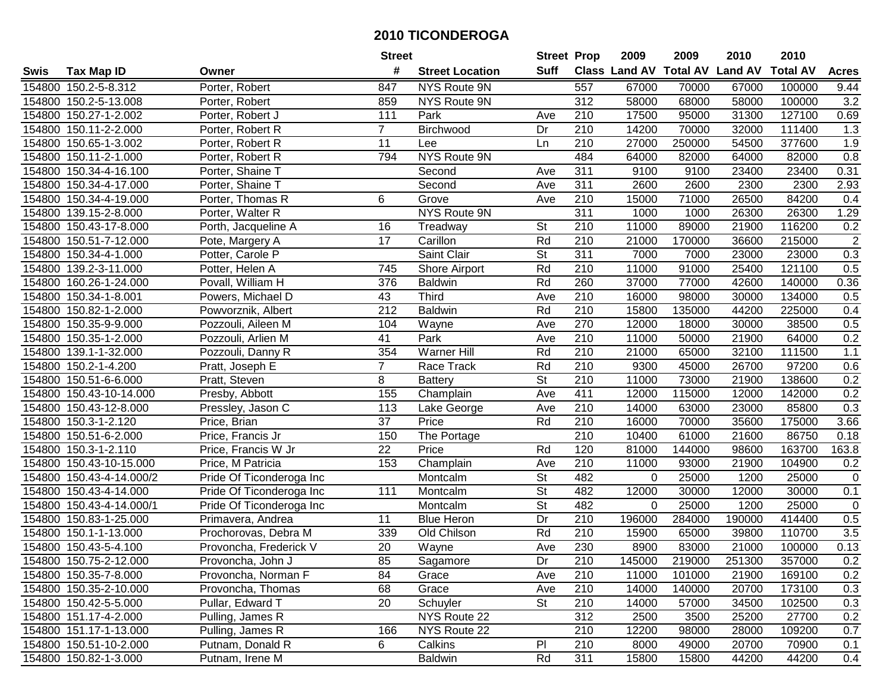# 2010 TICONDEROGA

| Swis | Tax Map ID | Owner | Street # | Street Location | Street Suff | Prop Class | 2009 Land AV | 2009 Total AV | 2010 Land AV | 2010 Total AV | Acres |
|---|---|---|---|---|---|---|---|---|---|---|---|
| 154800 | 150.2-5-8.312 | Porter, Robert | 847 | NYS Route 9N | | 557 | 67000 | 70000 | 67000 | 100000 | 9.44 |
| 154800 | 150.2-5-13.008 | Porter, Robert | 859 | NYS Route 9N | | 312 | 58000 | 68000 | 58000 | 100000 | 3.2 |
| 154800 | 150.27-1-2.002 | Porter, Robert J | 111 | Park | Ave | 210 | 17500 | 95000 | 31300 | 127100 | 0.69 |
| 154800 | 150.11-2-2.000 | Porter, Robert R | 7 | Birchwood | Dr | 210 | 14200 | 70000 | 32000 | 111400 | 1.3 |
| 154800 | 150.65-1-3.002 | Porter, Robert R | 11 | Lee | Ln | 210 | 27000 | 250000 | 54500 | 377600 | 1.9 |
| 154800 | 150.11-2-1.000 | Porter, Robert R | 794 | NYS Route 9N | | 484 | 64000 | 82000 | 64000 | 82000 | 0.8 |
| 154800 | 150.34-4-16.100 | Porter, Shaine T | | Second | Ave | 311 | 9100 | 9100 | 23400 | 23400 | 0.31 |
| 154800 | 150.34-4-17.000 | Porter, Shaine T | | Second | Ave | 311 | 2600 | 2600 | 2300 | 2300 | 2.93 |
| 154800 | 150.34-4-19.000 | Porter, Thomas R | 6 | Grove | Ave | 210 | 15000 | 71000 | 26500 | 84200 | 0.4 |
| 154800 | 139.15-2-8.000 | Porter, Walter R | | NYS Route 9N | | 311 | 1000 | 1000 | 26300 | 26300 | 1.29 |
| 154800 | 150.43-17-8.000 | Porth, Jacqueline A | 16 | Treadway | St | 210 | 11000 | 89000 | 21900 | 116200 | 0.2 |
| 154800 | 150.51-7-12.000 | Pote, Margery A | 17 | Carillon | Rd | 210 | 21000 | 170000 | 36600 | 215000 | 2 |
| 154800 | 150.34-4-1.000 | Potter, Carole P | | Saint Clair | St | 311 | 7000 | 7000 | 23000 | 23000 | 0.3 |
| 154800 | 139.2-3-11.000 | Potter, Helen A | 745 | Shore Airport | Rd | 210 | 11000 | 91000 | 25400 | 121100 | 0.5 |
| 154800 | 160.26-1-24.000 | Povall, William H | 376 | Baldwin | Rd | 260 | 37000 | 77000 | 42600 | 140000 | 0.36 |
| 154800 | 150.34-1-8.001 | Powers, Michael D | 43 | Third | Ave | 210 | 16000 | 98000 | 30000 | 134000 | 0.5 |
| 154800 | 150.82-1-2.000 | Powvorznik, Albert | 212 | Baldwin | Rd | 210 | 15800 | 135000 | 44200 | 225000 | 0.4 |
| 154800 | 150.35-9-9.000 | Pozzouli, Aileen M | 104 | Wayne | Ave | 270 | 12000 | 18000 | 30000 | 38500 | 0.5 |
| 154800 | 150.35-1-2.000 | Pozzouli, Arlien M | 41 | Park | Ave | 210 | 11000 | 50000 | 21900 | 64000 | 0.2 |
| 154800 | 139.1-1-32.000 | Pozzouli, Danny R | 354 | Warner Hill | Rd | 210 | 21000 | 65000 | 32100 | 111500 | 1.1 |
| 154800 | 150.2-1-4.200 | Pratt, Joseph E | 7 | Race Track | Rd | 210 | 9300 | 45000 | 26700 | 97200 | 0.6 |
| 154800 | 150.51-6-6.000 | Pratt, Steven | 8 | Battery | St | 210 | 11000 | 73000 | 21900 | 138600 | 0.2 |
| 154800 | 150.43-10-14.000 | Presby, Abbott | 155 | Champlain | Ave | 411 | 12000 | 115000 | 12000 | 142000 | 0.2 |
| 154800 | 150.43-12-8.000 | Pressley, Jason C | 113 | Lake George | Ave | 210 | 14000 | 63000 | 23000 | 85800 | 0.3 |
| 154800 | 150.3-1-2.120 | Price, Brian | 37 | Price | Rd | 210 | 16000 | 70000 | 35600 | 175000 | 3.66 |
| 154800 | 150.51-6-2.000 | Price, Francis Jr | 150 | The Portage | | 210 | 10400 | 61000 | 21600 | 86750 | 0.18 |
| 154800 | 150.3-1-2.110 | Price, Francis W Jr | 22 | Price | Rd | 120 | 81000 | 144000 | 98600 | 163700 | 163.8 |
| 154800 | 150.43-10-15.000 | Price, M Patricia | 153 | Champlain | Ave | 210 | 11000 | 93000 | 21900 | 104900 | 0.2 |
| 154800 | 150.43-4-14.000/2 | Pride Of Ticonderoga Inc | | Montcalm | St | 482 | 0 | 25000 | 1200 | 25000 | 0 |
| 154800 | 150.43-4-14.000 | Pride Of Ticonderoga Inc | 111 | Montcalm | St | 482 | 12000 | 30000 | 12000 | 30000 | 0.1 |
| 154800 | 150.43-4-14.000/1 | Pride Of Ticonderoga Inc | | Montcalm | St | 482 | 0 | 25000 | 1200 | 25000 | 0 |
| 154800 | 150.83-1-25.000 | Primavera, Andrea | 11 | Blue Heron | Dr | 210 | 196000 | 284000 | 190000 | 414400 | 0.5 |
| 154800 | 150.1-1-13.000 | Prochorovas, Debra M | 339 | Old Chilson | Rd | 210 | 15900 | 65000 | 39800 | 110700 | 3.5 |
| 154800 | 150.43-5-4.100 | Provoncha, Frederick V | 20 | Wayne | Ave | 230 | 8900 | 83000 | 21000 | 100000 | 0.13 |
| 154800 | 150.75-2-12.000 | Provoncha, John J | 85 | Sagamore | Dr | 210 | 145000 | 219000 | 251300 | 357000 | 0.2 |
| 154800 | 150.35-7-8.000 | Provoncha, Norman F | 84 | Grace | Ave | 210 | 11000 | 101000 | 21900 | 169100 | 0.2 |
| 154800 | 150.35-2-10.000 | Provoncha, Thomas | 68 | Grace | Ave | 210 | 14000 | 140000 | 20700 | 173100 | 0.3 |
| 154800 | 150.42-5-5.000 | Pullar, Edward T | 20 | Schuyler | St | 210 | 14000 | 57000 | 34500 | 102500 | 0.3 |
| 154800 | 151.17-4-2.000 | Pulling, James R | | NYS Route 22 | | 312 | 2500 | 3500 | 25200 | 27700 | 0.2 |
| 154800 | 151.17-1-13.000 | Pulling, James R | 166 | NYS Route 22 | | 210 | 12200 | 98000 | 28000 | 109200 | 0.7 |
| 154800 | 150.51-10-2.000 | Putnam, Donald R | 6 | Calkins | Pl | 210 | 8000 | 49000 | 20700 | 70900 | 0.1 |
| 154800 | 150.82-1-3.000 | Putnam, Irene M | | Baldwin | Rd | 311 | 15800 | 15800 | 44200 | 44200 | 0.4 |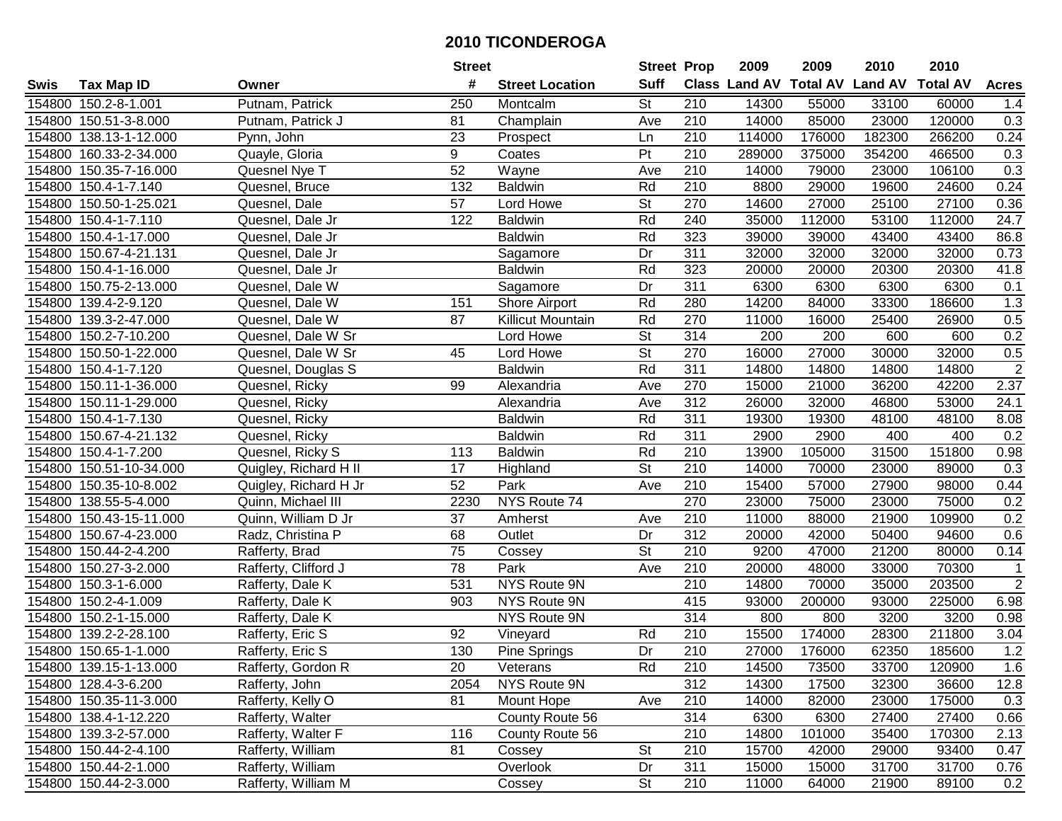# 2010 TICONDEROGA

| Swis | Tax Map ID | Owner | Street # | Street Location | Street Suff | Prop Class | 2009 Land AV | 2009 Total AV | 2010 Land AV | 2010 Total AV | Acres |
|---|---|---|---|---|---|---|---|---|---|---|---|
| 154800 | 150.2-8-1.001 | Putnam, Patrick | 250 | Montcalm | St | 210 | 14300 | 55000 | 33100 | 60000 | 1.4 |
| 154800 | 150.51-3-8.000 | Putnam, Patrick J | 81 | Champlain | Ave | 210 | 14000 | 85000 | 23000 | 120000 | 0.3 |
| 154800 | 138.13-1-12.000 | Pynn, John | 23 | Prospect | Ln | 210 | 114000 | 176000 | 182300 | 266200 | 0.24 |
| 154800 | 160.33-2-34.000 | Quayle, Gloria | 9 | Coates | Pt | 210 | 289000 | 375000 | 354200 | 466500 | 0.3 |
| 154800 | 150.35-7-16.000 | Quesnel Nye T | 52 | Wayne | Ave | 210 | 14000 | 79000 | 23000 | 106100 | 0.3 |
| 154800 | 150.4-1-7.140 | Quesnel, Bruce | 132 | Baldwin | Rd | 210 | 8800 | 29000 | 19600 | 24600 | 0.24 |
| 154800 | 150.50-1-25.021 | Quesnel, Dale | 57 | Lord Howe | St | 270 | 14600 | 27000 | 25100 | 27100 | 0.36 |
| 154800 | 150.4-1-7.110 | Quesnel, Dale Jr | 122 | Baldwin | Rd | 240 | 35000 | 112000 | 53100 | 112000 | 24.7 |
| 154800 | 150.4-1-17.000 | Quesnel, Dale Jr | | Baldwin | Rd | 323 | 39000 | 39000 | 43400 | 43400 | 86.8 |
| 154800 | 150.67-4-21.131 | Quesnel, Dale Jr | | Sagamore | Dr | 311 | 32000 | 32000 | 32000 | 32000 | 0.73 |
| 154800 | 150.4-1-16.000 | Quesnel, Dale Jr | | Baldwin | Rd | 323 | 20000 | 20000 | 20300 | 20300 | 41.8 |
| 154800 | 150.75-2-13.000 | Quesnel, Dale W | | Sagamore | Dr | 311 | 6300 | 6300 | 6300 | 6300 | 0.1 |
| 154800 | 139.4-2-9.120 | Quesnel, Dale W | 151 | Shore Airport | Rd | 280 | 14200 | 84000 | 33300 | 186600 | 1.3 |
| 154800 | 139.3-2-47.000 | Quesnel, Dale W | 87 | Killicut Mountain | Rd | 270 | 11000 | 16000 | 25400 | 26900 | 0.5 |
| 154800 | 150.2-7-10.200 | Quesnel, Dale W Sr | | Lord Howe | St | 314 | 200 | 200 | 600 | 600 | 0.2 |
| 154800 | 150.50-1-22.000 | Quesnel, Dale W Sr | 45 | Lord Howe | St | 270 | 16000 | 27000 | 30000 | 32000 | 0.5 |
| 154800 | 150.4-1-7.120 | Quesnel, Douglas S | | Baldwin | Rd | 311 | 14800 | 14800 | 14800 | 14800 | 2 |
| 154800 | 150.11-1-36.000 | Quesnel, Ricky | 99 | Alexandria | Ave | 270 | 15000 | 21000 | 36200 | 42200 | 2.37 |
| 154800 | 150.11-1-29.000 | Quesnel, Ricky | | Alexandria | Ave | 312 | 26000 | 32000 | 46800 | 53000 | 24.1 |
| 154800 | 150.4-1-7.130 | Quesnel, Ricky | | Baldwin | Rd | 311 | 19300 | 19300 | 48100 | 48100 | 8.08 |
| 154800 | 150.67-4-21.132 | Quesnel, Ricky | | Baldwin | Rd | 311 | 2900 | 2900 | 400 | 400 | 0.2 |
| 154800 | 150.4-1-7.200 | Quesnel, Ricky S | 113 | Baldwin | Rd | 210 | 13900 | 105000 | 31500 | 151800 | 0.98 |
| 154800 | 150.51-10-34.000 | Quigley, Richard H II | 17 | Highland | St | 210 | 14000 | 70000 | 23000 | 89000 | 0.3 |
| 154800 | 150.35-10-8.002 | Quigley, Richard H Jr | 52 | Park | Ave | 210 | 15400 | 57000 | 27900 | 98000 | 0.44 |
| 154800 | 138.55-5-4.000 | Quinn, Michael III | 2230 | NYS Route 74 | | 270 | 23000 | 75000 | 23000 | 75000 | 0.2 |
| 154800 | 150.43-15-11.000 | Quinn, William D Jr | 37 | Amherst | Ave | 210 | 11000 | 88000 | 21900 | 109900 | 0.2 |
| 154800 | 150.67-4-23.000 | Radz, Christina P | 68 | Outlet | Dr | 312 | 20000 | 42000 | 50400 | 94600 | 0.6 |
| 154800 | 150.44-2-4.200 | Rafferty, Brad | 75 | Cossey | St | 210 | 9200 | 47000 | 21200 | 80000 | 0.14 |
| 154800 | 150.27-3-2.000 | Rafferty, Clifford J | 78 | Park | Ave | 210 | 20000 | 48000 | 33000 | 70300 | 1 |
| 154800 | 150.3-1-6.000 | Rafferty, Dale K | 531 | NYS Route 9N | | 210 | 14800 | 70000 | 35000 | 203500 | 2 |
| 154800 | 150.2-4-1.009 | Rafferty, Dale K | 903 | NYS Route 9N | | 415 | 93000 | 200000 | 93000 | 225000 | 6.98 |
| 154800 | 150.2-1-15.000 | Rafferty, Dale K | | NYS Route 9N | | 314 | 800 | 800 | 3200 | 3200 | 0.98 |
| 154800 | 139.2-2-28.100 | Rafferty, Eric S | 92 | Vineyard | Rd | 210 | 15500 | 174000 | 28300 | 211800 | 3.04 |
| 154800 | 150.65-1-1.000 | Rafferty, Eric S | 130 | Pine Springs | Dr | 210 | 27000 | 176000 | 62350 | 185600 | 1.2 |
| 154800 | 139.15-1-13.000 | Rafferty, Gordon R | 20 | Veterans | Rd | 210 | 14500 | 73500 | 33700 | 120900 | 1.6 |
| 154800 | 128.4-3-6.200 | Rafferty, John | 2054 | NYS Route 9N | | 312 | 14300 | 17500 | 32300 | 36600 | 12.8 |
| 154800 | 150.35-11-3.000 | Rafferty, Kelly O | 81 | Mount Hope | Ave | 210 | 14000 | 82000 | 23000 | 175000 | 0.3 |
| 154800 | 138.4-1-12.220 | Rafferty, Walter | | County Route 56 | | 314 | 6300 | 6300 | 27400 | 27400 | 0.66 |
| 154800 | 139.3-2-57.000 | Rafferty, Walter F | 116 | County Route 56 | | 210 | 14800 | 101000 | 35400 | 170300 | 2.13 |
| 154800 | 150.44-2-4.100 | Rafferty, William | 81 | Cossey | St | 210 | 15700 | 42000 | 29000 | 93400 | 0.47 |
| 154800 | 150.44-2-1.000 | Rafferty, William | | Overlook | Dr | 311 | 15000 | 15000 | 31700 | 31700 | 0.76 |
| 154800 | 150.44-2-3.000 | Rafferty, William M | | Cossey | St | 210 | 11000 | 64000 | 21900 | 89100 | 0.2 |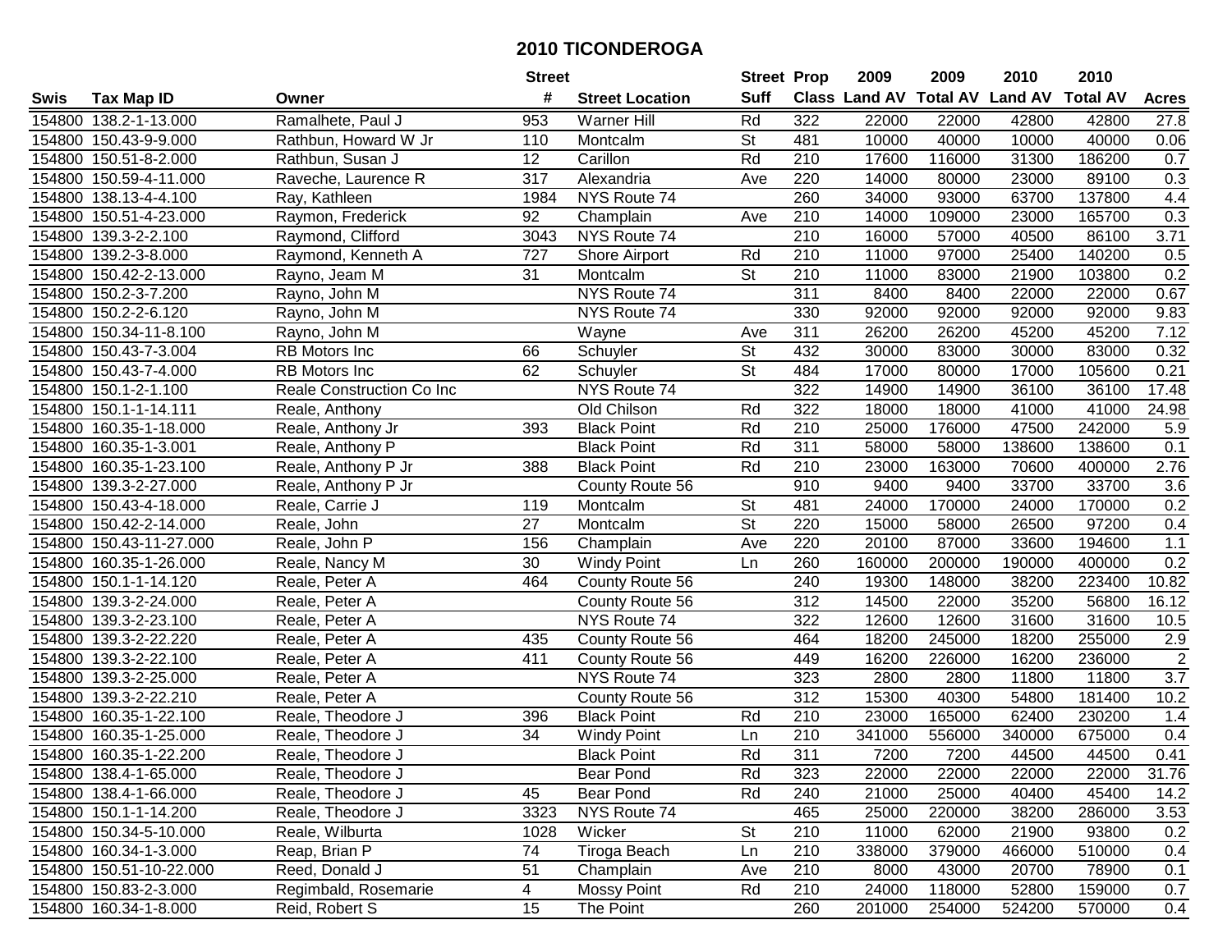# 2010 TICONDEROGA

| Swis | Tax Map ID | Owner | Street # | Street Location | Street Suff | Prop Class | 2009 Land AV | 2009 Total AV | 2010 Land AV | 2010 Total AV | Acres |
|---|---|---|---|---|---|---|---|---|---|---|---|
| 154800 | 138.2-1-13.000 | Ramalhete, Paul J | 953 | Warner Hill | Rd | 322 | 22000 | 22000 | 42800 | 42800 | 27.8 |
| 154800 | 150.43-9-9.000 | Rathbun, Howard W Jr | 110 | Montcalm | St | 481 | 10000 | 40000 | 10000 | 40000 | 0.06 |
| 154800 | 150.51-8-2.000 | Rathbun, Susan J | 12 | Carillon | Rd | 210 | 17600 | 116000 | 31300 | 186200 | 0.7 |
| 154800 | 150.59-4-11.000 | Raveche, Laurence R | 317 | Alexandria | Ave | 220 | 14000 | 80000 | 23000 | 89100 | 0.3 |
| 154800 | 138.13-4-4.100 | Ray, Kathleen | 1984 | NYS Route 74 | | 260 | 34000 | 93000 | 63700 | 137800 | 4.4 |
| 154800 | 150.51-4-23.000 | Raymon, Frederick | 92 | Champlain | Ave | 210 | 14000 | 109000 | 23000 | 165700 | 0.3 |
| 154800 | 139.3-2-2.100 | Raymond, Clifford | 3043 | NYS Route 74 | | 210 | 16000 | 57000 | 40500 | 86100 | 3.71 |
| 154800 | 139.2-3-8.000 | Raymond, Kenneth A | 727 | Shore Airport | Rd | 210 | 11000 | 97000 | 25400 | 140200 | 0.5 |
| 154800 | 150.42-2-13.000 | Rayno, Jeam M | 31 | Montcalm | St | 210 | 11000 | 83000 | 21900 | 103800 | 0.2 |
| 154800 | 150.2-3-7.200 | Rayno, John M | | NYS Route 74 | | 311 | 8400 | 8400 | 22000 | 22000 | 0.67 |
| 154800 | 150.2-2-6.120 | Rayno, John M | | NYS Route 74 | | 330 | 92000 | 92000 | 92000 | 92000 | 9.83 |
| 154800 | 150.34-11-8.100 | Rayno, John M | | Wayne | Ave | 311 | 26200 | 26200 | 45200 | 45200 | 7.12 |
| 154800 | 150.43-7-3.004 | RB Motors Inc | 66 | Schuyler | St | 432 | 30000 | 83000 | 30000 | 83000 | 0.32 |
| 154800 | 150.43-7-4.000 | RB Motors Inc | 62 | Schuyler | St | 484 | 17000 | 80000 | 17000 | 105600 | 0.21 |
| 154800 | 150.1-2-1.100 | Reale Construction Co Inc | | NYS Route 74 | | 322 | 14900 | 14900 | 36100 | 36100 | 17.48 |
| 154800 | 150.1-1-14.111 | Reale, Anthony | | Old Chilson | Rd | 322 | 18000 | 18000 | 41000 | 41000 | 24.98 |
| 154800 | 160.35-1-18.000 | Reale, Anthony Jr | 393 | Black Point | Rd | 210 | 25000 | 176000 | 47500 | 242000 | 5.9 |
| 154800 | 160.35-1-3.001 | Reale, Anthony P | | Black Point | Rd | 311 | 58000 | 58000 | 138600 | 138600 | 0.1 |
| 154800 | 160.35-1-23.100 | Reale, Anthony P Jr | 388 | Black Point | Rd | 210 | 23000 | 163000 | 70600 | 400000 | 2.76 |
| 154800 | 139.3-2-27.000 | Reale, Anthony P Jr | | County Route 56 | | 910 | 9400 | 9400 | 33700 | 33700 | 3.6 |
| 154800 | 150.43-4-18.000 | Reale, Carrie J | 119 | Montcalm | St | 481 | 24000 | 170000 | 24000 | 170000 | 0.2 |
| 154800 | 150.42-2-14.000 | Reale, John | 27 | Montcalm | St | 220 | 15000 | 58000 | 26500 | 97200 | 0.4 |
| 154800 | 150.43-11-27.000 | Reale, John P | 156 | Champlain | Ave | 220 | 20100 | 87000 | 33600 | 194600 | 1.1 |
| 154800 | 160.35-1-26.000 | Reale, Nancy M | 30 | Windy Point | Ln | 260 | 160000 | 200000 | 190000 | 400000 | 0.2 |
| 154800 | 150.1-1-14.120 | Reale, Peter A | 464 | County Route 56 | | 240 | 19300 | 148000 | 38200 | 223400 | 10.82 |
| 154800 | 139.3-2-24.000 | Reale, Peter A | | County Route 56 | | 312 | 14500 | 22000 | 35200 | 56800 | 16.12 |
| 154800 | 139.3-2-23.100 | Reale, Peter A | | NYS Route 74 | | 322 | 12600 | 12600 | 31600 | 31600 | 10.5 |
| 154800 | 139.3-2-22.220 | Reale, Peter A | 435 | County Route 56 | | 464 | 18200 | 245000 | 18200 | 255000 | 2.9 |
| 154800 | 139.3-2-22.100 | Reale, Peter A | 411 | County Route 56 | | 449 | 16200 | 226000 | 16200 | 236000 | 2 |
| 154800 | 139.3-2-25.000 | Reale, Peter A | | NYS Route 74 | | 323 | 2800 | 2800 | 11800 | 11800 | 3.7 |
| 154800 | 139.3-2-22.210 | Reale, Peter A | | County Route 56 | | 312 | 15300 | 40300 | 54800 | 181400 | 10.2 |
| 154800 | 160.35-1-22.100 | Reale, Theodore J | 396 | Black Point | Rd | 210 | 23000 | 165000 | 62400 | 230200 | 1.4 |
| 154800 | 160.35-1-25.000 | Reale, Theodore J | 34 | Windy Point | Ln | 210 | 341000 | 556000 | 340000 | 675000 | 0.4 |
| 154800 | 160.35-1-22.200 | Reale, Theodore J | | Black Point | Rd | 311 | 7200 | 7200 | 44500 | 44500 | 0.41 |
| 154800 | 138.4-1-65.000 | Reale, Theodore J | | Bear Pond | Rd | 323 | 22000 | 22000 | 22000 | 22000 | 31.76 |
| 154800 | 138.4-1-66.000 | Reale, Theodore J | 45 | Bear Pond | Rd | 240 | 21000 | 25000 | 40400 | 45400 | 14.2 |
| 154800 | 150.1-1-14.200 | Reale, Theodore J | 3323 | NYS Route 74 | | 465 | 25000 | 220000 | 38200 | 286000 | 3.53 |
| 154800 | 150.34-5-10.000 | Reale, Wilburta | 1028 | Wicker | St | 210 | 11000 | 62000 | 21900 | 93800 | 0.2 |
| 154800 | 160.34-1-3.000 | Reap, Brian P | 74 | Tiroga Beach | Ln | 210 | 338000 | 379000 | 466000 | 510000 | 0.4 |
| 154800 | 150.51-10-22.000 | Reed, Donald J | 51 | Champlain | Ave | 210 | 8000 | 43000 | 20700 | 78900 | 0.1 |
| 154800 | 150.83-2-3.000 | Regimbald, Rosemarie | 4 | Mossy Point | Rd | 210 | 24000 | 118000 | 52800 | 159000 | 0.7 |
| 154800 | 160.34-1-8.000 | Reid, Robert S | 15 | The Point | | 260 | 201000 | 254000 | 524200 | 570000 | 0.4 |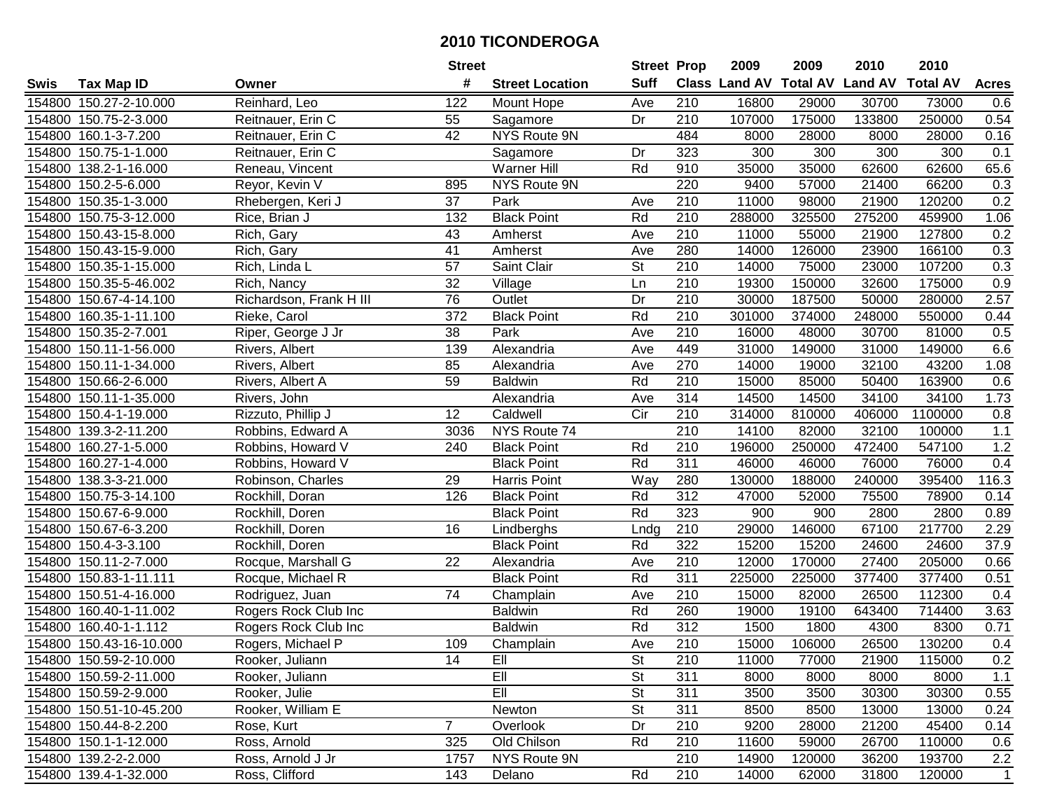# 2010 TICONDEROGA

| Swis | Tax Map ID | Owner | Street # | Street Location | Street Suff | Prop Class | 2009 Land AV | 2009 Total AV | 2010 Land AV | 2010 Total AV | Acres |
|---|---|---|---|---|---|---|---|---|---|---|---|
| 154800 | 150.27-2-10.000 | Reinhard, Leo | 122 | Mount Hope | Ave | 210 | 16800 | 29000 | 30700 | 73000 | 0.6 |
| 154800 | 150.75-2-3.000 | Reitnauer, Erin C | 55 | Sagamore | Dr | 210 | 107000 | 175000 | 133800 | 250000 | 0.54 |
| 154800 | 160.1-3-7.200 | Reitnauer, Erin C | 42 | NYS Route 9N | | 484 | 8000 | 28000 | 8000 | 28000 | 0.16 |
| 154800 | 150.75-1-1.000 | Reitnauer, Erin C | | Sagamore | Dr | 323 | 300 | 300 | 300 | 300 | 0.1 |
| 154800 | 138.2-1-16.000 | Reneau, Vincent | | Warner Hill | Rd | 910 | 35000 | 35000 | 62600 | 62600 | 65.6 |
| 154800 | 150.2-5-6.000 | Reyor, Kevin V | 895 | NYS Route 9N | | 220 | 9400 | 57000 | 21400 | 66200 | 0.3 |
| 154800 | 150.35-1-3.000 | Rhebergen, Keri J | 37 | Park | Ave | 210 | 11000 | 98000 | 21900 | 120200 | 0.2 |
| 154800 | 150.75-3-12.000 | Rice, Brian J | 132 | Black Point | Rd | 210 | 288000 | 325500 | 275200 | 459900 | 1.06 |
| 154800 | 150.43-15-8.000 | Rich, Gary | 43 | Amherst | Ave | 210 | 11000 | 55000 | 21900 | 127800 | 0.2 |
| 154800 | 150.43-15-9.000 | Rich, Gary | 41 | Amherst | Ave | 280 | 14000 | 126000 | 23900 | 166100 | 0.3 |
| 154800 | 150.35-1-15.000 | Rich, Linda L | 57 | Saint Clair | St | 210 | 14000 | 75000 | 23000 | 107200 | 0.3 |
| 154800 | 150.35-5-46.002 | Rich, Nancy | 32 | Village | Ln | 210 | 19300 | 150000 | 32600 | 175000 | 0.9 |
| 154800 | 150.67-4-14.100 | Richardson, Frank H III | 76 | Outlet | Dr | 210 | 30000 | 187500 | 50000 | 280000 | 2.57 |
| 154800 | 160.35-1-11.100 | Rieke, Carol | 372 | Black Point | Rd | 210 | 301000 | 374000 | 248000 | 550000 | 0.44 |
| 154800 | 150.35-2-7.001 | Riper, George J Jr | 38 | Park | Ave | 210 | 16000 | 48000 | 30700 | 81000 | 0.5 |
| 154800 | 150.11-1-56.000 | Rivers, Albert | 139 | Alexandria | Ave | 449 | 31000 | 149000 | 31000 | 149000 | 6.6 |
| 154800 | 150.11-1-34.000 | Rivers, Albert | 85 | Alexandria | Ave | 270 | 14000 | 19000 | 32100 | 43200 | 1.08 |
| 154800 | 150.66-2-6.000 | Rivers, Albert A | 59 | Baldwin | Rd | 210 | 15000 | 85000 | 50400 | 163900 | 0.6 |
| 154800 | 150.11-1-35.000 | Rivers, John | | Alexandria | Ave | 314 | 14500 | 14500 | 34100 | 34100 | 1.73 |
| 154800 | 150.4-1-19.000 | Rizzuto, Phillip J | 12 | Caldwell | Cir | 210 | 314000 | 810000 | 406000 | 1100000 | 0.8 |
| 154800 | 139.3-2-11.200 | Robbins, Edward A | 3036 | NYS Route 74 | | 210 | 14100 | 82000 | 32100 | 100000 | 1.1 |
| 154800 | 160.27-1-5.000 | Robbins, Howard V | 240 | Black Point | Rd | 210 | 196000 | 250000 | 472400 | 547100 | 1.2 |
| 154800 | 160.27-1-4.000 | Robbins, Howard V | | Black Point | Rd | 311 | 46000 | 46000 | 76000 | 76000 | 0.4 |
| 154800 | 138.3-3-21.000 | Robinson, Charles | 29 | Harris Point | Way | 280 | 130000 | 188000 | 240000 | 395400 | 116.3 |
| 154800 | 150.75-3-14.100 | Rockhill, Doran | 126 | Black Point | Rd | 312 | 47000 | 52000 | 75500 | 78900 | 0.14 |
| 154800 | 150.67-6-9.000 | Rockhill, Doren | | Black Point | Rd | 323 | 900 | 900 | 2800 | 2800 | 0.89 |
| 154800 | 150.67-6-3.200 | Rockhill, Doren | 16 | Lindberghs | Lndg | 210 | 29000 | 146000 | 67100 | 217700 | 2.29 |
| 154800 | 150.4-3-3.100 | Rockhill, Doren | | Black Point | Rd | 322 | 15200 | 15200 | 24600 | 24600 | 37.9 |
| 154800 | 150.11-2-7.000 | Rocque, Marshall G | 22 | Alexandria | Ave | 210 | 12000 | 170000 | 27400 | 205000 | 0.66 |
| 154800 | 150.83-1-11.111 | Rocque, Michael R | | Black Point | Rd | 311 | 225000 | 225000 | 377400 | 377400 | 0.51 |
| 154800 | 150.51-4-16.000 | Rodriguez, Juan | 74 | Champlain | Ave | 210 | 15000 | 82000 | 26500 | 112300 | 0.4 |
| 154800 | 160.40-1-11.002 | Rogers Rock Club Inc | | Baldwin | Rd | 260 | 19000 | 19100 | 643400 | 714400 | 3.63 |
| 154800 | 160.40-1-1.112 | Rogers Rock Club Inc | | Baldwin | Rd | 312 | 1500 | 1800 | 4300 | 8300 | 0.71 |
| 154800 | 150.43-16-10.000 | Rogers, Michael P | 109 | Champlain | Ave | 210 | 15000 | 106000 | 26500 | 130200 | 0.4 |
| 154800 | 150.59-2-10.000 | Rooker, Juliann | 14 | Ell | St | 210 | 11000 | 77000 | 21900 | 115000 | 0.2 |
| 154800 | 150.59-2-11.000 | Rooker, Juliann | | Ell | St | 311 | 8000 | 8000 | 8000 | 8000 | 1.1 |
| 154800 | 150.59-2-9.000 | Rooker, Julie | | Ell | St | 311 | 3500 | 3500 | 30300 | 30300 | 0.55 |
| 154800 | 150.51-10-45.200 | Rooker, William E | | Newton | St | 311 | 8500 | 8500 | 13000 | 13000 | 0.24 |
| 154800 | 150.44-8-2.200 | Rose, Kurt | 7 | Overlook | Dr | 210 | 9200 | 28000 | 21200 | 45400 | 0.14 |
| 154800 | 150.1-1-12.000 | Ross, Arnold | 325 | Old Chilson | Rd | 210 | 11600 | 59000 | 26700 | 110000 | 0.6 |
| 154800 | 139.2-2-2.000 | Ross, Arnold J Jr | 1757 | NYS Route 9N | | 210 | 14900 | 120000 | 36200 | 193700 | 2.2 |
| 154800 | 139.4-1-32.000 | Ross, Clifford | 143 | Delano | Rd | 210 | 14000 | 62000 | 31800 | 120000 | 1 |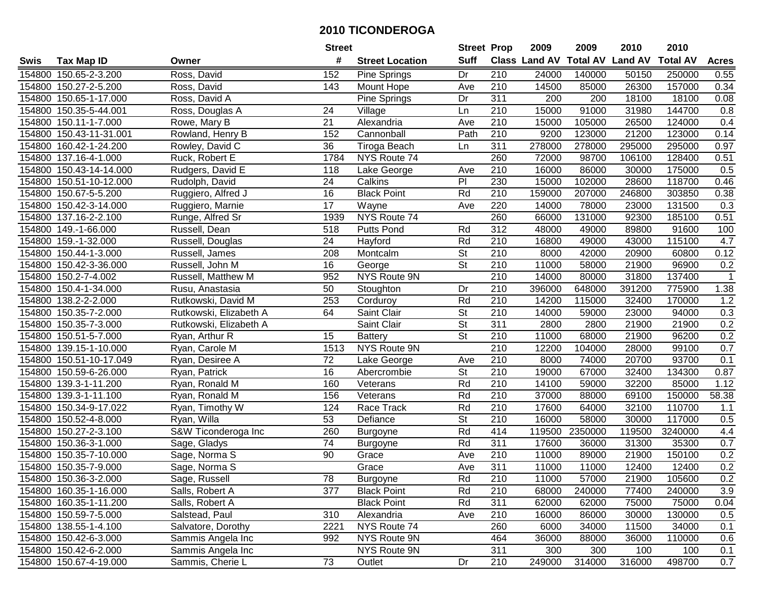# 2010 TICONDEROGA

| Swis | Tax Map ID | Owner | Street # | Street Location | Street Suff | Prop Class | 2009 Land AV | 2009 Total AV | 2010 Land AV | 2010 Total AV | Acres |
|---|---|---|---|---|---|---|---|---|---|---|---|
| 154800 | 150.65-2-3.200 | Ross, David | 152 | Pine Springs | Dr | 210 | 24000 | 140000 | 50150 | 250000 | 0.55 |
| 154800 | 150.27-2-5.200 | Ross, David | 143 | Mount Hope | Ave | 210 | 14500 | 85000 | 26300 | 157000 | 0.34 |
| 154800 | 150.65-1-17.000 | Ross, David A | | Pine Springs | Dr | 311 | 200 | 200 | 18100 | 18100 | 0.08 |
| 154800 | 150.35-5-44.001 | Ross, Douglas A | 24 | Village | Ln | 210 | 15000 | 91000 | 31980 | 144700 | 0.8 |
| 154800 | 150.11-1-7.000 | Rowe, Mary B | 21 | Alexandria | Ave | 210 | 15000 | 105000 | 26500 | 124000 | 0.4 |
| 154800 | 150.43-11-31.001 | Rowland, Henry B | 152 | Cannonball | Path | 210 | 9200 | 123000 | 21200 | 123000 | 0.14 |
| 154800 | 160.42-1-24.200 | Rowley, David C | 36 | Tiroga Beach | Ln | 311 | 278000 | 278000 | 295000 | 295000 | 0.97 |
| 154800 | 137.16-4-1.000 | Ruck, Robert E | 1784 | NYS Route 74 | | 260 | 72000 | 98700 | 106100 | 128400 | 0.51 |
| 154800 | 150.43-14-14.000 | Rudgers, David E | 118 | Lake George | Ave | 210 | 16000 | 86000 | 30000 | 175000 | 0.5 |
| 154800 | 150.51-10-12.000 | Rudolph, David | 24 | Calkins | Pl | 230 | 15000 | 102000 | 28600 | 118700 | 0.46 |
| 154800 | 150.67-5-5.200 | Ruggiero, Alfred J | 16 | Black Point | Rd | 210 | 159000 | 207000 | 246800 | 303850 | 0.38 |
| 154800 | 150.42-3-14.000 | Ruggiero, Marnie | 17 | Wayne | Ave | 220 | 14000 | 78000 | 23000 | 131500 | 0.3 |
| 154800 | 137.16-2-2.100 | Runge, Alfred Sr | 1939 | NYS Route 74 | | 260 | 66000 | 131000 | 92300 | 185100 | 0.51 |
| 154800 | 149.-1-66.000 | Russell, Dean | 518 | Putts Pond | Rd | 312 | 48000 | 49000 | 89800 | 91600 | 100 |
| 154800 | 159.-1-32.000 | Russell, Douglas | 24 | Hayford | Rd | 210 | 16800 | 49000 | 43000 | 115100 | 4.7 |
| 154800 | 150.44-1-3.000 | Russell, James | 208 | Montcalm | St | 210 | 8000 | 42000 | 20900 | 60800 | 0.12 |
| 154800 | 150.42-3-36.000 | Russell, John M | 16 | George | St | 210 | 11000 | 58000 | 21900 | 96900 | 0.2 |
| 154800 | 150.2-7-4.002 | Russell, Matthew M | 952 | NYS Route 9N | | 210 | 14000 | 80000 | 31800 | 137400 | 1 |
| 154800 | 150.4-1-34.000 | Rusu, Anastasia | 50 | Stoughton | Dr | 210 | 396000 | 648000 | 391200 | 775900 | 1.38 |
| 154800 | 138.2-2-2.000 | Rutkowski, David M | 253 | Corduroy | Rd | 210 | 14200 | 115000 | 32400 | 170000 | 1.2 |
| 154800 | 150.35-7-2.000 | Rutkowski, Elizabeth A | 64 | Saint Clair | St | 210 | 14000 | 59000 | 23000 | 94000 | 0.3 |
| 154800 | 150.35-7-3.000 | Rutkowski, Elizabeth A | | Saint Clair | St | 311 | 2800 | 2800 | 21900 | 21900 | 0.2 |
| 154800 | 150.51-5-7.000 | Ryan, Arthur R | 15 | Battery | St | 210 | 11000 | 68000 | 21900 | 96200 | 0.2 |
| 154800 | 139.15-1-10.000 | Ryan, Carole M | 1513 | NYS Route 9N | | 210 | 12200 | 104000 | 28000 | 99100 | 0.7 |
| 154800 | 150.51-10-17.049 | Ryan, Desiree A | 72 | Lake George | Ave | 210 | 8000 | 74000 | 20700 | 93700 | 0.1 |
| 154800 | 150.59-6-26.000 | Ryan, Patrick | 16 | Abercrombie | St | 210 | 19000 | 67000 | 32400 | 134300 | 0.87 |
| 154800 | 139.3-1-11.200 | Ryan, Ronald M | 160 | Veterans | Rd | 210 | 14100 | 59000 | 32200 | 85000 | 1.12 |
| 154800 | 139.3-1-11.100 | Ryan, Ronald M | 156 | Veterans | Rd | 210 | 37000 | 88000 | 69100 | 150000 | 58.38 |
| 154800 | 150.34-9-17.022 | Ryan, Timothy W | 124 | Race Track | Rd | 210 | 17600 | 64000 | 32100 | 110700 | 1.1 |
| 154800 | 150.52-4-8.000 | Ryan, Willa | 53 | Defiance | St | 210 | 16000 | 58000 | 30000 | 117000 | 0.5 |
| 154800 | 150.27-2-3.100 | S&W Ticonderoga Inc | 260 | Burgoyne | Rd | 414 | 119500 | 2350000 | 119500 | 3240000 | 4.4 |
| 154800 | 150.36-3-1.000 | Sage, Gladys | 74 | Burgoyne | Rd | 311 | 17600 | 36000 | 31300 | 35300 | 0.7 |
| 154800 | 150.35-7-10.000 | Sage, Norma S | 90 | Grace | Ave | 210 | 11000 | 89000 | 21900 | 150100 | 0.2 |
| 154800 | 150.35-7-9.000 | Sage, Norma S | | Grace | Ave | 311 | 11000 | 11000 | 12400 | 12400 | 0.2 |
| 154800 | 150.36-3-2.000 | Sage, Russell | 78 | Burgoyne | Rd | 210 | 11000 | 57000 | 21900 | 105600 | 0.2 |
| 154800 | 160.35-1-16.000 | Salls, Robert A | 377 | Black Point | Rd | 210 | 68000 | 240000 | 77400 | 240000 | 3.9 |
| 154800 | 160.35-1-11.200 | Salls, Robert A | | Black Point | Rd | 311 | 62000 | 62000 | 75000 | 75000 | 0.04 |
| 154800 | 150.59-7-5.000 | Salstead, Paul | 310 | Alexandria | Ave | 210 | 16000 | 86000 | 30000 | 130000 | 0.5 |
| 154800 | 138.55-1-4.100 | Salvatore, Dorothy | 2221 | NYS Route 74 | | 260 | 6000 | 34000 | 11500 | 34000 | 0.1 |
| 154800 | 150.42-6-3.000 | Sammis Angela Inc | 992 | NYS Route 9N | | 464 | 36000 | 88000 | 36000 | 110000 | 0.6 |
| 154800 | 150.42-6-2.000 | Sammis Angela Inc | | NYS Route 9N | | 311 | 300 | 300 | 100 | 100 | 0.1 |
| 154800 | 150.67-4-19.000 | Sammis, Cherie L | 73 | Outlet | Dr | 210 | 249000 | 314000 | 316000 | 498700 | 0.7 |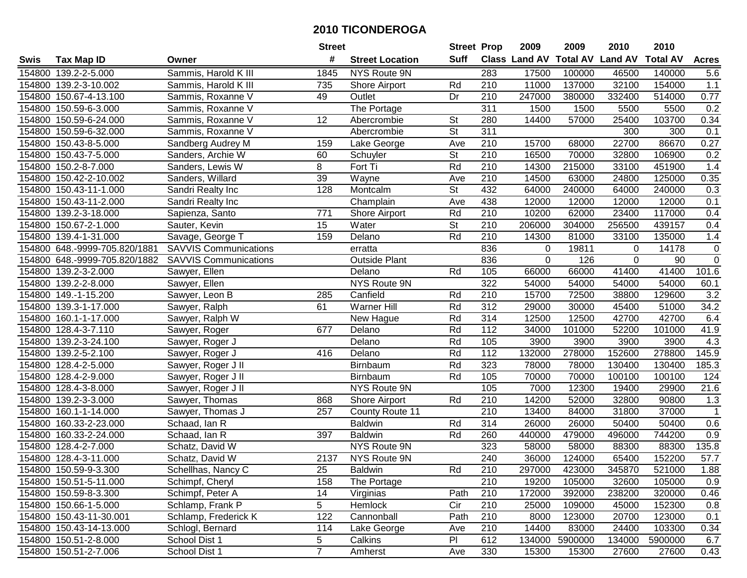# 2010 TICONDEROGA

| Swis | Tax Map ID | Owner | Street # | Street Location | Street Suff | Prop Class | 2009 Land AV | 2009 Total AV | 2010 Land AV | 2010 Total AV | Acres |
|---|---|---|---|---|---|---|---|---|---|---|---|
| 154800 | 139.2-2-5.000 | Sammis, Harold K III | 1845 | NYS Route 9N | | 283 | 17500 | 100000 | 46500 | 140000 | 5.6 |
| 154800 | 139.2-3-10.002 | Sammis, Harold K III | 735 | Shore Airport | Rd | 210 | 11000 | 137000 | 32100 | 154000 | 1.1 |
| 154800 | 150.67-4-13.100 | Sammis, Roxanne V | 49 | Outlet | Dr | 210 | 247000 | 380000 | 332400 | 514000 | 0.77 |
| 154800 | 150.59-6-3.000 | Sammis, Roxanne V | | The Portage | | 311 | 1500 | 1500 | 5500 | 5500 | 0.2 |
| 154800 | 150.59-6-24.000 | Sammis, Roxanne V | 12 | Abercrombie | St | 280 | 14400 | 57000 | 25400 | 103700 | 0.34 |
| 154800 | 150.59-6-32.000 | Sammis, Roxanne V | | Abercrombie | St | 311 | | | 300 | 300 | 0.1 |
| 154800 | 150.43-8-5.000 | Sandberg Audrey M | 159 | Lake George | Ave | 210 | 15700 | 68000 | 22700 | 86670 | 0.27 |
| 154800 | 150.43-7-5.000 | Sanders, Archie W | 60 | Schuyler | St | 210 | 16500 | 70000 | 32800 | 106900 | 0.2 |
| 154800 | 150.2-8-7.000 | Sanders, Lewis W | 8 | Fort Ti | Rd | 210 | 14300 | 215000 | 33100 | 451900 | 1.4 |
| 154800 | 150.42-2-10.002 | Sanders, Willard | 39 | Wayne | Ave | 210 | 14500 | 63000 | 24800 | 125000 | 0.35 |
| 154800 | 150.43-11-1.000 | Sandri Realty Inc | 128 | Montcalm | St | 432 | 64000 | 240000 | 64000 | 240000 | 0.3 |
| 154800 | 150.43-11-2.000 | Sandri Realty Inc | | Champlain | Ave | 438 | 12000 | 12000 | 12000 | 12000 | 0.1 |
| 154800 | 139.2-3-18.000 | Sapienza, Santo | 771 | Shore Airport | Rd | 210 | 10200 | 62000 | 23400 | 117000 | 0.4 |
| 154800 | 150.67-2-1.000 | Sauter, Kevin | 15 | Water | St | 210 | 206000 | 304000 | 256500 | 439157 | 0.4 |
| 154800 | 139.4-1-31.000 | Savage, George T | 159 | Delano | Rd | 210 | 14300 | 81000 | 33100 | 135000 | 1.4 |
| 154800 | 648.-9999-705.820/1881 | SAVVIS Communications | | erratta | | 836 | 0 | 19811 | 0 | 14178 | 0 |
| 154800 | 648.-9999-705.820/1882 | SAVVIS Communications | | Outside Plant | | 836 | 0 | 126 | 0 | 90 | 0 |
| 154800 | 139.2-3-2.000 | Sawyer, Ellen | | Delano | Rd | 105 | 66000 | 66000 | 41400 | 41400 | 101.6 |
| 154800 | 139.2-2-8.000 | Sawyer, Ellen | | NYS Route 9N | | 322 | 54000 | 54000 | 54000 | 54000 | 60.1 |
| 154800 | 149.-1-15.200 | Sawyer, Leon B | 285 | Canfield | Rd | 210 | 15700 | 72500 | 38800 | 129600 | 3.2 |
| 154800 | 139.3-1-17.000 | Sawyer, Ralph | 61 | Warner Hill | Rd | 312 | 29000 | 30000 | 45400 | 51000 | 34.2 |
| 154800 | 160.1-1-17.000 | Sawyer, Ralph W | | New Hague | Rd | 314 | 12500 | 12500 | 42700 | 42700 | 6.4 |
| 154800 | 128.4-3-7.110 | Sawyer, Roger | 677 | Delano | Rd | 112 | 34000 | 101000 | 52200 | 101000 | 41.9 |
| 154800 | 139.2-3-24.100 | Sawyer, Roger J | | Delano | Rd | 105 | 3900 | 3900 | 3900 | 3900 | 4.3 |
| 154800 | 139.2-5-2.100 | Sawyer, Roger J | 416 | Delano | Rd | 112 | 132000 | 278000 | 152600 | 278800 | 145.9 |
| 154800 | 128.4-2-5.000 | Sawyer, Roger J II | | Birnbaum | Rd | 323 | 78000 | 78000 | 130400 | 130400 | 185.3 |
| 154800 | 128.4-2-9.000 | Sawyer, Roger J II | | Birnbaum | Rd | 105 | 70000 | 70000 | 100100 | 100100 | 124 |
| 154800 | 128.4-3-8.000 | Sawyer, Roger J II | | NYS Route 9N | | 105 | 7000 | 12300 | 19400 | 29900 | 21.6 |
| 154800 | 139.2-3-3.000 | Sawyer, Thomas | 868 | Shore Airport | Rd | 210 | 14200 | 52000 | 32800 | 90800 | 1.3 |
| 154800 | 160.1-1-14.000 | Sawyer, Thomas J | 257 | County Route 11 | | 210 | 13400 | 84000 | 31800 | 37000 | 1 |
| 154800 | 160.33-2-23.000 | Schaad, Ian R | | Baldwin | Rd | 314 | 26000 | 26000 | 50400 | 50400 | 0.6 |
| 154800 | 160.33-2-24.000 | Schaad, Ian R | 397 | Baldwin | Rd | 260 | 440000 | 479000 | 496000 | 744200 | 0.9 |
| 154800 | 128.4-2-7.000 | Schatz, David W | | NYS Route 9N | | 323 | 58000 | 58000 | 88300 | 88300 | 135.8 |
| 154800 | 128.4-3-11.000 | Schatz, David W | 2137 | NYS Route 9N | | 240 | 36000 | 124000 | 65400 | 152200 | 57.7 |
| 154800 | 150.59-9-3.300 | Schellhas, Nancy C | 25 | Baldwin | Rd | 210 | 297000 | 423000 | 345870 | 521000 | 1.88 |
| 154800 | 150.51-5-11.000 | Schimpf, Cheryl | 158 | The Portage | | 210 | 19200 | 105000 | 32600 | 105000 | 0.9 |
| 154800 | 150.59-8-3.300 | Schimpf, Peter A | 14 | Virginias | Path | 210 | 172000 | 392000 | 238200 | 320000 | 0.46 |
| 154800 | 150.66-1-5.000 | Schlamp, Frank P | 5 | Hemlock | Cir | 210 | 25000 | 109000 | 45000 | 152300 | 0.8 |
| 154800 | 150.43-11-30.001 | Schlamp, Frederick K | 122 | Cannonball | Path | 210 | 8000 | 123000 | 20700 | 123000 | 0.1 |
| 154800 | 150.43-14-13.000 | Schlogl, Bernard | 114 | Lake George | Ave | 210 | 14400 | 83000 | 24400 | 103300 | 0.34 |
| 154800 | 150.51-2-8.000 | School Dist 1 | 5 | Calkins | Pl | 612 | 134000 | 5900000 | 134000 | 5900000 | 6.7 |
| 154800 | 150.51-2-7.006 | School Dist 1 | 7 | Amherst | Ave | 330 | 15300 | 15300 | 27600 | 27600 | 0.43 |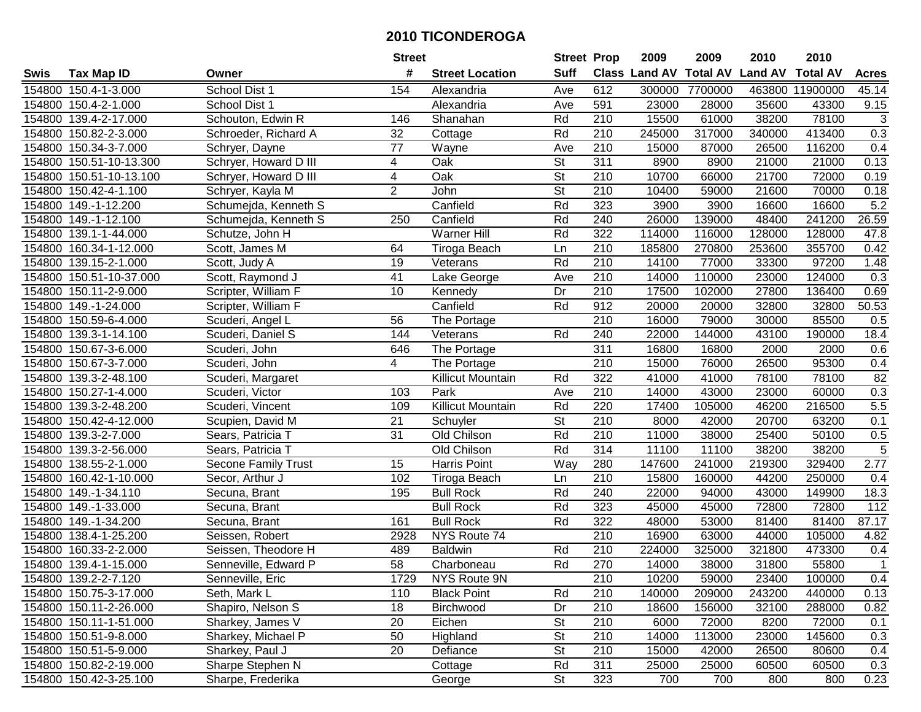# 2010 TICONDEROGA

| Swis | Tax Map ID | Owner | Street # | Street Location | Street Suff | Prop Class | 2009 Land AV | 2009 Total AV | 2010 Land AV | 2010 Total AV | Acres |
|---|---|---|---|---|---|---|---|---|---|---|---|
| 154800 | 150.4-1-3.000 | School Dist 1 | 154 | Alexandria | Ave | 612 | 300000 | 7700000 | 463800 | 11900000 | 45.14 |
| 154800 | 150.4-2-1.000 | School Dist 1 | | Alexandria | Ave | 591 | 23000 | 28000 | 35600 | 43300 | 9.15 |
| 154800 | 139.4-2-17.000 | Schouton, Edwin R | 146 | Shanahan | Rd | 210 | 15500 | 61000 | 38200 | 78100 | 3 |
| 154800 | 150.82-2-3.000 | Schroeder, Richard A | 32 | Cottage | Rd | 210 | 245000 | 317000 | 340000 | 413400 | 0.3 |
| 154800 | 150.34-3-7.000 | Schryer, Dayne | 77 | Wayne | Ave | 210 | 15000 | 87000 | 26500 | 116200 | 0.4 |
| 154800 | 150.51-10-13.300 | Schryer, Howard D III | 4 | Oak | St | 311 | 8900 | 8900 | 21000 | 21000 | 0.13 |
| 154800 | 150.51-10-13.100 | Schryer, Howard D III | 4 | Oak | St | 210 | 10700 | 66000 | 21700 | 72000 | 0.19 |
| 154800 | 150.42-4-1.100 | Schryer, Kayla M | 2 | John | St | 210 | 10400 | 59000 | 21600 | 70000 | 0.18 |
| 154800 | 149.-1-12.200 | Schumejda, Kenneth S | | Canfield | Rd | 323 | 3900 | 3900 | 16600 | 16600 | 5.2 |
| 154800 | 149.-1-12.100 | Schumejda, Kenneth S | 250 | Canfield | Rd | 240 | 26000 | 139000 | 48400 | 241200 | 26.59 |
| 154800 | 139.1-1-44.000 | Schutze, John H | | Warner Hill | Rd | 322 | 114000 | 116000 | 128000 | 128000 | 47.8 |
| 154800 | 160.34-1-12.000 | Scott, James M | 64 | Tiroga Beach | Ln | 210 | 185800 | 270800 | 253600 | 355700 | 0.42 |
| 154800 | 139.15-2-1.000 | Scott, Judy A | 19 | Veterans | Rd | 210 | 14100 | 77000 | 33300 | 97200 | 1.48 |
| 154800 | 150.51-10-37.000 | Scott, Raymond J | 41 | Lake George | Ave | 210 | 14000 | 110000 | 23000 | 124000 | 0.3 |
| 154800 | 150.11-2-9.000 | Scripter, William F | 10 | Kennedy | Dr | 210 | 17500 | 102000 | 27800 | 136400 | 0.69 |
| 154800 | 149.-1-24.000 | Scripter, William F | | Canfield | Rd | 912 | 20000 | 20000 | 32800 | 32800 | 50.53 |
| 154800 | 150.59-6-4.000 | Scuderi, Angel L | 56 | The Portage | | 210 | 16000 | 79000 | 30000 | 85500 | 0.5 |
| 154800 | 139.3-1-14.100 | Scuderi, Daniel S | 144 | Veterans | Rd | 240 | 22000 | 144000 | 43100 | 190000 | 18.4 |
| 154800 | 150.67-3-6.000 | Scuderi, John | 646 | The Portage | | 311 | 16800 | 16800 | 2000 | 2000 | 0.6 |
| 154800 | 150.67-3-7.000 | Scuderi, John | 4 | The Portage | | 210 | 15000 | 76000 | 26500 | 95300 | 0.4 |
| 154800 | 139.3-2-48.100 | Scuderi, Margaret | | Killicut Mountain | Rd | 322 | 41000 | 41000 | 78100 | 78100 | 82 |
| 154800 | 150.27-1-4.000 | Scuderi, Victor | 103 | Park | Ave | 210 | 14000 | 43000 | 23000 | 60000 | 0.3 |
| 154800 | 139.3-2-48.200 | Scuderi, Vincent | 109 | Killicut Mountain | Rd | 220 | 17400 | 105000 | 46200 | 216500 | 5.5 |
| 154800 | 150.42-4-12.000 | Scupien, David M | 21 | Schuyler | St | 210 | 8000 | 42000 | 20700 | 63200 | 0.1 |
| 154800 | 139.3-2-7.000 | Sears, Patricia T | 31 | Old Chilson | Rd | 210 | 11000 | 38000 | 25400 | 50100 | 0.5 |
| 154800 | 139.3-2-56.000 | Sears, Patricia T | | Old Chilson | Rd | 314 | 11100 | 11100 | 38200 | 38200 | 5 |
| 154800 | 138.55-2-1.000 | Secone Family Trust | 15 | Harris Point | Way | 280 | 147600 | 241000 | 219300 | 329400 | 2.77 |
| 154800 | 160.42-1-10.000 | Secor, Arthur J | 102 | Tiroga Beach | Ln | 210 | 15800 | 160000 | 44200 | 250000 | 0.4 |
| 154800 | 149.-1-34.110 | Secuna, Brant | 195 | Bull Rock | Rd | 240 | 22000 | 94000 | 43000 | 149900 | 18.3 |
| 154800 | 149.-1-33.000 | Secuna, Brant | | Bull Rock | Rd | 323 | 45000 | 45000 | 72800 | 72800 | 112 |
| 154800 | 149.-1-34.200 | Secuna, Brant | 161 | Bull Rock | Rd | 322 | 48000 | 53000 | 81400 | 81400 | 87.17 |
| 154800 | 138.4-1-25.200 | Seissen, Robert | 2928 | NYS Route 74 | | 210 | 16900 | 63000 | 44000 | 105000 | 4.82 |
| 154800 | 160.33-2-2.000 | Seissen, Theodore H | 489 | Baldwin | Rd | 210 | 224000 | 325000 | 321800 | 473300 | 0.4 |
| 154800 | 139.4-1-15.000 | Senneville, Edward P | 58 | Charboneau | Rd | 270 | 14000 | 38000 | 31800 | 55800 | 1 |
| 154800 | 139.2-2-7.120 | Senneville, Eric | 1729 | NYS Route 9N | | 210 | 10200 | 59000 | 23400 | 100000 | 0.4 |
| 154800 | 150.75-3-17.000 | Seth, Mark L | 110 | Black Point | Rd | 210 | 140000 | 209000 | 243200 | 440000 | 0.13 |
| 154800 | 150.11-2-26.000 | Shapiro, Nelson S | 18 | Birchwood | Dr | 210 | 18600 | 156000 | 32100 | 288000 | 0.82 |
| 154800 | 150.11-1-51.000 | Sharkey, James V | 20 | Eichen | St | 210 | 6000 | 72000 | 8200 | 72000 | 0.1 |
| 154800 | 150.51-9-8.000 | Sharkey, Michael P | 50 | Highland | St | 210 | 14000 | 113000 | 23000 | 145600 | 0.3 |
| 154800 | 150.51-5-9.000 | Sharkey, Paul J | 20 | Defiance | St | 210 | 15000 | 42000 | 26500 | 80600 | 0.4 |
| 154800 | 150.82-2-19.000 | Sharpe Stephen N | | Cottage | Rd | 311 | 25000 | 25000 | 60500 | 60500 | 0.3 |
| 154800 | 150.42-3-25.100 | Sharpe, Frederika | | George | St | 323 | 700 | 700 | 800 | 800 | 0.23 |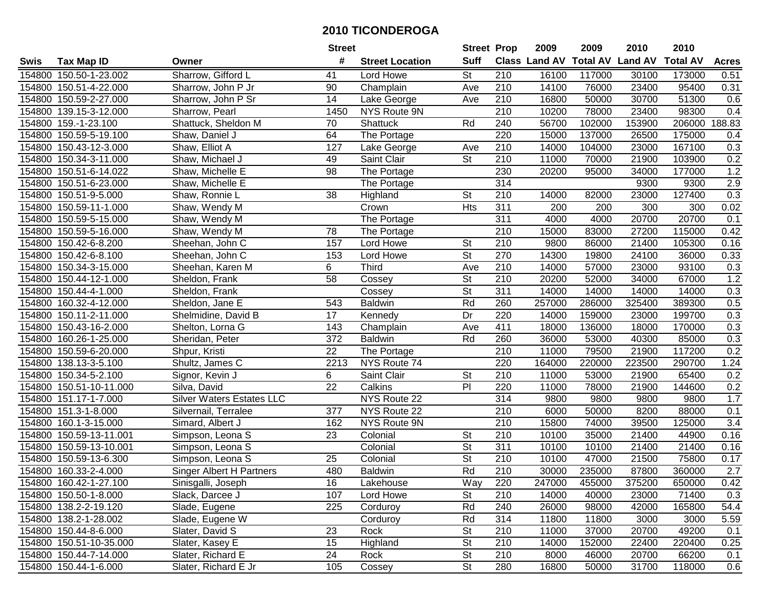# 2010 TICONDEROGA

| Swis | Tax Map ID | Owner | Street # | Street Location | Street Suff | Prop Class | 2009 Land AV | 2009 Total AV | 2010 Land AV | 2010 Total AV | Acres |
|---|---|---|---|---|---|---|---|---|---|---|---|
| 154800 | 150.50-1-23.002 | Sharrow, Gifford L | 41 | Lord Howe | St | 210 | 16100 | 117000 | 30100 | 173000 | 0.51 |
| 154800 | 150.51-4-22.000 | Sharrow, John P Jr | 90 | Champlain | Ave | 210 | 14100 | 76000 | 23400 | 95400 | 0.31 |
| 154800 | 150.59-2-27.000 | Sharrow, John P Sr | 14 | Lake George | Ave | 210 | 16800 | 50000 | 30700 | 51300 | 0.6 |
| 154800 | 139.15-3-12.000 | Sharrow, Pearl | 1450 | NYS Route 9N | | 210 | 10200 | 78000 | 23400 | 98300 | 0.4 |
| 154800 | 159.-1-23.100 | Shattuck, Sheldon M | 70 | Shattuck | Rd | 240 | 56700 | 102000 | 153900 | 206000 | 188.83 |
| 154800 | 150.59-5-19.100 | Shaw, Daniel J | 64 | The Portage | | 220 | 15000 | 137000 | 26500 | 175000 | 0.4 |
| 154800 | 150.43-12-3.000 | Shaw, Elliot A | 127 | Lake George | Ave | 210 | 14000 | 104000 | 23000 | 167100 | 0.3 |
| 154800 | 150.34-3-11.000 | Shaw, Michael J | 49 | Saint Clair | St | 210 | 11000 | 70000 | 21900 | 103900 | 0.2 |
| 154800 | 150.51-6-14.022 | Shaw, Michelle E | 98 | The Portage | | 230 | 20200 | 95000 | 34000 | 177000 | 1.2 |
| 154800 | 150.51-6-23.000 | Shaw, Michelle E | | The Portage | | 314 | | | 9300 | 9300 | 2.9 |
| 154800 | 150.51-9-5.000 | Shaw, Ronnie L | 38 | Highland | St | 210 | 14000 | 82000 | 23000 | 127400 | 0.3 |
| 154800 | 150.59-11-1.000 | Shaw, Wendy M | | Crown | Hts | 311 | 200 | 200 | 300 | 300 | 0.02 |
| 154800 | 150.59-5-15.000 | Shaw, Wendy M | | The Portage | | 311 | 4000 | 4000 | 20700 | 20700 | 0.1 |
| 154800 | 150.59-5-16.000 | Shaw, Wendy M | 78 | The Portage | | 210 | 15000 | 83000 | 27200 | 115000 | 0.42 |
| 154800 | 150.42-6-8.200 | Sheehan, John C | 157 | Lord Howe | St | 210 | 9800 | 86000 | 21400 | 105300 | 0.16 |
| 154800 | 150.42-6-8.100 | Sheehan, John C | 153 | Lord Howe | St | 270 | 14300 | 19800 | 24100 | 36000 | 0.33 |
| 154800 | 150.34-3-15.000 | Sheehan, Karen M | 6 | Third | Ave | 210 | 14000 | 57000 | 23000 | 93100 | 0.3 |
| 154800 | 150.44-12-1.000 | Sheldon, Frank | 58 | Cossey | St | 210 | 20200 | 52000 | 34000 | 67000 | 1.2 |
| 154800 | 150.44-4-1.000 | Sheldon, Frank | | Cossey | St | 311 | 14000 | 14000 | 14000 | 14000 | 0.3 |
| 154800 | 160.32-4-12.000 | Sheldon, Jane E | 543 | Baldwin | Rd | 260 | 257000 | 286000 | 325400 | 389300 | 0.5 |
| 154800 | 150.11-2-11.000 | Shelmidine, David B | 17 | Kennedy | Dr | 220 | 14000 | 159000 | 23000 | 199700 | 0.3 |
| 154800 | 150.43-16-2.000 | Shelton, Lorna G | 143 | Champlain | Ave | 411 | 18000 | 136000 | 18000 | 170000 | 0.3 |
| 154800 | 160.26-1-25.000 | Sheridan, Peter | 372 | Baldwin | Rd | 260 | 36000 | 53000 | 40300 | 85000 | 0.3 |
| 154800 | 150.59-6-20.000 | Shpur, Kristi | 22 | The Portage | | 210 | 11000 | 79500 | 21900 | 117200 | 0.2 |
| 154800 | 138.13-3-5.100 | Shultz, James C | 2213 | NYS Route 74 | | 220 | 164000 | 220000 | 223500 | 290700 | 1.24 |
| 154800 | 150.34-5-2.100 | Signor, Kevin J | 6 | Saint Clair | St | 210 | 11000 | 53000 | 21900 | 65400 | 0.2 |
| 154800 | 150.51-10-11.000 | Silva, David | 22 | Calkins | Pl | 220 | 11000 | 78000 | 21900 | 144600 | 0.2 |
| 154800 | 151.17-1-7.000 | Silver Waters Estates LLC | | NYS Route 22 | | 314 | 9800 | 9800 | 9800 | 9800 | 1.7 |
| 154800 | 151.3-1-8.000 | Silvernail, Terralee | 377 | NYS Route 22 | | 210 | 6000 | 50000 | 8200 | 88000 | 0.1 |
| 154800 | 160.1-3-15.000 | Simard, Albert J | 162 | NYS Route 9N | | 210 | 15800 | 74000 | 39500 | 125000 | 3.4 |
| 154800 | 150.59-13-11.001 | Simpson, Leona S | 23 | Colonial | St | 210 | 10100 | 35000 | 21400 | 44900 | 0.16 |
| 154800 | 150.59-13-10.001 | Simpson, Leona S | | Colonial | St | 311 | 10100 | 10100 | 21400 | 21400 | 0.16 |
| 154800 | 150.59-13-6.300 | Simpson, Leona S | 25 | Colonial | St | 210 | 10100 | 47000 | 21500 | 75800 | 0.17 |
| 154800 | 160.33-2-4.000 | Singer Albert H Partners | 480 | Baldwin | Rd | 210 | 30000 | 235000 | 87800 | 360000 | 2.7 |
| 154800 | 160.42-1-27.100 | Sinisgalli, Joseph | 16 | Lakehouse | Way | 220 | 247000 | 455000 | 375200 | 650000 | 0.42 |
| 154800 | 150.50-1-8.000 | Slack, Darcee J | 107 | Lord Howe | St | 210 | 14000 | 40000 | 23000 | 71400 | 0.3 |
| 154800 | 138.2-2-19.120 | Slade, Eugene | 225 | Corduroy | Rd | 240 | 26000 | 98000 | 42000 | 165800 | 54.4 |
| 154800 | 138.2-1-28.002 | Slade, Eugene W | | Corduroy | Rd | 314 | 11800 | 11800 | 3000 | 3000 | 5.59 |
| 154800 | 150.44-8-6.000 | Slater, David S | 23 | Rock | St | 210 | 11000 | 37000 | 20700 | 49200 | 0.1 |
| 154800 | 150.51-10-35.000 | Slater, Kasey E | 15 | Highland | St | 210 | 14000 | 152000 | 22400 | 220400 | 0.25 |
| 154800 | 150.44-7-14.000 | Slater, Richard E | 24 | Rock | St | 210 | 8000 | 46000 | 20700 | 66200 | 0.1 |
| 154800 | 150.44-1-6.000 | Slater, Richard E Jr | 105 | Cossey | St | 280 | 16800 | 50000 | 31700 | 118000 | 0.6 |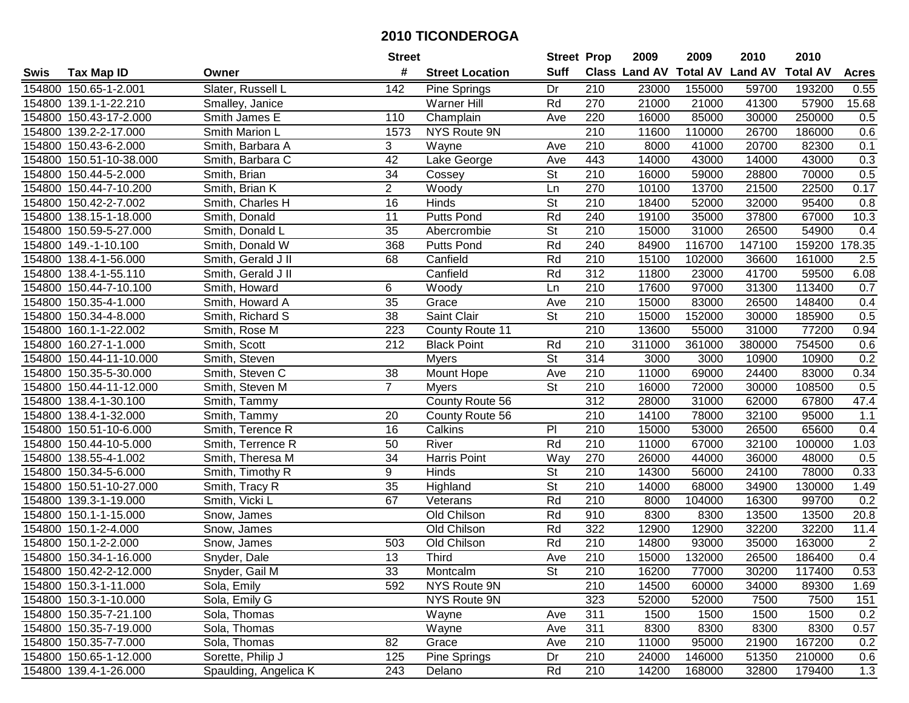# 2010 TICONDEROGA

| Swis | Tax Map ID | Owner | Street # | Street Location | Street Suff | Prop Class | 2009 Land AV | 2009 Total AV | 2010 Land AV | 2010 Total AV | Acres |
|---|---|---|---|---|---|---|---|---|---|---|---|
| 154800 | 150.65-1-2.001 | Slater, Russell L | 142 | Pine Springs | Dr | 210 | 23000 | 155000 | 59700 | 193200 | 0.55 |
| 154800 | 139.1-1-22.210 | Smalley, Janice | | Warner Hill | Rd | 270 | 21000 | 21000 | 41300 | 57900 | 15.68 |
| 154800 | 150.43-17-2.000 | Smith James E | 110 | Champlain | Ave | 220 | 16000 | 85000 | 30000 | 250000 | 0.5 |
| 154800 | 139.2-2-17.000 | Smith Marion L | 1573 | NYS Route 9N | | 210 | 11600 | 110000 | 26700 | 186000 | 0.6 |
| 154800 | 150.43-6-2.000 | Smith, Barbara A | 3 | Wayne | Ave | 210 | 8000 | 41000 | 20700 | 82300 | 0.1 |
| 154800 | 150.51-10-38.000 | Smith, Barbara C | 42 | Lake George | Ave | 443 | 14000 | 43000 | 14000 | 43000 | 0.3 |
| 154800 | 150.44-5-2.000 | Smith, Brian | 34 | Cossey | St | 210 | 16000 | 59000 | 28800 | 70000 | 0.5 |
| 154800 | 150.44-7-10.200 | Smith, Brian K | 2 | Woody | Ln | 270 | 10100 | 13700 | 21500 | 22500 | 0.17 |
| 154800 | 150.42-2-7.002 | Smith, Charles H | 16 | Hinds | St | 210 | 18400 | 52000 | 32000 | 95400 | 0.8 |
| 154800 | 138.15-1-18.000 | Smith, Donald | 11 | Putts Pond | Rd | 240 | 19100 | 35000 | 37800 | 67000 | 10.3 |
| 154800 | 150.59-5-27.000 | Smith, Donald L | 35 | Abercrombie | St | 210 | 15000 | 31000 | 26500 | 54900 | 0.4 |
| 154800 | 149.-1-10.100 | Smith, Donald W | 368 | Putts Pond | Rd | 240 | 84900 | 116700 | 147100 | 159200 | 178.35 |
| 154800 | 138.4-1-56.000 | Smith, Gerald J II | 68 | Canfield | Rd | 210 | 15100 | 102000 | 36600 | 161000 | 2.5 |
| 154800 | 138.4-1-55.110 | Smith, Gerald J II | | Canfield | Rd | 312 | 11800 | 23000 | 41700 | 59500 | 6.08 |
| 154800 | 150.44-7-10.100 | Smith, Howard | 6 | Woody | Ln | 210 | 17600 | 97000 | 31300 | 113400 | 0.7 |
| 154800 | 150.35-4-1.000 | Smith, Howard A | 35 | Grace | Ave | 210 | 15000 | 83000 | 26500 | 148400 | 0.4 |
| 154800 | 150.34-4-8.000 | Smith, Richard S | 38 | Saint Clair | St | 210 | 15000 | 152000 | 30000 | 185900 | 0.5 |
| 154800 | 160.1-1-22.002 | Smith, Rose M | 223 | County Route 11 | | 210 | 13600 | 55000 | 31000 | 77200 | 0.94 |
| 154800 | 160.27-1-1.000 | Smith, Scott | 212 | Black Point | Rd | 210 | 311000 | 361000 | 380000 | 754500 | 0.6 |
| 154800 | 150.44-11-10.000 | Smith, Steven | | Myers | St | 314 | 3000 | 3000 | 10900 | 10900 | 0.2 |
| 154800 | 150.35-5-30.000 | Smith, Steven C | 38 | Mount Hope | Ave | 210 | 11000 | 69000 | 24400 | 83000 | 0.34 |
| 154800 | 150.44-11-12.000 | Smith, Steven M | 7 | Myers | St | 210 | 16000 | 72000 | 30000 | 108500 | 0.5 |
| 154800 | 138.4-1-30.100 | Smith, Tammy | | County Route 56 | | 312 | 28000 | 31000 | 62000 | 67800 | 47.4 |
| 154800 | 138.4-1-32.000 | Smith, Tammy | 20 | County Route 56 | | 210 | 14100 | 78000 | 32100 | 95000 | 1.1 |
| 154800 | 150.51-10-6.000 | Smith, Terence R | 16 | Calkins | Pl | 210 | 15000 | 53000 | 26500 | 65600 | 0.4 |
| 154800 | 150.44-10-5.000 | Smith, Terrence R | 50 | River | Rd | 210 | 11000 | 67000 | 32100 | 100000 | 1.03 |
| 154800 | 138.55-4-1.002 | Smith, Theresa M | 34 | Harris Point | Way | 270 | 26000 | 44000 | 36000 | 48000 | 0.5 |
| 154800 | 150.34-5-6.000 | Smith, Timothy R | 9 | Hinds | St | 210 | 14300 | 56000 | 24100 | 78000 | 0.33 |
| 154800 | 150.51-10-27.000 | Smith, Tracy R | 35 | Highland | St | 210 | 14000 | 68000 | 34900 | 130000 | 1.49 |
| 154800 | 139.3-1-19.000 | Smith, Vicki L | 67 | Veterans | Rd | 210 | 8000 | 104000 | 16300 | 99700 | 0.2 |
| 154800 | 150.1-1-15.000 | Snow, James | | Old Chilson | Rd | 910 | 8300 | 8300 | 13500 | 13500 | 20.8 |
| 154800 | 150.1-2-4.000 | Snow, James | | Old Chilson | Rd | 322 | 12900 | 12900 | 32200 | 32200 | 11.4 |
| 154800 | 150.1-2-2.000 | Snow, James | 503 | Old Chilson | Rd | 210 | 14800 | 93000 | 35000 | 163000 | 2 |
| 154800 | 150.34-1-16.000 | Snyder, Dale | 13 | Third | Ave | 210 | 15000 | 132000 | 26500 | 186400 | 0.4 |
| 154800 | 150.42-2-12.000 | Snyder, Gail M | 33 | Montcalm | St | 210 | 16200 | 77000 | 30200 | 117400 | 0.53 |
| 154800 | 150.3-1-11.000 | Sola, Emily | 592 | NYS Route 9N | | 210 | 14500 | 60000 | 34000 | 89300 | 1.69 |
| 154800 | 150.3-1-10.000 | Sola, Emily G | | NYS Route 9N | | 323 | 52000 | 52000 | 7500 | 7500 | 151 |
| 154800 | 150.35-7-21.100 | Sola, Thomas | | Wayne | Ave | 311 | 1500 | 1500 | 1500 | 1500 | 0.2 |
| 154800 | 150.35-7-19.000 | Sola, Thomas | | Wayne | Ave | 311 | 8300 | 8300 | 8300 | 8300 | 0.57 |
| 154800 | 150.35-7-7.000 | Sola, Thomas | 82 | Grace | Ave | 210 | 11000 | 95000 | 21900 | 167200 | 0.2 |
| 154800 | 150.65-1-12.000 | Sorette, Philip J | 125 | Pine Springs | Dr | 210 | 24000 | 146000 | 51350 | 210000 | 0.6 |
| 154800 | 139.4-1-26.000 | Spaulding, Angelica K | 243 | Delano | Rd | 210 | 14200 | 168000 | 32800 | 179400 | 1.3 |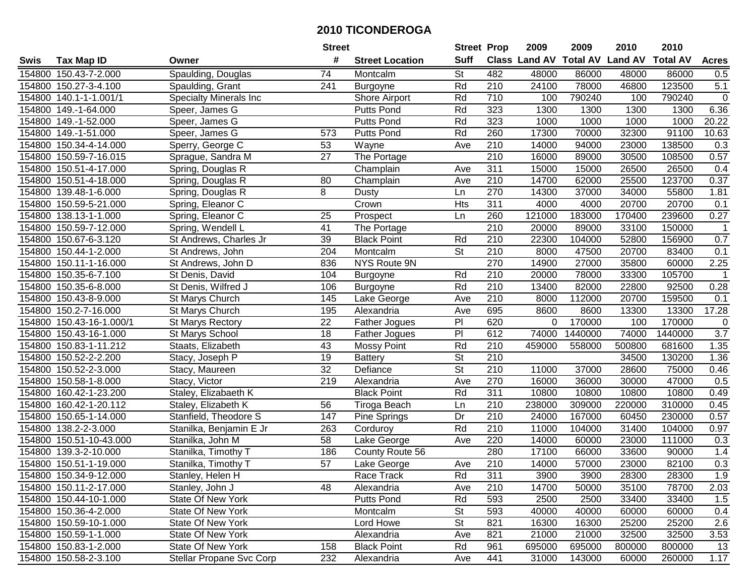# 2010 TICONDEROGA

| Swis | Tax Map ID | Owner | Street # | Street Location | Street Suff | Prop Class | 2009 Land AV | 2009 Total AV | 2010 Land AV | 2010 Total AV | Acres |
|---|---|---|---|---|---|---|---|---|---|---|---|
| 154800 | 150.43-7-2.000 | Spaulding, Douglas | 74 | Montcalm | St | 482 | 48000 | 86000 | 48000 | 86000 | 0.5 |
| 154800 | 150.27-3-4.100 | Spaulding, Grant | 241 | Burgoyne | Rd | 210 | 24100 | 78000 | 46800 | 123500 | 5.1 |
| 154800 | 140.1-1-1.001/1 | Specialty Minerals Inc | | Shore Airport | Rd | 710 | 100 | 790240 | 100 | 790240 | 0 |
| 154800 | 149.-1-64.000 | Speer, James G | | Putts Pond | Rd | 323 | 1300 | 1300 | 1300 | 1300 | 6.36 |
| 154800 | 149.-1-52.000 | Speer, James G | | Putts Pond | Rd | 323 | 1000 | 1000 | 1000 | 1000 | 20.22 |
| 154800 | 149.-1-51.000 | Speer, James G | 573 | Putts Pond | Rd | 260 | 17300 | 70000 | 32300 | 91100 | 10.63 |
| 154800 | 150.34-4-14.000 | Sperry, George C | 53 | Wayne | Ave | 210 | 14000 | 94000 | 23000 | 138500 | 0.3 |
| 154800 | 150.59-7-16.015 | Sprague, Sandra M | 27 | The Portage | | 210 | 16000 | 89000 | 30500 | 108500 | 0.57 |
| 154800 | 150.51-4-17.000 | Spring, Douglas R | | Champlain | Ave | 311 | 15000 | 15000 | 26500 | 26500 | 0.4 |
| 154800 | 150.51-4-18.000 | Spring, Douglas R | 80 | Champlain | Ave | 210 | 14700 | 62000 | 25500 | 123700 | 0.37 |
| 154800 | 139.48-1-6.000 | Spring, Douglas R | 8 | Dusty | Ln | 270 | 14300 | 37000 | 34000 | 55800 | 1.81 |
| 154800 | 150.59-5-21.000 | Spring, Eleanor C | | Crown | Hts | 311 | 4000 | 4000 | 20700 | 20700 | 0.1 |
| 154800 | 138.13-1-1.000 | Spring, Eleanor C | 25 | Prospect | Ln | 260 | 121000 | 183000 | 170400 | 239600 | 0.27 |
| 154800 | 150.59-7-12.000 | Spring, Wendell L | 41 | The Portage | | 210 | 20000 | 89000 | 33100 | 150000 | 1 |
| 154800 | 150.67-6-3.120 | St Andrews, Charles Jr | 39 | Black Point | Rd | 210 | 22300 | 104000 | 52800 | 156900 | 0.7 |
| 154800 | 150.44-1-2.000 | St Andrews, John | 204 | Montcalm | St | 210 | 8000 | 47500 | 20700 | 83400 | 0.1 |
| 154800 | 150.11-1-16.000 | St Andrews, John D | 836 | NYS Route 9N | | 270 | 14900 | 27000 | 35800 | 60000 | 2.25 |
| 154800 | 150.35-6-7.100 | St Denis, David | 104 | Burgoyne | Rd | 210 | 20000 | 78000 | 33300 | 105700 | 1 |
| 154800 | 150.35-6-8.000 | St Denis, Wilfred J | 106 | Burgoyne | Rd | 210 | 13400 | 82000 | 22800 | 92500 | 0.28 |
| 154800 | 150.43-8-9.000 | St Marys Church | 145 | Lake George | Ave | 210 | 8000 | 112000 | 20700 | 159500 | 0.1 |
| 154800 | 150.2-7-16.000 | St Marys Church | 195 | Alexandria | Ave | 695 | 8600 | 8600 | 13300 | 13300 | 17.28 |
| 154800 | 150.43-16-1.000/1 | St Marys Rectory | 22 | Father Jogues | Pl | 620 | 0 | 170000 | 100 | 170000 | 0 |
| 154800 | 150.43-16-1.000 | St Marys School | 18 | Father Jogues | Pl | 612 | 74000 | 1440000 | 74000 | 1440000 | 3.7 |
| 154800 | 150.83-1-11.212 | Staats, Elizabeth | 43 | Mossy Point | Rd | 210 | 459000 | 558000 | 500800 | 681600 | 1.35 |
| 154800 | 150.52-2-2.200 | Stacy, Joseph P | 19 | Battery | St | 210 | | | 34500 | 130200 | 1.36 |
| 154800 | 150.52-2-3.000 | Stacy, Maureen | 32 | Defiance | St | 210 | 11000 | 37000 | 28600 | 75000 | 0.46 |
| 154800 | 150.58-1-8.000 | Stacy, Victor | 219 | Alexandria | Ave | 270 | 16000 | 36000 | 30000 | 47000 | 0.5 |
| 154800 | 160.42-1-23.200 | Staley, Elizabaeth K | | Black Point | Rd | 311 | 10800 | 10800 | 10800 | 10800 | 0.49 |
| 154800 | 160.42-1-20.112 | Staley, Elizabeth K | 56 | Tiroga Beach | Ln | 210 | 238000 | 309000 | 220000 | 310000 | 0.45 |
| 154800 | 150.65-1-14.000 | Stanfield, Theodore S | 147 | Pine Springs | Dr | 210 | 24000 | 167000 | 60450 | 230000 | 0.57 |
| 154800 | 138.2-2-3.000 | Stanilka, Benjamin E Jr | 263 | Corduroy | Rd | 210 | 11000 | 104000 | 31400 | 104000 | 0.97 |
| 154800 | 150.51-10-43.000 | Stanilka, John M | 58 | Lake George | Ave | 220 | 14000 | 60000 | 23000 | 111000 | 0.3 |
| 154800 | 139.3-2-10.000 | Stanilka, Timothy T | 186 | County Route 56 | | 280 | 17100 | 66000 | 33600 | 90000 | 1.4 |
| 154800 | 150.51-1-19.000 | Stanilka, Timothy T | 57 | Lake George | Ave | 210 | 14000 | 57000 | 23000 | 82100 | 0.3 |
| 154800 | 150.34-9-12.000 | Stanley, Helen H | | Race Track | Rd | 311 | 3900 | 3900 | 28300 | 28300 | 1.9 |
| 154800 | 150.11-2-17.000 | Stanley, John J | 48 | Alexandria | Ave | 210 | 14700 | 50000 | 35100 | 78700 | 2.03 |
| 154800 | 150.44-10-1.000 | State Of New York | | Putts Pond | Rd | 593 | 2500 | 2500 | 33400 | 33400 | 1.5 |
| 154800 | 150.36-4-2.000 | State Of New York | | Montcalm | St | 593 | 40000 | 40000 | 60000 | 60000 | 0.4 |
| 154800 | 150.59-10-1.000 | State Of New York | | Lord Howe | St | 821 | 16300 | 16300 | 25200 | 25200 | 2.6 |
| 154800 | 150.59-1-1.000 | State Of New York | | Alexandria | Ave | 821 | 21000 | 21000 | 32500 | 32500 | 3.53 |
| 154800 | 150.83-1-2.000 | State Of New York | 158 | Black Point | Rd | 961 | 695000 | 695000 | 800000 | 800000 | 13 |
| 154800 | 150.58-2-3.100 | Stellar Propane Svc Corp | 232 | Alexandria | Ave | 441 | 31000 | 143000 | 60000 | 260000 | 1.17 |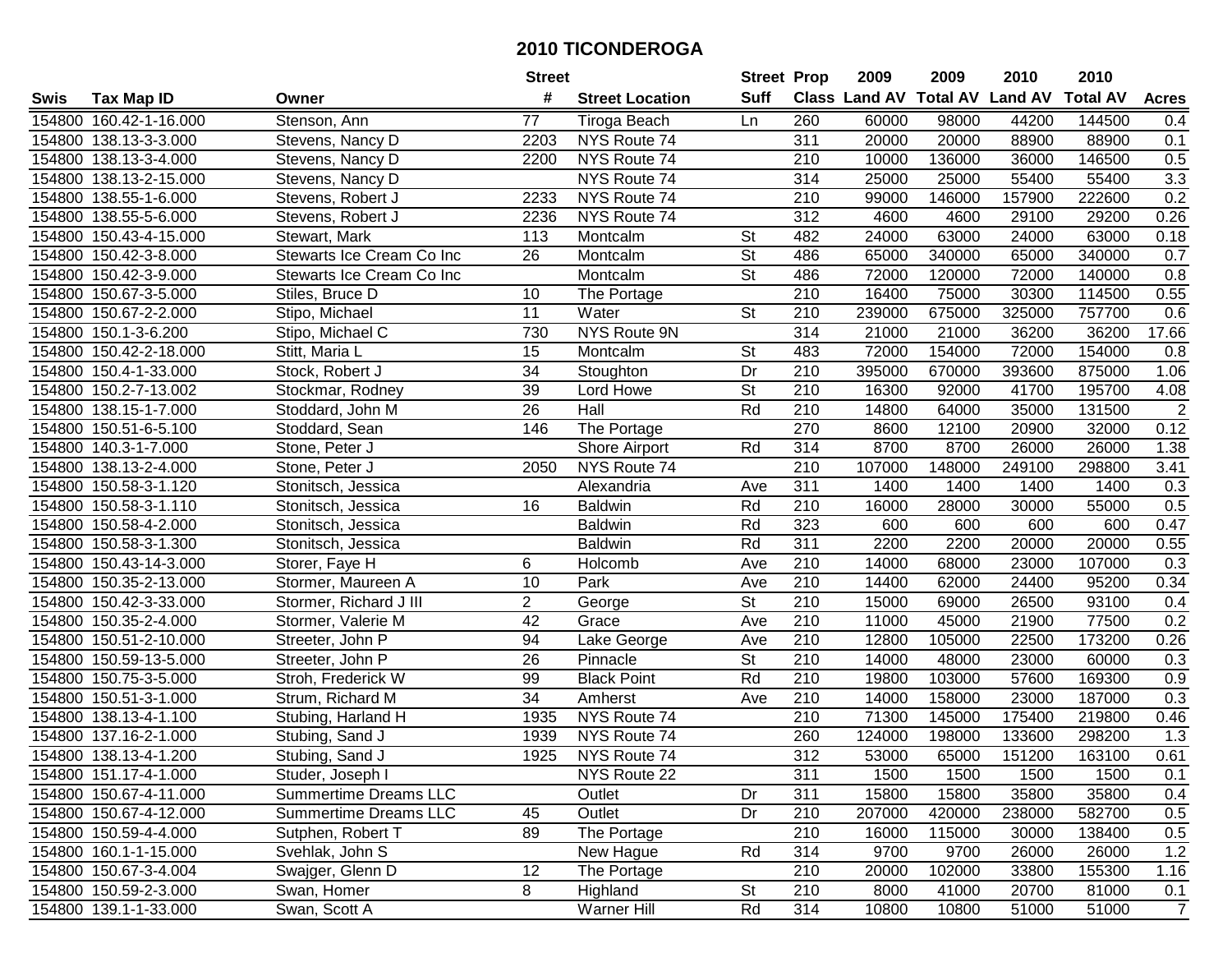# 2010 TICONDEROGA

| Swis | Tax Map ID | Owner | Street # | Street Location | Street Suff | Prop Class | 2009 Land AV | 2009 Total AV | 2010 Land AV | 2010 Total AV | Acres |
|---|---|---|---|---|---|---|---|---|---|---|---|
| 154800 | 160.42-1-16.000 | Stenson, Ann | 77 | Tiroga Beach | Ln | 260 | 60000 | 98000 | 44200 | 144500 | 0.4 |
| 154800 | 138.13-3-3.000 | Stevens, Nancy D | 2203 | NYS Route 74 | | 311 | 20000 | 20000 | 88900 | 88900 | 0.1 |
| 154800 | 138.13-3-4.000 | Stevens, Nancy D | 2200 | NYS Route 74 | | 210 | 10000 | 136000 | 36000 | 146500 | 0.5 |
| 154800 | 138.13-2-15.000 | Stevens, Nancy D | | NYS Route 74 | | 314 | 25000 | 25000 | 55400 | 55400 | 3.3 |
| 154800 | 138.55-1-6.000 | Stevens, Robert J | 2233 | NYS Route 74 | | 210 | 99000 | 146000 | 157900 | 222600 | 0.2 |
| 154800 | 138.55-5-6.000 | Stevens, Robert J | 2236 | NYS Route 74 | | 312 | 4600 | 4600 | 29100 | 29200 | 0.26 |
| 154800 | 150.43-4-15.000 | Stewart, Mark | 113 | Montcalm | St | 482 | 24000 | 63000 | 24000 | 63000 | 0.18 |
| 154800 | 150.42-3-8.000 | Stewarts Ice Cream Co Inc | 26 | Montcalm | St | 486 | 65000 | 340000 | 65000 | 340000 | 0.7 |
| 154800 | 150.42-3-9.000 | Stewarts Ice Cream Co Inc | | Montcalm | St | 486 | 72000 | 120000 | 72000 | 140000 | 0.8 |
| 154800 | 150.67-3-5.000 | Stiles, Bruce D | 10 | The Portage | | 210 | 16400 | 75000 | 30300 | 114500 | 0.55 |
| 154800 | 150.67-2-2.000 | Stipo, Michael | 11 | Water | St | 210 | 239000 | 675000 | 325000 | 757700 | 0.6 |
| 154800 | 150.1-3-6.200 | Stipo, Michael C | 730 | NYS Route 9N | | 314 | 21000 | 21000 | 36200 | 36200 | 17.66 |
| 154800 | 150.42-2-18.000 | Stitt, Maria L | 15 | Montcalm | St | 483 | 72000 | 154000 | 72000 | 154000 | 0.8 |
| 154800 | 150.4-1-33.000 | Stock, Robert J | 34 | Stoughton | Dr | 210 | 395000 | 670000 | 393600 | 875000 | 1.06 |
| 154800 | 150.2-7-13.002 | Stockmar, Rodney | 39 | Lord Howe | St | 210 | 16300 | 92000 | 41700 | 195700 | 4.08 |
| 154800 | 138.15-1-7.000 | Stoddard, John M | 26 | Hall | Rd | 210 | 14800 | 64000 | 35000 | 131500 | 2 |
| 154800 | 150.51-6-5.100 | Stoddard, Sean | 146 | The Portage | | 270 | 8600 | 12100 | 20900 | 32000 | 0.12 |
| 154800 | 140.3-1-7.000 | Stone, Peter J | | Shore Airport | Rd | 314 | 8700 | 8700 | 26000 | 26000 | 1.38 |
| 154800 | 138.13-2-4.000 | Stone, Peter J | 2050 | NYS Route 74 | | 210 | 107000 | 148000 | 249100 | 298800 | 3.41 |
| 154800 | 150.58-3-1.120 | Stonitsch, Jessica | | Alexandria | Ave | 311 | 1400 | 1400 | 1400 | 1400 | 0.3 |
| 154800 | 150.58-3-1.110 | Stonitsch, Jessica | 16 | Baldwin | Rd | 210 | 16000 | 28000 | 30000 | 55000 | 0.5 |
| 154800 | 150.58-4-2.000 | Stonitsch, Jessica | | Baldwin | Rd | 323 | 600 | 600 | 600 | 600 | 0.47 |
| 154800 | 150.58-3-1.300 | Stonitsch, Jessica | | Baldwin | Rd | 311 | 2200 | 2200 | 20000 | 20000 | 0.55 |
| 154800 | 150.43-14-3.000 | Storer, Faye H | 6 | Holcomb | Ave | 210 | 14000 | 68000 | 23000 | 107000 | 0.3 |
| 154800 | 150.35-2-13.000 | Stormer, Maureen A | 10 | Park | Ave | 210 | 14400 | 62000 | 24400 | 95200 | 0.34 |
| 154800 | 150.42-3-33.000 | Stormer, Richard J III | 2 | George | St | 210 | 15000 | 69000 | 26500 | 93100 | 0.4 |
| 154800 | 150.35-2-4.000 | Stormer, Valerie M | 42 | Grace | Ave | 210 | 11000 | 45000 | 21900 | 77500 | 0.2 |
| 154800 | 150.51-2-10.000 | Streeter, John P | 94 | Lake George | Ave | 210 | 12800 | 105000 | 22500 | 173200 | 0.26 |
| 154800 | 150.59-13-5.000 | Streeter, John P | 26 | Pinnacle | St | 210 | 14000 | 48000 | 23000 | 60000 | 0.3 |
| 154800 | 150.75-3-5.000 | Stroh, Frederick W | 99 | Black Point | Rd | 210 | 19800 | 103000 | 57600 | 169300 | 0.9 |
| 154800 | 150.51-3-1.000 | Strum, Richard M | 34 | Amherst | Ave | 210 | 14000 | 158000 | 23000 | 187000 | 0.3 |
| 154800 | 138.13-4-1.100 | Stubing, Harland H | 1935 | NYS Route 74 | | 210 | 71300 | 145000 | 175400 | 219800 | 0.46 |
| 154800 | 137.16-2-1.000 | Stubing, Sand J | 1939 | NYS Route 74 | | 260 | 124000 | 198000 | 133600 | 298200 | 1.3 |
| 154800 | 138.13-4-1.200 | Stubing, Sand J | 1925 | NYS Route 74 | | 312 | 53000 | 65000 | 151200 | 163100 | 0.61 |
| 154800 | 151.17-4-1.000 | Studer, Joseph I | | NYS Route 22 | | 311 | 1500 | 1500 | 1500 | 1500 | 0.1 |
| 154800 | 150.67-4-11.000 | Summertime Dreams LLC | | Outlet | Dr | 311 | 15800 | 15800 | 35800 | 35800 | 0.4 |
| 154800 | 150.67-4-12.000 | Summertime Dreams LLC | 45 | Outlet | Dr | 210 | 207000 | 420000 | 238000 | 582700 | 0.5 |
| 154800 | 150.59-4-4.000 | Sutphen, Robert T | 89 | The Portage | | 210 | 16000 | 115000 | 30000 | 138400 | 0.5 |
| 154800 | 160.1-1-15.000 | Svehlak, John S | | New Hague | Rd | 314 | 9700 | 9700 | 26000 | 26000 | 1.2 |
| 154800 | 150.67-3-4.004 | Swajger, Glenn D | 12 | The Portage | | 210 | 20000 | 102000 | 33800 | 155300 | 1.16 |
| 154800 | 150.59-2-3.000 | Swan, Homer | 8 | Highland | St | 210 | 8000 | 41000 | 20700 | 81000 | 0.1 |
| 154800 | 139.1-1-33.000 | Swan, Scott A | | Warner Hill | Rd | 314 | 10800 | 10800 | 51000 | 51000 | 7 |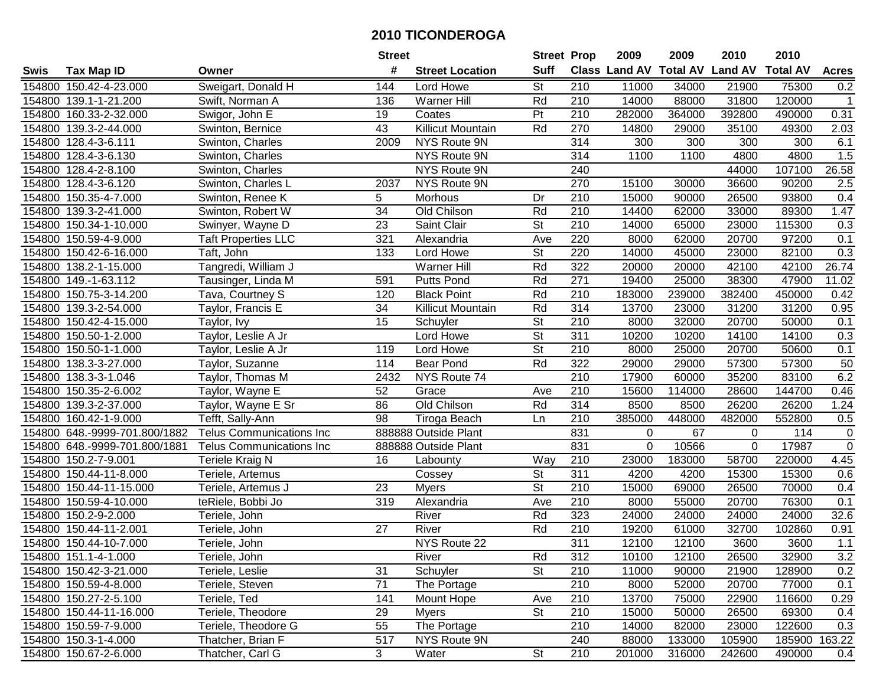# 2010 TICONDEROGA

| Swis | Tax Map ID | Owner | Street # | Street Location | Street Suff | Prop Class | 2009 Land AV | 2009 Total AV | 2010 Land AV | 2010 Total AV | Acres |
|---|---|---|---|---|---|---|---|---|---|---|---|
| 154800 | 150.42-4-23.000 | Sweigart, Donald H | 144 | Lord Howe | St | 210 | 11000 | 34000 | 21900 | 75300 | 0.2 |
| 154800 | 139.1-1-21.200 | Swift, Norman A | 136 | Warner Hill | Rd | 210 | 14000 | 88000 | 31800 | 120000 | 1 |
| 154800 | 160.33-2-32.000 | Swigor, John E | 19 | Coates | Pt | 210 | 282000 | 364000 | 392800 | 490000 | 0.31 |
| 154800 | 139.3-2-44.000 | Swinton, Bernice | 43 | Killicut Mountain | Rd | 270 | 14800 | 29000 | 35100 | 49300 | 2.03 |
| 154800 | 128.4-3-6.111 | Swinton, Charles | 2009 | NYS Route 9N | | 314 | 300 | 300 | 300 | 300 | 6.1 |
| 154800 | 128.4-3-6.130 | Swinton, Charles | | NYS Route 9N | | 314 | 1100 | 1100 | 4800 | 4800 | 1.5 |
| 154800 | 128.4-2-8.100 | Swinton, Charles | | NYS Route 9N | | 240 | | | 44000 | 107100 | 26.58 |
| 154800 | 128.4-3-6.120 | Swinton, Charles L | 2037 | NYS Route 9N | | 270 | 15100 | 30000 | 36600 | 90200 | 2.5 |
| 154800 | 150.35-4-7.000 | Swinton, Renee K | 5 | Morhous | Dr | 210 | 15000 | 90000 | 26500 | 93800 | 0.4 |
| 154800 | 139.3-2-41.000 | Swinton, Robert W | 34 | Old Chilson | Rd | 210 | 14400 | 62000 | 33000 | 89300 | 1.47 |
| 154800 | 150.34-1-10.000 | Swinyer, Wayne D | 23 | Saint Clair | St | 210 | 14000 | 65000 | 23000 | 115300 | 0.3 |
| 154800 | 150.59-4-9.000 | Taft Properties LLC | 321 | Alexandria | Ave | 220 | 8000 | 62000 | 20700 | 97200 | 0.1 |
| 154800 | 150.42-6-16.000 | Taft, John | 133 | Lord Howe | St | 220 | 14000 | 45000 | 23000 | 82100 | 0.3 |
| 154800 | 138.2-1-15.000 | Tangredi, William J | | Warner Hill | Rd | 322 | 20000 | 20000 | 42100 | 42100 | 26.74 |
| 154800 | 149.-1-63.112 | Tausinger, Linda M | 591 | Putts Pond | Rd | 271 | 19400 | 25000 | 38300 | 47900 | 11.02 |
| 154800 | 150.75-3-14.200 | Tava, Courtney S | 120 | Black Point | Rd | 210 | 183000 | 239000 | 382400 | 450000 | 0.42 |
| 154800 | 139.3-2-54.000 | Taylor, Francis E | 34 | Killicut Mountain | Rd | 314 | 13700 | 23000 | 31200 | 31200 | 0.95 |
| 154800 | 150.42-4-15.000 | Taylor, Ivy | 15 | Schuyler | St | 210 | 8000 | 32000 | 20700 | 50000 | 0.1 |
| 154800 | 150.50-1-2.000 | Taylor, Leslie A Jr | | Lord Howe | St | 311 | 10200 | 10200 | 14100 | 14100 | 0.3 |
| 154800 | 150.50-1-1.000 | Taylor, Leslie A Jr | 119 | Lord Howe | St | 210 | 8000 | 25000 | 20700 | 50600 | 0.1 |
| 154800 | 138.3-3-27.000 | Taylor, Suzanne | 114 | Bear Pond | Rd | 322 | 29000 | 29000 | 57300 | 57300 | 50 |
| 154800 | 138.3-3-1.046 | Taylor, Thomas M | 2432 | NYS Route 74 | | 210 | 17900 | 60000 | 35200 | 83100 | 6.2 |
| 154800 | 150.35-2-6.002 | Taylor, Wayne E | 52 | Grace | Ave | 210 | 15600 | 114000 | 28600 | 144700 | 0.46 |
| 154800 | 139.3-2-37.000 | Taylor, Wayne E Sr | 86 | Old Chilson | Rd | 314 | 8500 | 8500 | 26200 | 26200 | 1.24 |
| 154800 | 160.42-1-9.000 | Tefft, Sally-Ann | 98 | Tiroga Beach | Ln | 210 | 385000 | 448000 | 482000 | 552800 | 0.5 |
| 154800 | 648.-9999-701.800/1882 | Telus Communications Inc | 888888 | Outside Plant | | 831 | 0 | 67 | 0 | 114 | 0 |
| 154800 | 648.-9999-701.800/1881 | Telus Communications Inc | 888888 | Outside Plant | | 831 | 0 | 10566 | 0 | 17987 | 0 |
| 154800 | 150.2-7-9.001 | Teriele Kraig N | 16 | Labounty | Way | 210 | 23000 | 183000 | 58700 | 220000 | 4.45 |
| 154800 | 150.44-11-8.000 | Teriele, Artemus | | Cossey | St | 311 | 4200 | 4200 | 15300 | 15300 | 0.6 |
| 154800 | 150.44-11-15.000 | Teriele, Artemus J | 23 | Myers | St | 210 | 15000 | 69000 | 26500 | 70000 | 0.4 |
| 154800 | 150.59-4-10.000 | teRiele, Bobbi Jo | 319 | Alexandria | Ave | 210 | 8000 | 55000 | 20700 | 76300 | 0.1 |
| 154800 | 150.2-9-2.000 | Teriele, John | | River | Rd | 323 | 24000 | 24000 | 24000 | 24000 | 32.6 |
| 154800 | 150.44-11-2.001 | Teriele, John | 27 | River | Rd | 210 | 19200 | 61000 | 32700 | 102860 | 0.91 |
| 154800 | 150.44-10-7.000 | Teriele, John | | NYS Route 22 | | 311 | 12100 | 12100 | 3600 | 3600 | 1.1 |
| 154800 | 151.1-4-1.000 | Teriele, John | | River | Rd | 312 | 10100 | 12100 | 26500 | 32900 | 3.2 |
| 154800 | 150.42-3-21.000 | Teriele, Leslie | 31 | Schuyler | St | 210 | 11000 | 90000 | 21900 | 128900 | 0.2 |
| 154800 | 150.59-4-8.000 | Teriele, Steven | 71 | The Portage | | 210 | 8000 | 52000 | 20700 | 77000 | 0.1 |
| 154800 | 150.27-2-5.100 | Teriele, Ted | 141 | Mount Hope | Ave | 210 | 13700 | 75000 | 22900 | 116600 | 0.29 |
| 154800 | 150.44-11-16.000 | Teriele, Theodore | 29 | Myers | St | 210 | 15000 | 50000 | 26500 | 69300 | 0.4 |
| 154800 | 150.59-7-9.000 | Teriele, Theodore G | 55 | The Portage | | 210 | 14000 | 82000 | 23000 | 122600 | 0.3 |
| 154800 | 150.3-1-4.000 | Thatcher, Brian F | 517 | NYS Route 9N | | 240 | 88000 | 133000 | 105900 | 185900 | 163.22 |
| 154800 | 150.67-2-6.000 | Thatcher, Carl G | 3 | Water | St | 210 | 201000 | 316000 | 242600 | 490000 | 0.4 |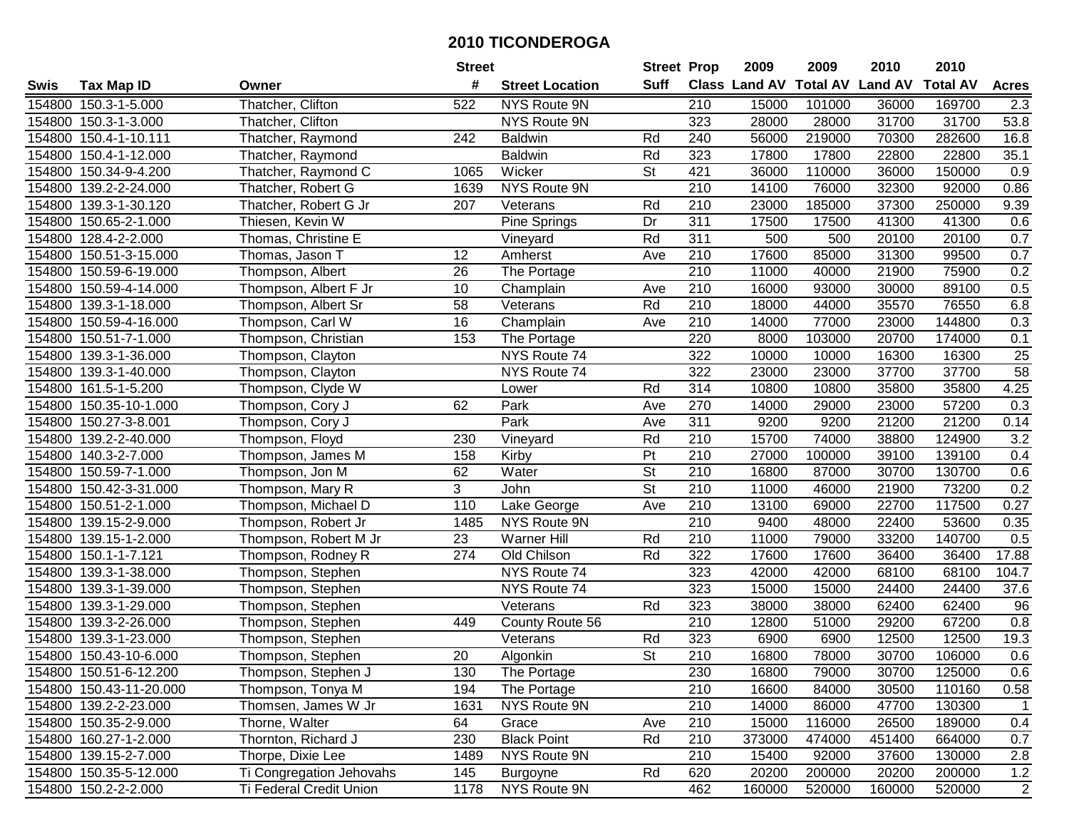# 2010 TICONDEROGA

| Swis | Tax Map ID | Owner | Street # | Street Location | Street Suff | Prop Class | 2009 Land AV | 2009 Total AV | 2010 Land AV | 2010 Total AV | Acres |
|---|---|---|---|---|---|---|---|---|---|---|---|
| 154800 | 150.3-1-5.000 | Thatcher, Clifton | 522 | NYS Route 9N | | 210 | 15000 | 101000 | 36000 | 169700 | 2.3 |
| 154800 | 150.3-1-3.000 | Thatcher, Clifton | | NYS Route 9N | | 323 | 28000 | 28000 | 31700 | 31700 | 53.8 |
| 154800 | 150.4-1-10.111 | Thatcher, Raymond | 242 | Baldwin | Rd | 240 | 56000 | 219000 | 70300 | 282600 | 16.8 |
| 154800 | 150.4-1-12.000 | Thatcher, Raymond | | Baldwin | Rd | 323 | 17800 | 17800 | 22800 | 22800 | 35.1 |
| 154800 | 150.34-9-4.200 | Thatcher, Raymond C | 1065 | Wicker | St | 421 | 36000 | 110000 | 36000 | 150000 | 0.9 |
| 154800 | 139.2-2-24.000 | Thatcher, Robert G | 1639 | NYS Route 9N | | 210 | 14100 | 76000 | 32300 | 92000 | 0.86 |
| 154800 | 139.3-1-30.120 | Thatcher, Robert G Jr | 207 | Veterans | Rd | 210 | 23000 | 185000 | 37300 | 250000 | 9.39 |
| 154800 | 150.65-2-1.000 | Thiesen, Kevin W | | Pine Springs | Dr | 311 | 17500 | 17500 | 41300 | 41300 | 0.6 |
| 154800 | 128.4-2-2.000 | Thomas, Christine E | | Vineyard | Rd | 311 | 500 | 500 | 20100 | 20100 | 0.7 |
| 154800 | 150.51-3-15.000 | Thomas, Jason T | 12 | Amherst | Ave | 210 | 17600 | 85000 | 31300 | 99500 | 0.7 |
| 154800 | 150.59-6-19.000 | Thompson, Albert | 26 | The Portage | | 210 | 11000 | 40000 | 21900 | 75900 | 0.2 |
| 154800 | 150.59-4-14.000 | Thompson, Albert F Jr | 10 | Champlain | Ave | 210 | 16000 | 93000 | 30000 | 89100 | 0.5 |
| 154800 | 139.3-1-18.000 | Thompson, Albert Sr | 58 | Veterans | Rd | 210 | 18000 | 44000 | 35570 | 76550 | 6.8 |
| 154800 | 150.59-4-16.000 | Thompson, Carl W | 16 | Champlain | Ave | 210 | 14000 | 77000 | 23000 | 144800 | 0.3 |
| 154800 | 150.51-7-1.000 | Thompson, Christian | 153 | The Portage | | 220 | 8000 | 103000 | 20700 | 174000 | 0.1 |
| 154800 | 139.3-1-36.000 | Thompson, Clayton | | NYS Route 74 | | 322 | 10000 | 10000 | 16300 | 16300 | 25 |
| 154800 | 139.3-1-40.000 | Thompson, Clayton | | NYS Route 74 | | 322 | 23000 | 23000 | 37700 | 37700 | 58 |
| 154800 | 161.5-1-5.200 | Thompson, Clyde W | | Lower | Rd | 314 | 10800 | 10800 | 35800 | 35800 | 4.25 |
| 154800 | 150.35-10-1.000 | Thompson, Cory J | 62 | Park | Ave | 270 | 14000 | 29000 | 23000 | 57200 | 0.3 |
| 154800 | 150.27-3-8.001 | Thompson, Cory J | | Park | Ave | 311 | 9200 | 9200 | 21200 | 21200 | 0.14 |
| 154800 | 139.2-2-40.000 | Thompson, Floyd | 230 | Vineyard | Rd | 210 | 15700 | 74000 | 38800 | 124900 | 3.2 |
| 154800 | 140.3-2-7.000 | Thompson, James M | 158 | Kirby | Pt | 210 | 27000 | 100000 | 39100 | 139100 | 0.4 |
| 154800 | 150.59-7-1.000 | Thompson, Jon M | 62 | Water | St | 210 | 16800 | 87000 | 30700 | 130700 | 0.6 |
| 154800 | 150.42-3-31.000 | Thompson, Mary R | 3 | John | St | 210 | 11000 | 46000 | 21900 | 73200 | 0.2 |
| 154800 | 150.51-2-1.000 | Thompson, Michael D | 110 | Lake George | Ave | 210 | 13100 | 69000 | 22700 | 117500 | 0.27 |
| 154800 | 139.15-2-9.000 | Thompson, Robert Jr | 1485 | NYS Route 9N | | 210 | 9400 | 48000 | 22400 | 53600 | 0.35 |
| 154800 | 139.15-1-2.000 | Thompson, Robert M Jr | 23 | Warner Hill | Rd | 210 | 11000 | 79000 | 33200 | 140700 | 0.5 |
| 154800 | 150.1-1-7.121 | Thompson, Rodney R | 274 | Old Chilson | Rd | 322 | 17600 | 17600 | 36400 | 36400 | 17.88 |
| 154800 | 139.3-1-38.000 | Thompson, Stephen | | NYS Route 74 | | 323 | 42000 | 42000 | 68100 | 68100 | 104.7 |
| 154800 | 139.3-1-39.000 | Thompson, Stephen | | NYS Route 74 | | 323 | 15000 | 15000 | 24400 | 24400 | 37.6 |
| 154800 | 139.3-1-29.000 | Thompson, Stephen | | Veterans | Rd | 323 | 38000 | 38000 | 62400 | 62400 | 96 |
| 154800 | 139.3-2-26.000 | Thompson, Stephen | 449 | County Route 56 | | 210 | 12800 | 51000 | 29200 | 67200 | 0.8 |
| 154800 | 139.3-1-23.000 | Thompson, Stephen | | Veterans | Rd | 323 | 6900 | 6900 | 12500 | 12500 | 19.3 |
| 154800 | 150.43-10-6.000 | Thompson, Stephen | 20 | Algonkin | St | 210 | 16800 | 78000 | 30700 | 106000 | 0.6 |
| 154800 | 150.51-6-12.200 | Thompson, Stephen J | 130 | The Portage | | 230 | 16800 | 79000 | 30700 | 125000 | 0.6 |
| 154800 | 150.43-11-20.000 | Thompson, Tonya M | 194 | The Portage | | 210 | 16600 | 84000 | 30500 | 110160 | 0.58 |
| 154800 | 139.2-2-23.000 | Thomsen, James W Jr | 1631 | NYS Route 9N | | 210 | 14000 | 86000 | 47700 | 130300 | 1 |
| 154800 | 150.35-2-9.000 | Thorne, Walter | 64 | Grace | Ave | 210 | 15000 | 116000 | 26500 | 189000 | 0.4 |
| 154800 | 160.27-1-2.000 | Thornton, Richard J | 230 | Black Point | Rd | 210 | 373000 | 474000 | 451400 | 664000 | 0.7 |
| 154800 | 139.15-2-7.000 | Thorpe, Dixie Lee | 1489 | NYS Route 9N | | 210 | 15400 | 92000 | 37600 | 130000 | 2.8 |
| 154800 | 150.35-5-12.000 | Ti Congregation Jehovahs | 145 | Burgoyne | Rd | 620 | 20200 | 200000 | 20200 | 200000 | 1.2 |
| 154800 | 150.2-2-2.000 | Ti Federal Credit Union | 1178 | NYS Route 9N | | 462 | 160000 | 520000 | 160000 | 520000 | 2 |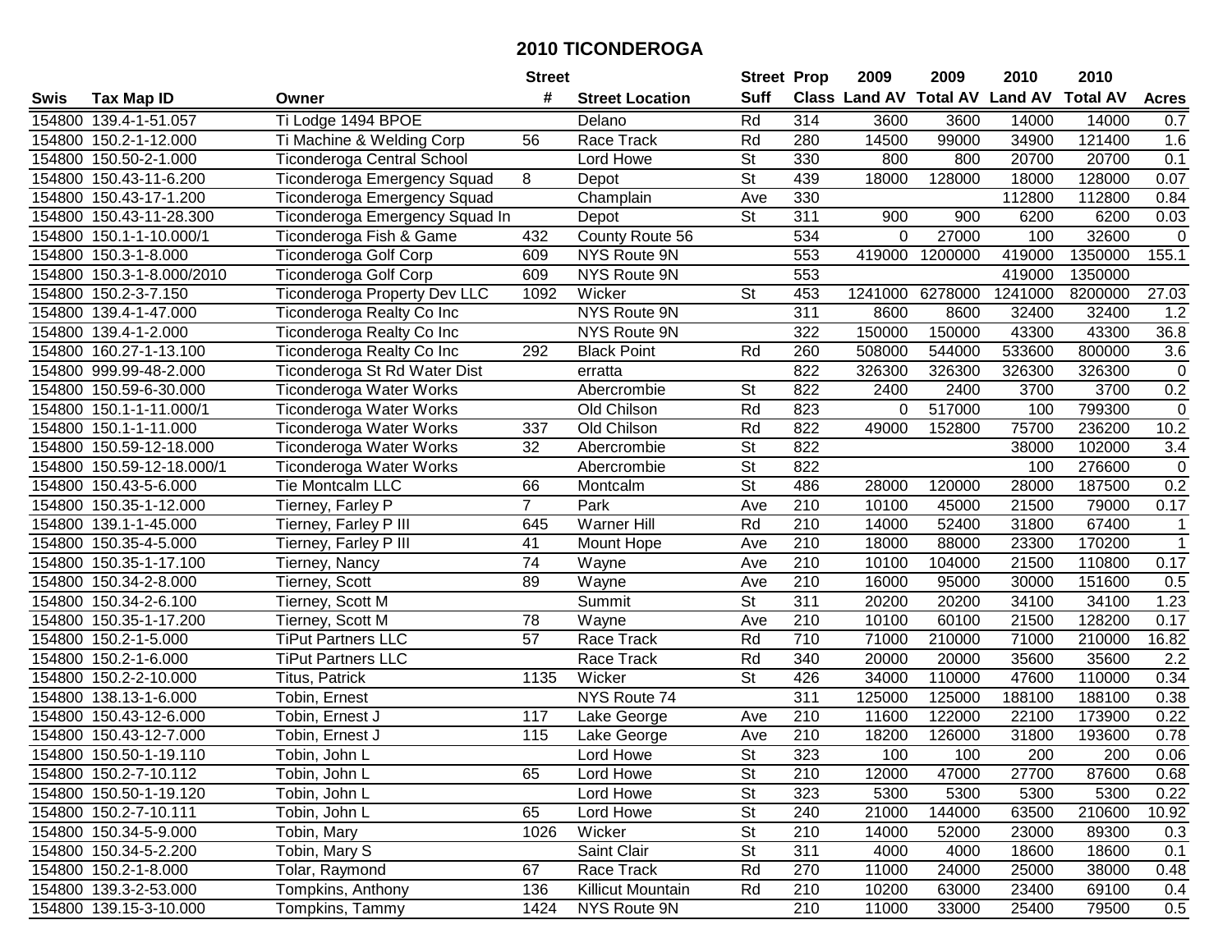# 2010 TICONDEROGA

| Swis | Tax Map ID | Owner | Street # | Street Location | Street Suff | Prop Class | 2009 Land AV | 2009 Total AV | 2010 Land AV | 2010 Total AV | Acres |
|---|---|---|---|---|---|---|---|---|---|---|---|
| 154800 | 139.4-1-51.057 | Ti Lodge 1494 BPOE | | Delano | Rd | 314 | 3600 | 3600 | 14000 | 14000 | 0.7 |
| 154800 | 150.2-1-12.000 | Ti Machine & Welding Corp | 56 | Race Track | Rd | 280 | 14500 | 99000 | 34900 | 121400 | 1.6 |
| 154800 | 150.50-2-1.000 | Ticonderoga Central School | | Lord Howe | St | 330 | 800 | 800 | 20700 | 20700 | 0.1 |
| 154800 | 150.43-11-6.200 | Ticonderoga Emergency Squad | 8 | Depot | St | 439 | 18000 | 128000 | 18000 | 128000 | 0.07 |
| 154800 | 150.43-17-1.200 | Ticonderoga Emergency Squad | | Champlain | Ave | 330 | | | 112800 | 112800 | 0.84 |
| 154800 | 150.43-11-28.300 | Ticonderoga Emergency Squad In | | Depot | St | 311 | 900 | 900 | 6200 | 6200 | 0.03 |
| 154800 | 150.1-1-10.000/1 | Ticonderoga Fish & Game | 432 | County Route 56 | | 534 | 0 | 27000 | 100 | 32600 | 0 |
| 154800 | 150.3-1-8.000 | Ticonderoga Golf Corp | 609 | NYS Route 9N | | 553 | 419000 | 1200000 | 419000 | 1350000 | 155.1 |
| 154800 | 150.3-1-8.000/2010 | Ticonderoga Golf Corp | 609 | NYS Route 9N | | 553 | | | 419000 | 1350000 | |
| 154800 | 150.2-3-7.150 | Ticonderoga Property Dev LLC | 1092 | Wicker | St | 453 | 1241000 | 6278000 | 1241000 | 8200000 | 27.03 |
| 154800 | 139.4-1-47.000 | Ticonderoga Realty Co Inc | | NYS Route 9N | | 311 | 8600 | 8600 | 32400 | 32400 | 1.2 |
| 154800 | 139.4-1-2.000 | Ticonderoga Realty Co Inc | | NYS Route 9N | | 322 | 150000 | 150000 | 43300 | 43300 | 36.8 |
| 154800 | 160.27-1-13.100 | Ticonderoga Realty Co Inc | 292 | Black Point | Rd | 260 | 508000 | 544000 | 533600 | 800000 | 3.6 |
| 154800 | 999.99-48-2.000 | Ticonderoga St Rd Water Dist | | erratta | | 822 | 326300 | 326300 | 326300 | 326300 | 0 |
| 154800 | 150.59-6-30.000 | Ticonderoga Water Works | | Abercrombie | St | 822 | 2400 | 2400 | 3700 | 3700 | 0.2 |
| 154800 | 150.1-1-11.000/1 | Ticonderoga Water Works | | Old Chilson | Rd | 823 | 0 | 517000 | 100 | 799300 | 0 |
| 154800 | 150.1-1-11.000 | Ticonderoga Water Works | 337 | Old Chilson | Rd | 822 | 49000 | 152800 | 75700 | 236200 | 10.2 |
| 154800 | 150.59-12-18.000 | Ticonderoga Water Works | 32 | Abercrombie | St | 822 | | | 38000 | 102000 | 3.4 |
| 154800 | 150.59-12-18.000/1 | Ticonderoga Water Works | | Abercrombie | St | 822 | | | 100 | 276600 | 0 |
| 154800 | 150.43-5-6.000 | Tie Montcalm LLC | 66 | Montcalm | St | 486 | 28000 | 120000 | 28000 | 187500 | 0.2 |
| 154800 | 150.35-1-12.000 | Tierney, Farley P | 7 | Park | Ave | 210 | 10100 | 45000 | 21500 | 79000 | 0.17 |
| 154800 | 139.1-1-45.000 | Tierney, Farley P III | 645 | Warner Hill | Rd | 210 | 14000 | 52400 | 31800 | 67400 | 1 |
| 154800 | 150.35-4-5.000 | Tierney, Farley P III | 41 | Mount Hope | Ave | 210 | 18000 | 88000 | 23300 | 170200 | 1 |
| 154800 | 150.35-1-17.100 | Tierney, Nancy | 74 | Wayne | Ave | 210 | 10100 | 104000 | 21500 | 110800 | 0.17 |
| 154800 | 150.34-2-8.000 | Tierney, Scott | 89 | Wayne | Ave | 210 | 16000 | 95000 | 30000 | 151600 | 0.5 |
| 154800 | 150.34-2-6.100 | Tierney, Scott M | | Summit | St | 311 | 20200 | 20200 | 34100 | 34100 | 1.23 |
| 154800 | 150.35-1-17.200 | Tierney, Scott M | 78 | Wayne | Ave | 210 | 10100 | 60100 | 21500 | 128200 | 0.17 |
| 154800 | 150.2-1-5.000 | TiPut Partners LLC | 57 | Race Track | Rd | 710 | 71000 | 210000 | 71000 | 210000 | 16.82 |
| 154800 | 150.2-1-6.000 | TiPut Partners LLC | | Race Track | Rd | 340 | 20000 | 20000 | 35600 | 35600 | 2.2 |
| 154800 | 150.2-2-10.000 | Titus, Patrick | 1135 | Wicker | St | 426 | 34000 | 110000 | 47600 | 110000 | 0.34 |
| 154800 | 138.13-1-6.000 | Tobin, Ernest | | NYS Route 74 | | 311 | 125000 | 125000 | 188100 | 188100 | 0.38 |
| 154800 | 150.43-12-6.000 | Tobin, Ernest J | 117 | Lake George | Ave | 210 | 11600 | 122000 | 22100 | 173900 | 0.22 |
| 154800 | 150.43-12-7.000 | Tobin, Ernest J | 115 | Lake George | Ave | 210 | 18200 | 126000 | 31800 | 193600 | 0.78 |
| 154800 | 150.50-1-19.110 | Tobin, John L | | Lord Howe | St | 323 | 100 | 100 | 200 | 200 | 0.06 |
| 154800 | 150.2-7-10.112 | Tobin, John L | 65 | Lord Howe | St | 210 | 12000 | 47000 | 27700 | 87600 | 0.68 |
| 154800 | 150.50-1-19.120 | Tobin, John L | | Lord Howe | St | 323 | 5300 | 5300 | 5300 | 5300 | 0.22 |
| 154800 | 150.2-7-10.111 | Tobin, John L | 65 | Lord Howe | St | 240 | 21000 | 144000 | 63500 | 210600 | 10.92 |
| 154800 | 150.34-5-9.000 | Tobin, Mary | 1026 | Wicker | St | 210 | 14000 | 52000 | 23000 | 89300 | 0.3 |
| 154800 | 150.34-5-2.200 | Tobin, Mary S | | Saint Clair | St | 311 | 4000 | 4000 | 18600 | 18600 | 0.1 |
| 154800 | 150.2-1-8.000 | Tolar, Raymond | 67 | Race Track | Rd | 270 | 11000 | 24000 | 25000 | 38000 | 0.48 |
| 154800 | 139.3-2-53.000 | Tompkins, Anthony | 136 | Killicut Mountain | Rd | 210 | 10200 | 63000 | 23400 | 69100 | 0.4 |
| 154800 | 139.15-3-10.000 | Tompkins, Tammy | 1424 | NYS Route 9N | | 210 | 11000 | 33000 | 25400 | 79500 | 0.5 |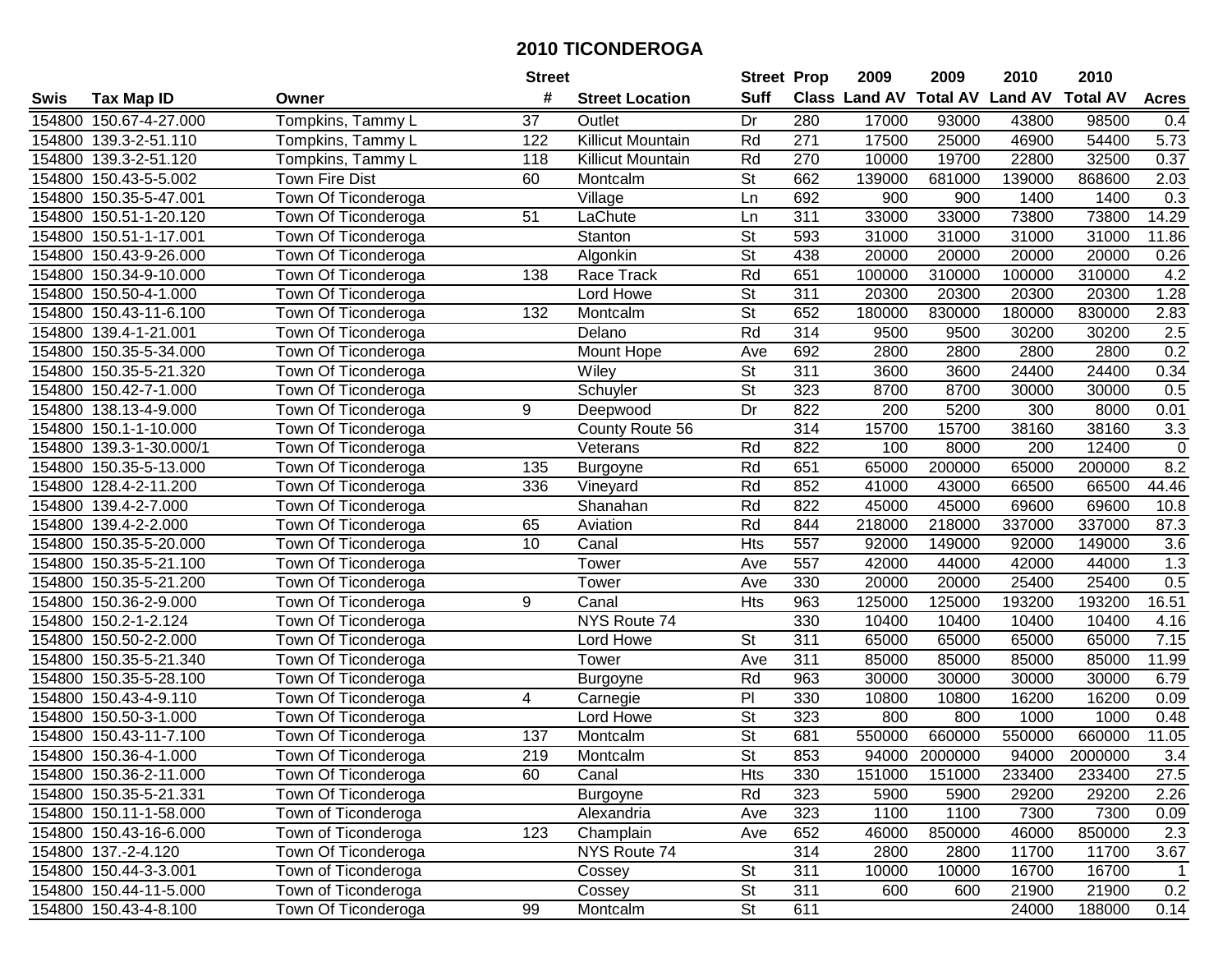# 2010 TICONDEROGA

| Swis | Tax Map ID | Owner | Street # | Street Location | Street Suff | Prop Class | 2009 Land AV | 2009 Total AV | 2010 Land AV | 2010 Total AV | Acres |
|---|---|---|---|---|---|---|---|---|---|---|---|
| 154800 | 150.67-4-27.000 | Tompkins, Tammy L | 37 | Outlet | Dr | 280 | 17000 | 93000 | 43800 | 98500 | 0.4 |
| 154800 | 139.3-2-51.110 | Tompkins, Tammy L | 122 | Killicut Mountain | Rd | 271 | 17500 | 25000 | 46900 | 54400 | 5.73 |
| 154800 | 139.3-2-51.120 | Tompkins, Tammy L | 118 | Killicut Mountain | Rd | 270 | 10000 | 19700 | 22800 | 32500 | 0.37 |
| 154800 | 150.43-5-5.002 | Town Fire Dist | 60 | Montcalm | St | 662 | 139000 | 681000 | 139000 | 868600 | 2.03 |
| 154800 | 150.35-5-47.001 | Town Of Ticonderoga | | Village | Ln | 692 | 900 | 900 | 1400 | 1400 | 0.3 |
| 154800 | 150.51-1-20.120 | Town Of Ticonderoga | 51 | LaChute | Ln | 311 | 33000 | 33000 | 73800 | 73800 | 14.29 |
| 154800 | 150.51-1-17.001 | Town Of Ticonderoga | | Stanton | St | 593 | 31000 | 31000 | 31000 | 31000 | 11.86 |
| 154800 | 150.43-9-26.000 | Town Of Ticonderoga | | Algonkin | St | 438 | 20000 | 20000 | 20000 | 20000 | 0.26 |
| 154800 | 150.34-9-10.000 | Town Of Ticonderoga | 138 | Race Track | Rd | 651 | 100000 | 310000 | 100000 | 310000 | 4.2 |
| 154800 | 150.50-4-1.000 | Town Of Ticonderoga | | Lord Howe | St | 311 | 20300 | 20300 | 20300 | 20300 | 1.28 |
| 154800 | 150.43-11-6.100 | Town Of Ticonderoga | 132 | Montcalm | St | 652 | 180000 | 830000 | 180000 | 830000 | 2.83 |
| 154800 | 139.4-1-21.001 | Town Of Ticonderoga | | Delano | Rd | 314 | 9500 | 9500 | 30200 | 30200 | 2.5 |
| 154800 | 150.35-5-34.000 | Town Of Ticonderoga | | Mount Hope | Ave | 692 | 2800 | 2800 | 2800 | 2800 | 0.2 |
| 154800 | 150.35-5-21.320 | Town Of Ticonderoga | | Wiley | St | 311 | 3600 | 3600 | 24400 | 24400 | 0.34 |
| 154800 | 150.42-7-1.000 | Town Of Ticonderoga | | Schuyler | St | 323 | 8700 | 8700 | 30000 | 30000 | 0.5 |
| 154800 | 138.13-4-9.000 | Town Of Ticonderoga | 9 | Deepwood | Dr | 822 | 200 | 5200 | 300 | 8000 | 0.01 |
| 154800 | 150.1-1-10.000 | Town Of Ticonderoga | | County Route 56 | | 314 | 15700 | 15700 | 38160 | 38160 | 3.3 |
| 154800 | 139.3-1-30.000/1 | Town Of Ticonderoga | | Veterans | Rd | 822 | 100 | 8000 | 200 | 12400 | 0 |
| 154800 | 150.35-5-13.000 | Town Of Ticonderoga | 135 | Burgoyne | Rd | 651 | 65000 | 200000 | 65000 | 200000 | 8.2 |
| 154800 | 128.4-2-11.200 | Town Of Ticonderoga | 336 | Vineyard | Rd | 852 | 41000 | 43000 | 66500 | 66500 | 44.46 |
| 154800 | 139.4-2-7.000 | Town Of Ticonderoga | | Shanahan | Rd | 822 | 45000 | 45000 | 69600 | 69600 | 10.8 |
| 154800 | 139.4-2-2.000 | Town Of Ticonderoga | 65 | Aviation | Rd | 844 | 218000 | 218000 | 337000 | 337000 | 87.3 |
| 154800 | 150.35-5-20.000 | Town Of Ticonderoga | 10 | Canal | Hts | 557 | 92000 | 149000 | 92000 | 149000 | 3.6 |
| 154800 | 150.35-5-21.100 | Town Of Ticonderoga | | Tower | Ave | 557 | 42000 | 44000 | 42000 | 44000 | 1.3 |
| 154800 | 150.35-5-21.200 | Town Of Ticonderoga | | Tower | Ave | 330 | 20000 | 20000 | 25400 | 25400 | 0.5 |
| 154800 | 150.36-2-9.000 | Town Of Ticonderoga | 9 | Canal | Hts | 963 | 125000 | 125000 | 193200 | 193200 | 16.51 |
| 154800 | 150.2-1-2.124 | Town Of Ticonderoga | | NYS Route 74 | | 330 | 10400 | 10400 | 10400 | 10400 | 4.16 |
| 154800 | 150.50-2-2.000 | Town Of Ticonderoga | | Lord Howe | St | 311 | 65000 | 65000 | 65000 | 65000 | 7.15 |
| 154800 | 150.35-5-21.340 | Town Of Ticonderoga | | Tower | Ave | 311 | 85000 | 85000 | 85000 | 85000 | 11.99 |
| 154800 | 150.35-5-28.100 | Town Of Ticonderoga | | Burgoyne | Rd | 963 | 30000 | 30000 | 30000 | 30000 | 6.79 |
| 154800 | 150.43-4-9.110 | Town Of Ticonderoga | 4 | Carnegie | Pl | 330 | 10800 | 10800 | 16200 | 16200 | 0.09 |
| 154800 | 150.50-3-1.000 | Town Of Ticonderoga | | Lord Howe | St | 323 | 800 | 800 | 1000 | 1000 | 0.48 |
| 154800 | 150.43-11-7.100 | Town Of Ticonderoga | 137 | Montcalm | St | 681 | 550000 | 660000 | 550000 | 660000 | 11.05 |
| 154800 | 150.36-4-1.000 | Town Of Ticonderoga | 219 | Montcalm | St | 853 | 94000 | 2000000 | 94000 | 2000000 | 3.4 |
| 154800 | 150.36-2-11.000 | Town Of Ticonderoga | 60 | Canal | Hts | 330 | 151000 | 151000 | 233400 | 233400 | 27.5 |
| 154800 | 150.35-5-21.331 | Town Of Ticonderoga | | Burgoyne | Rd | 323 | 5900 | 5900 | 29200 | 29200 | 2.26 |
| 154800 | 150.11-1-58.000 | Town of Ticonderoga | | Alexandria | Ave | 323 | 1100 | 1100 | 7300 | 7300 | 0.09 |
| 154800 | 150.43-16-6.000 | Town of Ticonderoga | 123 | Champlain | Ave | 652 | 46000 | 850000 | 46000 | 850000 | 2.3 |
| 154800 | 137.-2-4.120 | Town Of Ticonderoga | | NYS Route 74 | | 314 | 2800 | 2800 | 11700 | 11700 | 3.67 |
| 154800 | 150.44-3-3.001 | Town of Ticonderoga | | Cossey | St | 311 | 10000 | 10000 | 16700 | 16700 | 1 |
| 154800 | 150.44-11-5.000 | Town of Ticonderoga | | Cossey | St | 311 | 600 | 600 | 21900 | 21900 | 0.2 |
| 154800 | 150.43-4-8.100 | Town Of Ticonderoga | 99 | Montcalm | St | 611 | | | 24000 | 188000 | 0.14 |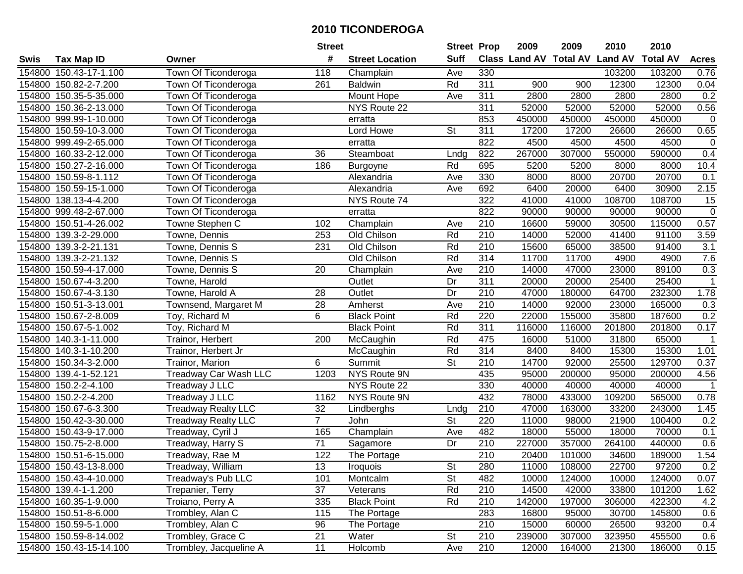# 2010 TICONDEROGA

| Swis | Tax Map ID | Owner | Street # | Street Location | Street Suff | Prop Class | 2009 Land AV | 2009 Total AV | 2010 Land AV | 2010 Total AV | Acres |
|---|---|---|---|---|---|---|---|---|---|---|---|
| 154800 | 150.43-17-1.100 | Town Of Ticonderoga | 118 | Champlain | Ave | 330 | | | 103200 | 103200 | 0.76 |
| 154800 | 150.82-2-7.200 | Town Of Ticonderoga | 261 | Baldwin | Rd | 311 | 900 | 900 | 12300 | 12300 | 0.04 |
| 154800 | 150.35-5-35.000 | Town Of Ticonderoga | | Mount Hope | Ave | 311 | 2800 | 2800 | 2800 | 2800 | 0.2 |
| 154800 | 150.36-2-13.000 | Town Of Ticonderoga | | NYS Route 22 | | 311 | 52000 | 52000 | 52000 | 52000 | 0.56 |
| 154800 | 999.99-1-10.000 | Town Of Ticonderoga | | erratta | | 853 | 450000 | 450000 | 450000 | 450000 | 0 |
| 154800 | 150.59-10-3.000 | Town Of Ticonderoga | | Lord Howe | St | 311 | 17200 | 17200 | 26600 | 26600 | 0.65 |
| 154800 | 999.49-2-65.000 | Town Of Ticonderoga | | erratta | | 822 | 4500 | 4500 | 4500 | 4500 | 0 |
| 154800 | 160.33-2-12.000 | Town Of Ticonderoga | 36 | Steamboat | Lndg | 822 | 267000 | 307000 | 550000 | 590000 | 0.4 |
| 154800 | 150.27-2-16.000 | Town Of Ticonderoga | 186 | Burgoyne | Rd | 695 | 5200 | 5200 | 8000 | 8000 | 10.4 |
| 154800 | 150.59-8-1.112 | Town Of Ticonderoga | | Alexandria | Ave | 330 | 8000 | 8000 | 20700 | 20700 | 0.1 |
| 154800 | 150.59-15-1.000 | Town Of Ticonderoga | | Alexandria | Ave | 692 | 6400 | 20000 | 6400 | 30900 | 2.15 |
| 154800 | 138.13-4-4.200 | Town Of Ticonderoga | | NYS Route 74 | | 322 | 41000 | 41000 | 108700 | 108700 | 15 |
| 154800 | 999.48-2-67.000 | Town Of Ticonderoga | | erratta | | 822 | 90000 | 90000 | 90000 | 90000 | 0 |
| 154800 | 150.51-4-26.002 | Towne Stephen C | 102 | Champlain | Ave | 210 | 16600 | 59000 | 30500 | 115000 | 0.57 |
| 154800 | 139.3-2-29.000 | Towne, Dennis | 253 | Old Chilson | Rd | 210 | 14000 | 52000 | 41400 | 91100 | 3.59 |
| 154800 | 139.3-2-21.131 | Towne, Dennis S | 231 | Old Chilson | Rd | 210 | 15600 | 65000 | 38500 | 91400 | 3.1 |
| 154800 | 139.3-2-21.132 | Towne, Dennis S | | Old Chilson | Rd | 314 | 11700 | 11700 | 4900 | 4900 | 7.6 |
| 154800 | 150.59-4-17.000 | Towne, Dennis S | 20 | Champlain | Ave | 210 | 14000 | 47000 | 23000 | 89100 | 0.3 |
| 154800 | 150.67-4-3.200 | Towne, Harold | | Outlet | Dr | 311 | 20000 | 20000 | 25400 | 25400 | 1 |
| 154800 | 150.67-4-3.130 | Towne, Harold A | 28 | Outlet | Dr | 210 | 47000 | 180000 | 64700 | 232300 | 1.78 |
| 154800 | 150.51-3-13.001 | Townsend, Margaret M | 28 | Amherst | Ave | 210 | 14000 | 92000 | 23000 | 165000 | 0.3 |
| 154800 | 150.67-2-8.009 | Toy, Richard M | 6 | Black Point | Rd | 220 | 22000 | 155000 | 35800 | 187600 | 0.2 |
| 154800 | 150.67-5-1.002 | Toy, Richard M | | Black Point | Rd | 311 | 116000 | 116000 | 201800 | 201800 | 0.17 |
| 154800 | 140.3-1-11.000 | Trainor, Herbert | 200 | McCaughin | Rd | 475 | 16000 | 51000 | 31800 | 65000 | 1 |
| 154800 | 140.3-1-10.200 | Trainor, Herbert Jr | | McCaughin | Rd | 314 | 8400 | 8400 | 15300 | 15300 | 1.01 |
| 154800 | 150.34-3-2.000 | Trainor, Marion | 6 | Summit | St | 210 | 14700 | 92000 | 25500 | 129700 | 0.37 |
| 154800 | 139.4-1-52.121 | Treadway Car Wash LLC | 1203 | NYS Route 9N | | 435 | 95000 | 200000 | 95000 | 200000 | 4.56 |
| 154800 | 150.2-2-4.100 | Treadway J LLC | | NYS Route 22 | | 330 | 40000 | 40000 | 40000 | 40000 | 1 |
| 154800 | 150.2-2-4.200 | Treadway J LLC | 1162 | NYS Route 9N | | 432 | 78000 | 433000 | 109200 | 565000 | 0.78 |
| 154800 | 150.67-6-3.300 | Treadway Realty LLC | 32 | Lindberghs | Lndg | 210 | 47000 | 163000 | 33200 | 243000 | 1.45 |
| 154800 | 150.42-3-30.000 | Treadway Realty LLC | 7 | John | St | 220 | 11000 | 98000 | 21900 | 100400 | 0.2 |
| 154800 | 150.43-9-17.000 | Treadway, Cyril J | 165 | Champlain | Ave | 482 | 18000 | 55000 | 18000 | 70000 | 0.1 |
| 154800 | 150.75-2-8.000 | Treadway, Harry S | 71 | Sagamore | Dr | 210 | 227000 | 357000 | 264100 | 440000 | 0.6 |
| 154800 | 150.51-6-15.000 | Treadway, Rae M | 122 | The Portage | | 210 | 20400 | 101000 | 34600 | 189000 | 1.54 |
| 154800 | 150.43-13-8.000 | Treadway, William | 13 | Iroquois | St | 280 | 11000 | 108000 | 22700 | 97200 | 0.2 |
| 154800 | 150.43-4-10.000 | Treadway's Pub LLC | 101 | Montcalm | St | 482 | 10000 | 124000 | 10000 | 124000 | 0.07 |
| 154800 | 139.4-1-1.200 | Trepanier, Terry | 37 | Veterans | Rd | 210 | 14500 | 42000 | 33800 | 101200 | 1.62 |
| 154800 | 160.35-1-9.000 | Troiano, Perry A | 335 | Black Point | Rd | 210 | 142000 | 197000 | 306000 | 422300 | 4.2 |
| 154800 | 150.51-8-6.000 | Trombley, Alan C | 115 | The Portage | | 283 | 16800 | 95000 | 30700 | 145800 | 0.6 |
| 154800 | 150.59-5-1.000 | Trombley, Alan C | 96 | The Portage | | 210 | 15000 | 60000 | 26500 | 93200 | 0.4 |
| 154800 | 150.59-8-14.002 | Trombley, Grace C | 21 | Water | St | 210 | 239000 | 307000 | 323950 | 455500 | 0.6 |
| 154800 | 150.43-15-14.100 | Trombley, Jacqueline A | 11 | Holcomb | Ave | 210 | 12000 | 164000 | 21300 | 186000 | 0.15 |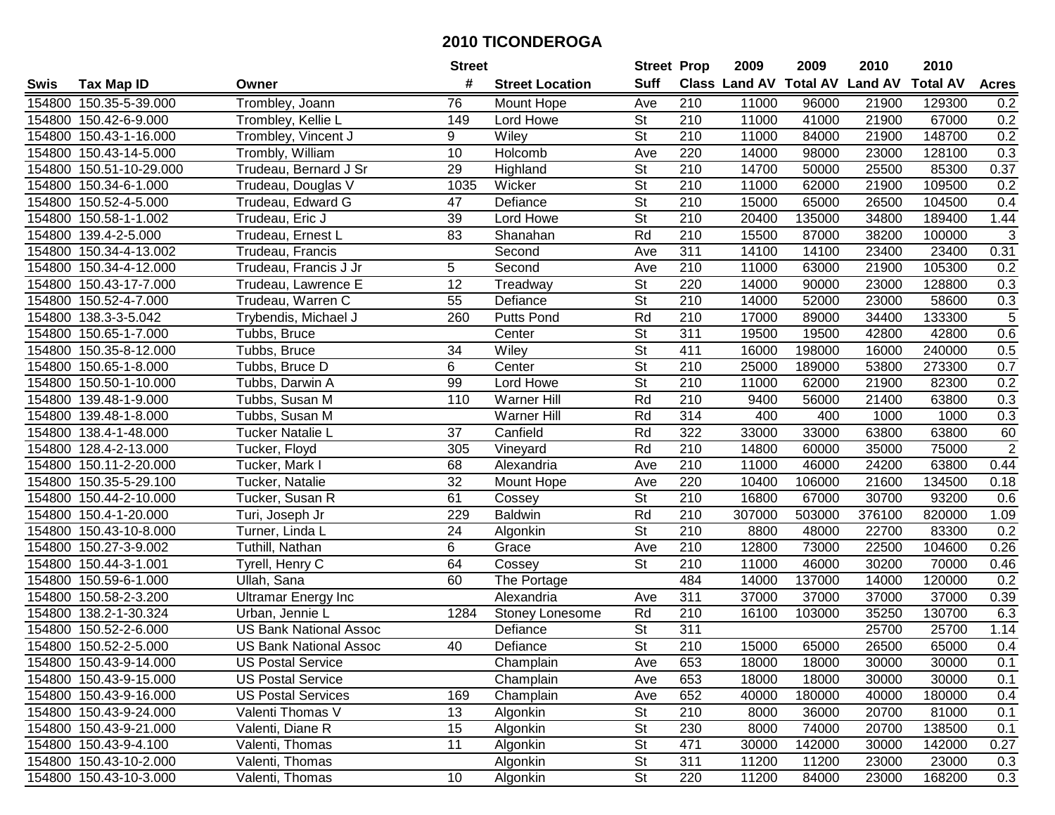# 2010 TICONDEROGA

| Swis | Tax Map ID | Owner | Street # | Street Location | Street Suff | Prop Class | 2009 Land AV | 2009 Total AV | 2010 Land AV | 2010 Total AV | Acres |
|---|---|---|---|---|---|---|---|---|---|---|---|
| 154800 | 150.35-5-39.000 | Trombley, Joann | 76 | Mount Hope | Ave | 210 | 11000 | 96000 | 21900 | 129300 | 0.2 |
| 154800 | 150.42-6-9.000 | Trombley, Kellie L | 149 | Lord Howe | St | 210 | 11000 | 41000 | 21900 | 67000 | 0.2 |
| 154800 | 150.43-1-16.000 | Trombley, Vincent J | 9 | Wiley | St | 210 | 11000 | 84000 | 21900 | 148700 | 0.2 |
| 154800 | 150.43-14-5.000 | Trombly, William | 10 | Holcomb | Ave | 220 | 14000 | 98000 | 23000 | 128100 | 0.3 |
| 154800 | 150.51-10-29.000 | Trudeau, Bernard J Sr | 29 | Highland | St | 210 | 14700 | 50000 | 25500 | 85300 | 0.37 |
| 154800 | 150.34-6-1.000 | Trudeau, Douglas V | 1035 | Wicker | St | 210 | 11000 | 62000 | 21900 | 109500 | 0.2 |
| 154800 | 150.52-4-5.000 | Trudeau, Edward G | 47 | Defiance | St | 210 | 15000 | 65000 | 26500 | 104500 | 0.4 |
| 154800 | 150.58-1-1.002 | Trudeau, Eric J | 39 | Lord Howe | St | 210 | 20400 | 135000 | 34800 | 189400 | 1.44 |
| 154800 | 139.4-2-5.000 | Trudeau, Ernest L | 83 | Shanahan | Rd | 210 | 15500 | 87000 | 38200 | 100000 | 3 |
| 154800 | 150.34-4-13.002 | Trudeau, Francis | | Second | Ave | 311 | 14100 | 14100 | 23400 | 23400 | 0.31 |
| 154800 | 150.34-4-12.000 | Trudeau, Francis J Jr | 5 | Second | Ave | 210 | 11000 | 63000 | 21900 | 105300 | 0.2 |
| 154800 | 150.43-17-7.000 | Trudeau, Lawrence E | 12 | Treadway | St | 220 | 14000 | 90000 | 23000 | 128800 | 0.3 |
| 154800 | 150.52-4-7.000 | Trudeau, Warren C | 55 | Defiance | St | 210 | 14000 | 52000 | 23000 | 58600 | 0.3 |
| 154800 | 138.3-3-5.042 | Trybendis, Michael J | 260 | Putts Pond | Rd | 210 | 17000 | 89000 | 34400 | 133300 | 5 |
| 154800 | 150.65-1-7.000 | Tubbs, Bruce | | Center | St | 311 | 19500 | 19500 | 42800 | 42800 | 0.6 |
| 154800 | 150.35-8-12.000 | Tubbs, Bruce | 34 | Wiley | St | 411 | 16000 | 198000 | 16000 | 240000 | 0.5 |
| 154800 | 150.65-1-8.000 | Tubbs, Bruce D | 6 | Center | St | 210 | 25000 | 189000 | 53800 | 273300 | 0.7 |
| 154800 | 150.50-1-10.000 | Tubbs, Darwin A | 99 | Lord Howe | St | 210 | 11000 | 62000 | 21900 | 82300 | 0.2 |
| 154800 | 139.48-1-9.000 | Tubbs, Susan M | 110 | Warner Hill | Rd | 210 | 9400 | 56000 | 21400 | 63800 | 0.3 |
| 154800 | 139.48-1-8.000 | Tubbs, Susan M | | Warner Hill | Rd | 314 | 400 | 400 | 1000 | 1000 | 0.3 |
| 154800 | 138.4-1-48.000 | Tucker Natalie L | 37 | Canfield | Rd | 322 | 33000 | 33000 | 63800 | 63800 | 60 |
| 154800 | 128.4-2-13.000 | Tucker, Floyd | 305 | Vineyard | Rd | 210 | 14800 | 60000 | 35000 | 75000 | 2 |
| 154800 | 150.11-2-20.000 | Tucker, Mark I | 68 | Alexandria | Ave | 210 | 11000 | 46000 | 24200 | 63800 | 0.44 |
| 154800 | 150.35-5-29.100 | Tucker, Natalie | 32 | Mount Hope | Ave | 220 | 10400 | 106000 | 21600 | 134500 | 0.18 |
| 154800 | 150.44-2-10.000 | Tucker, Susan R | 61 | Cossey | St | 210 | 16800 | 67000 | 30700 | 93200 | 0.6 |
| 154800 | 150.4-1-20.000 | Turi, Joseph Jr | 229 | Baldwin | Rd | 210 | 307000 | 503000 | 376100 | 820000 | 1.09 |
| 154800 | 150.43-10-8.000 | Turner, Linda L | 24 | Algonkin | St | 210 | 8800 | 48000 | 22700 | 83300 | 0.2 |
| 154800 | 150.27-3-9.002 | Tuthill, Nathan | 6 | Grace | Ave | 210 | 12800 | 73000 | 22500 | 104600 | 0.26 |
| 154800 | 150.44-3-1.001 | Tyrell, Henry C | 64 | Cossey | St | 210 | 11000 | 46000 | 30200 | 70000 | 0.46 |
| 154800 | 150.59-6-1.000 | Ullah, Sana | 60 | The Portage | | 484 | 14000 | 137000 | 14000 | 120000 | 0.2 |
| 154800 | 150.58-2-3.200 | Ultramar Energy Inc | | Alexandria | Ave | 311 | 37000 | 37000 | 37000 | 37000 | 0.39 |
| 154800 | 138.2-1-30.324 | Urban, Jennie L | 1284 | Stoney Lonesome | Rd | 210 | 16100 | 103000 | 35250 | 130700 | 6.3 |
| 154800 | 150.52-2-6.000 | US Bank National Assoc | | Defiance | St | 311 | | | 25700 | 25700 | 1.14 |
| 154800 | 150.52-2-5.000 | US Bank National Assoc | 40 | Defiance | St | 210 | 15000 | 65000 | 26500 | 65000 | 0.4 |
| 154800 | 150.43-9-14.000 | US Postal Service | | Champlain | Ave | 653 | 18000 | 18000 | 30000 | 30000 | 0.1 |
| 154800 | 150.43-9-15.000 | US Postal Service | | Champlain | Ave | 653 | 18000 | 18000 | 30000 | 30000 | 0.1 |
| 154800 | 150.43-9-16.000 | US Postal Services | 169 | Champlain | Ave | 652 | 40000 | 180000 | 40000 | 180000 | 0.4 |
| 154800 | 150.43-9-24.000 | Valenti Thomas V | 13 | Algonkin | St | 210 | 8000 | 36000 | 20700 | 81000 | 0.1 |
| 154800 | 150.43-9-21.000 | Valenti, Diane R | 15 | Algonkin | St | 230 | 8000 | 74000 | 20700 | 138500 | 0.1 |
| 154800 | 150.43-9-4.100 | Valenti, Thomas | 11 | Algonkin | St | 471 | 30000 | 142000 | 30000 | 142000 | 0.27 |
| 154800 | 150.43-10-2.000 | Valenti, Thomas | | Algonkin | St | 311 | 11200 | 11200 | 23000 | 23000 | 0.3 |
| 154800 | 150.43-10-3.000 | Valenti, Thomas | 10 | Algonkin | St | 220 | 11200 | 84000 | 23000 | 168200 | 0.3 |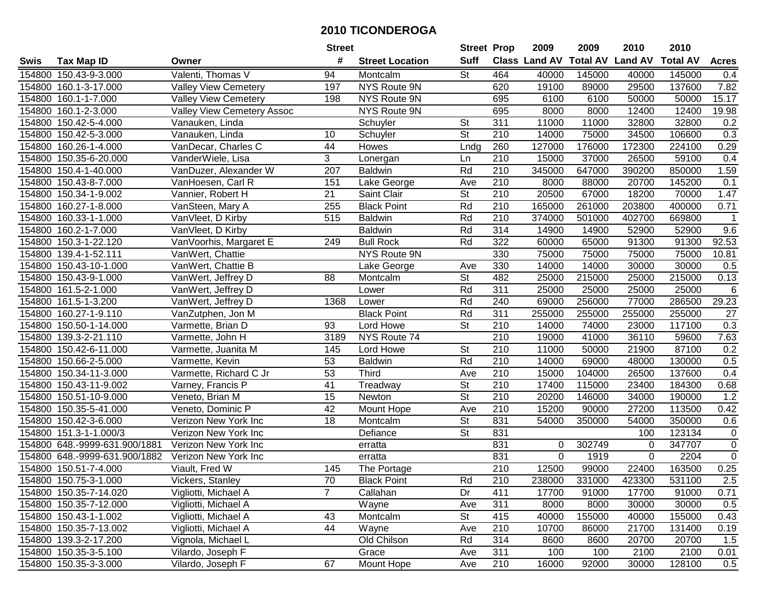# 2010 TICONDEROGA

| Swis | Tax Map ID | Owner | Street # | Street Location | Street Suff | Prop Class | 2009 Land AV | 2009 Total AV | 2010 Land AV | 2010 Total AV | Acres |
|---|---|---|---|---|---|---|---|---|---|---|---|
| 154800 | 150.43-9-3.000 | Valenti, Thomas V | 94 | Montcalm | St | 464 | 40000 | 145000 | 40000 | 145000 | 0.4 |
| 154800 | 160.1-3-17.000 | Valley View Cemetery | 197 | NYS Route 9N | | 620 | 19100 | 89000 | 29500 | 137600 | 7.82 |
| 154800 | 160.1-1-7.000 | Valley View Cemetery | 198 | NYS Route 9N | | 695 | 6100 | 6100 | 50000 | 50000 | 15.17 |
| 154800 | 160.1-2-3.000 | Valley View Cemetery Assoc | | NYS Route 9N | | 695 | 8000 | 8000 | 12400 | 12400 | 19.98 |
| 154800 | 150.42-5-4.000 | Vanauken, Linda | | Schuyler | St | 311 | 11000 | 11000 | 32800 | 32800 | 0.2 |
| 154800 | 150.42-5-3.000 | Vanauken, Linda | 10 | Schuyler | St | 210 | 14000 | 75000 | 34500 | 106600 | 0.3 |
| 154800 | 160.26-1-4.000 | VanDecar, Charles C | 44 | Howes | Lndg | 260 | 127000 | 176000 | 172300 | 224100 | 0.29 |
| 154800 | 150.35-6-20.000 | VanderWiele, Lisa | 3 | Lonergan | Ln | 210 | 15000 | 37000 | 26500 | 59100 | 0.4 |
| 154800 | 150.4-1-40.000 | VanDuzer, Alexander W | 207 | Baldwin | Rd | 210 | 345000 | 647000 | 390200 | 850000 | 1.59 |
| 154800 | 150.43-8-7.000 | VanHoesen, Carl R | 151 | Lake George | Ave | 210 | 8000 | 88000 | 20700 | 145200 | 0.1 |
| 154800 | 150.34-1-9.002 | Vannier, Robert H | 21 | Saint Clair | St | 210 | 20500 | 67000 | 18200 | 70000 | 1.47 |
| 154800 | 160.27-1-8.000 | VanSteen, Mary A | 255 | Black Point | Rd | 210 | 165000 | 261000 | 203800 | 400000 | 0.71 |
| 154800 | 160.33-1-1.000 | VanVleet, D Kirby | 515 | Baldwin | Rd | 210 | 374000 | 501000 | 402700 | 669800 | 1 |
| 154800 | 160.2-1-7.000 | VanVleet, D Kirby | | Baldwin | Rd | 314 | 14900 | 14900 | 52900 | 52900 | 9.6 |
| 154800 | 150.3-1-22.120 | VanVoorhis, Margaret E | 249 | Bull Rock | Rd | 322 | 60000 | 65000 | 91300 | 91300 | 92.53 |
| 154800 | 139.4-1-52.111 | VanWert, Chattie | | NYS Route 9N | | 330 | 75000 | 75000 | 75000 | 75000 | 10.81 |
| 154800 | 150.43-10-1.000 | VanWert, Chattie B | | Lake George | Ave | 330 | 14000 | 14000 | 30000 | 30000 | 0.5 |
| 154800 | 150.43-9-1.000 | VanWert, Jeffrey D | 88 | Montcalm | St | 482 | 25000 | 215000 | 25000 | 215000 | 0.13 |
| 154800 | 161.5-2-1.000 | VanWert, Jeffrey D | | Lower | Rd | 311 | 25000 | 25000 | 25000 | 25000 | 6 |
| 154800 | 161.5-1-3.200 | VanWert, Jeffrey D | 1368 | Lower | Rd | 240 | 69000 | 256000 | 77000 | 286500 | 29.23 |
| 154800 | 160.27-1-9.110 | VanZutphen, Jon M | | Black Point | Rd | 311 | 255000 | 255000 | 255000 | 255000 | 27 |
| 154800 | 150.50-1-14.000 | Varmette, Brian D | 93 | Lord Howe | St | 210 | 14000 | 74000 | 23000 | 117100 | 0.3 |
| 154800 | 139.3-2-21.110 | Varmette, John H | 3189 | NYS Route 74 | | 210 | 19000 | 41000 | 36110 | 59600 | 7.63 |
| 154800 | 150.42-6-11.000 | Varmette, Juanita M | 145 | Lord Howe | St | 210 | 11000 | 50000 | 21900 | 87100 | 0.2 |
| 154800 | 150.66-2-5.000 | Varmette, Kevin | 53 | Baldwin | Rd | 210 | 14000 | 69000 | 48000 | 130000 | 0.5 |
| 154800 | 150.34-11-3.000 | Varmette, Richard C Jr | 53 | Third | Ave | 210 | 15000 | 104000 | 26500 | 137600 | 0.4 |
| 154800 | 150.43-11-9.002 | Varney, Francis P | 41 | Treadway | St | 210 | 17400 | 115000 | 23400 | 184300 | 0.68 |
| 154800 | 150.51-10-9.000 | Veneto, Brian M | 15 | Newton | St | 210 | 20200 | 146000 | 34000 | 190000 | 1.2 |
| 154800 | 150.35-5-41.000 | Veneto, Dominic P | 42 | Mount Hope | Ave | 210 | 15200 | 90000 | 27200 | 113500 | 0.42 |
| 154800 | 150.42-3-6.000 | Verizon New York Inc | 18 | Montcalm | St | 831 | 54000 | 350000 | 54000 | 350000 | 0.6 |
| 154800 | 151.3-1-1.000/3 | Verizon New York Inc | | Defiance | St | 831 | | | 100 | 123134 | 0 |
| 154800 | 648.-9999-631.900/1881 | Verizon New York Inc | | erratta | | 831 | 0 | 302749 | 0 | 347707 | 0 |
| 154800 | 648.-9999-631.900/1882 | Verizon New York Inc | | erratta | | 831 | 0 | 1919 | 0 | 2204 | 0 |
| 154800 | 150.51-7-4.000 | Viault, Fred W | 145 | The Portage | | 210 | 12500 | 99000 | 22400 | 163500 | 0.25 |
| 154800 | 150.75-3-1.000 | Vickers, Stanley | 70 | Black Point | Rd | 210 | 238000 | 331000 | 423300 | 531100 | 2.5 |
| 154800 | 150.35-7-14.020 | Vigliotti, Michael A | 7 | Callahan | Dr | 411 | 17700 | 91000 | 17700 | 91000 | 0.71 |
| 154800 | 150.35-7-12.000 | Vigliotti, Michael A | | Wayne | Ave | 311 | 8000 | 8000 | 30000 | 30000 | 0.5 |
| 154800 | 150.43-1-1.002 | Vigliotti, Michael A | 43 | Montcalm | St | 415 | 40000 | 155000 | 40000 | 155000 | 0.43 |
| 154800 | 150.35-7-13.002 | Vigliotti, Michael A | 44 | Wayne | Ave | 210 | 10700 | 86000 | 21700 | 131400 | 0.19 |
| 154800 | 139.3-2-17.200 | Vignola, Michael L | | Old Chilson | Rd | 314 | 8600 | 8600 | 20700 | 20700 | 1.5 |
| 154800 | 150.35-3-5.100 | Vilardo, Joseph F | | Grace | Ave | 311 | 100 | 100 | 2100 | 2100 | 0.01 |
| 154800 | 150.35-3-3.000 | Vilardo, Joseph F | 67 | Mount Hope | Ave | 210 | 16000 | 92000 | 30000 | 128100 | 0.5 |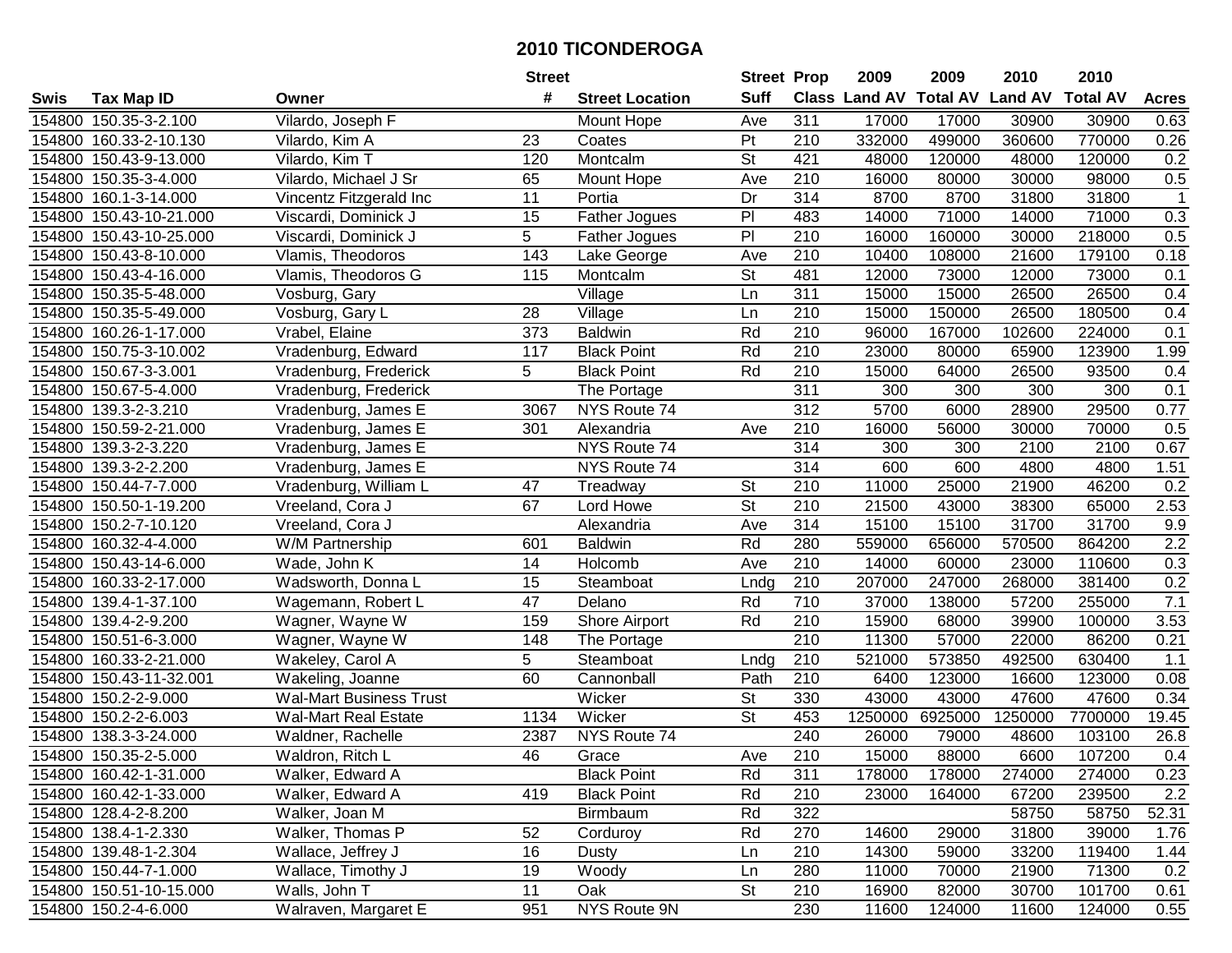# 2010 TICONDEROGA

| Swis | Tax Map ID | Owner | Street # | Street Location | Street Suff | Prop Class | 2009 Land AV | 2009 Total AV | 2010 Land AV | 2010 Total AV | Acres |
|---|---|---|---|---|---|---|---|---|---|---|---|
| 154800 | 150.35-3-2.100 | Vilardo, Joseph F | | Mount Hope | Ave | 311 | 17000 | 17000 | 30900 | 30900 | 0.63 |
| 154800 | 160.33-2-10.130 | Vilardo, Kim A | 23 | Coates | Pt | 210 | 332000 | 499000 | 360600 | 770000 | 0.26 |
| 154800 | 150.43-9-13.000 | Vilardo, Kim T | 120 | Montcalm | St | 421 | 48000 | 120000 | 48000 | 120000 | 0.2 |
| 154800 | 150.35-3-4.000 | Vilardo, Michael J Sr | 65 | Mount Hope | Ave | 210 | 16000 | 80000 | 30000 | 98000 | 0.5 |
| 154800 | 160.1-3-14.000 | Vincentz Fitzgerald Inc | 11 | Portia | Dr | 314 | 8700 | 8700 | 31800 | 31800 | 1 |
| 154800 | 150.43-10-21.000 | Viscardi, Dominick J | 15 | Father Jogues | Pl | 483 | 14000 | 71000 | 14000 | 71000 | 0.3 |
| 154800 | 150.43-10-25.000 | Viscardi, Dominick J | 5 | Father Jogues | Pl | 210 | 16000 | 160000 | 30000 | 218000 | 0.5 |
| 154800 | 150.43-8-10.000 | Vlamis, Theodoros | 143 | Lake George | Ave | 210 | 10400 | 108000 | 21600 | 179100 | 0.18 |
| 154800 | 150.43-4-16.000 | Vlamis, Theodoros G | 115 | Montcalm | St | 481 | 12000 | 73000 | 12000 | 73000 | 0.1 |
| 154800 | 150.35-5-48.000 | Vosburg, Gary | | Village | Ln | 311 | 15000 | 15000 | 26500 | 26500 | 0.4 |
| 154800 | 150.35-5-49.000 | Vosburg, Gary L | 28 | Village | Ln | 210 | 15000 | 150000 | 26500 | 180500 | 0.4 |
| 154800 | 160.26-1-17.000 | Vrabel, Elaine | 373 | Baldwin | Rd | 210 | 96000 | 167000 | 102600 | 224000 | 0.1 |
| 154800 | 150.75-3-10.002 | Vradenburg, Edward | 117 | Black Point | Rd | 210 | 23000 | 80000 | 65900 | 123900 | 1.99 |
| 154800 | 150.67-3-3.001 | Vradenburg, Frederick | 5 | Black Point | Rd | 210 | 15000 | 64000 | 26500 | 93500 | 0.4 |
| 154800 | 150.67-5-4.000 | Vradenburg, Frederick | | The Portage | | 311 | 300 | 300 | 300 | 300 | 0.1 |
| 154800 | 139.3-2-3.210 | Vradenburg, James E | 3067 | NYS Route 74 | | 312 | 5700 | 6000 | 28900 | 29500 | 0.77 |
| 154800 | 150.59-2-21.000 | Vradenburg, James E | 301 | Alexandria | Ave | 210 | 16000 | 56000 | 30000 | 70000 | 0.5 |
| 154800 | 139.3-2-3.220 | Vradenburg, James E | | NYS Route 74 | | 314 | 300 | 300 | 2100 | 2100 | 0.67 |
| 154800 | 139.3-2-2.200 | Vradenburg, James E | | NYS Route 74 | | 314 | 600 | 600 | 4800 | 4800 | 1.51 |
| 154800 | 150.44-7-7.000 | Vradenburg, William L | 47 | Treadway | St | 210 | 11000 | 25000 | 21900 | 46200 | 0.2 |
| 154800 | 150.50-1-19.200 | Vreeland, Cora J | 67 | Lord Howe | St | 210 | 21500 | 43000 | 38300 | 65000 | 2.53 |
| 154800 | 150.2-7-10.120 | Vreeland, Cora J | | Alexandria | Ave | 314 | 15100 | 15100 | 31700 | 31700 | 9.9 |
| 154800 | 160.32-4-4.000 | W/M Partnership | 601 | Baldwin | Rd | 280 | 559000 | 656000 | 570500 | 864200 | 2.2 |
| 154800 | 150.43-14-6.000 | Wade, John K | 14 | Holcomb | Ave | 210 | 14000 | 60000 | 23000 | 110600 | 0.3 |
| 154800 | 160.33-2-17.000 | Wadsworth, Donna L | 15 | Steamboat | Lndg | 210 | 207000 | 247000 | 268000 | 381400 | 0.2 |
| 154800 | 139.4-1-37.100 | Wagemann, Robert L | 47 | Delano | Rd | 710 | 37000 | 138000 | 57200 | 255000 | 7.1 |
| 154800 | 139.4-2-9.200 | Wagner, Wayne W | 159 | Shore Airport | Rd | 210 | 15900 | 68000 | 39900 | 100000 | 3.53 |
| 154800 | 150.51-6-3.000 | Wagner, Wayne W | 148 | The Portage | | 210 | 11300 | 57000 | 22000 | 86200 | 0.21 |
| 154800 | 160.33-2-21.000 | Wakeley, Carol A | 5 | Steamboat | Lndg | 210 | 521000 | 573850 | 492500 | 630400 | 1.1 |
| 154800 | 150.43-11-32.001 | Wakeling, Joanne | 60 | Cannonball | Path | 210 | 6400 | 123000 | 16600 | 123000 | 0.08 |
| 154800 | 150.2-2-9.000 | Wal-Mart Business Trust | | Wicker | St | 330 | 43000 | 43000 | 47600 | 47600 | 0.34 |
| 154800 | 150.2-2-6.003 | Wal-Mart Real Estate | 1134 | Wicker | St | 453 | 1250000 | 6925000 | 1250000 | 7700000 | 19.45 |
| 154800 | 138.3-3-24.000 | Waldner, Rachelle | 2387 | NYS Route 74 | | 240 | 26000 | 79000 | 48600 | 103100 | 26.8 |
| 154800 | 150.35-2-5.000 | Waldron, Ritch L | 46 | Grace | Ave | 210 | 15000 | 88000 | 6600 | 107200 | 0.4 |
| 154800 | 160.42-1-31.000 | Walker, Edward A | | Black Point | Rd | 311 | 178000 | 178000 | 274000 | 274000 | 0.23 |
| 154800 | 160.42-1-33.000 | Walker, Edward A | 419 | Black Point | Rd | 210 | 23000 | 164000 | 67200 | 239500 | 2.2 |
| 154800 | 128.4-2-8.200 | Walker, Joan M | | Birmbaum | Rd | 322 | | | 58750 | 58750 | 52.31 |
| 154800 | 138.4-1-2.330 | Walker, Thomas P | 52 | Corduroy | Rd | 270 | 14600 | 29000 | 31800 | 39000 | 1.76 |
| 154800 | 139.48-1-2.304 | Wallace, Jeffrey J | 16 | Dusty | Ln | 210 | 14300 | 59000 | 33200 | 119400 | 1.44 |
| 154800 | 150.44-7-1.000 | Wallace, Timothy J | 19 | Woody | Ln | 280 | 11000 | 70000 | 21900 | 71300 | 0.2 |
| 154800 | 150.51-10-15.000 | Walls, John T | 11 | Oak | St | 210 | 16900 | 82000 | 30700 | 101700 | 0.61 |
| 154800 | 150.2-4-6.000 | Walraven, Margaret E | 951 | NYS Route 9N | | 230 | 11600 | 124000 | 11600 | 124000 | 0.55 |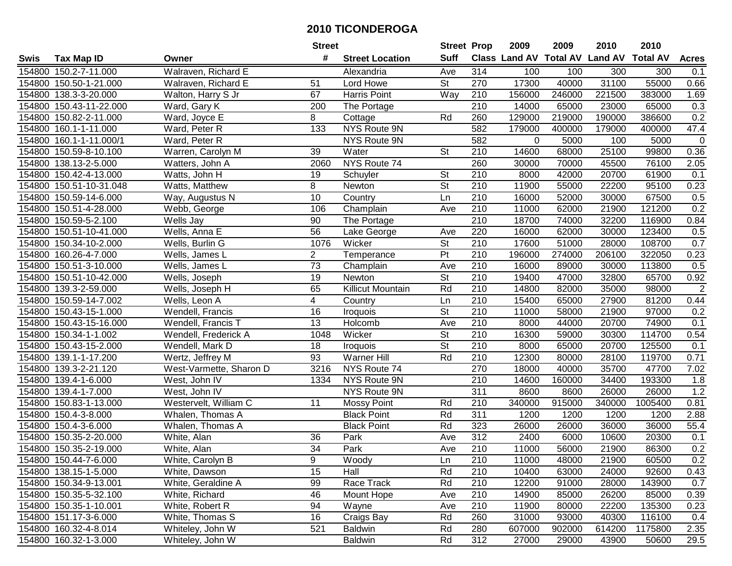# 2010 TICONDEROGA

| Swis | Tax Map ID | Owner | Street # | Street Location | Street Suff | Prop Class | 2009 Land AV | 2009 Total AV | 2010 Land AV | 2010 Total AV | Acres |
|---|---|---|---|---|---|---|---|---|---|---|---|
| 154800 | 150.2-7-11.000 | Walraven, Richard E | | Alexandria | Ave | 314 | 100 | 100 | 300 | 300 | 0.1 |
| 154800 | 150.50-1-21.000 | Walraven, Richard E | 51 | Lord Howe | St | 270 | 17300 | 40000 | 31100 | 55000 | 0.66 |
| 154800 | 138.3-3-20.000 | Walton, Harry S Jr | 67 | Harris Point | Way | 210 | 156000 | 246000 | 221500 | 383000 | 1.69 |
| 154800 | 150.43-11-22.000 | Ward, Gary K | 200 | The Portage | | 210 | 14000 | 65000 | 23000 | 65000 | 0.3 |
| 154800 | 150.82-2-11.000 | Ward, Joyce E | 8 | Cottage | Rd | 260 | 129000 | 219000 | 190000 | 386600 | 0.2 |
| 154800 | 160.1-1-11.000 | Ward, Peter R | 133 | NYS Route 9N | | 582 | 179000 | 400000 | 179000 | 400000 | 47.4 |
| 154800 | 160.1-1-11.000/1 | Ward, Peter R | | NYS Route 9N | | 582 | 0 | 5000 | 100 | 5000 | 0 |
| 154800 | 150.59-8-10.100 | Warren, Carolyn M | 39 | Water | St | 210 | 14600 | 68000 | 25100 | 99800 | 0.36 |
| 154800 | 138.13-2-5.000 | Watters, John A | 2060 | NYS Route 74 | | 260 | 30000 | 70000 | 45500 | 76100 | 2.05 |
| 154800 | 150.42-4-13.000 | Watts, John H | 19 | Schuyler | St | 210 | 8000 | 42000 | 20700 | 61900 | 0.1 |
| 154800 | 150.51-10-31.048 | Watts, Matthew | 8 | Newton | St | 210 | 11900 | 55000 | 22200 | 95100 | 0.23 |
| 154800 | 150.59-14-6.000 | Way, Augustus N | 10 | Country | Ln | 210 | 16000 | 52000 | 30000 | 67500 | 0.5 |
| 154800 | 150.51-4-28.000 | Webb, George | 106 | Champlain | Ave | 210 | 11000 | 62000 | 21900 | 121200 | 0.2 |
| 154800 | 150.59-5-2.100 | Wells Jay | 90 | The Portage | | 210 | 18700 | 74000 | 32200 | 116900 | 0.84 |
| 154800 | 150.51-10-41.000 | Wells, Anna E | 56 | Lake George | Ave | 220 | 16000 | 62000 | 30000 | 123400 | 0.5 |
| 154800 | 150.34-10-2.000 | Wells, Burlin G | 1076 | Wicker | St | 210 | 17600 | 51000 | 28000 | 108700 | 0.7 |
| 154800 | 160.26-4-7.000 | Wells, James L | 2 | Temperance | Pt | 210 | 196000 | 274000 | 206100 | 322050 | 0.23 |
| 154800 | 150.51-3-10.000 | Wells, James L | 73 | Champlain | Ave | 210 | 16000 | 89000 | 30000 | 113800 | 0.5 |
| 154800 | 150.51-10-42.000 | Wells, Joseph | 19 | Newton | St | 210 | 19400 | 47000 | 32800 | 65700 | 0.92 |
| 154800 | 139.3-2-59.000 | Wells, Joseph H | 65 | Killicut Mountain | Rd | 210 | 14800 | 82000 | 35000 | 98000 | 2 |
| 154800 | 150.59-14-7.002 | Wells, Leon A | 4 | Country | Ln | 210 | 15400 | 65000 | 27900 | 81200 | 0.44 |
| 154800 | 150.43-15-1.000 | Wendell, Francis | 16 | Iroquois | St | 210 | 11000 | 58000 | 21900 | 97000 | 0.2 |
| 154800 | 150.43-15-16.000 | Wendell, Francis T | 13 | Holcomb | Ave | 210 | 8000 | 44000 | 20700 | 74900 | 0.1 |
| 154800 | 150.34-1-1.002 | Wendell, Frederick A | 1048 | Wicker | St | 210 | 16300 | 59000 | 30300 | 114700 | 0.54 |
| 154800 | 150.43-15-2.000 | Wendell, Mark D | 18 | Iroquois | St | 210 | 8000 | 65000 | 20700 | 125500 | 0.1 |
| 154800 | 139.1-1-17.200 | Wertz, Jeffrey M | 93 | Warner Hill | Rd | 210 | 12300 | 80000 | 28100 | 119700 | 0.71 |
| 154800 | 139.3-2-21.120 | West-Varmette, Sharon D | 3216 | NYS Route 74 | | 270 | 18000 | 40000 | 35700 | 47700 | 7.02 |
| 154800 | 139.4-1-6.000 | West, John IV | 1334 | NYS Route 9N | | 210 | 14600 | 160000 | 34400 | 193300 | 1.8 |
| 154800 | 139.4-1-7.000 | West, John IV | | NYS Route 9N | | 311 | 8600 | 8600 | 26000 | 26000 | 1.2 |
| 154800 | 150.83-1-13.000 | Westervelt, William C | 11 | Mossy Point | Rd | 210 | 340000 | 915000 | 340000 | 1005400 | 0.81 |
| 154800 | 150.4-3-8.000 | Whalen, Thomas A | | Black Point | Rd | 311 | 1200 | 1200 | 1200 | 1200 | 2.88 |
| 154800 | 150.4-3-6.000 | Whalen, Thomas A | | Black Point | Rd | 323 | 26000 | 26000 | 36000 | 36000 | 55.4 |
| 154800 | 150.35-2-20.000 | White, Alan | 36 | Park | Ave | 312 | 2400 | 6000 | 10600 | 20300 | 0.1 |
| 154800 | 150.35-2-19.000 | White, Alan | 34 | Park | Ave | 210 | 11000 | 56000 | 21900 | 86300 | 0.2 |
| 154800 | 150.44-7-6.000 | White, Carolyn B | 9 | Woody | Ln | 210 | 11000 | 48000 | 21900 | 60500 | 0.2 |
| 154800 | 138.15-1-5.000 | White, Dawson | 15 | Hall | Rd | 210 | 10400 | 63000 | 24000 | 92600 | 0.43 |
| 154800 | 150.34-9-13.001 | White, Geraldine A | 99 | Race Track | Rd | 210 | 12200 | 91000 | 28000 | 143900 | 0.7 |
| 154800 | 150.35-5-32.100 | White, Richard | 46 | Mount Hope | Ave | 210 | 14900 | 85000 | 26200 | 85000 | 0.39 |
| 154800 | 150.35-1-10.001 | White, Robert R | 94 | Wayne | Ave | 210 | 11900 | 80000 | 22200 | 135300 | 0.23 |
| 154800 | 151.17-3-6.000 | White, Thomas S | 16 | Craigs Bay | Rd | 260 | 31000 | 93000 | 40300 | 116100 | 0.4 |
| 154800 | 160.32-4-8.014 | Whiteley, John W | 521 | Baldwin | Rd | 280 | 607000 | 902000 | 614200 | 1175800 | 2.35 |
| 154800 | 160.32-1-3.000 | Whiteley, John W | | Baldwin | Rd | 312 | 27000 | 29000 | 43900 | 50600 | 29.5 |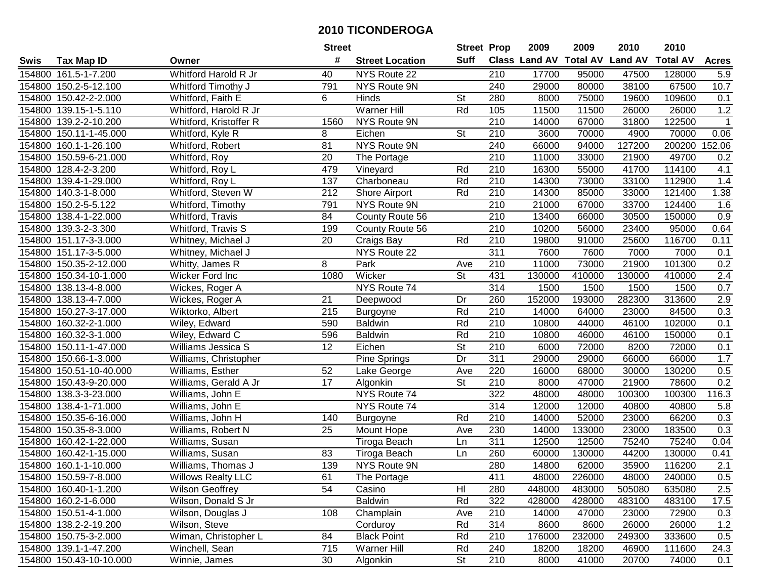# 2010 TICONDEROGA

| Swis | Tax Map ID | Owner | Street # | Street Location | Street Suff | Prop Class | 2009 Land AV | 2009 Total AV | 2010 Land AV | 2010 Total AV | Acres |
|---|---|---|---|---|---|---|---|---|---|---|---|
| 154800 | 161.5-1-7.200 | Whitford Harold R Jr | 40 | NYS Route 22 | | 210 | 17700 | 95000 | 47500 | 128000 | 5.9 |
| 154800 | 150.2-5-12.100 | Whitford Timothy J | 791 | NYS Route 9N | | 240 | 29000 | 80000 | 38100 | 67500 | 10.7 |
| 154800 | 150.42-2-2.000 | Whitford, Faith E | 6 | Hinds | St | 280 | 8000 | 75000 | 19600 | 109600 | 0.1 |
| 154800 | 139.15-1-5.110 | Whitford, Harold R Jr | | Warner Hill | Rd | 105 | 11500 | 11500 | 26000 | 26000 | 1.2 |
| 154800 | 139.2-2-10.200 | Whitford, Kristoffer R | 1560 | NYS Route 9N | | 210 | 14000 | 67000 | 31800 | 122500 | 1 |
| 154800 | 150.11-1-45.000 | Whitford, Kyle R | 8 | Eichen | St | 210 | 3600 | 70000 | 4900 | 70000 | 0.06 |
| 154800 | 160.1-1-26.100 | Whitford, Robert | 81 | NYS Route 9N | | 240 | 66000 | 94000 | 127200 | 200200 | 152.06 |
| 154800 | 150.59-6-21.000 | Whitford, Roy | 20 | The Portage | | 210 | 11000 | 33000 | 21900 | 49700 | 0.2 |
| 154800 | 128.4-2-3.200 | Whitford, Roy L | 479 | Vineyard | Rd | 210 | 16300 | 55000 | 41700 | 114100 | 4.1 |
| 154800 | 139.4-1-29.000 | Whitford, Roy L | 137 | Charboneau | Rd | 210 | 14300 | 73000 | 33100 | 112900 | 1.4 |
| 154800 | 140.3-1-8.000 | Whitford, Steven W | 212 | Shore Airport | Rd | 210 | 14300 | 85000 | 33000 | 121400 | 1.38 |
| 154800 | 150.2-5-5.122 | Whitford, Timothy | 791 | NYS Route 9N | | 210 | 21000 | 67000 | 33700 | 124400 | 1.6 |
| 154800 | 138.4-1-22.000 | Whitford, Travis | 84 | County Route 56 | | 210 | 13400 | 66000 | 30500 | 150000 | 0.9 |
| 154800 | 139.3-2-3.300 | Whitford, Travis S | 199 | County Route 56 | | 210 | 10200 | 56000 | 23400 | 95000 | 0.64 |
| 154800 | 151.17-3-3.000 | Whitney, Michael J | 20 | Craigs Bay | Rd | 210 | 19800 | 91000 | 25600 | 116700 | 0.11 |
| 154800 | 151.17-3-5.000 | Whitney, Michael J | | NYS Route 22 | | 311 | 7600 | 7600 | 7000 | 7000 | 0.1 |
| 154800 | 150.35-2-12.000 | Whitty, James R | 8 | Park | Ave | 210 | 11000 | 73000 | 21900 | 101300 | 0.2 |
| 154800 | 150.34-10-1.000 | Wicker Ford Inc | 1080 | Wicker | St | 431 | 130000 | 410000 | 130000 | 410000 | 2.4 |
| 154800 | 138.13-4-8.000 | Wickes, Roger A | | NYS Route 74 | | 314 | 1500 | 1500 | 1500 | 1500 | 0.7 |
| 154800 | 138.13-4-7.000 | Wickes, Roger A | 21 | Deepwood | Dr | 260 | 152000 | 193000 | 282300 | 313600 | 2.9 |
| 154800 | 150.27-3-17.000 | Wiktorko, Albert | 215 | Burgoyne | Rd | 210 | 14000 | 64000 | 23000 | 84500 | 0.3 |
| 154800 | 160.32-2-1.000 | Wiley, Edward | 590 | Baldwin | Rd | 210 | 10800 | 44000 | 46100 | 102000 | 0.1 |
| 154800 | 160.32-3-1.000 | Wiley, Edward C | 596 | Baldwin | Rd | 210 | 10800 | 46000 | 46100 | 150000 | 0.1 |
| 154800 | 150.11-1-47.000 | Williams Jessica S | 12 | Eichen | St | 210 | 6000 | 72000 | 8200 | 72000 | 0.1 |
| 154800 | 150.66-1-3.000 | Williams, Christopher | | Pine Springs | Dr | 311 | 29000 | 29000 | 66000 | 66000 | 1.7 |
| 154800 | 150.51-10-40.000 | Williams, Esther | 52 | Lake George | Ave | 220 | 16000 | 68000 | 30000 | 130200 | 0.5 |
| 154800 | 150.43-9-20.000 | Williams, Gerald A Jr | 17 | Algonkin | St | 210 | 8000 | 47000 | 21900 | 78600 | 0.2 |
| 154800 | 138.3-3-23.000 | Williams, John E | | NYS Route 74 | | 322 | 48000 | 48000 | 100300 | 100300 | 116.3 |
| 154800 | 138.4-1-71.000 | Williams, John E | | NYS Route 74 | | 314 | 12000 | 12000 | 40800 | 40800 | 5.8 |
| 154800 | 150.35-6-16.000 | Williams, John H | 140 | Burgoyne | Rd | 210 | 14000 | 52000 | 23000 | 66200 | 0.3 |
| 154800 | 150.35-8-3.000 | Williams, Robert N | 25 | Mount Hope | Ave | 230 | 14000 | 133000 | 23000 | 183500 | 0.3 |
| 154800 | 160.42-1-22.000 | Williams, Susan | | Tiroga Beach | Ln | 311 | 12500 | 12500 | 75240 | 75240 | 0.04 |
| 154800 | 160.42-1-15.000 | Williams, Susan | 83 | Tiroga Beach | Ln | 260 | 60000 | 130000 | 44200 | 130000 | 0.41 |
| 154800 | 160.1-1-10.000 | Williams, Thomas J | 139 | NYS Route 9N | | 280 | 14800 | 62000 | 35900 | 116200 | 2.1 |
| 154800 | 150.59-7-8.000 | Willows Realty LLC | 61 | The Portage | | 411 | 48000 | 226000 | 48000 | 240000 | 0.5 |
| 154800 | 160.40-1-1.200 | Wilson Geoffrey | 54 | Casino | Hl | 280 | 448000 | 483000 | 505080 | 635080 | 2.5 |
| 154800 | 160.2-1-6.000 | Wilson, Donald S Jr | | Baldwin | Rd | 322 | 428000 | 428000 | 483100 | 483100 | 17.5 |
| 154800 | 150.51-4-1.000 | Wilson, Douglas J | 108 | Champlain | Ave | 210 | 14000 | 47000 | 23000 | 72900 | 0.3 |
| 154800 | 138.2-2-19.200 | Wilson, Steve | | Corduroy | Rd | 314 | 8600 | 8600 | 26000 | 26000 | 1.2 |
| 154800 | 150.75-3-2.000 | Wiman, Christopher L | 84 | Black Point | Rd | 210 | 176000 | 232000 | 249300 | 333600 | 0.5 |
| 154800 | 139.1-1-47.200 | Winchell, Sean | 715 | Warner Hill | Rd | 240 | 18200 | 18200 | 46900 | 111600 | 24.3 |
| 154800 | 150.43-10-10.000 | Winnie, James | 30 | Algonkin | St | 210 | 8000 | 41000 | 20700 | 74000 | 0.1 |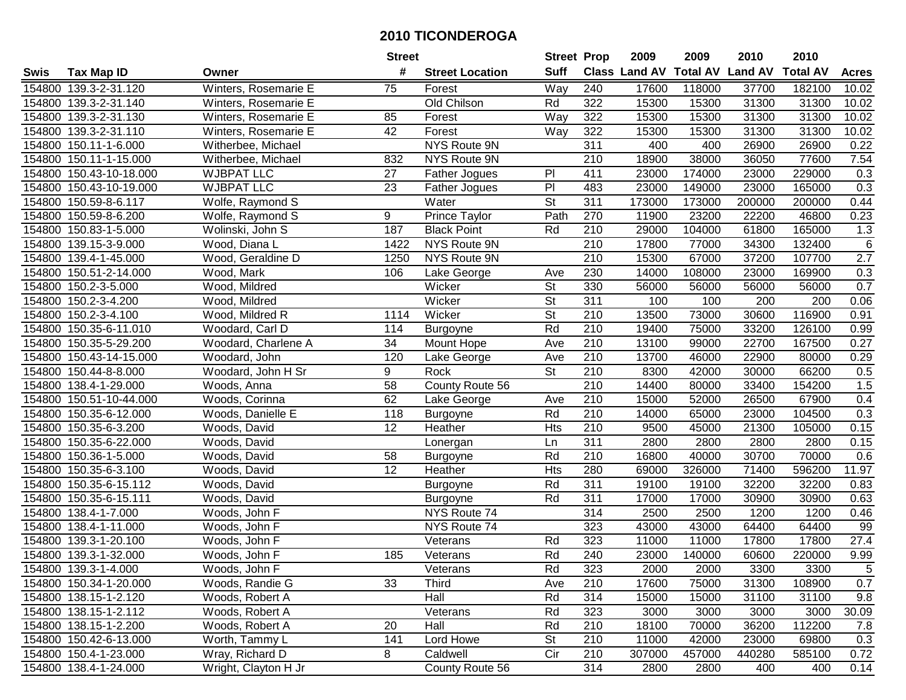# 2010 TICONDEROGA

| Swis | Tax Map ID | Owner | Street # | Street Location | Street Suff | Prop Class | 2009 Land AV | 2009 Total AV | 2010 Land AV | 2010 Total AV | Acres |
|---|---|---|---|---|---|---|---|---|---|---|---|
| 154800 | 139.3-2-31.120 | Winters, Rosemarie E | 75 | Forest | Way | 240 | 17600 | 118000 | 37700 | 182100 | 10.02 |
| 154800 | 139.3-2-31.140 | Winters, Rosemarie E | | Old Chilson | Rd | 322 | 15300 | 15300 | 31300 | 31300 | 10.02 |
| 154800 | 139.3-2-31.130 | Winters, Rosemarie E | 85 | Forest | Way | 322 | 15300 | 15300 | 31300 | 31300 | 10.02 |
| 154800 | 139.3-2-31.110 | Winters, Rosemarie E | 42 | Forest | Way | 322 | 15300 | 15300 | 31300 | 31300 | 10.02 |
| 154800 | 150.11-1-6.000 | Witherbee, Michael | | NYS Route 9N | | 311 | 400 | 400 | 26900 | 26900 | 0.22 |
| 154800 | 150.11-1-15.000 | Witherbee, Michael | 832 | NYS Route 9N | | 210 | 18900 | 38000 | 36050 | 77600 | 7.54 |
| 154800 | 150.43-10-18.000 | WJBPAT LLC | 27 | Father Jogues | Pl | 411 | 23000 | 174000 | 23000 | 229000 | 0.3 |
| 154800 | 150.43-10-19.000 | WJBPAT LLC | 23 | Father Jogues | Pl | 483 | 23000 | 149000 | 23000 | 165000 | 0.3 |
| 154800 | 150.59-8-6.117 | Wolfe, Raymond S | | Water | St | 311 | 173000 | 173000 | 200000 | 200000 | 0.44 |
| 154800 | 150.59-8-6.200 | Wolfe, Raymond S | 9 | Prince Taylor | Path | 270 | 11900 | 23200 | 22200 | 46800 | 0.23 |
| 154800 | 150.83-1-5.000 | Wolinski, John S | 187 | Black Point | Rd | 210 | 29000 | 104000 | 61800 | 165000 | 1.3 |
| 154800 | 139.15-3-9.000 | Wood, Diana L | 1422 | NYS Route 9N | | 210 | 17800 | 77000 | 34300 | 132400 | 6 |
| 154800 | 139.4-1-45.000 | Wood, Geraldine D | 1250 | NYS Route 9N | | 210 | 15300 | 67000 | 37200 | 107700 | 2.7 |
| 154800 | 150.51-2-14.000 | Wood, Mark | 106 | Lake George | Ave | 230 | 14000 | 108000 | 23000 | 169900 | 0.3 |
| 154800 | 150.2-3-5.000 | Wood, Mildred | | Wicker | St | 330 | 56000 | 56000 | 56000 | 56000 | 0.7 |
| 154800 | 150.2-3-4.200 | Wood, Mildred | | Wicker | St | 311 | 100 | 100 | 200 | 200 | 0.06 |
| 154800 | 150.2-3-4.100 | Wood, Mildred R | 1114 | Wicker | St | 210 | 13500 | 73000 | 30600 | 116900 | 0.91 |
| 154800 | 150.35-6-11.010 | Woodard, Carl D | 114 | Burgoyne | Rd | 210 | 19400 | 75000 | 33200 | 126100 | 0.99 |
| 154800 | 150.35-5-29.200 | Woodard, Charlene A | 34 | Mount Hope | Ave | 210 | 13100 | 99000 | 22700 | 167500 | 0.27 |
| 154800 | 150.43-14-15.000 | Woodard, John | 120 | Lake George | Ave | 210 | 13700 | 46000 | 22900 | 80000 | 0.29 |
| 154800 | 150.44-8-8.000 | Woodard, John H Sr | 9 | Rock | St | 210 | 8300 | 42000 | 30000 | 66200 | 0.5 |
| 154800 | 138.4-1-29.000 | Woods, Anna | 58 | County Route 56 | | 210 | 14400 | 80000 | 33400 | 154200 | 1.5 |
| 154800 | 150.51-10-44.000 | Woods, Corinna | 62 | Lake George | Ave | 210 | 15000 | 52000 | 26500 | 67900 | 0.4 |
| 154800 | 150.35-6-12.000 | Woods, Danielle E | 118 | Burgoyne | Rd | 210 | 14000 | 65000 | 23000 | 104500 | 0.3 |
| 154800 | 150.35-6-3.200 | Woods, David | 12 | Heather | Hts | 210 | 9500 | 45000 | 21300 | 105000 | 0.15 |
| 154800 | 150.35-6-22.000 | Woods, David | | Lonergan | Ln | 311 | 2800 | 2800 | 2800 | 2800 | 0.15 |
| 154800 | 150.36-1-5.000 | Woods, David | 58 | Burgoyne | Rd | 210 | 16800 | 40000 | 30700 | 70000 | 0.6 |
| 154800 | 150.35-6-3.100 | Woods, David | 12 | Heather | Hts | 280 | 69000 | 326000 | 71400 | 596200 | 11.97 |
| 154800 | 150.35-6-15.112 | Woods, David | | Burgoyne | Rd | 311 | 19100 | 19100 | 32200 | 32200 | 0.83 |
| 154800 | 150.35-6-15.111 | Woods, David | | Burgoyne | Rd | 311 | 17000 | 17000 | 30900 | 30900 | 0.63 |
| 154800 | 138.4-1-7.000 | Woods, John F | | NYS Route 74 | | 314 | 2500 | 2500 | 1200 | 1200 | 0.46 |
| 154800 | 138.4-1-11.000 | Woods, John F | | NYS Route 74 | | 323 | 43000 | 43000 | 64400 | 64400 | 99 |
| 154800 | 139.3-1-20.100 | Woods, John F | | Veterans | Rd | 323 | 11000 | 11000 | 17800 | 17800 | 27.4 |
| 154800 | 139.3-1-32.000 | Woods, John F | 185 | Veterans | Rd | 240 | 23000 | 140000 | 60600 | 220000 | 9.99 |
| 154800 | 139.3-1-4.000 | Woods, John F | | Veterans | Rd | 323 | 2000 | 2000 | 3300 | 3300 | 5 |
| 154800 | 150.34-1-20.000 | Woods, Randie G | 33 | Third | Ave | 210 | 17600 | 75000 | 31300 | 108900 | 0.7 |
| 154800 | 138.15-1-2.120 | Woods, Robert A | | Hall | Rd | 314 | 15000 | 15000 | 31100 | 31100 | 9.8 |
| 154800 | 138.15-1-2.112 | Woods, Robert A | | Veterans | Rd | 323 | 3000 | 3000 | 3000 | 3000 | 30.09 |
| 154800 | 138.15-1-2.200 | Woods, Robert A | 20 | Hall | Rd | 210 | 18100 | 70000 | 36200 | 112200 | 7.8 |
| 154800 | 150.42-6-13.000 | Worth, Tammy L | 141 | Lord Howe | St | 210 | 11000 | 42000 | 23000 | 69800 | 0.3 |
| 154800 | 150.4-1-23.000 | Wray, Richard D | 8 | Caldwell | Cir | 210 | 307000 | 457000 | 440280 | 585100 | 0.72 |
| 154800 | 138.4-1-24.000 | Wright, Clayton H Jr | | County Route 56 | | 314 | 2800 | 2800 | 400 | 400 | 0.14 |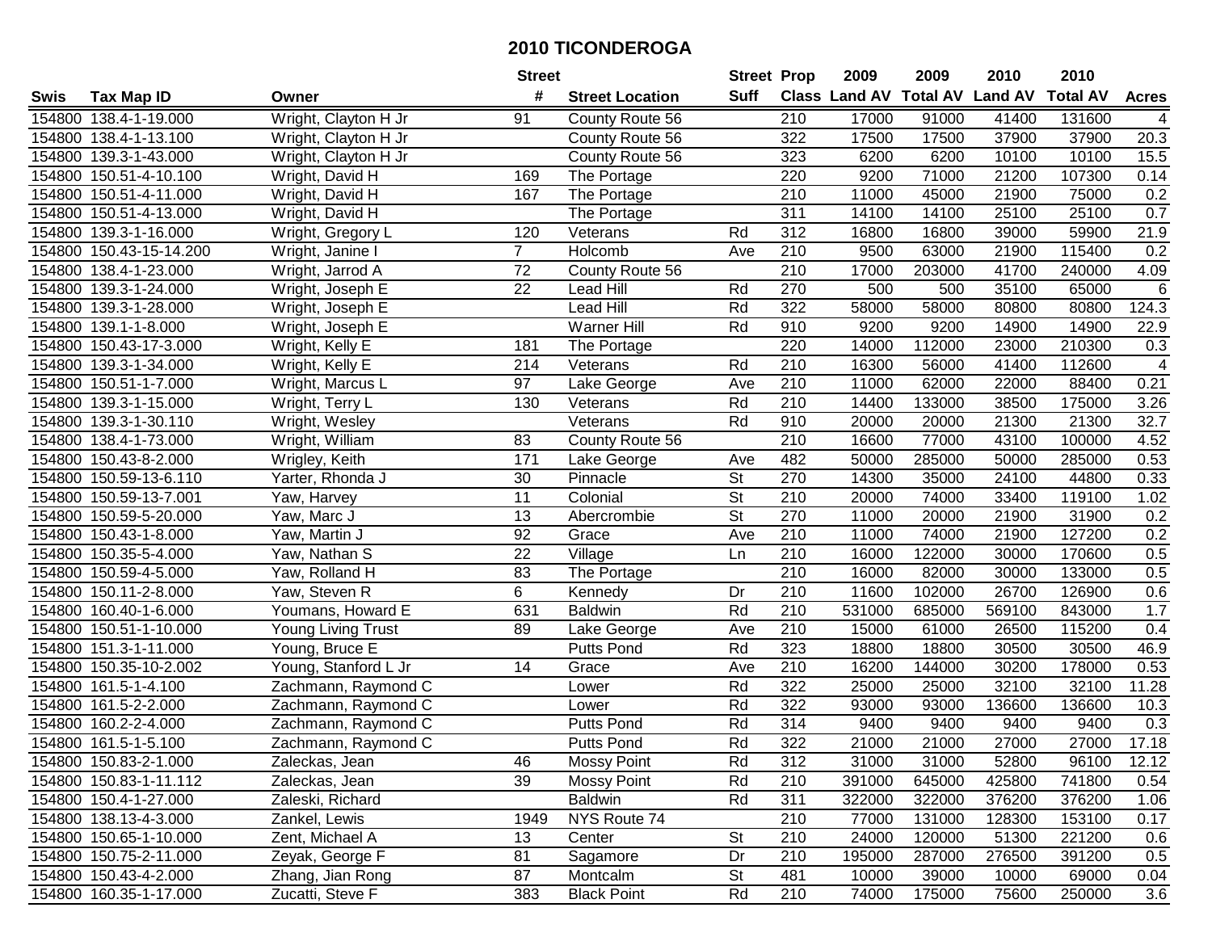# 2010 TICONDEROGA

| Swis | Tax Map ID | Owner | Street # | Street Location | Street Suff | Prop Class | 2009 Land AV | 2009 Total AV | 2010 Land AV | 2010 Total AV | Acres |
|---|---|---|---|---|---|---|---|---|---|---|---|
| 154800 | 138.4-1-19.000 | Wright, Clayton H Jr | 91 | County Route 56 | | 210 | 17000 | 91000 | 41400 | 131600 | 4 |
| 154800 | 138.4-1-13.100 | Wright, Clayton H Jr | | County Route 56 | | 322 | 17500 | 17500 | 37900 | 37900 | 20.3 |
| 154800 | 139.3-1-43.000 | Wright, Clayton H Jr | | County Route 56 | | 323 | 6200 | 6200 | 10100 | 10100 | 15.5 |
| 154800 | 150.51-4-10.100 | Wright, David H | 169 | The Portage | | 220 | 9200 | 71000 | 21200 | 107300 | 0.14 |
| 154800 | 150.51-4-11.000 | Wright, David H | 167 | The Portage | | 210 | 11000 | 45000 | 21900 | 75000 | 0.2 |
| 154800 | 150.51-4-13.000 | Wright, David H | | The Portage | | 311 | 14100 | 14100 | 25100 | 25100 | 0.7 |
| 154800 | 139.3-1-16.000 | Wright, Gregory L | 120 | Veterans | Rd | 312 | 16800 | 16800 | 39000 | 59900 | 21.9 |
| 154800 | 150.43-15-14.200 | Wright, Janine I | 7 | Holcomb | Ave | 210 | 9500 | 63000 | 21900 | 115400 | 0.2 |
| 154800 | 138.4-1-23.000 | Wright, Jarrod A | 72 | County Route 56 | | 210 | 17000 | 203000 | 41700 | 240000 | 4.09 |
| 154800 | 139.3-1-24.000 | Wright, Joseph E | 22 | Lead Hill | Rd | 270 | 500 | 500 | 35100 | 65000 | 6 |
| 154800 | 139.3-1-28.000 | Wright, Joseph E | | Lead Hill | Rd | 322 | 58000 | 58000 | 80800 | 80800 | 124.3 |
| 154800 | 139.1-1-8.000 | Wright, Joseph E | | Warner Hill | Rd | 910 | 9200 | 9200 | 14900 | 14900 | 22.9 |
| 154800 | 150.43-17-3.000 | Wright, Kelly E | 181 | The Portage | | 220 | 14000 | 112000 | 23000 | 210300 | 0.3 |
| 154800 | 139.3-1-34.000 | Wright, Kelly E | 214 | Veterans | Rd | 210 | 16300 | 56000 | 41400 | 112600 | 4 |
| 154800 | 150.51-1-7.000 | Wright, Marcus L | 97 | Lake George | Ave | 210 | 11000 | 62000 | 22000 | 88400 | 0.21 |
| 154800 | 139.3-1-15.000 | Wright, Terry L | 130 | Veterans | Rd | 210 | 14400 | 133000 | 38500 | 175000 | 3.26 |
| 154800 | 139.3-1-30.110 | Wright, Wesley | | Veterans | Rd | 910 | 20000 | 20000 | 21300 | 21300 | 32.7 |
| 154800 | 138.4-1-73.000 | Wright, William | 83 | County Route 56 | | 210 | 16600 | 77000 | 43100 | 100000 | 4.52 |
| 154800 | 150.43-8-2.000 | Wrigley, Keith | 171 | Lake George | Ave | 482 | 50000 | 285000 | 50000 | 285000 | 0.53 |
| 154800 | 150.59-13-6.110 | Yarter, Rhonda J | 30 | Pinnacle | St | 270 | 14300 | 35000 | 24100 | 44800 | 0.33 |
| 154800 | 150.59-13-7.001 | Yaw, Harvey | 11 | Colonial | St | 210 | 20000 | 74000 | 33400 | 119100 | 1.02 |
| 154800 | 150.59-5-20.000 | Yaw, Marc J | 13 | Abercrombie | St | 270 | 11000 | 20000 | 21900 | 31900 | 0.2 |
| 154800 | 150.43-1-8.000 | Yaw, Martin J | 92 | Grace | Ave | 210 | 11000 | 74000 | 21900 | 127200 | 0.2 |
| 154800 | 150.35-5-4.000 | Yaw, Nathan S | 22 | Village | Ln | 210 | 16000 | 122000 | 30000 | 170600 | 0.5 |
| 154800 | 150.59-4-5.000 | Yaw, Rolland H | 83 | The Portage | | 210 | 16000 | 82000 | 30000 | 133000 | 0.5 |
| 154800 | 150.11-2-8.000 | Yaw, Steven R | 6 | Kennedy | Dr | 210 | 11600 | 102000 | 26700 | 126900 | 0.6 |
| 154800 | 160.40-1-6.000 | Youmans, Howard E | 631 | Baldwin | Rd | 210 | 531000 | 685000 | 569100 | 843000 | 1.7 |
| 154800 | 150.51-1-10.000 | Young Living Trust | 89 | Lake George | Ave | 210 | 15000 | 61000 | 26500 | 115200 | 0.4 |
| 154800 | 151.3-1-11.000 | Young, Bruce E | | Putts Pond | Rd | 323 | 18800 | 18800 | 30500 | 30500 | 46.9 |
| 154800 | 150.35-10-2.002 | Young, Stanford L Jr | 14 | Grace | Ave | 210 | 16200 | 144000 | 30200 | 178000 | 0.53 |
| 154800 | 161.5-1-4.100 | Zachmann, Raymond C | | Lower | Rd | 322 | 25000 | 25000 | 32100 | 32100 | 11.28 |
| 154800 | 161.5-2-2.000 | Zachmann, Raymond C | | Lower | Rd | 322 | 93000 | 93000 | 136600 | 136600 | 10.3 |
| 154800 | 160.2-2-4.000 | Zachmann, Raymond C | | Putts Pond | Rd | 314 | 9400 | 9400 | 9400 | 9400 | 0.3 |
| 154800 | 161.5-1-5.100 | Zachmann, Raymond C | | Putts Pond | Rd | 322 | 21000 | 21000 | 27000 | 27000 | 17.18 |
| 154800 | 150.83-2-1.000 | Zaleckas, Jean | 46 | Mossy Point | Rd | 312 | 31000 | 31000 | 52800 | 96100 | 12.12 |
| 154800 | 150.83-1-11.112 | Zaleckas, Jean | 39 | Mossy Point | Rd | 210 | 391000 | 645000 | 425800 | 741800 | 0.54 |
| 154800 | 150.4-1-27.000 | Zaleski, Richard | | Baldwin | Rd | 311 | 322000 | 322000 | 376200 | 376200 | 1.06 |
| 154800 | 138.13-4-3.000 | Zankel, Lewis | 1949 | NYS Route 74 | | 210 | 77000 | 131000 | 128300 | 153100 | 0.17 |
| 154800 | 150.65-1-10.000 | Zent, Michael A | 13 | Center | St | 210 | 24000 | 120000 | 51300 | 221200 | 0.6 |
| 154800 | 150.75-2-11.000 | Zeyak, George F | 81 | Sagamore | Dr | 210 | 195000 | 287000 | 276500 | 391200 | 0.5 |
| 154800 | 150.43-4-2.000 | Zhang, Jian Rong | 87 | Montcalm | St | 481 | 10000 | 39000 | 10000 | 69000 | 0.04 |
| 154800 | 160.35-1-17.000 | Zucatti, Steve F | 383 | Black Point | Rd | 210 | 74000 | 175000 | 75600 | 250000 | 3.6 |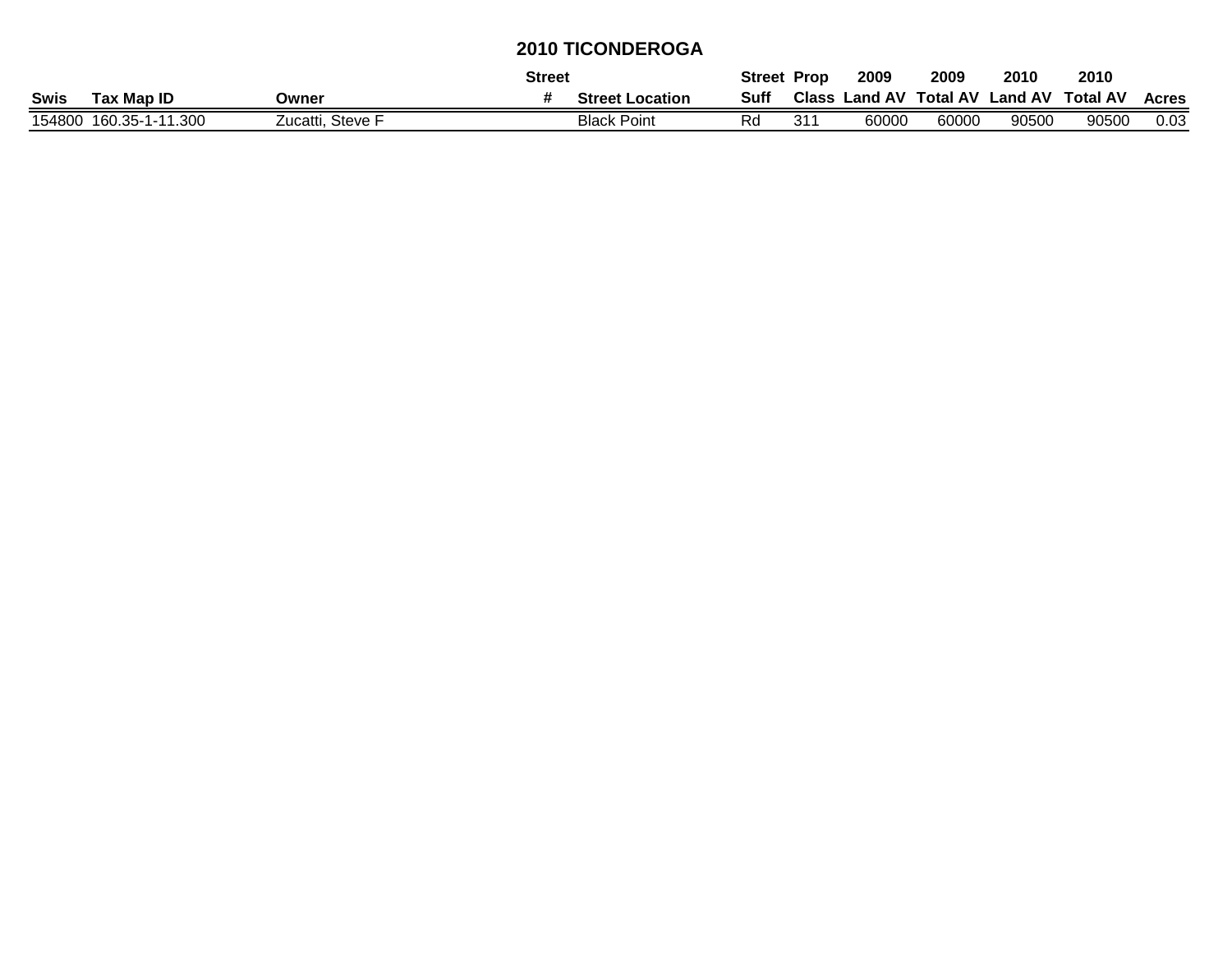## 2010 TICONDEROGA

| Swis | Tax Map ID | Owner | Street # | Street Location | Street Suff | Prop Class | 2009 Land AV | 2009 Total AV | 2010 Land AV | 2010 Total AV | Acres |
|---|---|---|---|---|---|---|---|---|---|---|---|
| 154800 | 160.35-1-11.300 | Zucatti, Steve F | | Black Point | Rd | 311 | 60000 | 60000 | 90500 | 90500 | 0.03 |